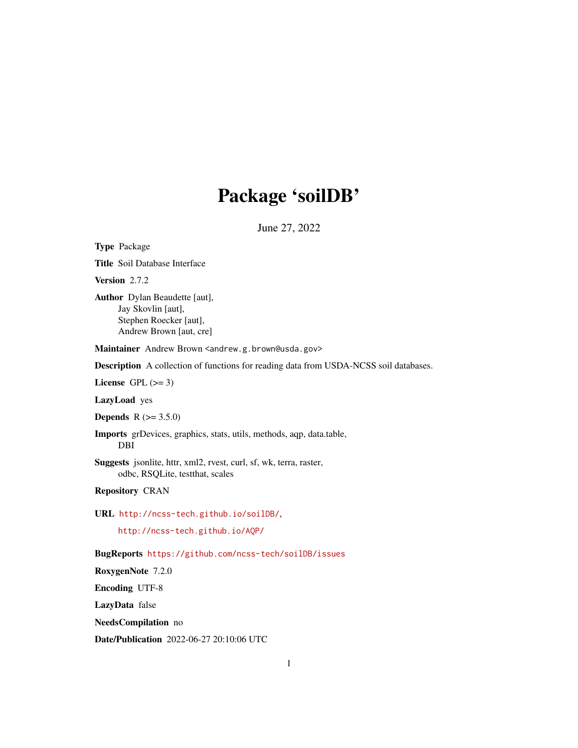# Package 'soilDB'

June 27, 2022

**Type** Package

**Title** Soil Database Interface

**Version** 2.7.2

**Author** Dylan Beaudette [aut],
Jay Skovlin [aut],
Stephen Roecker [aut],
Andrew Brown [aut, cre]

**Maintainer** Andrew Brown <andrew.g.brown@usda.gov>

**Description** A collection of functions for reading data from USDA-NCSS soil databases.

**License** GPL (>= 3)

**LazyLoad** yes

**Depends** R (>= 3.5.0)

**Imports** grDevices, graphics, stats, utils, methods, aqp, data.table, DBI

**Suggests** jsonlite, httr, xml2, rvest, curl, sf, wk, terra, raster, odbc, RSQLite, testthat, scales

**Repository** CRAN

**URL** http://ncss-tech.github.io/soilDB/,
http://ncss-tech.github.io/AQP/

**BugReports** https://github.com/ncss-tech/soilDB/issues

**RoxygenNote** 7.2.0

**Encoding** UTF-8

**LazyData** false

**NeedsCompilation** no

**Date/Publication** 2022-06-27 20:10:06 UTC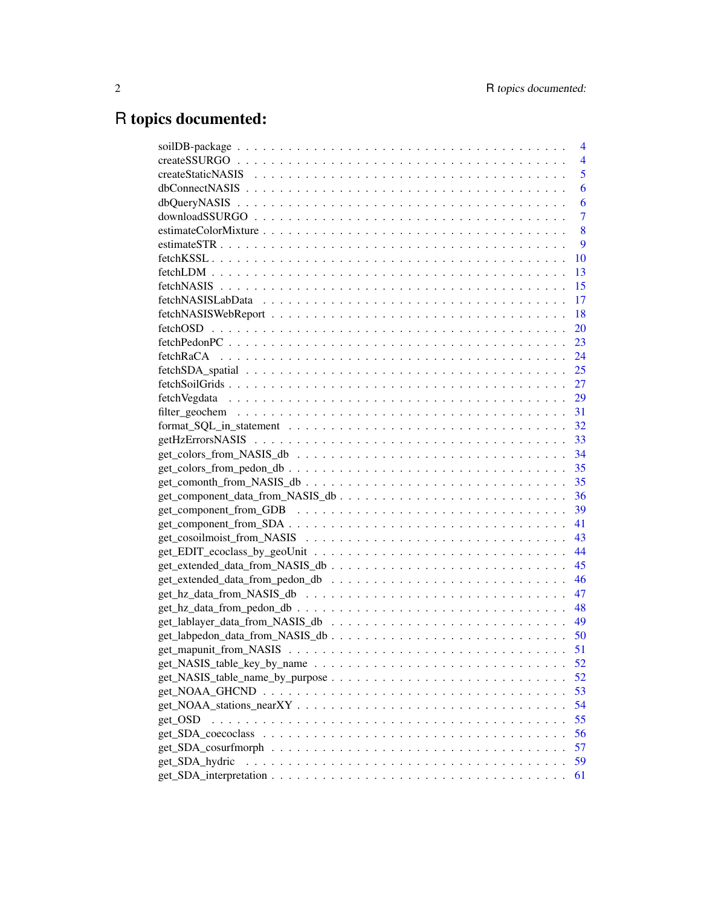# R topics documented:

soilDB-package . . . . . . . . . . . . . . . . . . . . . . . . . . . . . . . . . . . . 4
createSSURGO . . . . . . . . . . . . . . . . . . . . . . . . . . . . . . . . . . . . 4
createStaticNASIS . . . . . . . . . . . . . . . . . . . . . . . . . . . . . . . . . . 5
dbConnectNASIS . . . . . . . . . . . . . . . . . . . . . . . . . . . . . . . . . . . 6
dbQueryNASIS . . . . . . . . . . . . . . . . . . . . . . . . . . . . . . . . . . . . 6
downloadSSURGO . . . . . . . . . . . . . . . . . . . . . . . . . . . . . . . . . . 7
estimateColorMixture . . . . . . . . . . . . . . . . . . . . . . . . . . . . . . . . 8
estimateSTR . . . . . . . . . . . . . . . . . . . . . . . . . . . . . . . . . . . . . 9
fetchKSSL . . . . . . . . . . . . . . . . . . . . . . . . . . . . . . . . . . . . . . 10
fetchLDM . . . . . . . . . . . . . . . . . . . . . . . . . . . . . . . . . . . . . . 13
fetchNASIS . . . . . . . . . . . . . . . . . . . . . . . . . . . . . . . . . . . . . 15
fetchNASISLabData . . . . . . . . . . . . . . . . . . . . . . . . . . . . . . . . . 17
fetchNASISWebReport . . . . . . . . . . . . . . . . . . . . . . . . . . . . . . . . 18
fetchOSD . . . . . . . . . . . . . . . . . . . . . . . . . . . . . . . . . . . . . . 20
fetchPedonPC . . . . . . . . . . . . . . . . . . . . . . . . . . . . . . . . . . . . 23
fetchRaCA . . . . . . . . . . . . . . . . . . . . . . . . . . . . . . . . . . . . . . 24
fetchSDA_spatial . . . . . . . . . . . . . . . . . . . . . . . . . . . . . . . . . . 25
fetchSoilGrids . . . . . . . . . . . . . . . . . . . . . . . . . . . . . . . . . . . . 27
fetchVegdata . . . . . . . . . . . . . . . . . . . . . . . . . . . . . . . . . . . . . 29
filter_geochem . . . . . . . . . . . . . . . . . . . . . . . . . . . . . . . . . . . . 31
format_SQL_in_statement . . . . . . . . . . . . . . . . . . . . . . . . . . . . . . 32
getHzErrorsNASIS . . . . . . . . . . . . . . . . . . . . . . . . . . . . . . . . . . 33
get_colors_from_NASIS_db . . . . . . . . . . . . . . . . . . . . . . . . . . . . . 34
get_colors_from_pedon_db . . . . . . . . . . . . . . . . . . . . . . . . . . . . . . 35
get_comonth_from_NASIS_db . . . . . . . . . . . . . . . . . . . . . . . . . . . . 35
get_component_data_from_NASIS_db . . . . . . . . . . . . . . . . . . . . . . . . 36
get_component_from_GDB . . . . . . . . . . . . . . . . . . . . . . . . . . . . . . 39
get_component_from_SDA . . . . . . . . . . . . . . . . . . . . . . . . . . . . . . 41
get_cosoilmoist_from_NASIS . . . . . . . . . . . . . . . . . . . . . . . . . . . . 43
get_EDIT_ecoclass_by_geoUnit . . . . . . . . . . . . . . . . . . . . . . . . . . . 44
get_extended_data_from_NASIS_db . . . . . . . . . . . . . . . . . . . . . . . . . 45
get_extended_data_from_pedon_db . . . . . . . . . . . . . . . . . . . . . . . . . 46
get_hz_data_from_NASIS_db . . . . . . . . . . . . . . . . . . . . . . . . . . . . . 47
get_hz_data_from_pedon_db . . . . . . . . . . . . . . . . . . . . . . . . . . . . . 48
get_lablayer_data_from_NASIS_db . . . . . . . . . . . . . . . . . . . . . . . . . 49
get_labpedon_data_from_NASIS_db . . . . . . . . . . . . . . . . . . . . . . . . . 50
get_mapunit_from_NASIS . . . . . . . . . . . . . . . . . . . . . . . . . . . . . . 51
get_NASIS_table_key_by_name . . . . . . . . . . . . . . . . . . . . . . . . . . . 52
get_NASIS_table_name_by_purpose . . . . . . . . . . . . . . . . . . . . . . . . . 52
get_NOAA_GHCND . . . . . . . . . . . . . . . . . . . . . . . . . . . . . . . . . . 53
get_NOAA_stations_nearXY . . . . . . . . . . . . . . . . . . . . . . . . . . . . . 54
get_OSD . . . . . . . . . . . . . . . . . . . . . . . . . . . . . . . . . . . . . . . 55
get_SDA_coecoclass . . . . . . . . . . . . . . . . . . . . . . . . . . . . . . . . . 56
get_SDA_cosurfmorph . . . . . . . . . . . . . . . . . . . . . . . . . . . . . . . . 57
get_SDA_hydric . . . . . . . . . . . . . . . . . . . . . . . . . . . . . . . . . . . 59
get_SDA_interpretation . . . . . . . . . . . . . . . . . . . . . . . . . . . . . . . 61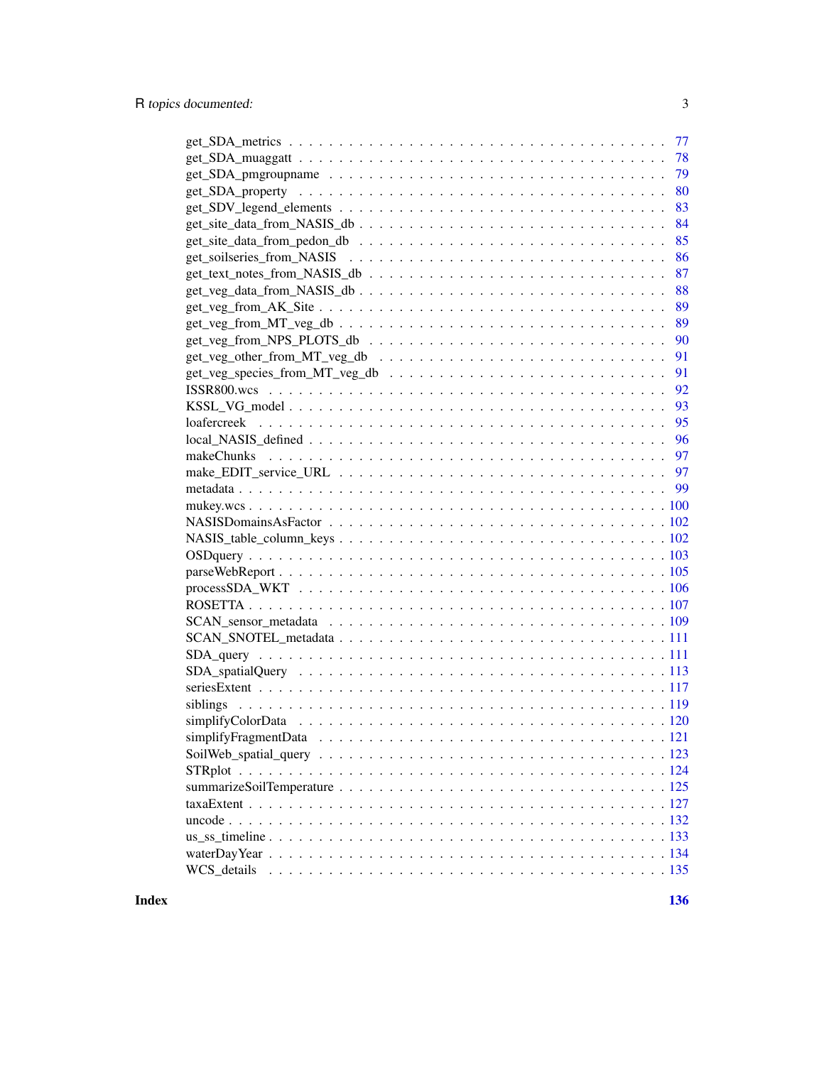get_SDA_metrics . . . . . . . . . . . . . . . . . . . . . . . . . . . . . . . . . . . . 77
get_SDA_muaggatt . . . . . . . . . . . . . . . . . . . . . . . . . . . . . . . . . . . 78
get_SDA_pmgroupname . . . . . . . . . . . . . . . . . . . . . . . . . . . . . . . . 79
get_SDA_property . . . . . . . . . . . . . . . . . . . . . . . . . . . . . . . . . . . . 80
get_SDV_legend_elements . . . . . . . . . . . . . . . . . . . . . . . . . . . . . . . 83
get_site_data_from_NASIS_db . . . . . . . . . . . . . . . . . . . . . . . . . . . . . 84
get_site_data_from_pedon_db . . . . . . . . . . . . . . . . . . . . . . . . . . . . . 85
get_soilseries_from_NASIS . . . . . . . . . . . . . . . . . . . . . . . . . . . . . . 86
get_text_notes_from_NASIS_db . . . . . . . . . . . . . . . . . . . . . . . . . . . . 87
get_veg_data_from_NASIS_db . . . . . . . . . . . . . . . . . . . . . . . . . . . . . 88
get_veg_from_AK_Site . . . . . . . . . . . . . . . . . . . . . . . . . . . . . . . . . 89
get_veg_from_MT_veg_db . . . . . . . . . . . . . . . . . . . . . . . . . . . . . . . 89
get_veg_from_NPS_PLOTS_db . . . . . . . . . . . . . . . . . . . . . . . . . . . . . 90
get_veg_other_from_MT_veg_db . . . . . . . . . . . . . . . . . . . . . . . . . . . . 91
get_veg_species_from_MT_veg_db . . . . . . . . . . . . . . . . . . . . . . . . . . . 91
ISSR800.wcs . . . . . . . . . . . . . . . . . . . . . . . . . . . . . . . . . . . . . . 92
KSSL_VG_model . . . . . . . . . . . . . . . . . . . . . . . . . . . . . . . . . . . . 93
loafercreek . . . . . . . . . . . . . . . . . . . . . . . . . . . . . . . . . . . . . . 95
local_NASIS_defined . . . . . . . . . . . . . . . . . . . . . . . . . . . . . . . . . . 96
makeChunks . . . . . . . . . . . . . . . . . . . . . . . . . . . . . . . . . . . . . . 97
make_EDIT_service_URL . . . . . . . . . . . . . . . . . . . . . . . . . . . . . . . 97
metadata . . . . . . . . . . . . . . . . . . . . . . . . . . . . . . . . . . . . . . . . 99
mukey.wcs . . . . . . . . . . . . . . . . . . . . . . . . . . . . . . . . . . . . . . . 100
NASISDomainsAsFactor . . . . . . . . . . . . . . . . . . . . . . . . . . . . . . . . 102
NASIS_table_column_keys . . . . . . . . . . . . . . . . . . . . . . . . . . . . . . . 102
OSDquery . . . . . . . . . . . . . . . . . . . . . . . . . . . . . . . . . . . . . . . 103
parseWebReport . . . . . . . . . . . . . . . . . . . . . . . . . . . . . . . . . . . . 105
processSDA_WKT . . . . . . . . . . . . . . . . . . . . . . . . . . . . . . . . . . . 106
ROSETTA . . . . . . . . . . . . . . . . . . . . . . . . . . . . . . . . . . . . . . . 107
SCAN_sensor_metadata . . . . . . . . . . . . . . . . . . . . . . . . . . . . . . . . 109
SCAN_SNOTEL_metadata . . . . . . . . . . . . . . . . . . . . . . . . . . . . . . . 111
SDA_query . . . . . . . . . . . . . . . . . . . . . . . . . . . . . . . . . . . . . . . 111
SDA_spatialQuery . . . . . . . . . . . . . . . . . . . . . . . . . . . . . . . . . . . 113
seriesExtent . . . . . . . . . . . . . . . . . . . . . . . . . . . . . . . . . . . . . . 117
siblings . . . . . . . . . . . . . . . . . . . . . . . . . . . . . . . . . . . . . . . . 119
simplifyColorData . . . . . . . . . . . . . . . . . . . . . . . . . . . . . . . . . . . 120
simplifyFragmentData . . . . . . . . . . . . . . . . . . . . . . . . . . . . . . . . . 121
SoilWeb_spatial_query . . . . . . . . . . . . . . . . . . . . . . . . . . . . . . . . 123
STRplot . . . . . . . . . . . . . . . . . . . . . . . . . . . . . . . . . . . . . . . . 124
summarizeSoilTemperature . . . . . . . . . . . . . . . . . . . . . . . . . . . . . . 125
taxaExtent . . . . . . . . . . . . . . . . . . . . . . . . . . . . . . . . . . . . . . . 127
uncode . . . . . . . . . . . . . . . . . . . . . . . . . . . . . . . . . . . . . . . . . 132
us_ss_timeline . . . . . . . . . . . . . . . . . . . . . . . . . . . . . . . . . . . . . 133
waterDayYear . . . . . . . . . . . . . . . . . . . . . . . . . . . . . . . . . . . . . . 134
WCS_details . . . . . . . . . . . . . . . . . . . . . . . . . . . . . . . . . . . . . . 135

**Index** **136**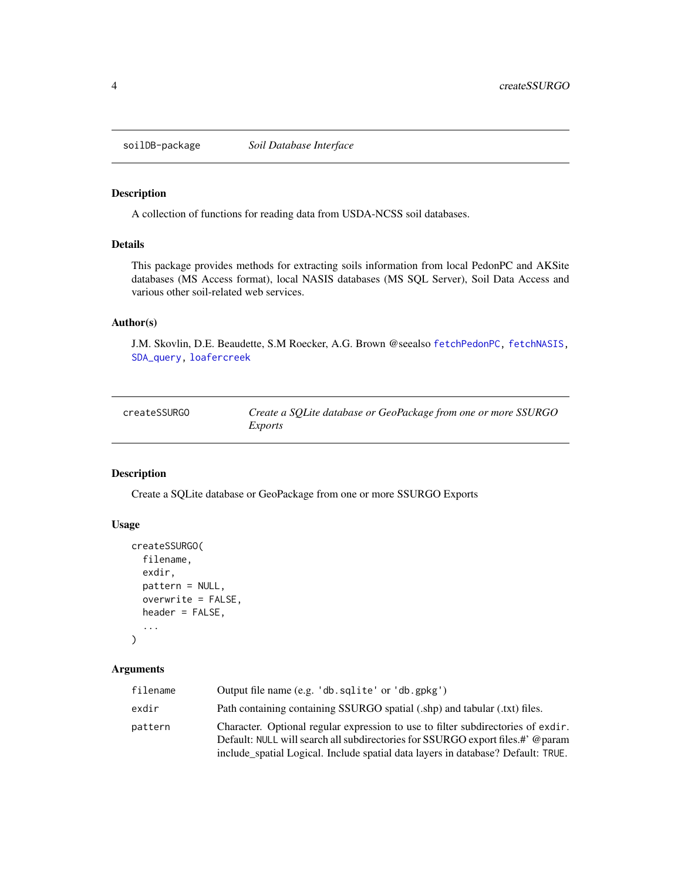## soilDB-package *Soil Database Interface*

### Description

A collection of functions for reading data from USDA-NCSS soil databases.

### Details

This package provides methods for extracting soils information from local PedonPC and AKSite databases (MS Access format), local NASIS databases (MS SQL Server), Soil Data Access and various other soil-related web services.

### Author(s)

J.M. Skovlin, D.E. Beaudette, S.M Roecker, A.G. Brown @seealso `fetchPedonPC`, `fetchNASIS`, `SDA_query`, `loafercreek`

## createSSURGO *Create a SQLite database or GeoPackage from one or more SSURGO Exports*

### Description

Create a SQLite database or GeoPackage from one or more SSURGO Exports

### Usage

```
createSSURGO(
  filename,
  exdir,
  pattern = NULL,
  overwrite = FALSE,
  header = FALSE,
  ...
)
```

### Arguments

| | |
|---|---|
| `filename` | Output file name (e.g. `'db.sqlite'` or `'db.gpkg'`) |
| `exdir` | Path containing containing SSURGO spatial (.shp) and tabular (.txt) files. |
| `pattern` | Character. Optional regular expression to use to filter subdirectories of `exdir`. Default: `NULL` will search all subdirectories for SSURGO export files.#' @param include_spatial Logical. Include spatial data layers in database? Default: `TRUE`. |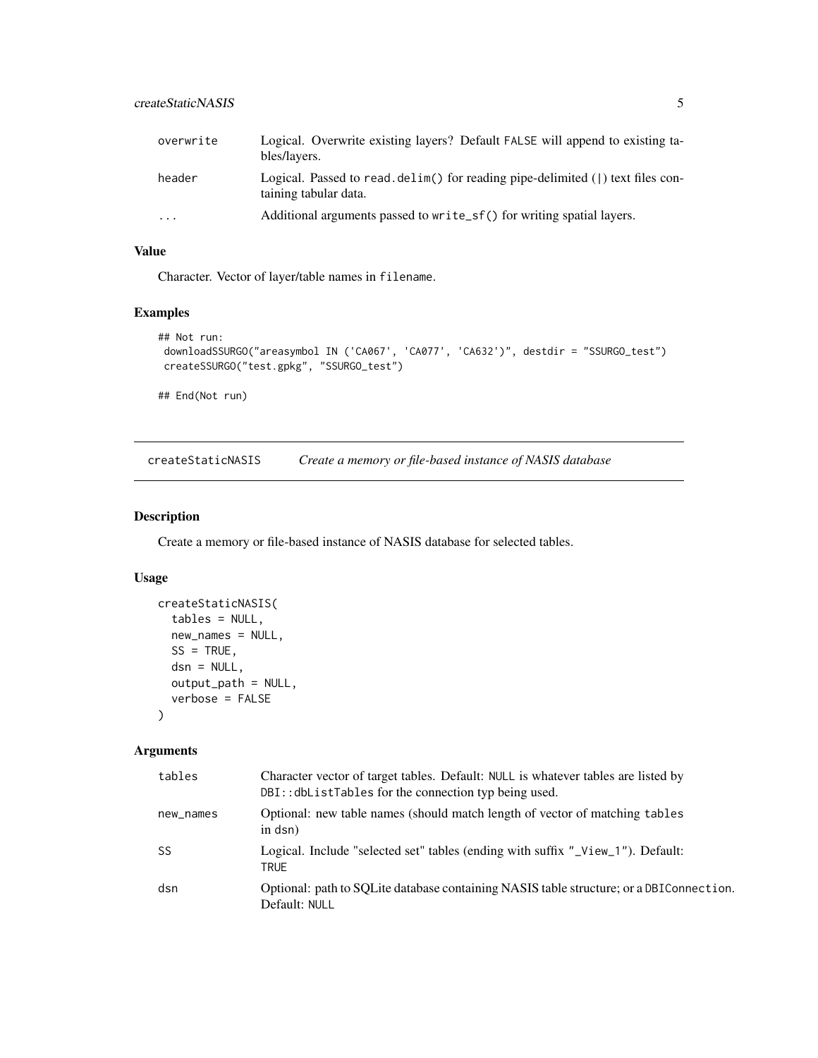| | |
|---|---|
| overwrite | Logical. Overwrite existing layers? Default FALSE will append to existing tables/layers. |
| header | Logical. Passed to read.delim() for reading pipe-delimited (\|) text files containing tabular data. |
| ... | Additional arguments passed to write_sf() for writing spatial layers. |

### Value

Character. Vector of layer/table names in filename.

### Examples

```
## Not run:
 downloadSSURGO("areasymbol IN ('CA067', 'CA077', 'CA632')", destdir = "SSURGO_test")
 createSSURGO("test.gpkg", "SSURGO_test")

## End(Not run)
```

---

## createStaticNASIS    *Create a memory or file-based instance of NASIS database*

### Description

Create a memory or file-based instance of NASIS database for selected tables.

### Usage

```
createStaticNASIS(
  tables = NULL,
  new_names = NULL,
  SS = TRUE,
  dsn = NULL,
  output_path = NULL,
  verbose = FALSE
)
```

### Arguments

| | |
|---|---|
| tables | Character vector of target tables. Default: NULL is whatever tables are listed by DBI::dbListTables for the connection typ being used. |
| new_names | Optional: new table names (should match length of vector of matching tables in dsn) |
| SS | Logical. Include "selected set" tables (ending with suffix "_View_1"). Default: TRUE |
| dsn | Optional: path to SQLite database containing NASIS table structure; or a DBIConnection. Default: NULL |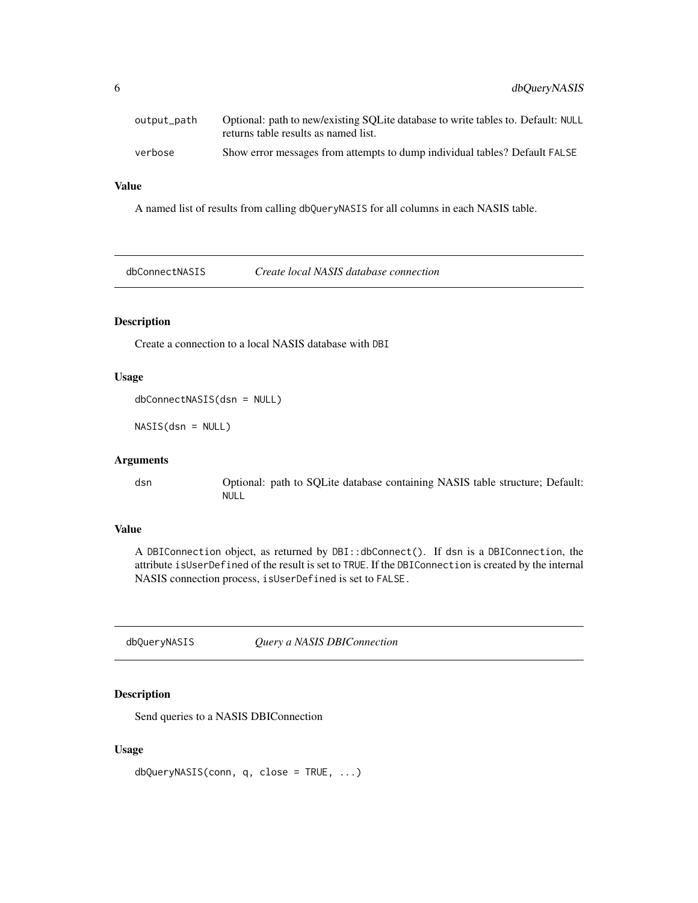| | |
|---|---|
| output_path | Optional: path to new/existing SQLite database to write tables to. Default: NULL returns table results as named list. |
| verbose | Show error messages from attempts to dump individual tables? Default FALSE |

### Value

A named list of results from calling dbQueryNASIS for all columns in each NASIS table.

## dbConnectNASIS *Create local NASIS database connection*

### Description

Create a connection to a local NASIS database with DBI

### Usage

```
dbConnectNASIS(dsn = NULL)

NASIS(dsn = NULL)
```

### Arguments

| | |
|---|---|
| dsn | Optional: path to SQLite database containing NASIS table structure; Default: NULL |

### Value

A DBIConnection object, as returned by DBI::dbConnect(). If dsn is a DBIConnection, the attribute isUserDefined of the result is set to TRUE. If the DBIConnection is created by the internal NASIS connection process, isUserDefined is set to FALSE.

## dbQueryNASIS *Query a NASIS DBIConnection*

### Description

Send queries to a NASIS DBIConnection

### Usage

```
dbQueryNASIS(conn, q, close = TRUE, ...)
```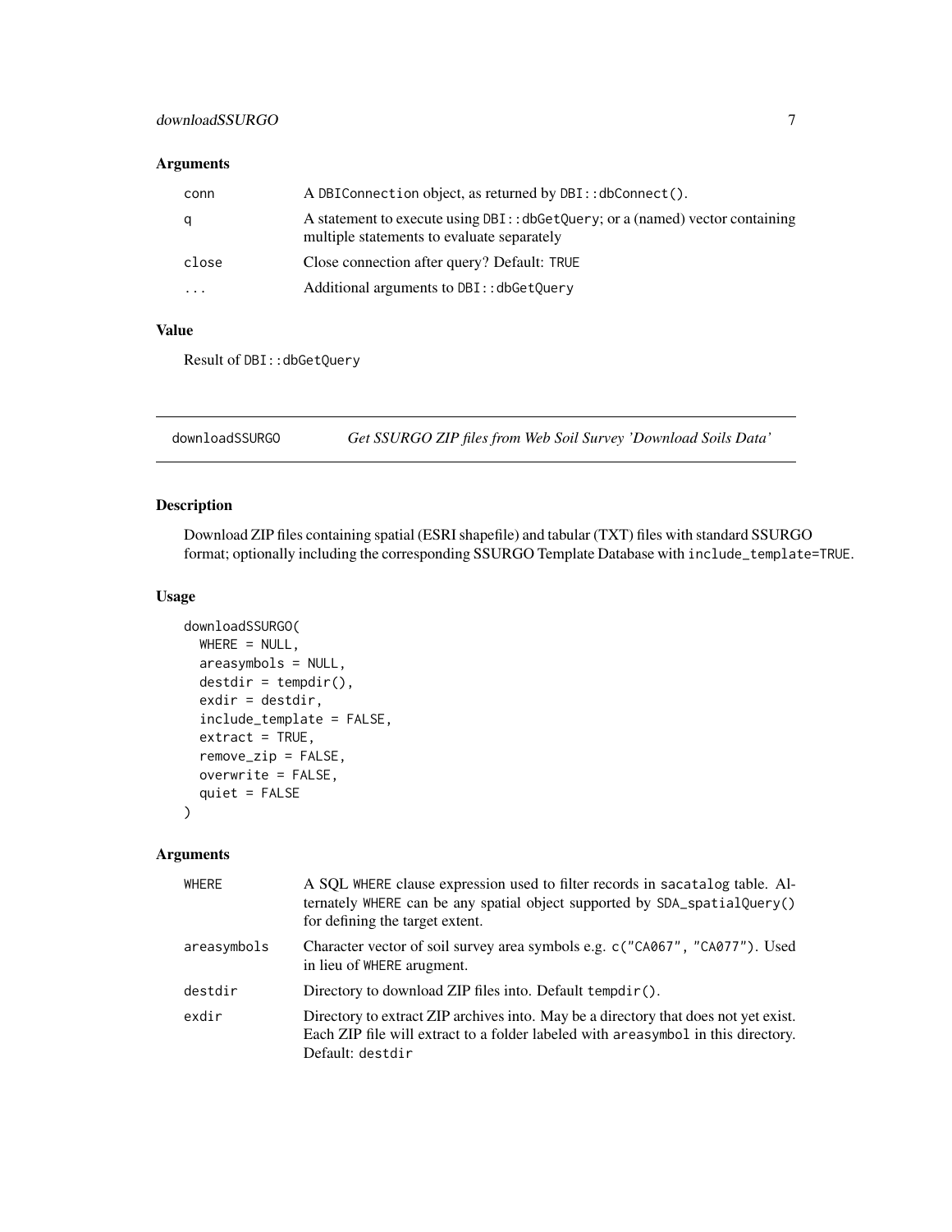## Arguments

| | |
|---|---|
| conn | A DBIConnection object, as returned by DBI::dbConnect(). |
| q | A statement to execute using DBI::dbGetQuery; or a (named) vector containing multiple statements to evaluate separately |
| close | Close connection after query? Default: TRUE |
| ... | Additional arguments to DBI::dbGetQuery |

## Value

Result of DBI::dbGetQuery

---

# downloadSSURGO *Get SSURGO ZIP files from Web Soil Survey 'Download Soils Data'*

## Description

Download ZIP files containing spatial (ESRI shapefile) and tabular (TXT) files with standard SSURGO format; optionally including the corresponding SSURGO Template Database with include_template=TRUE.

## Usage

```
downloadSSURGO(
  WHERE = NULL,
  areasymbols = NULL,
  destdir = tempdir(),
  exdir = destdir,
  include_template = FALSE,
  extract = TRUE,
  remove_zip = FALSE,
  overwrite = FALSE,
  quiet = FALSE
)
```

## Arguments

| | |
|---|---|
| WHERE | A SQL WHERE clause expression used to filter records in sacatalog table. Alternately WHERE can be any spatial object supported by SDA_spatialQuery() for defining the target extent. |
| areasymbols | Character vector of soil survey area symbols e.g. c("CA067", "CA077"). Used in lieu of WHERE arugment. |
| destdir | Directory to download ZIP files into. Default tempdir(). |
| exdir | Directory to extract ZIP archives into. May be a directory that does not yet exist. Each ZIP file will extract to a folder labeled with areasymbol in this directory. Default: destdir |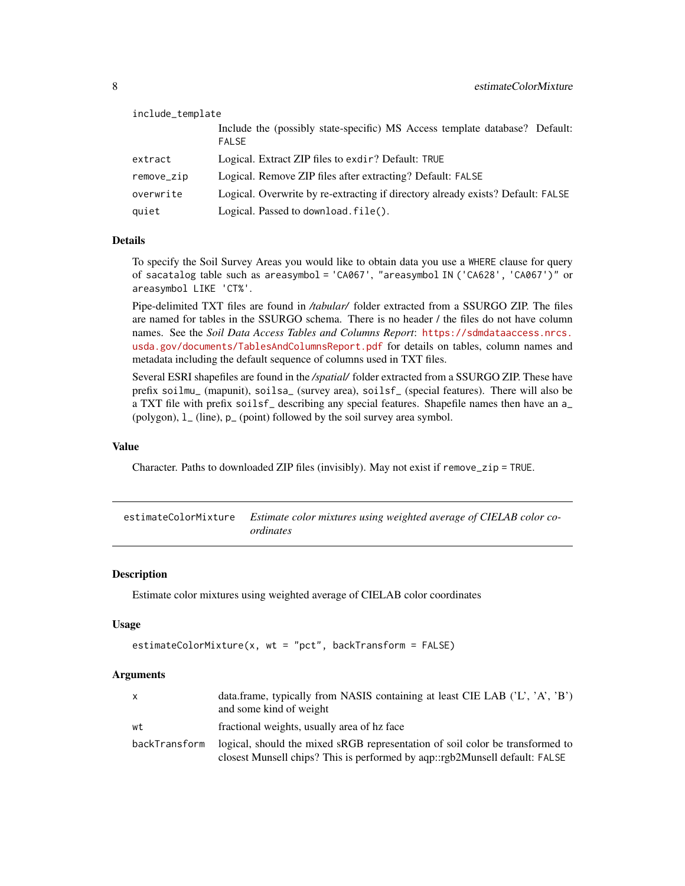| | |
|---|---|
| include_template | Include the (possibly state-specific) MS Access template database? Default: FALSE |
| extract | Logical. Extract ZIP files to exdir? Default: TRUE |
| remove_zip | Logical. Remove ZIP files after extracting? Default: FALSE |
| overwrite | Logical. Overwrite by re-extracting if directory already exists? Default: FALSE |
| quiet | Logical. Passed to download.file(). |

### Details

To specify the Soil Survey Areas you would like to obtain data you use a `WHERE` clause for query of `sacatalog` table such as `areasymbol = 'CA067'`, `"areasymbol IN ('CA628', 'CA067')"` or `areasymbol LIKE 'CT%'`.

Pipe-delimited TXT files are found in */tabular/* folder extracted from a SSURGO ZIP. The files are named for tables in the SSURGO schema. There is no header / the files do not have column names. See the *Soil Data Access Tables and Columns Report*: https://sdmdataaccess.nrcs.usda.gov/documents/TablesAndColumnsReport.pdf for details on tables, column names and metadata including the default sequence of columns used in TXT files.

Several ESRI shapefiles are found in the */spatial/* folder extracted from a SSURGO ZIP. These have prefix `soilmu_` (mapunit), `soilsa_` (survey area), `soilsf_` (special features). There will also be a TXT file with prefix `soilsf_` describing any special features. Shapefile names then have an `a_` (polygon), `l_` (line), `p_` (point) followed by the soil survey area symbol.

### Value

Character. Paths to downloaded ZIP files (invisibly). May not exist if `remove_zip = TRUE`.

---

## estimateColorMixture — *Estimate color mixtures using weighted average of CIELAB color coordinates*

### Description

Estimate color mixtures using weighted average of CIELAB color coordinates

### Usage

```
estimateColorMixture(x, wt = "pct", backTransform = FALSE)
```

### Arguments

| | |
|---|---|
| x | data.frame, typically from NASIS containing at least CIE LAB ('L', 'A', 'B') and some kind of weight |
| wt | fractional weights, usually area of hz face |
| backTransform | logical, should the mixed sRGB representation of soil color be transformed to closest Munsell chips? This is performed by aqp::rgb2Munsell default: FALSE |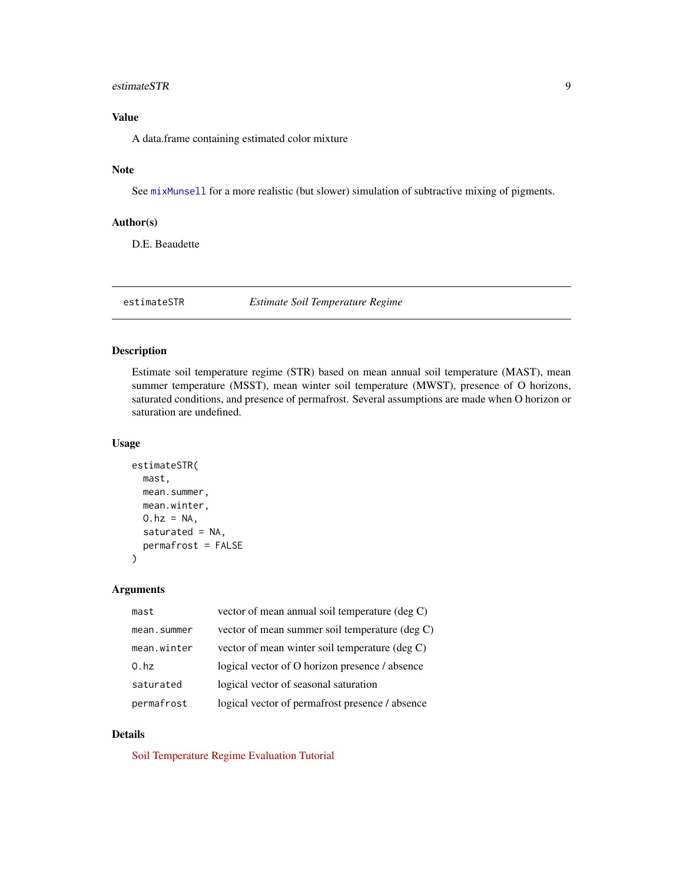### Value

A data.frame containing estimated color mixture

### Note

See mixMunsell for a more realistic (but slower) simulation of subtractive mixing of pigments.

### Author(s)

D.E. Beaudette

---

## estimateSTR *Estimate Soil Temperature Regime*

---

### Description

Estimate soil temperature regime (STR) based on mean annual soil temperature (MAST), mean summer temperature (MSST), mean winter soil temperature (MWST), presence of O horizons, saturated conditions, and presence of permafrost. Several assumptions are made when O horizon or saturation are undefined.

### Usage

```
estimateSTR(
  mast,
  mean.summer,
  mean.winter,
  O.hz = NA,
  saturated = NA,
  permafrost = FALSE
)
```

### Arguments

| | |
|---|---|
| `mast` | vector of mean annual soil temperature (deg C) |
| `mean.summer` | vector of mean summer soil temperature (deg C) |
| `mean.winter` | vector of mean winter soil temperature (deg C) |
| `O.hz` | logical vector of O horizon presence / absence |
| `saturated` | logical vector of seasonal saturation |
| `permafrost` | logical vector of permafrost presence / absence |

### Details

Soil Temperature Regime Evaluation Tutorial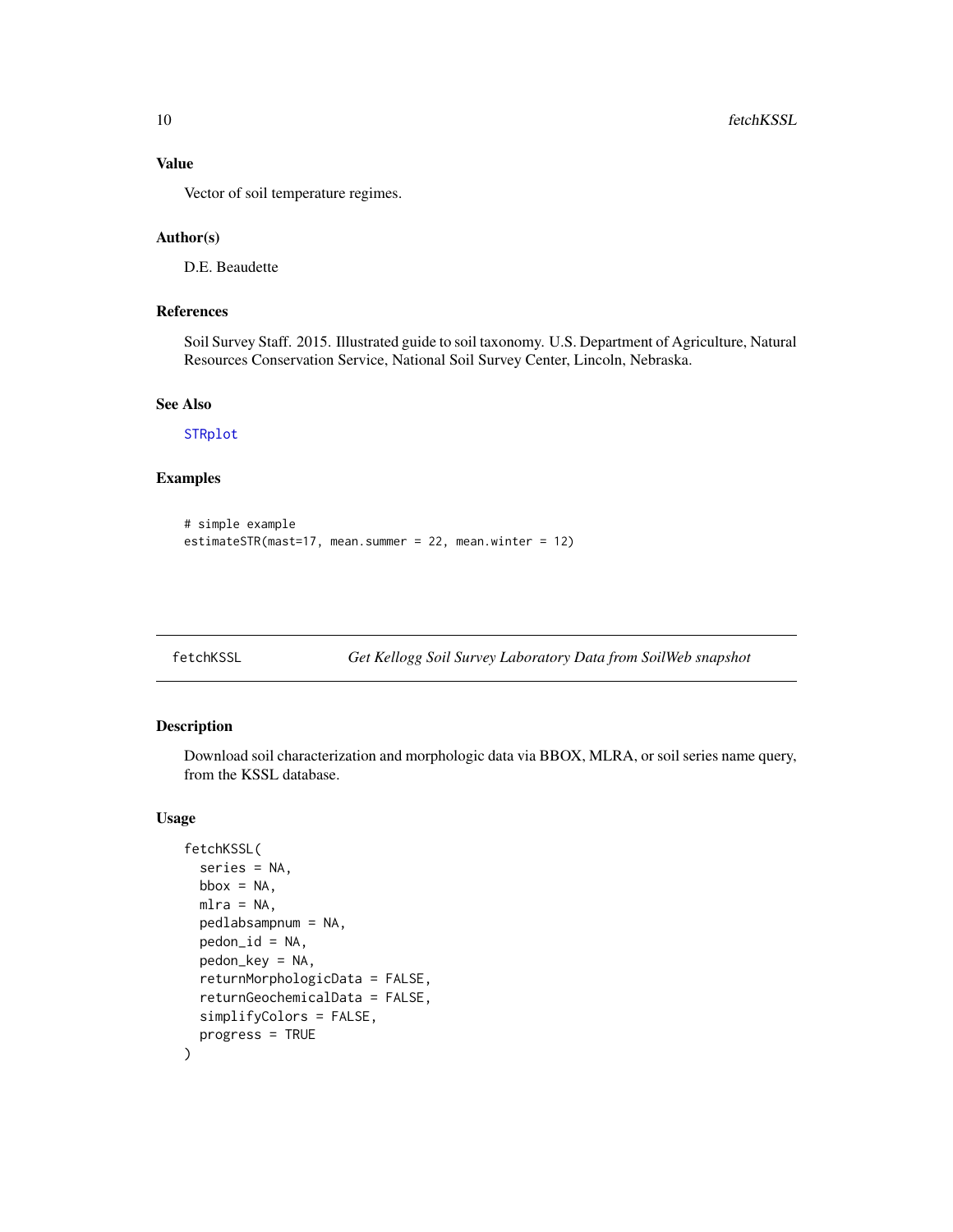### Value

Vector of soil temperature regimes.

### Author(s)

D.E. Beaudette

### References

Soil Survey Staff. 2015. Illustrated guide to soil taxonomy. U.S. Department of Agriculture, Natural Resources Conservation Service, National Soil Survey Center, Lincoln, Nebraska.

### See Also

STRplot

### Examples

```
# simple example
estimateSTR(mast=17, mean.summer = 22, mean.winter = 12)
```

---

## fetchKSSL *Get Kellogg Soil Survey Laboratory Data from SoilWeb snapshot*

---

### Description

Download soil characterization and morphologic data via BBOX, MLRA, or soil series name query, from the KSSL database.

### Usage

```
fetchKSSL(
  series = NA,
  bbox = NA,
  mlra = NA,
  pedlabsampnum = NA,
  pedon_id = NA,
  pedon_key = NA,
  returnMorphologicData = FALSE,
  returnGeochemicalData = FALSE,
  simplifyColors = FALSE,
  progress = TRUE
)
```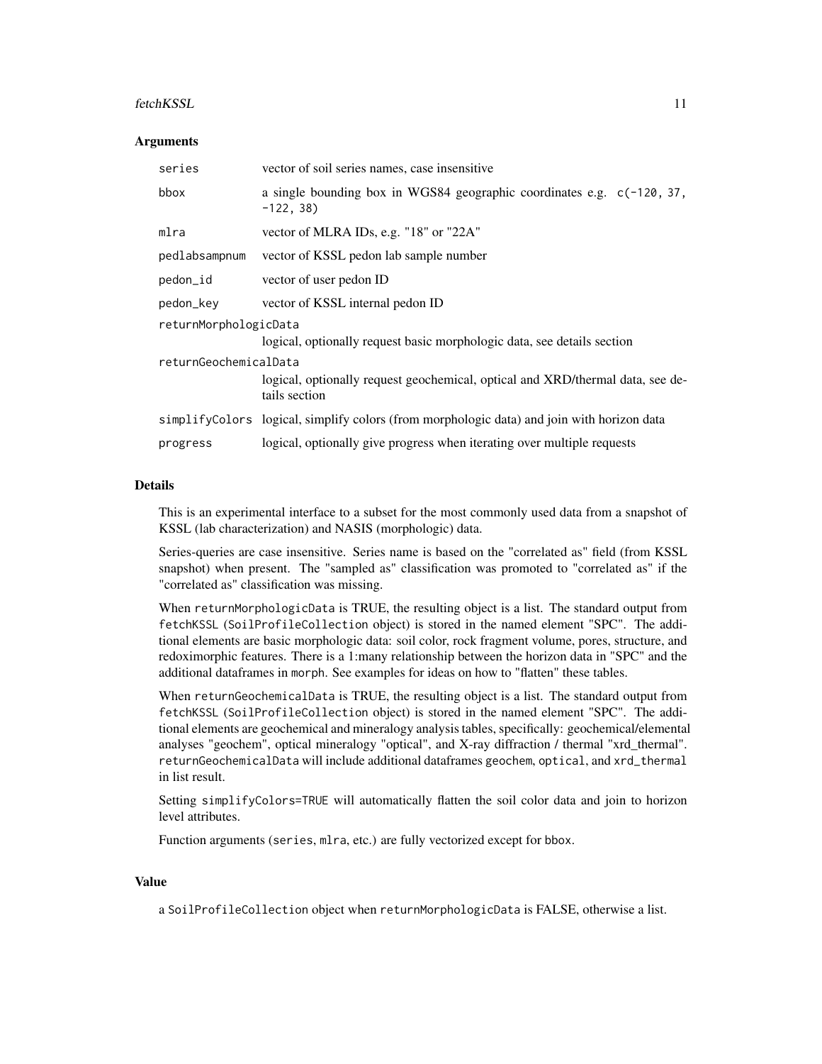## Arguments

| | |
|---|---|
| `series` | vector of soil series names, case insensitive |
| `bbox` | a single bounding box in WGS84 geographic coordinates e.g. `c(-120, 37, -122, 38)` |
| `mlra` | vector of MLRA IDs, e.g. "18" or "22A" |
| `pedlabsampnum` | vector of KSSL pedon lab sample number |
| `pedon_id` | vector of user pedon ID |
| `pedon_key` | vector of KSSL internal pedon ID |
| `returnMorphologicData` | logical, optionally request basic morphologic data, see details section |
| `returnGeochemicalData` | logical, optionally request geochemical, optical and XRD/thermal data, see details section |
| `simplifyColors` | logical, simplify colors (from morphologic data) and join with horizon data |
| `progress` | logical, optionally give progress when iterating over multiple requests |

## Details

This is an experimental interface to a subset for the most commonly used data from a snapshot of KSSL (lab characterization) and NASIS (morphologic) data.

Series-queries are case insensitive. Series name is based on the "correlated as" field (from KSSL snapshot) when present. The "sampled as" classification was promoted to "correlated as" if the "correlated as" classification was missing.

When `returnMorphologicData` is TRUE, the resulting object is a list. The standard output from `fetchKSSL` (`SoilProfileCollection` object) is stored in the named element "SPC". The additional elements are basic morphologic data: soil color, rock fragment volume, pores, structure, and redoximorphic features. There is a 1:many relationship between the horizon data in "SPC" and the additional dataframes in `morph`. See examples for ideas on how to "flatten" these tables.

When `returnGeochemicalData` is TRUE, the resulting object is a list. The standard output from `fetchKSSL` (`SoilProfileCollection` object) is stored in the named element "SPC". The additional elements are geochemical and mineralogy analysis tables, specifically: geochemical/elemental analyses "geochem", optical mineralogy "optical", and X-ray diffraction / thermal "xrd_thermal". `returnGeochemicalData` will include additional dataframes `geochem`, `optical`, and `xrd_thermal` in list result.

Setting `simplifyColors=TRUE` will automatically flatten the soil color data and join to horizon level attributes.

Function arguments (`series`, `mlra`, etc.) are fully vectorized except for `bbox`.

## Value

a `SoilProfileCollection` object when `returnMorphologicData` is FALSE, otherwise a list.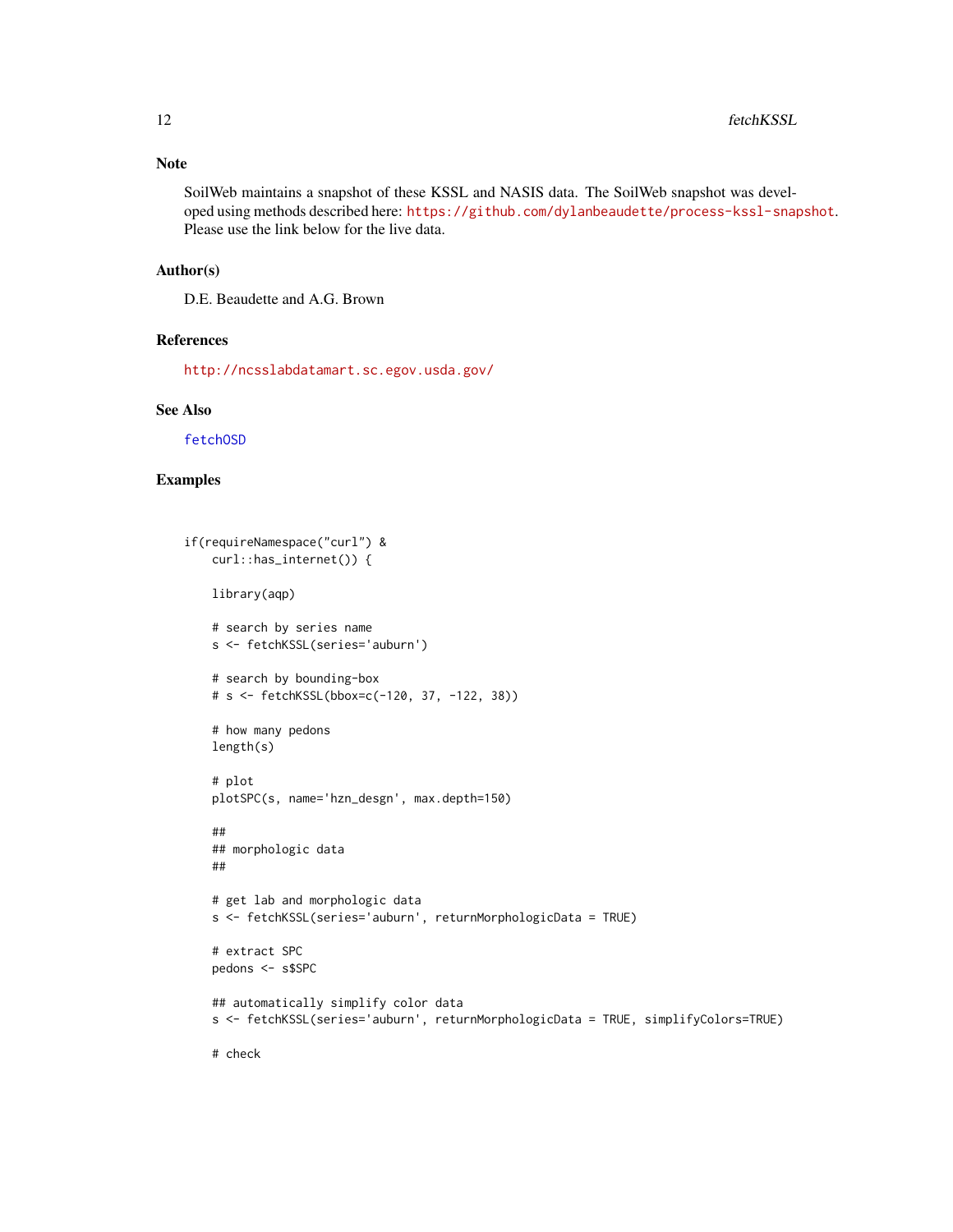## Note

SoilWeb maintains a snapshot of these KSSL and NASIS data. The SoilWeb snapshot was developed using methods described here: https://github.com/dylanbeaudette/process-kssl-snapshot. Please use the link below for the live data.

## Author(s)

D.E. Beaudette and A.G. Brown

## References

http://ncsslabdatamart.sc.egov.usda.gov/

## See Also

fetchOSD

## Examples

```
if(requireNamespace("curl") &
    curl::has_internet()) {

    library(aqp)

    # search by series name
    s <- fetchKSSL(series='auburn')

    # search by bounding-box
    # s <- fetchKSSL(bbox=c(-120, 37, -122, 38))

    # how many pedons
    length(s)

    # plot
    plotSPC(s, name='hzn_desgn', max.depth=150)

    ##
    ## morphologic data
    ##

    # get lab and morphologic data
    s <- fetchKSSL(series='auburn', returnMorphologicData = TRUE)

    # extract SPC
    pedons <- s$SPC

    ## automatically simplify color data
    s <- fetchKSSL(series='auburn', returnMorphologicData = TRUE, simplifyColors=TRUE)

    # check
```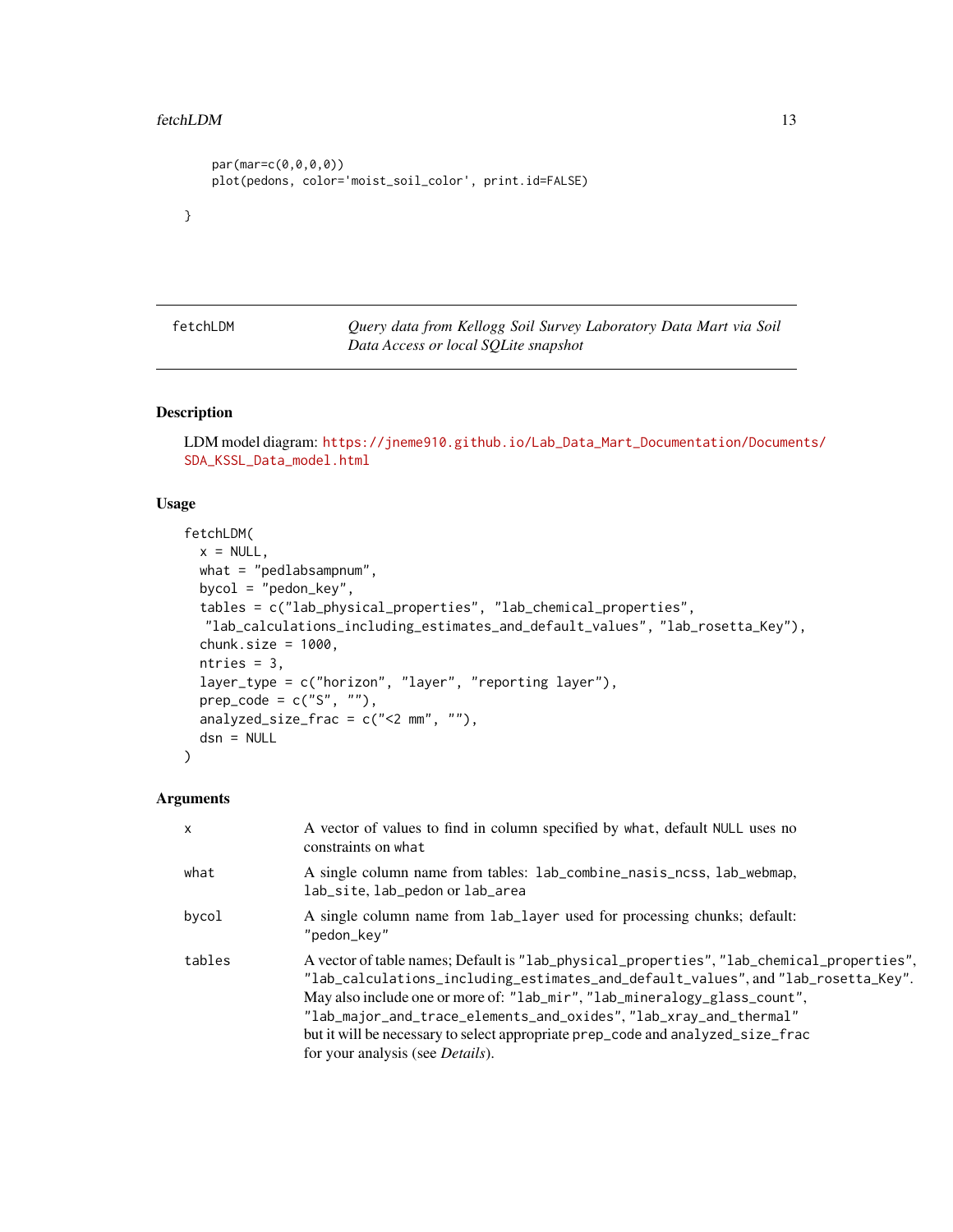```
  par(mar=c(0,0,0,0))
  plot(pedons, color='moist_soil_color', print.id=FALSE)

}
```

## fetchLDM — *Query data from Kellogg Soil Survey Laboratory Data Mart via Soil Data Access or local SQLite snapshot*

### Description

LDM model diagram: https://jneme910.github.io/Lab_Data_Mart_Documentation/Documents/SDA_KSSL_Data_model.html

### Usage

```
fetchLDM(
  x = NULL,
  what = "pedlabsampnum",
  bycol = "pedon_key",
  tables = c("lab_physical_properties", "lab_chemical_properties",
   "lab_calculations_including_estimates_and_default_values", "lab_rosetta_Key"),
  chunk.size = 1000,
  ntries = 3,
  layer_type = c("horizon", "layer", "reporting layer"),
  prep_code = c("S", ""),
  analyzed_size_frac = c("<2 mm", ""),
  dsn = NULL
)
```

### Arguments

| | |
|---|---|
| `x` | A vector of values to find in column specified by `what`, default `NULL` uses no constraints on `what` |
| `what` | A single column name from tables: `lab_combine_nasis_ncss`, `lab_webmap`, `lab_site`, `lab_pedon` or `lab_area` |
| `bycol` | A single column name from `lab_layer` used for processing chunks; default: `"pedon_key"` |
| `tables` | A vector of table names; Default is `"lab_physical_properties"`, `"lab_chemical_properties"`, `"lab_calculations_including_estimates_and_default_values"`, and `"lab_rosetta_Key"`. May also include one or more of: `"lab_mir"`, `"lab_mineralogy_glass_count"`, `"lab_major_and_trace_elements_and_oxides"`, `"lab_xray_and_thermal"` but it will be necessary to select appropriate `prep_code` and `analyzed_size_frac` for your analysis (see *Details*). |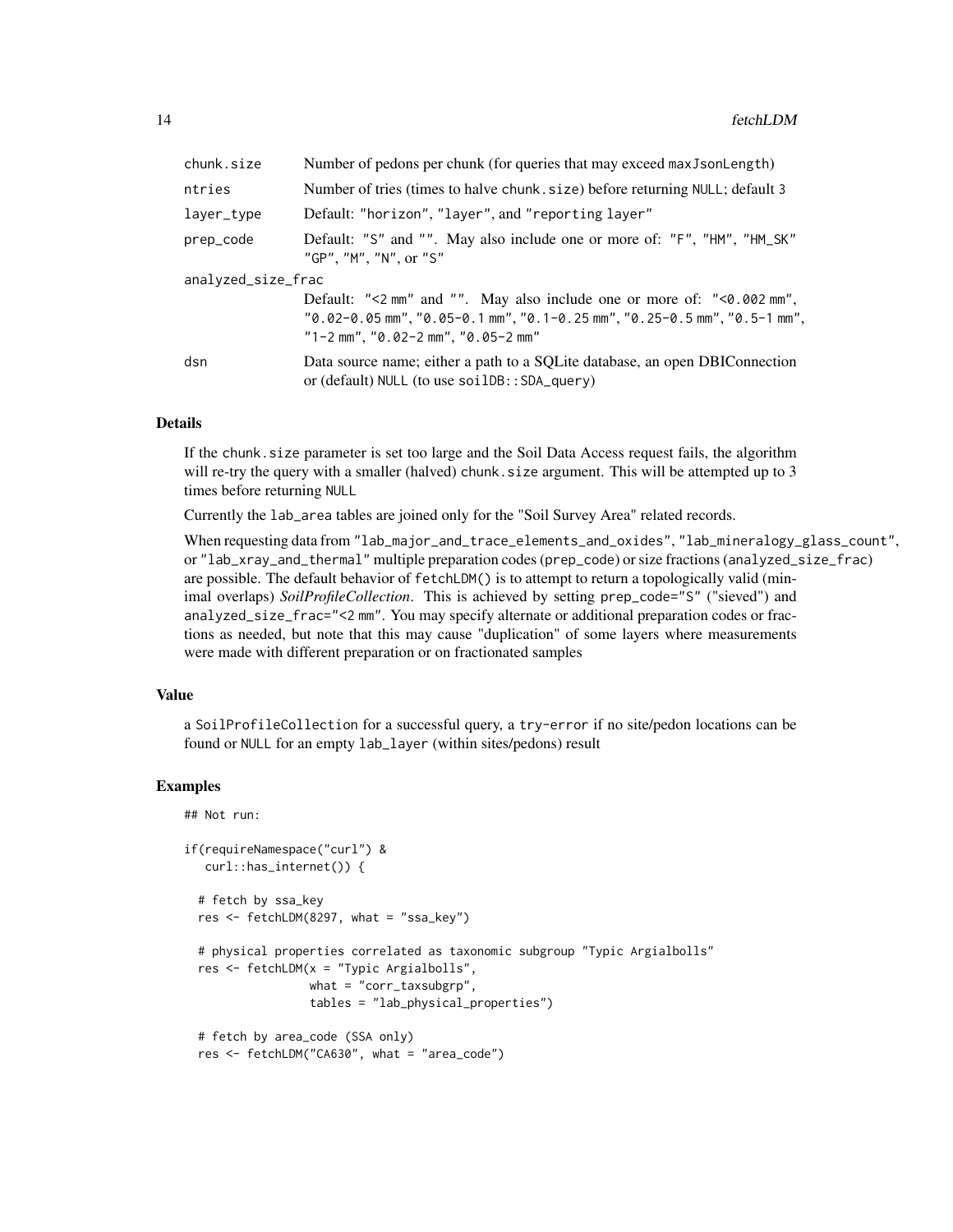| | |
|---|---|
| chunk.size | Number of pedons per chunk (for queries that may exceed maxJsonLength) |
| ntries | Number of tries (times to halve chunk.size) before returning NULL; default 3 |
| layer_type | Default: "horizon", "layer", and "reporting layer" |
| prep_code | Default: "S" and "". May also include one or more of: "F", "HM", "HM_SK" "GP", "M", "N", or "S" |
| analyzed_size_frac | Default: "<2 mm" and "". May also include one or more of: "<0.002 mm", "0.02-0.05 mm", "0.05-0.1 mm", "0.1-0.25 mm", "0.25-0.5 mm", "0.5-1 mm", "1-2 mm", "0.02-2 mm", "0.05-2 mm" |
| dsn | Data source name; either a path to a SQLite database, an open DBIConnection or (default) NULL (to use soilDB::SDA_query) |

## Details

If the chunk.size parameter is set too large and the Soil Data Access request fails, the algorithm will re-try the query with a smaller (halved) chunk.size argument. This will be attempted up to 3 times before returning NULL

Currently the lab_area tables are joined only for the "Soil Survey Area" related records.

When requesting data from "lab_major_and_trace_elements_and_oxides", "lab_mineralogy_glass_count", or "lab_xray_and_thermal" multiple preparation codes (prep_code) or size fractions (analyzed_size_frac) are possible. The default behavior of fetchLDM() is to attempt to return a topologically valid (minimal overlaps) *SoilProfileCollection*. This is achieved by setting prep_code="S" ("sieved") and analyzed_size_frac="<2 mm". You may specify alternate or additional preparation codes or fractions as needed, but note that this may cause "duplication" of some layers where measurements were made with different preparation or on fractionated samples

## Value

a SoilProfileCollection for a successful query, a try-error if no site/pedon locations can be found or NULL for an empty lab_layer (within sites/pedons) result

## Examples

```
## Not run:

if(requireNamespace("curl") &
   curl::has_internet()) {

  # fetch by ssa_key
  res <- fetchLDM(8297, what = "ssa_key")

  # physical properties correlated as taxonomic subgroup "Typic Argialbolls"
  res <- fetchLDM(x = "Typic Argialbolls",
                  what = "corr_taxsubgrp",
                  tables = "lab_physical_properties")

  # fetch by area_code (SSA only)
  res <- fetchLDM("CA630", what = "area_code")
```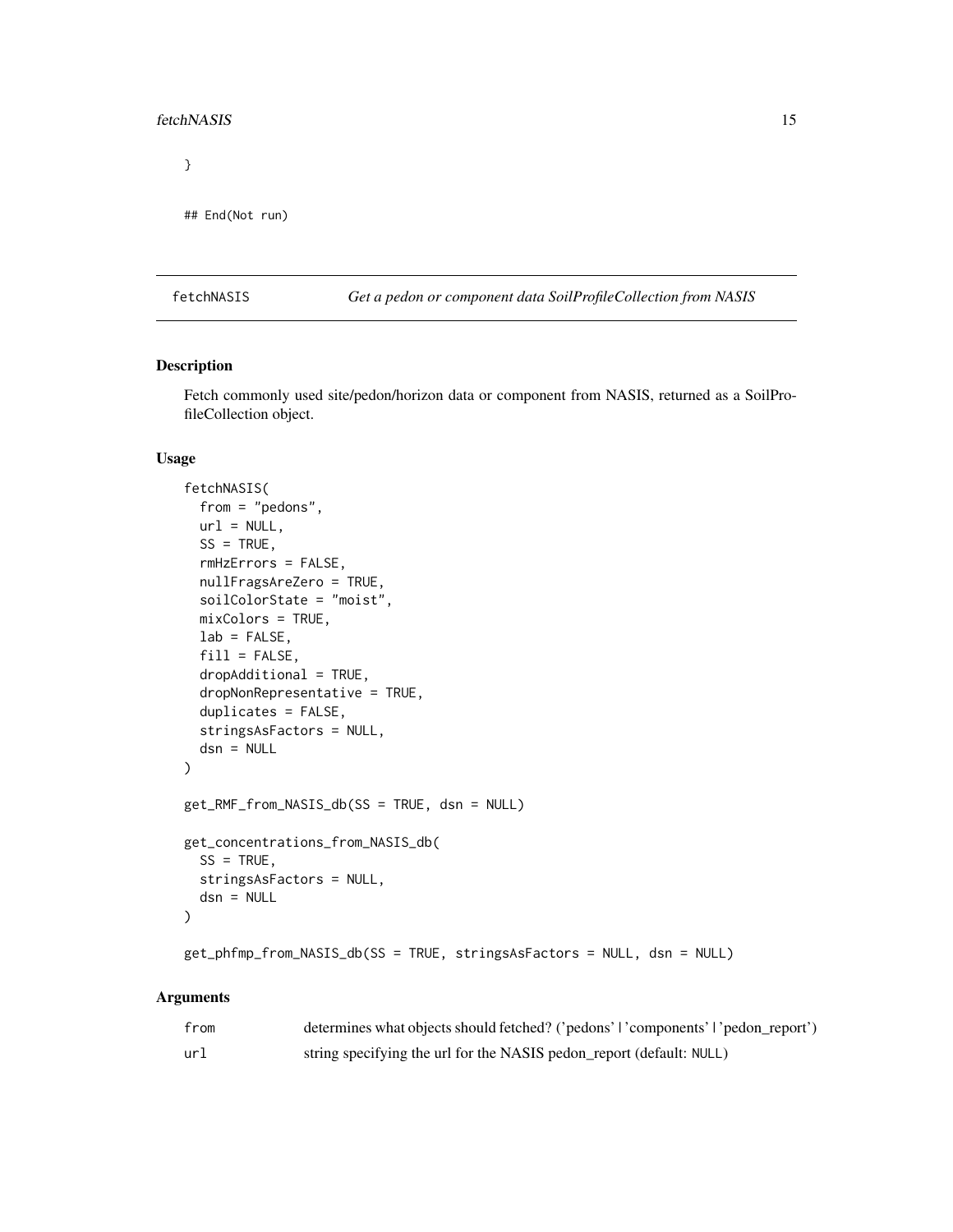```
}

## End(Not run)
```

---

fetchNASIS *Get a pedon or component data SoilProfileCollection from NASIS*

---

## Description

Fetch commonly used site/pedon/horizon data or component from NASIS, returned as a SoilProfileCollection object.

## Usage

```
fetchNASIS(
  from = "pedons",
  url = NULL,
  SS = TRUE,
  rmHzErrors = FALSE,
  nullFragsAreZero = TRUE,
  soilColorState = "moist",
  mixColors = TRUE,
  lab = FALSE,
  fill = FALSE,
  dropAdditional = TRUE,
  dropNonRepresentative = TRUE,
  duplicates = FALSE,
  stringsAsFactors = NULL,
  dsn = NULL
)

get_RMF_from_NASIS_db(SS = TRUE, dsn = NULL)

get_concentrations_from_NASIS_db(
  SS = TRUE,
  stringsAsFactors = NULL,
  dsn = NULL
)

get_phfmp_from_NASIS_db(SS = TRUE, stringsAsFactors = NULL, dsn = NULL)
```

## Arguments

| | |
|---|---|
| from | determines what objects should fetched? ('pedons' \| 'components' \| 'pedon_report') |
| url | string specifying the url for the NASIS pedon_report (default: NULL) |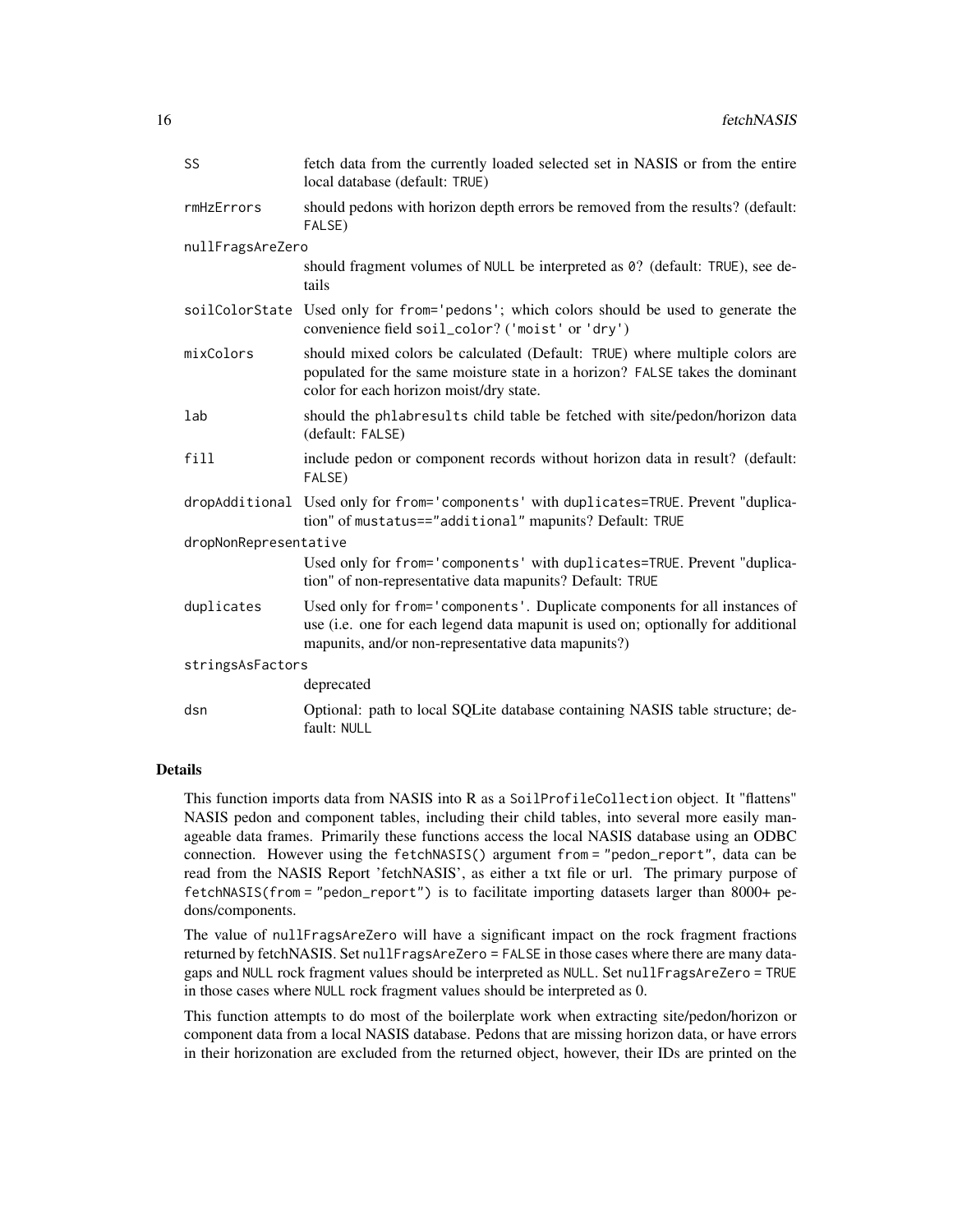| | |
|---|---|
| `SS` | fetch data from the currently loaded selected set in NASIS or from the entire local database (default: `TRUE`) |
| `rmHzErrors` | should pedons with horizon depth errors be removed from the results? (default: `FALSE`) |
| `nullFragsAreZero` | should fragment volumes of `NULL` be interpreted as `0`? (default: `TRUE`), see details |
| `soilColorState` | Used only for `from='pedons'`; which colors should be used to generate the convenience field `soil_color`? (`'moist'` or `'dry'`) |
| `mixColors` | should mixed colors be calculated (Default: `TRUE`) where multiple colors are populated for the same moisture state in a horizon? `FALSE` takes the dominant color for each horizon moist/dry state. |
| `lab` | should the `phlabresults` child table be fetched with site/pedon/horizon data (default: `FALSE`) |
| `fill` | include pedon or component records without horizon data in result? (default: `FALSE`) |
| `dropAdditional` | Used only for `from='components'` with `duplicates=TRUE`. Prevent "duplication" of `mustatus=="additional"` mapunits? Default: `TRUE` |
| `dropNonRepresentative` | Used only for `from='components'` with `duplicates=TRUE`. Prevent "duplication" of non-representative data mapunits? Default: `TRUE` |
| `duplicates` | Used only for `from='components'`. Duplicate components for all instances of use (i.e. one for each legend data mapunit is used on; optionally for additional mapunits, and/or non-representative data mapunits?) |
| `stringsAsFactors` | deprecated |
| `dsn` | Optional: path to local SQLite database containing NASIS table structure; default: `NULL` |

## Details

This function imports data from NASIS into R as a `SoilProfileCollection` object. It "flattens" NASIS pedon and component tables, including their child tables, into several more easily manageable data frames. Primarily these functions access the local NASIS database using an ODBC connection. However using the `fetchNASIS()` argument `from = "pedon_report"`, data can be read from the NASIS Report 'fetchNASIS', as either a txt file or url. The primary purpose of `fetchNASIS(from = "pedon_report")` is to facilitate importing datasets larger than 8000+ pedons/components.

The value of `nullFragsAreZero` will have a significant impact on the rock fragment fractions returned by fetchNASIS. Set `nullFragsAreZero = FALSE` in those cases where there are many data-gaps and `NULL` rock fragment values should be interpreted as `NULL`. Set `nullFragsAreZero = TRUE` in those cases where `NULL` rock fragment values should be interpreted as 0.

This function attempts to do most of the boilerplate work when extracting site/pedon/horizon or component data from a local NASIS database. Pedons that are missing horizon data, or have errors in their horizonation are excluded from the returned object, however, their IDs are printed on the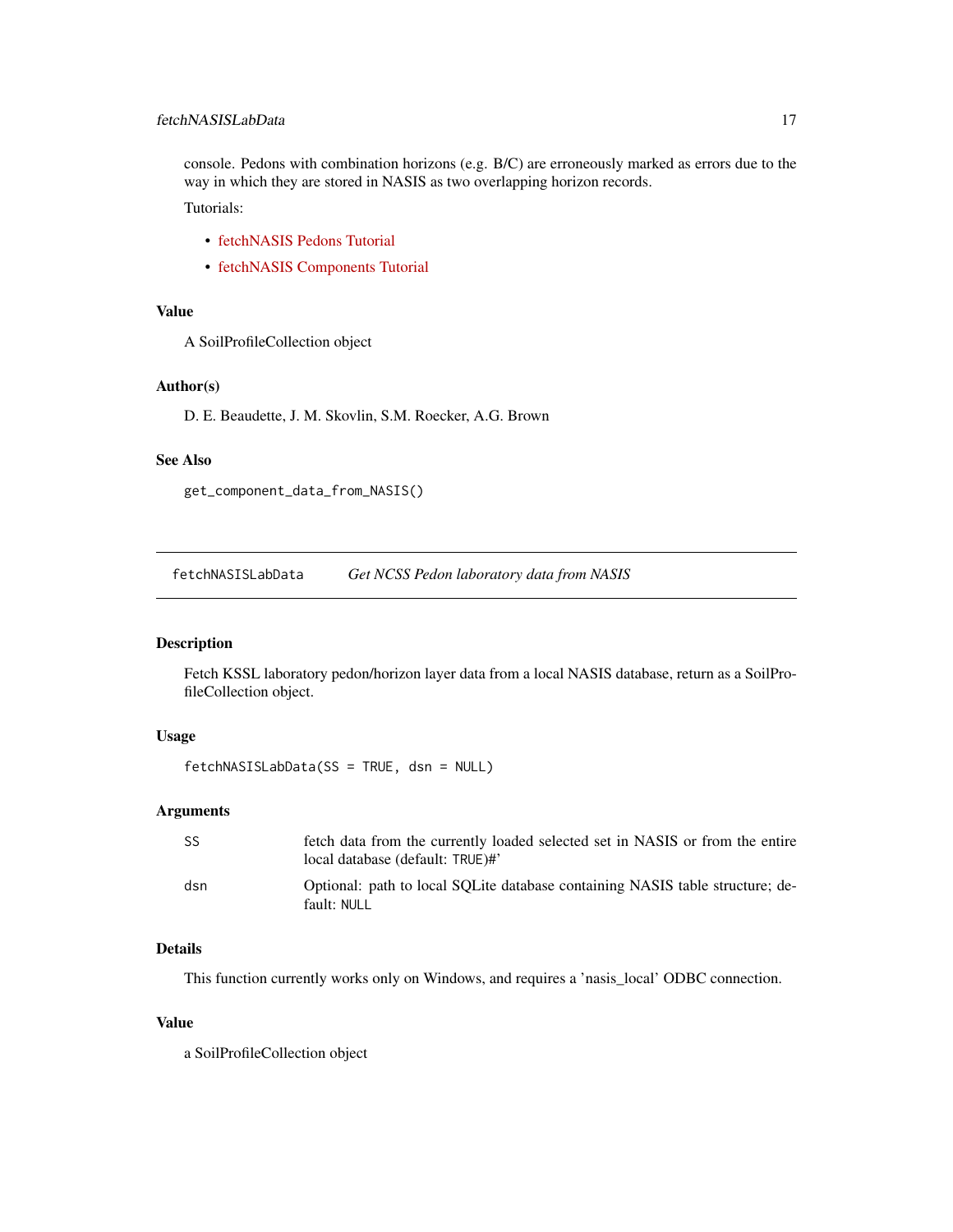console. Pedons with combination horizons (e.g. B/C) are erroneously marked as errors due to the way in which they are stored in NASIS as two overlapping horizon records.

Tutorials:

- fetchNASIS Pedons Tutorial
- fetchNASIS Components Tutorial

### Value

A SoilProfileCollection object

### Author(s)

D. E. Beaudette, J. M. Skovlin, S.M. Roecker, A.G. Brown

### See Also

`get_component_data_from_NASIS()`

---

## fetchNASISLabData *Get NCSS Pedon laboratory data from NASIS*

---

### Description

Fetch KSSL laboratory pedon/horizon layer data from a local NASIS database, return as a SoilProfileCollection object.

### Usage

```
fetchNASISLabData(SS = TRUE, dsn = NULL)
```

### Arguments

| | |
|---|---|
| SS | fetch data from the currently loaded selected set in NASIS or from the entire local database (default: `TRUE`)#' |
| dsn | Optional: path to local SQLite database containing NASIS table structure; default: `NULL` |

### Details

This function currently works only on Windows, and requires a 'nasis_local' ODBC connection.

### Value

a SoilProfileCollection object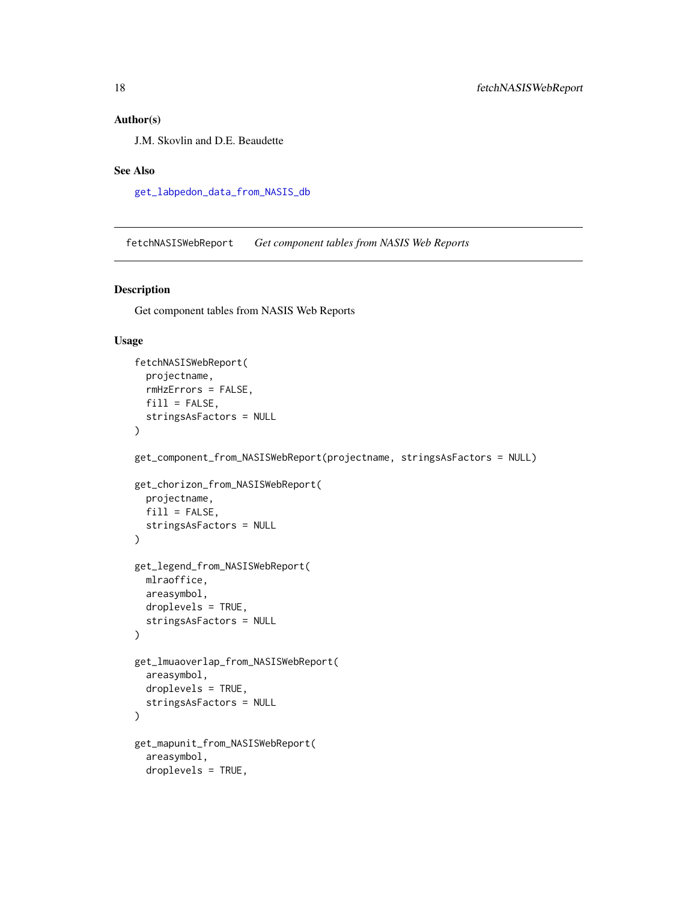### Author(s)

J.M. Skovlin and D.E. Beaudette

### See Also

get_labpedon_data_from_NASIS_db

---

## fetchNASISWebReport *Get component tables from NASIS Web Reports*

### Description

Get component tables from NASIS Web Reports

### Usage

```
fetchNASISWebReport(
  projectname,
  rmHzErrors = FALSE,
  fill = FALSE,
  stringsAsFactors = NULL
)

get_component_from_NASISWebReport(projectname, stringsAsFactors = NULL)

get_chorizon_from_NASISWebReport(
  projectname,
  fill = FALSE,
  stringsAsFactors = NULL
)

get_legend_from_NASISWebReport(
  mlraoffice,
  areasymbol,
  droplevels = TRUE,
  stringsAsFactors = NULL
)

get_lmuaoverlap_from_NASISWebReport(
  areasymbol,
  droplevels = TRUE,
  stringsAsFactors = NULL
)

get_mapunit_from_NASISWebReport(
  areasymbol,
  droplevels = TRUE,
```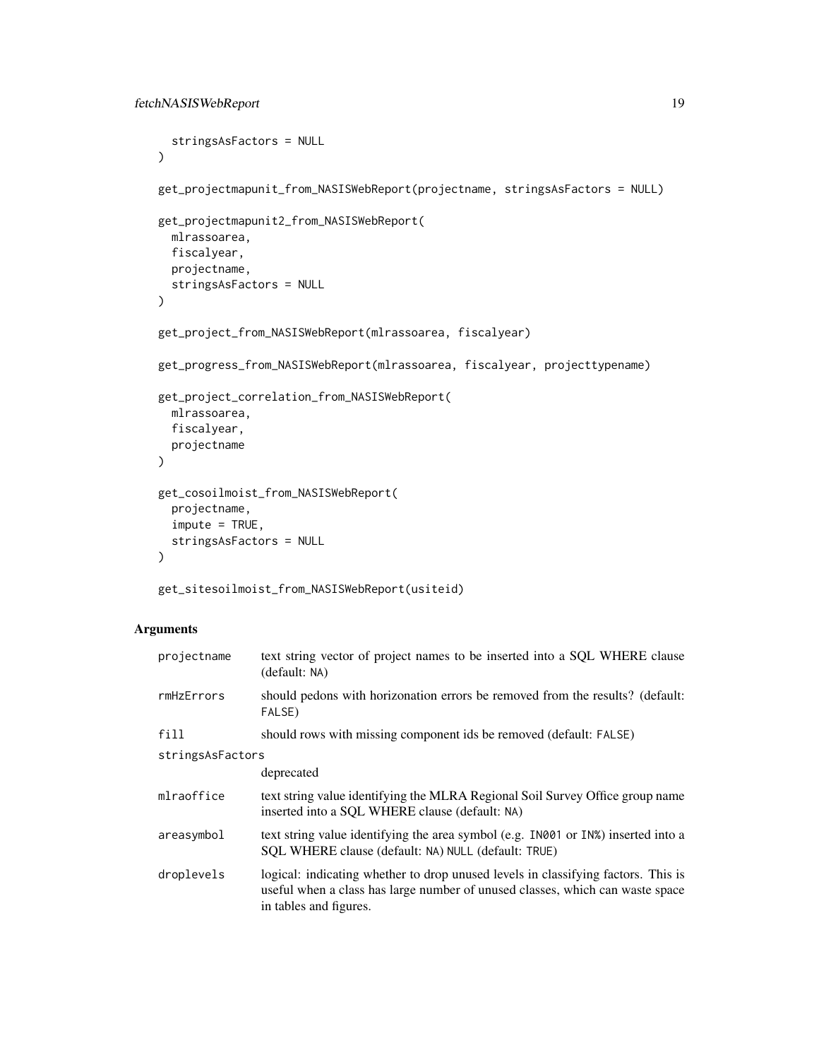```
  stringsAsFactors = NULL
)

get_projectmapunit_from_NASISWebReport(projectname, stringsAsFactors = NULL)

get_projectmapunit2_from_NASISWebReport(
  mlrassoarea,
  fiscalyear,
  projectname,
  stringsAsFactors = NULL
)

get_project_from_NASISWebReport(mlrassoarea, fiscalyear)

get_progress_from_NASISWebReport(mlrassoarea, fiscalyear, projecttypename)

get_project_correlation_from_NASISWebReport(
  mlrassoarea,
  fiscalyear,
  projectname
)

get_cosoilmoist_from_NASISWebReport(
  projectname,
  impute = TRUE,
  stringsAsFactors = NULL
)

get_sitesoilmoist_from_NASISWebReport(usiteid)
```

## Arguments

| | |
|---|---|
| `projectname` | text string vector of project names to be inserted into a SQL WHERE clause (default: `NA`) |
| `rmHzErrors` | should pedons with horizonation errors be removed from the results? (default: `FALSE`) |
| `fill` | should rows with missing component ids be removed (default: `FALSE`) |
| `stringsAsFactors` | deprecated |
| `mlraoffice` | text string value identifying the MLRA Regional Soil Survey Office group name inserted into a SQL WHERE clause (default: `NA`) |
| `areasymbol` | text string value identifying the area symbol (e.g. `IN001` or `IN%`) inserted into a SQL WHERE clause (default: `NA`) `NULL` (default: `TRUE`) |
| `droplevels` | logical: indicating whether to drop unused levels in classifying factors. This is useful when a class has large number of unused classes, which can waste space in tables and figures. |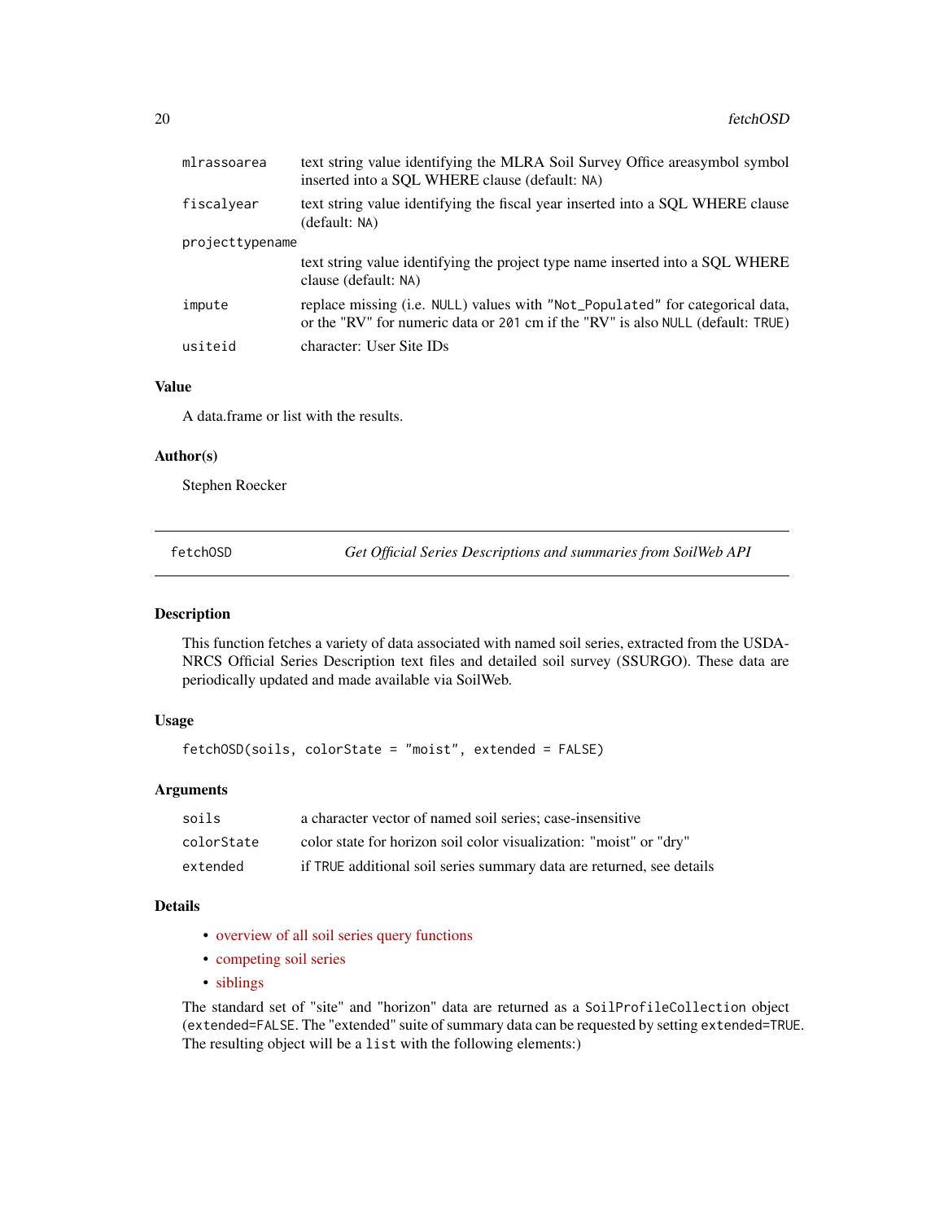| | |
|---|---|
| mlrassoarea | text string value identifying the MLRA Soil Survey Office areasymbol symbol inserted into a SQL WHERE clause (default: NA) |
| fiscalyear | text string value identifying the fiscal year inserted into a SQL WHERE clause (default: NA) |
| projecttypename | text string value identifying the project type name inserted into a SQL WHERE clause (default: NA) |
| impute | replace missing (i.e. NULL) values with "Not_Populated" for categorical data, or the "RV" for numeric data or 201 cm if the "RV" is also NULL (default: TRUE) |
| usiteid | character: User Site IDs |

### Value

A data.frame or list with the results.

### Author(s)

Stephen Roecker

---

## fetchOSD — *Get Official Series Descriptions and summaries from SoilWeb API*

### Description

This function fetches a variety of data associated with named soil series, extracted from the USDA-NRCS Official Series Description text files and detailed soil survey (SSURGO). These data are periodically updated and made available via SoilWeb.

### Usage

```
fetchOSD(soils, colorState = "moist", extended = FALSE)
```

### Arguments

| | |
|---|---|
| soils | a character vector of named soil series; case-insensitive |
| colorState | color state for horizon soil color visualization: "moist" or "dry" |
| extended | if TRUE additional soil series summary data are returned, see details |

### Details

- overview of all soil series query functions
- competing soil series
- siblings

The standard set of "site" and "horizon" data are returned as a `SoilProfileCollection` object (`extended=FALSE`. The "extended" suite of summary data can be requested by setting `extended=TRUE`. The resulting object will be a `list` with the following elements:)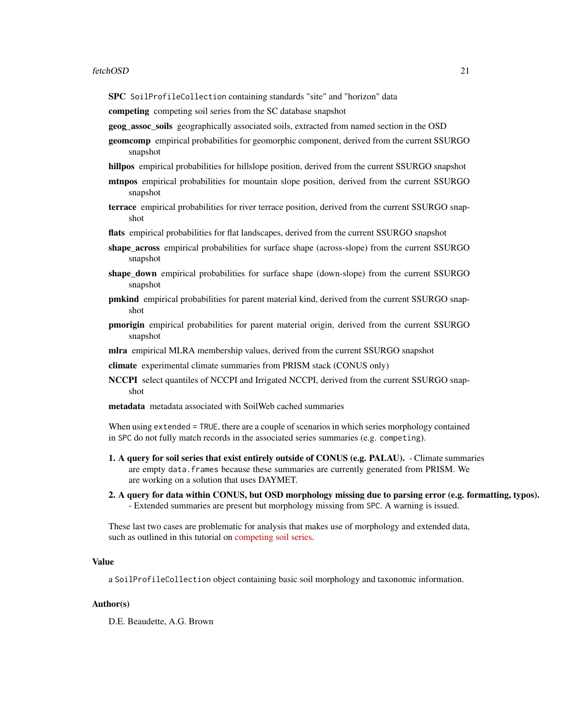**SPC** `SoilProfileCollection` containing standards "site" and "horizon" data

**competing** competing soil series from the SC database snapshot

**geog_assoc_soils** geographically associated soils, extracted from named section in the OSD

**geomcomp** empirical probabilities for geomorphic component, derived from the current SSURGO snapshot

**hillpos** empirical probabilities for hillslope position, derived from the current SSURGO snapshot

**mtnpos** empirical probabilities for mountain slope position, derived from the current SSURGO snapshot

**terrace** empirical probabilities for river terrace position, derived from the current SSURGO snapshot

**flats** empirical probabilities for flat landscapes, derived from the current SSURGO snapshot

**shape_across** empirical probabilities for surface shape (across-slope) from the current SSURGO snapshot

**shape_down** empirical probabilities for surface shape (down-slope) from the current SSURGO snapshot

**pmkind** empirical probabilities for parent material kind, derived from the current SSURGO snapshot

**pmorigin** empirical probabilities for parent material origin, derived from the current SSURGO snapshot

**mlra** empirical MLRA membership values, derived from the current SSURGO snapshot

**climate** experimental climate summaries from PRISM stack (CONUS only)

**NCCPI** select quantiles of NCCPI and Irrigated NCCPI, derived from the current SSURGO snapshot

**metadata** metadata associated with SoilWeb cached summaries

When using `extended = TRUE`, there are a couple of scenarios in which series morphology contained in `SPC` do not fully match records in the associated series summaries (e.g. `competing`).

1. **A query for soil series that exist entirely outside of CONUS (e.g. PALAU).** - Climate summaries are empty `data.frames` because these summaries are currently generated from PRISM. We are working on a solution that uses DAYMET.
2. **A query for data within CONUS, but OSD morphology missing due to parsing error (e.g. formatting, typos).** - Extended summaries are present but morphology missing from `SPC`. A warning is issued.

These last two cases are problematic for analysis that makes use of morphology and extended data, such as outlined in this tutorial on competing soil series.

## Value

a `SoilProfileCollection` object containing basic soil morphology and taxonomic information.

## Author(s)

D.E. Beaudette, A.G. Brown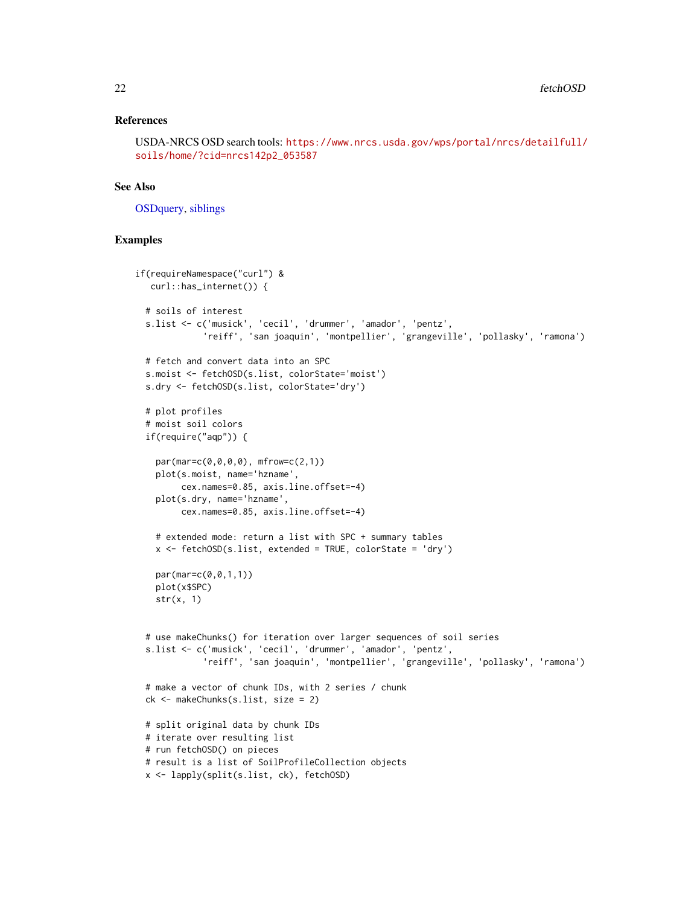### References

USDA-NRCS OSD search tools: https://www.nrcs.usda.gov/wps/portal/nrcs/detailfull/soils/home/?cid=nrcs142p2_053587

### See Also

OSDquery, siblings

### Examples

```
if(requireNamespace("curl") &
   curl::has_internet()) {

  # soils of interest
  s.list <- c('musick', 'cecil', 'drummer', 'amador', 'pentz',
             'reiff', 'san joaquin', 'montpellier', 'grangeville', 'pollasky', 'ramona')

  # fetch and convert data into an SPC
  s.moist <- fetchOSD(s.list, colorState='moist')
  s.dry <- fetchOSD(s.list, colorState='dry')

  # plot profiles
  # moist soil colors
  if(require("aqp")) {

    par(mar=c(0,0,0,0), mfrow=c(2,1))
    plot(s.moist, name='hzname',
         cex.names=0.85, axis.line.offset=-4)
    plot(s.dry, name='hzname',
         cex.names=0.85, axis.line.offset=-4)

    # extended mode: return a list with SPC + summary tables
    x <- fetchOSD(s.list, extended = TRUE, colorState = 'dry')

    par(mar=c(0,0,1,1))
    plot(x$SPC)
    str(x, 1)


  # use makeChunks() for iteration over larger sequences of soil series
  s.list <- c('musick', 'cecil', 'drummer', 'amador', 'pentz',
             'reiff', 'san joaquin', 'montpellier', 'grangeville', 'pollasky', 'ramona')

  # make a vector of chunk IDs, with 2 series / chunk
  ck <- makeChunks(s.list, size = 2)

  # split original data by chunk IDs
  # iterate over resulting list
  # run fetchOSD() on pieces
  # result is a list of SoilProfileCollection objects
  x <- lapply(split(s.list, ck), fetchOSD)
```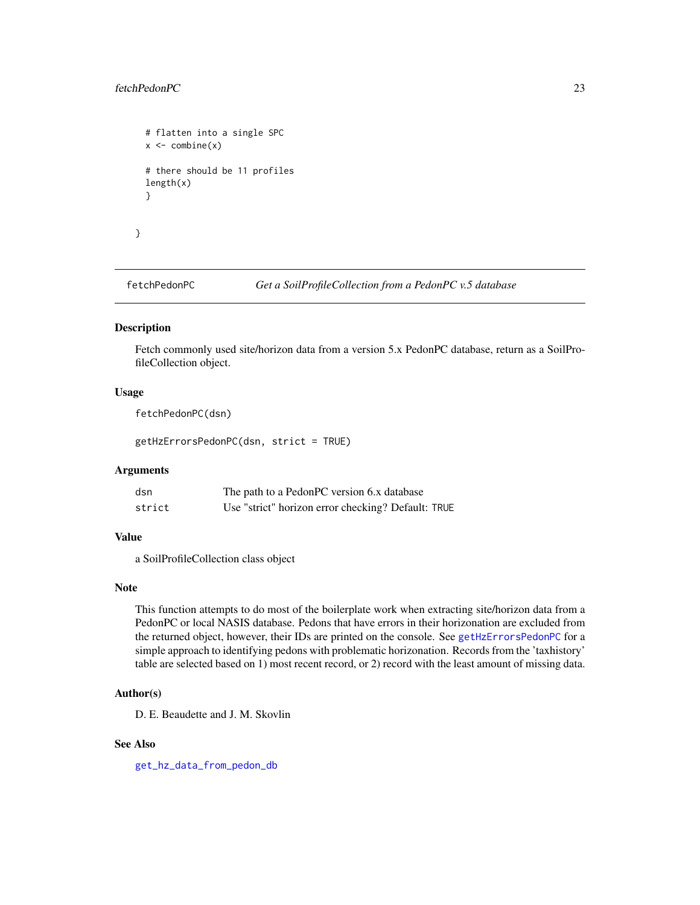```
# flatten into a single SPC
x <- combine(x)

# there should be 11 profiles
length(x)
}

}
```

## fetchPedonPC — *Get a SoilProfileCollection from a PedonPC v.5 database*

### Description

Fetch commonly used site/horizon data from a version 5.x PedonPC database, return as a SoilProfileCollection object.

### Usage

```
fetchPedonPC(dsn)

getHzErrorsPedonPC(dsn, strict = TRUE)
```

### Arguments

| | |
|---|---|
| `dsn` | The path to a PedonPC version 6.x database |
| `strict` | Use "strict" horizon error checking? Default: `TRUE` |

### Value

a SoilProfileCollection class object

### Note

This function attempts to do most of the boilerplate work when extracting site/horizon data from a PedonPC or local NASIS database. Pedons that have errors in their horizonation are excluded from the returned object, however, their IDs are printed on the console. See `getHzErrorsPedonPC` for a simple approach to identifying pedons with problematic horizonation. Records from the 'taxhistory' table are selected based on 1) most recent record, or 2) record with the least amount of missing data.

### Author(s)

D. E. Beaudette and J. M. Skovlin

### See Also

`get_hz_data_from_pedon_db`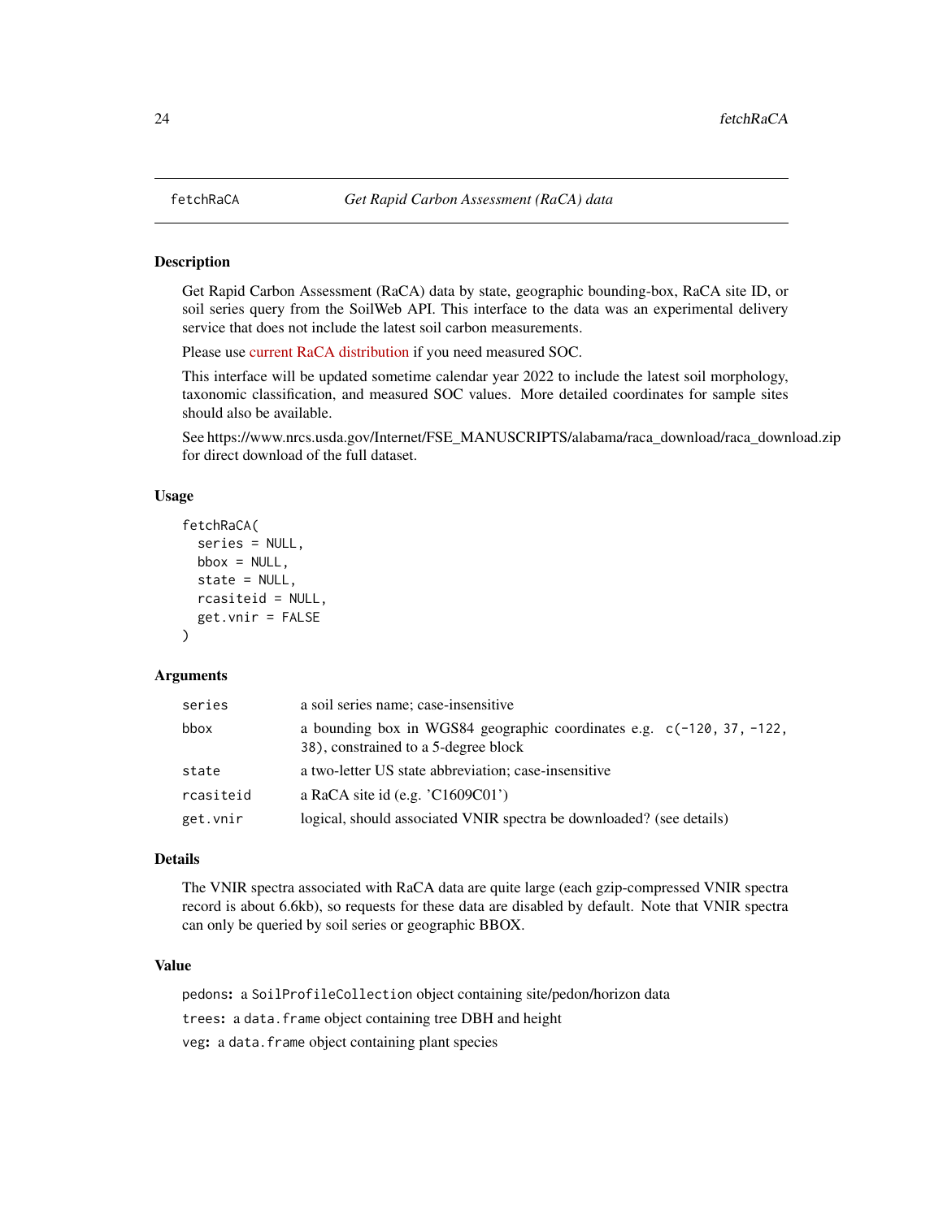# fetchRaCA — *Get Rapid Carbon Assessment (RaCA) data*

## Description

Get Rapid Carbon Assessment (RaCA) data by state, geographic bounding-box, RaCA site ID, or soil series query from the SoilWeb API. This interface to the data was an experimental delivery service that does not include the latest soil carbon measurements.

Please use current RaCA distribution if you need measured SOC.

This interface will be updated sometime calendar year 2022 to include the latest soil morphology, taxonomic classification, and measured SOC values. More detailed coordinates for sample sites should also be available.

See https://www.nrcs.usda.gov/Internet/FSE_MANUSCRIPTS/alabama/raca_download/raca_download.zip for direct download of the full dataset.

## Usage

```
fetchRaCA(
  series = NULL,
  bbox = NULL,
  state = NULL,
  rcasiteid = NULL,
  get.vnir = FALSE
)
```

## Arguments

| | |
|---|---|
| `series` | a soil series name; case-insensitive |
| `bbox` | a bounding box in WGS84 geographic coordinates e.g. `c(-120, 37, -122, 38)`, constrained to a 5-degree block |
| `state` | a two-letter US state abbreviation; case-insensitive |
| `rcasiteid` | a RaCA site id (e.g. 'C1609C01') |
| `get.vnir` | logical, should associated VNIR spectra be downloaded? (see details) |

## Details

The VNIR spectra associated with RaCA data are quite large (each gzip-compressed VNIR spectra record is about 6.6kb), so requests for these data are disabled by default. Note that VNIR spectra can only be queried by soil series or geographic BBOX.

## Value

`pedons`**:** a `SoilProfileCollection` object containing site/pedon/horizon data

`trees`**:** a `data.frame` object containing tree DBH and height

`veg`**:** a `data.frame` object containing plant species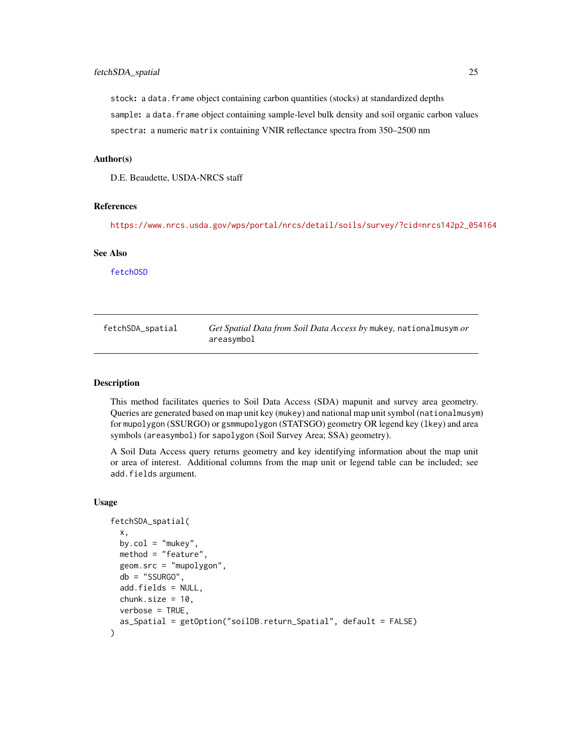stock: a data.frame object containing carbon quantities (stocks) at standardized depths

sample: a data.frame object containing sample-level bulk density and soil organic carbon values

spectra: a numeric matrix containing VNIR reflectance spectra from 350–2500 nm

### Author(s)

D.E. Beaudette, USDA-NRCS staff

### References

https://www.nrcs.usda.gov/wps/portal/nrcs/detail/soils/survey/?cid=nrcs142p2_054164

### See Also

fetchOSD

---

## fetchSDA_spatial — *Get Spatial Data from Soil Data Access by* mukey, nationalmusym *or* areasymbol

---

### Description

This method facilitates queries to Soil Data Access (SDA) mapunit and survey area geometry. Queries are generated based on map unit key (mukey) and national map unit symbol (nationalmusym) for mupolygon (SSURGO) or gsmmupolygon (STATSGO) geometry OR legend key (lkey) and area symbols (areasymbol) for sapolygon (Soil Survey Area; SSA) geometry).

A Soil Data Access query returns geometry and key identifying information about the map unit or area of interest. Additional columns from the map unit or legend table can be included; see add.fields argument.

### Usage

```
fetchSDA_spatial(
  x,
  by.col = "mukey",
  method = "feature",
  geom.src = "mupolygon",
  db = "SSURGO",
  add.fields = NULL,
  chunk.size = 10,
  verbose = TRUE,
  as_Spatial = getOption("soilDB.return_Spatial", default = FALSE)
)
```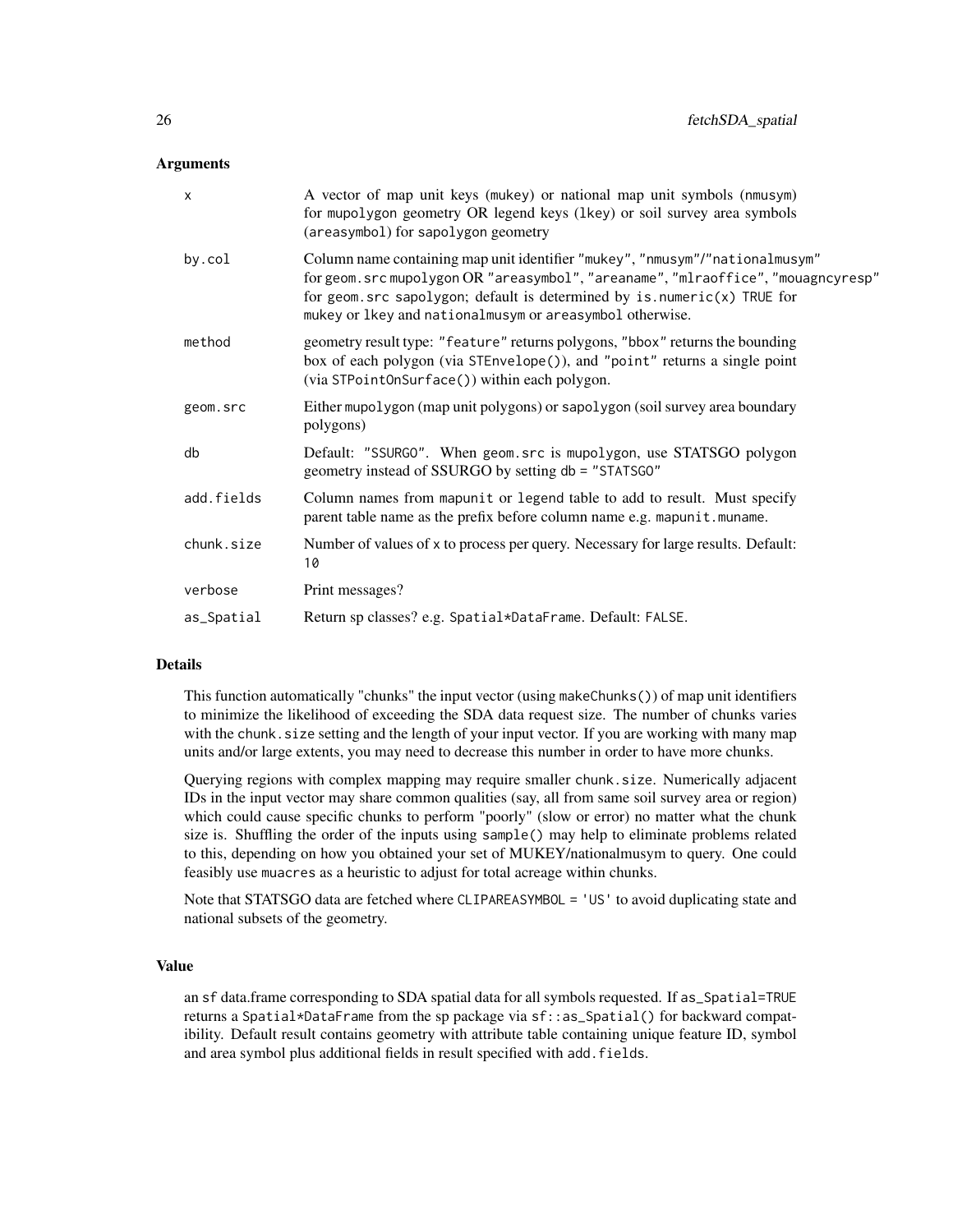### Arguments

| | |
|---|---|
| x | A vector of map unit keys (mukey) or national map unit symbols (nmusym) for mupolygon geometry OR legend keys (lkey) or soil survey area symbols (areasymbol) for sapolygon geometry |
| by.col | Column name containing map unit identifier "mukey", "nmusym"/"nationalmusym" for geom.src mupolygon OR "areasymbol", "areaname", "mlraoffice", "mouagncyresp" for geom.src sapolygon; default is determined by is.numeric(x) TRUE for mukey or lkey and nationalmusym or areasymbol otherwise. |
| method | geometry result type: "feature" returns polygons, "bbox" returns the bounding box of each polygon (via STEnvelope()), and "point" returns a single point (via STPointOnSurface()) within each polygon. |
| geom.src | Either mupolygon (map unit polygons) or sapolygon (soil survey area boundary polygons) |
| db | Default: "SSURGO". When geom.src is mupolygon, use STATSGO polygon geometry instead of SSURGO by setting db = "STATSGO" |
| add.fields | Column names from mapunit or legend table to add to result. Must specify parent table name as the prefix before column name e.g. mapunit.muname. |
| chunk.size | Number of values of x to process per query. Necessary for large results. Default: 10 |
| verbose | Print messages? |
| as_Spatial | Return sp classes? e.g. Spatial*DataFrame. Default: FALSE. |

### Details

This function automatically "chunks" the input vector (using makeChunks()) of map unit identifiers to minimize the likelihood of exceeding the SDA data request size. The number of chunks varies with the chunk.size setting and the length of your input vector. If you are working with many map units and/or large extents, you may need to decrease this number in order to have more chunks.

Querying regions with complex mapping may require smaller chunk.size. Numerically adjacent IDs in the input vector may share common qualities (say, all from same soil survey area or region) which could cause specific chunks to perform "poorly" (slow or error) no matter what the chunk size is. Shuffling the order of the inputs using sample() may help to eliminate problems related to this, depending on how you obtained your set of MUKEY/nationalmusym to query. One could feasibly use muacres as a heuristic to adjust for total acreage within chunks.

Note that STATSGO data are fetched where CLIPAREASYMBOL = 'US' to avoid duplicating state and national subsets of the geometry.

### Value

an sf data.frame corresponding to SDA spatial data for all symbols requested. If as_Spatial=TRUE returns a Spatial*DataFrame from the sp package via sf::as_Spatial() for backward compatibility. Default result contains geometry with attribute table containing unique feature ID, symbol and area symbol plus additional fields in result specified with add.fields.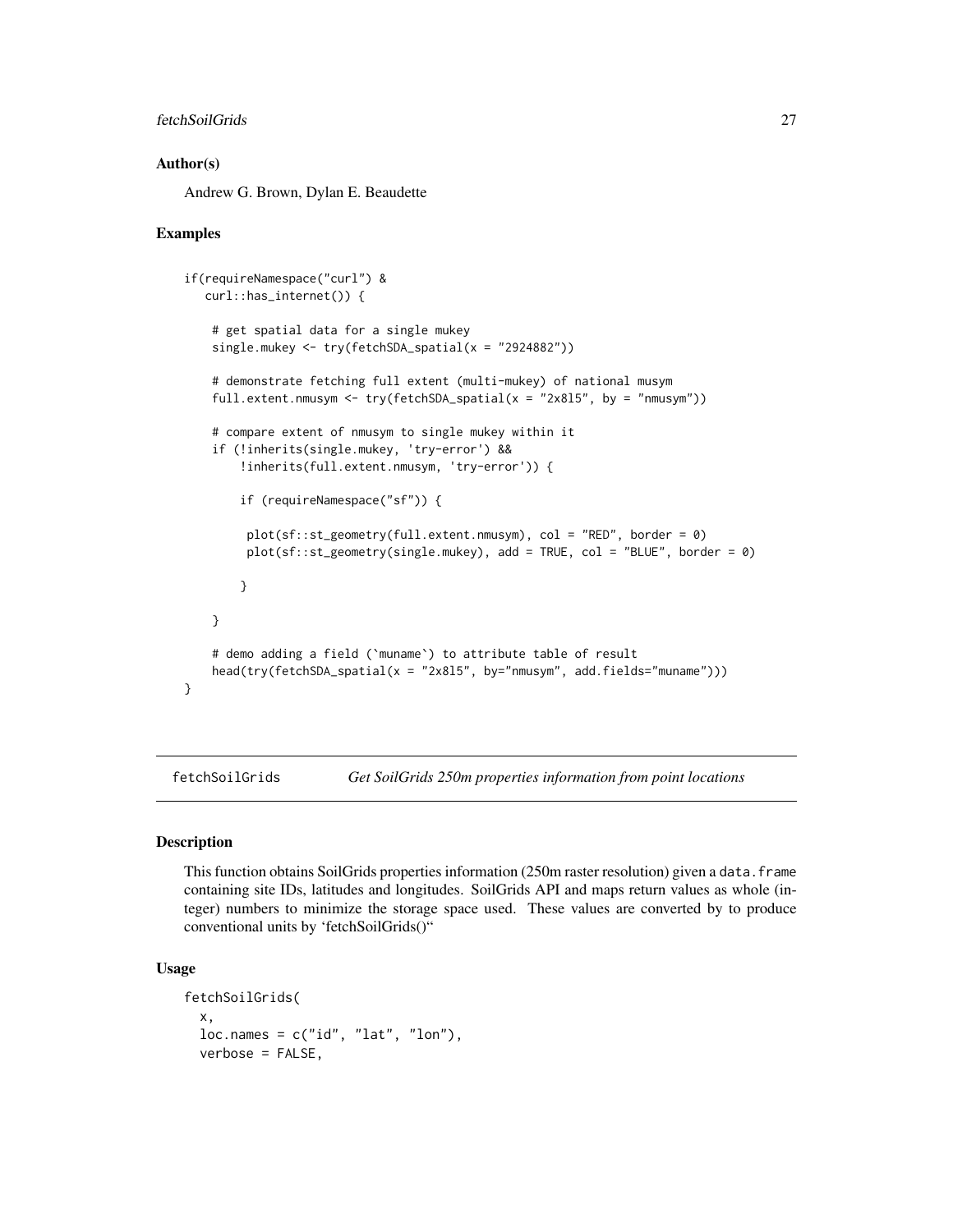### Author(s)

Andrew G. Brown, Dylan E. Beaudette

### Examples

```
if(requireNamespace("curl") &
   curl::has_internet()) {

    # get spatial data for a single mukey
    single.mukey <- try(fetchSDA_spatial(x = "2924882"))

    # demonstrate fetching full extent (multi-mukey) of national musym
    full.extent.nmusym <- try(fetchSDA_spatial(x = "2x8l5", by = "nmusym"))

    # compare extent of nmusym to single mukey within it
    if (!inherits(single.mukey, 'try-error') &&
        !inherits(full.extent.nmusym, 'try-error')) {

        if (requireNamespace("sf")) {

         plot(sf::st_geometry(full.extent.nmusym), col = "RED", border = 0)
         plot(sf::st_geometry(single.mukey), add = TRUE, col = "BLUE", border = 0)

        }

    }

    # demo adding a field (`muname`) to attribute table of result
    head(try(fetchSDA_spatial(x = "2x8l5", by="nmusym", add.fields="muname")))
}
```

## fetchSoilGrids    *Get SoilGrids 250m properties information from point locations*

### Description

This function obtains SoilGrids properties information (250m raster resolution) given a data.frame containing site IDs, latitudes and longitudes. SoilGrids API and maps return values as whole (integer) numbers to minimize the storage space used. These values are converted by to produce conventional units by 'fetchSoilGrids()"

### Usage

```
fetchSoilGrids(
  x,
  loc.names = c("id", "lat", "lon"),
  verbose = FALSE,
```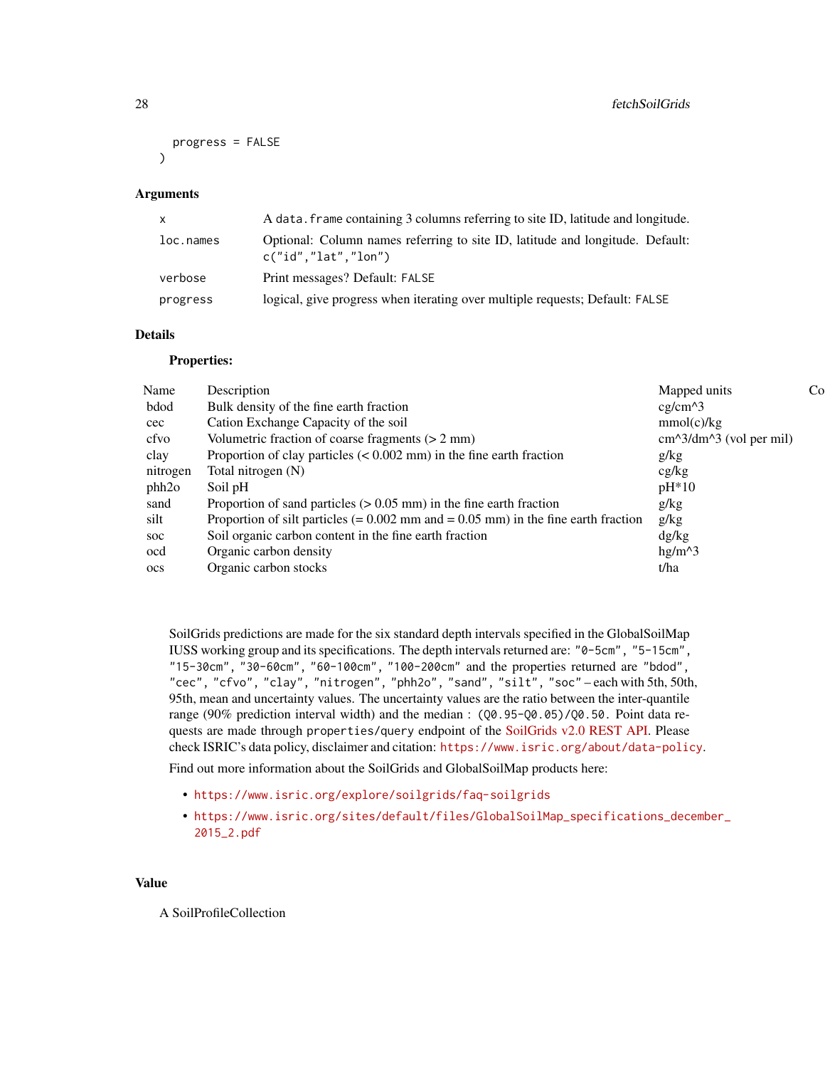```
progress = FALSE
)
```

## Arguments

| | |
|---|---|
| x | A `data.frame` containing 3 columns referring to site ID, latitude and longitude. |
| loc.names | Optional: Column names referring to site ID, latitude and longitude. Default: `c("id","lat","lon")` |
| verbose | Print messages? Default: `FALSE` |
| progress | logical, give progress when iterating over multiple requests; Default: `FALSE` |

## Details

**Properties:**

| Name | Description | Mapped units | Co |
|---|---|---|---|
| bdod | Bulk density of the fine earth fraction | cg/cm^3 | |
| cec | Cation Exchange Capacity of the soil | mmol(c)/kg | |
| cfvo | Volumetric fraction of coarse fragments (> 2 mm) | cm^3/dm^3 (vol per mil) | |
| clay | Proportion of clay particles (< 0.002 mm) in the fine earth fraction | g/kg | |
| nitrogen | Total nitrogen (N) | cg/kg | |
| phh2o | Soil pH | pH*10 | |
| sand | Proportion of sand particles (> 0.05 mm) in the fine earth fraction | g/kg | |
| silt | Proportion of silt particles (= 0.002 mm and = 0.05 mm) in the fine earth fraction | g/kg | |
| soc | Soil organic carbon content in the fine earth fraction | dg/kg | |
| ocd | Organic carbon density | hg/m^3 | |
| ocs | Organic carbon stocks | t/ha | |

SoilGrids predictions are made for the six standard depth intervals specified in the GlobalSoilMap IUSS working group and its specifications. The depth intervals returned are: `"0-5cm"`, `"5-15cm"`, `"15-30cm"`, `"30-60cm"`, `"60-100cm"`, `"100-200cm"` and the properties returned are `"bdod"`, `"cec"`, `"cfvo"`, `"clay"`, `"nitrogen"`, `"phh2o"`, `"sand"`, `"silt"`, `"soc"` – each with 5th, 50th, 95th, mean and uncertainty values. The uncertainty values are the ratio between the inter-quantile range (90% prediction interval width) and the median : `(Q0.95-Q0.05)/Q0.50`. Point data requests are made through `properties/query` endpoint of the SoilGrids v2.0 REST API. Please check ISRIC's data policy, disclaimer and citation: https://www.isric.org/about/data-policy.

Find out more information about the SoilGrids and GlobalSoilMap products here:

- https://www.isric.org/explore/soilgrids/faq-soilgrids
- https://www.isric.org/sites/default/files/GlobalSoilMap_specifications_december_2015_2.pdf

## Value

A SoilProfileCollection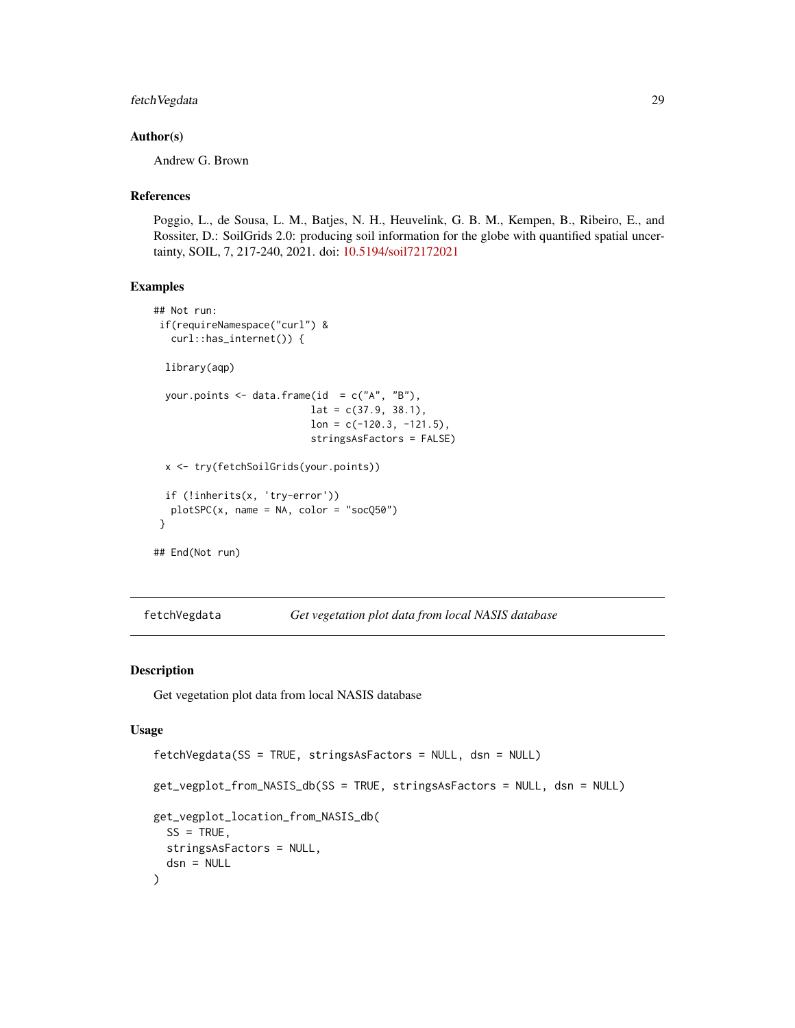### Author(s)

Andrew G. Brown

### References

Poggio, L., de Sousa, L. M., Batjes, N. H., Heuvelink, G. B. M., Kempen, B., Ribeiro, E., and Rossiter, D.: SoilGrids 2.0: producing soil information for the globe with quantified spatial uncertainty, SOIL, 7, 217-240, 2021. doi: 10.5194/soil72172021

### Examples

```
## Not run:
 if(requireNamespace("curl") &
   curl::has_internet()) {

  library(aqp)

  your.points <- data.frame(id  = c("A", "B"),
                           lat = c(37.9, 38.1),
                           lon = c(-120.3, -121.5),
                           stringsAsFactors = FALSE)

  x <- try(fetchSoilGrids(your.points))

  if (!inherits(x, 'try-error'))
   plotSPC(x, name = NA, color = "socQ50")
 }

## End(Not run)
```

## fetchVegdata — *Get vegetation plot data from local NASIS database*

### Description

Get vegetation plot data from local NASIS database

### Usage

```
fetchVegdata(SS = TRUE, stringsAsFactors = NULL, dsn = NULL)

get_vegplot_from_NASIS_db(SS = TRUE, stringsAsFactors = NULL, dsn = NULL)

get_vegplot_location_from_NASIS_db(
  SS = TRUE,
  stringsAsFactors = NULL,
  dsn = NULL
)
```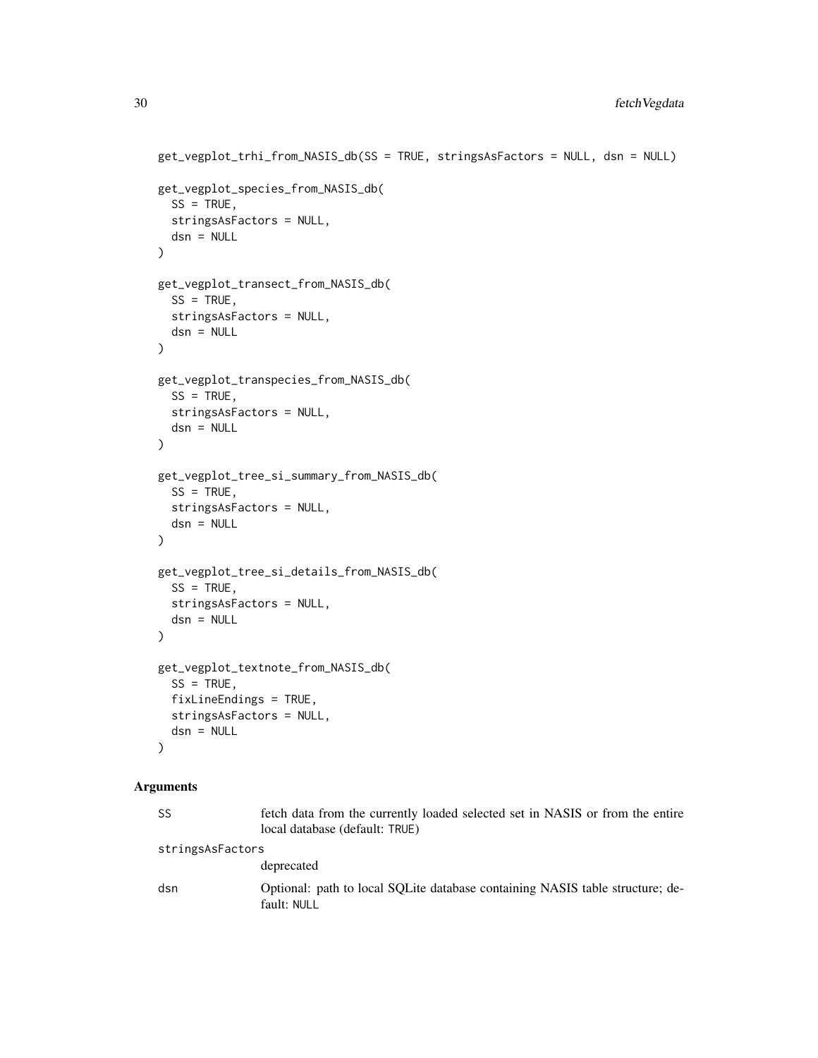```
get_vegplot_trhi_from_NASIS_db(SS = TRUE, stringsAsFactors = NULL, dsn = NULL)

get_vegplot_species_from_NASIS_db(
  SS = TRUE,
  stringsAsFactors = NULL,
  dsn = NULL
)

get_vegplot_transect_from_NASIS_db(
  SS = TRUE,
  stringsAsFactors = NULL,
  dsn = NULL
)

get_vegplot_transpecies_from_NASIS_db(
  SS = TRUE,
  stringsAsFactors = NULL,
  dsn = NULL
)

get_vegplot_tree_si_summary_from_NASIS_db(
  SS = TRUE,
  stringsAsFactors = NULL,
  dsn = NULL
)

get_vegplot_tree_si_details_from_NASIS_db(
  SS = TRUE,
  stringsAsFactors = NULL,
  dsn = NULL
)

get_vegplot_textnote_from_NASIS_db(
  SS = TRUE,
  fixLineEndings = TRUE,
  stringsAsFactors = NULL,
  dsn = NULL
)
```

## Arguments

| | |
|---|---|
| `SS` | fetch data from the currently loaded selected set in NASIS or from the entire local database (default: `TRUE`) |
| `stringsAsFactors` | deprecated |
| `dsn` | Optional: path to local SQLite database containing NASIS table structure; default: `NULL` |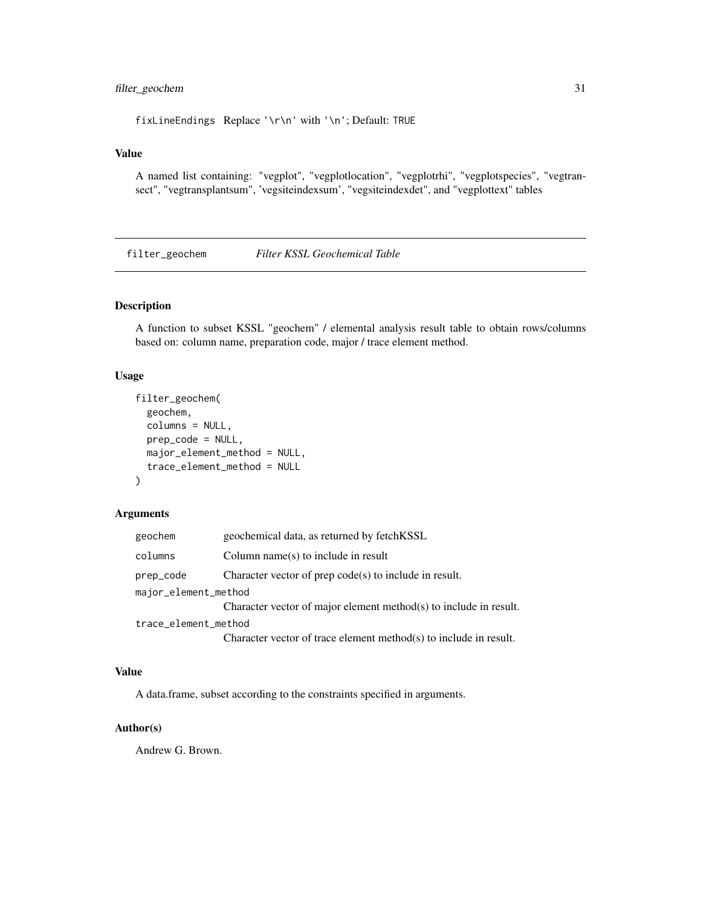fixLineEndings Replace '\r\n' with '\n'; Default: TRUE

### Value

A named list containing: "vegplot", "vegplotlocation", "vegplotrhi", "vegplotspecies", "vegtransect", "vegtransplantsum", 'vegsiteindexsum', "vegsiteindexdet", and "vegplottext" tables

---

## filter_geochem *Filter KSSL Geochemical Table*

### Description

A function to subset KSSL "geochem" / elemental analysis result table to obtain rows/columns based on: column name, preparation code, major / trace element method.

### Usage

```
filter_geochem(
  geochem,
  columns = NULL,
  prep_code = NULL,
  major_element_method = NULL,
  trace_element_method = NULL
)
```

### Arguments

| | |
|---|---|
| geochem | geochemical data, as returned by fetchKSSL |
| columns | Column name(s) to include in result |
| prep_code | Character vector of prep code(s) to include in result. |
| major_element_method | Character vector of major element method(s) to include in result. |
| trace_element_method | Character vector of trace element method(s) to include in result. |

### Value

A data.frame, subset according to the constraints specified in arguments.

### Author(s)

Andrew G. Brown.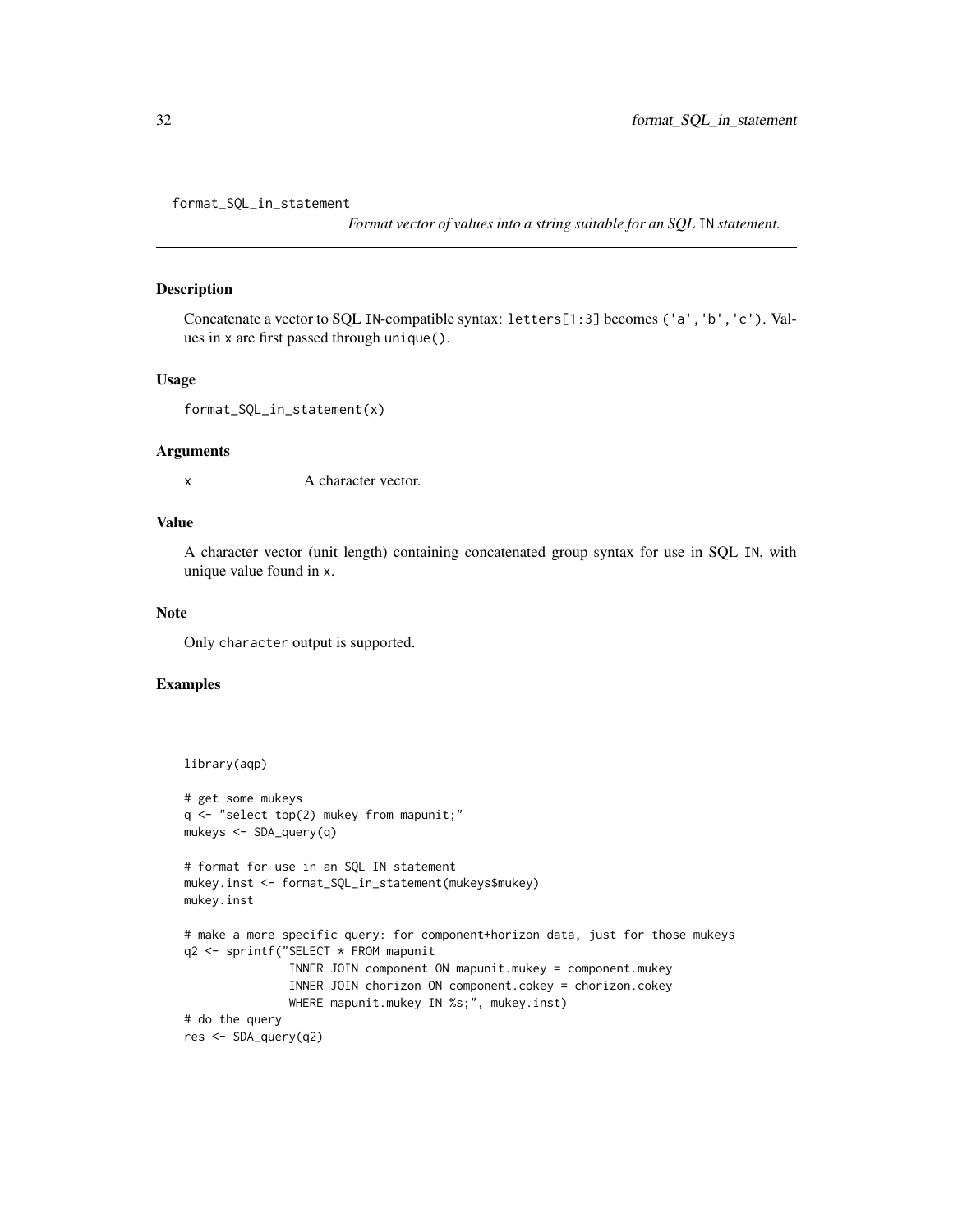# format_SQL_in_statement

*Format vector of values into a string suitable for an SQL* `IN` *statement.*

## Description

Concatenate a vector to SQL `IN`-compatible syntax: `letters[1:3]` becomes `('a','b','c')`. Values in `x` are first passed through `unique()`.

## Usage

```
format_SQL_in_statement(x)
```

## Arguments

| | |
|---|---|
| `x` | A character vector. |

## Value

A character vector (unit length) containing concatenated group syntax for use in SQL `IN`, with unique value found in `x`.

## Note

Only `character` output is supported.

## Examples

```
library(aqp)

# get some mukeys
q <- "select top(2) mukey from mapunit;"
mukeys <- SDA_query(q)

# format for use in an SQL IN statement
mukey.inst <- format_SQL_in_statement(mukeys$mukey)
mukey.inst

# make a more specific query: for component+horizon data, just for those mukeys
q2 <- sprintf("SELECT * FROM mapunit
               INNER JOIN component ON mapunit.mukey = component.mukey
               INNER JOIN chorizon ON component.cokey = chorizon.cokey
               WHERE mapunit.mukey IN %s;", mukey.inst)
# do the query
res <- SDA_query(q2)
```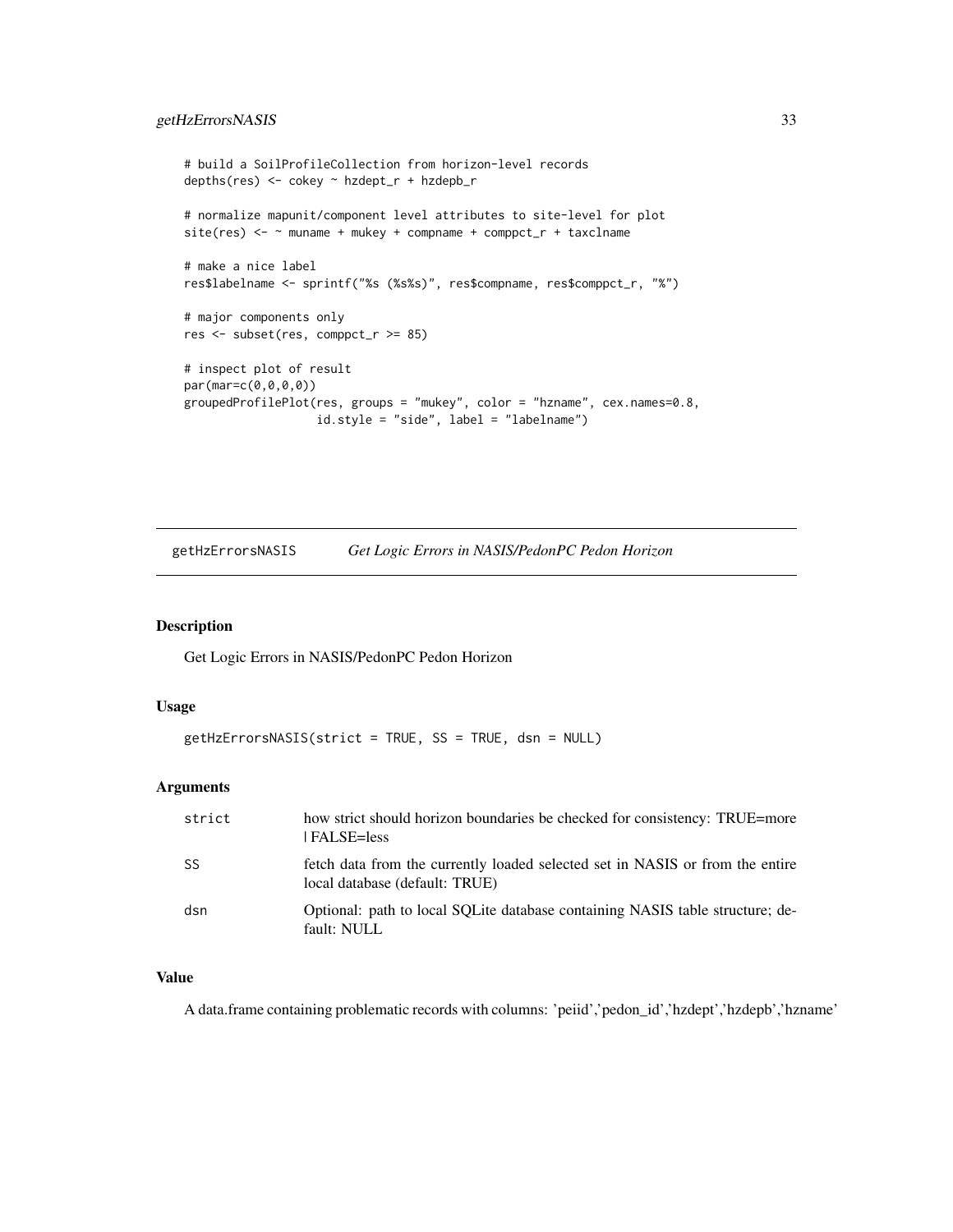```
# build a SoilProfileCollection from horizon-level records
depths(res) <- cokey ~ hzdept_r + hzdepb_r

# normalize mapunit/component level attributes to site-level for plot
site(res) <- ~ muname + mukey + compname + comppct_r + taxclname

# make a nice label
res$labelname <- sprintf("%s (%s%s)", res$compname, res$comppct_r, "%")

# major components only
res <- subset(res, comppct_r >= 85)

# inspect plot of result
par(mar=c(0,0,0,0))
groupedProfilePlot(res, groups = "mukey", color = "hzname", cex.names=0.8,
                   id.style = "side", label = "labelname")
```

## getHzErrorsNASIS — *Get Logic Errors in NASIS/PedonPC Pedon Horizon*

### Description

Get Logic Errors in NASIS/PedonPC Pedon Horizon

### Usage

```
getHzErrorsNASIS(strict = TRUE, SS = TRUE, dsn = NULL)
```

### Arguments

| | |
|---|---|
| strict | how strict should horizon boundaries be checked for consistency: TRUE=more \| FALSE=less |
| SS | fetch data from the currently loaded selected set in NASIS or from the entire local database (default: TRUE) |
| dsn | Optional: path to local SQLite database containing NASIS table structure; default: NULL |

### Value

A data.frame containing problematic records with columns: 'peiid','pedon_id','hzdept','hzdepb','hzname'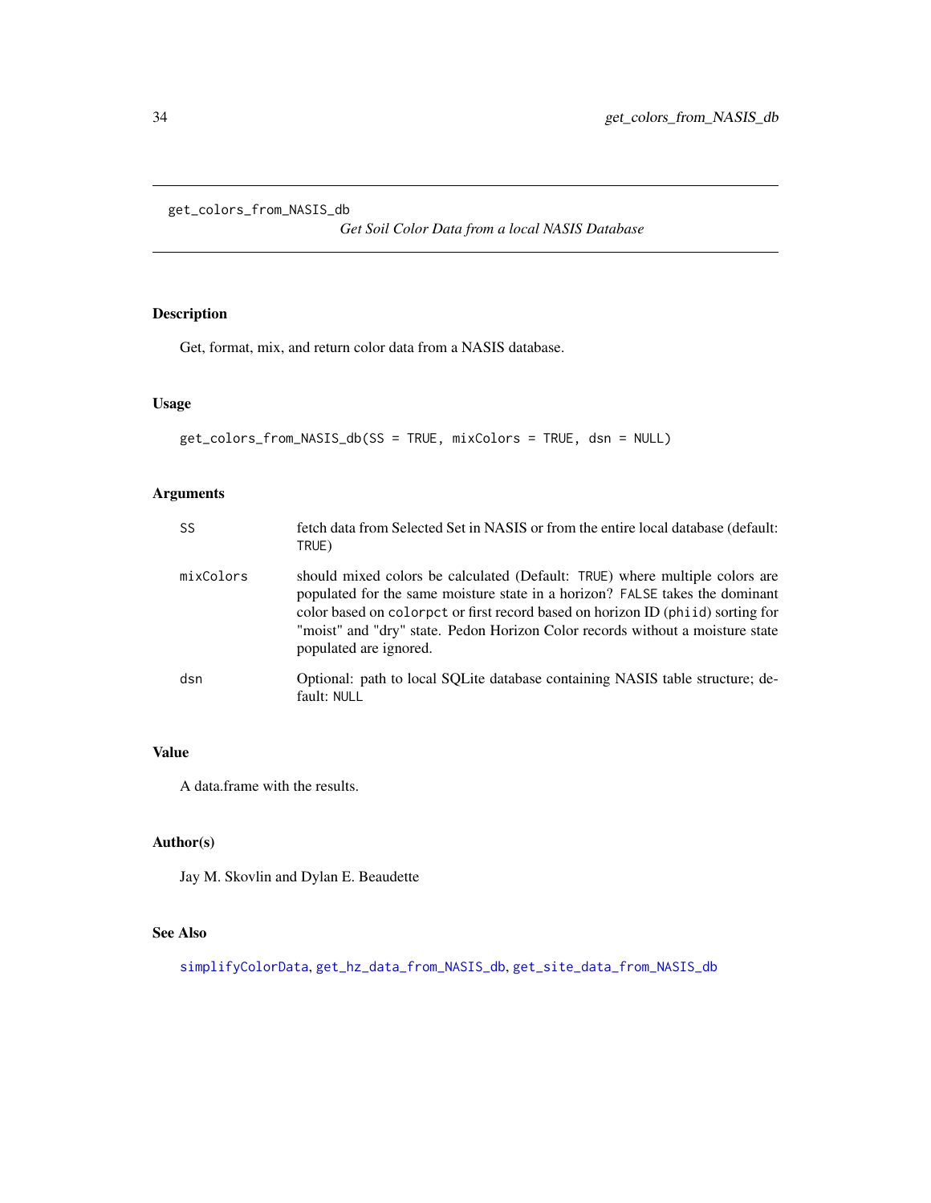## get_colors_from_NASIS_db

*Get Soil Color Data from a local NASIS Database*

### Description

Get, format, mix, and return color data from a NASIS database.

### Usage

```
get_colors_from_NASIS_db(SS = TRUE, mixColors = TRUE, dsn = NULL)
```

### Arguments

| | |
|---|---|
| SS | fetch data from Selected Set in NASIS or from the entire local database (default: `TRUE`) |
| mixColors | should mixed colors be calculated (Default: `TRUE`) where multiple colors are populated for the same moisture state in a horizon? `FALSE` takes the dominant color based on `colorpct` or first record based on horizon ID (`phiid`) sorting for "moist" and "dry" state. Pedon Horizon Color records without a moisture state populated are ignored. |
| dsn | Optional: path to local SQLite database containing NASIS table structure; default: `NULL` |

### Value

A data.frame with the results.

### Author(s)

Jay M. Skovlin and Dylan E. Beaudette

### See Also

simplifyColorData, get_hz_data_from_NASIS_db, get_site_data_from_NASIS_db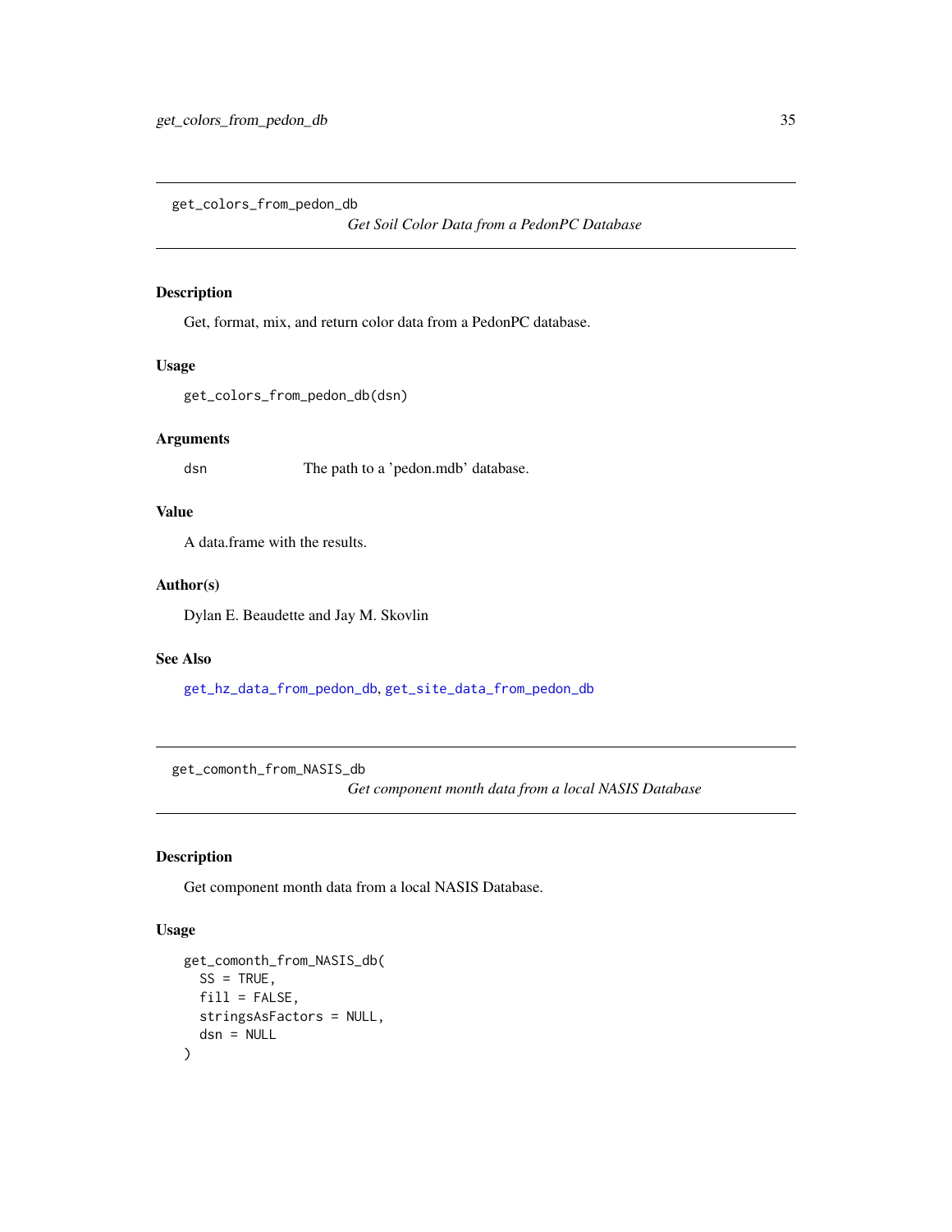## get_colors_from_pedon_db

*Get Soil Color Data from a PedonPC Database*

### Description

Get, format, mix, and return color data from a PedonPC database.

### Usage

```
get_colors_from_pedon_db(dsn)
```

### Arguments

| | |
|---|---|
| dsn | The path to a 'pedon.mdb' database. |

### Value

A data.frame with the results.

### Author(s)

Dylan E. Beaudette and Jay M. Skovlin

### See Also

get_hz_data_from_pedon_db, get_site_data_from_pedon_db

## get_comonth_from_NASIS_db

*Get component month data from a local NASIS Database*

### Description

Get component month data from a local NASIS Database.

### Usage

```
get_comonth_from_NASIS_db(
  SS = TRUE,
  fill = FALSE,
  stringsAsFactors = NULL,
  dsn = NULL
)
```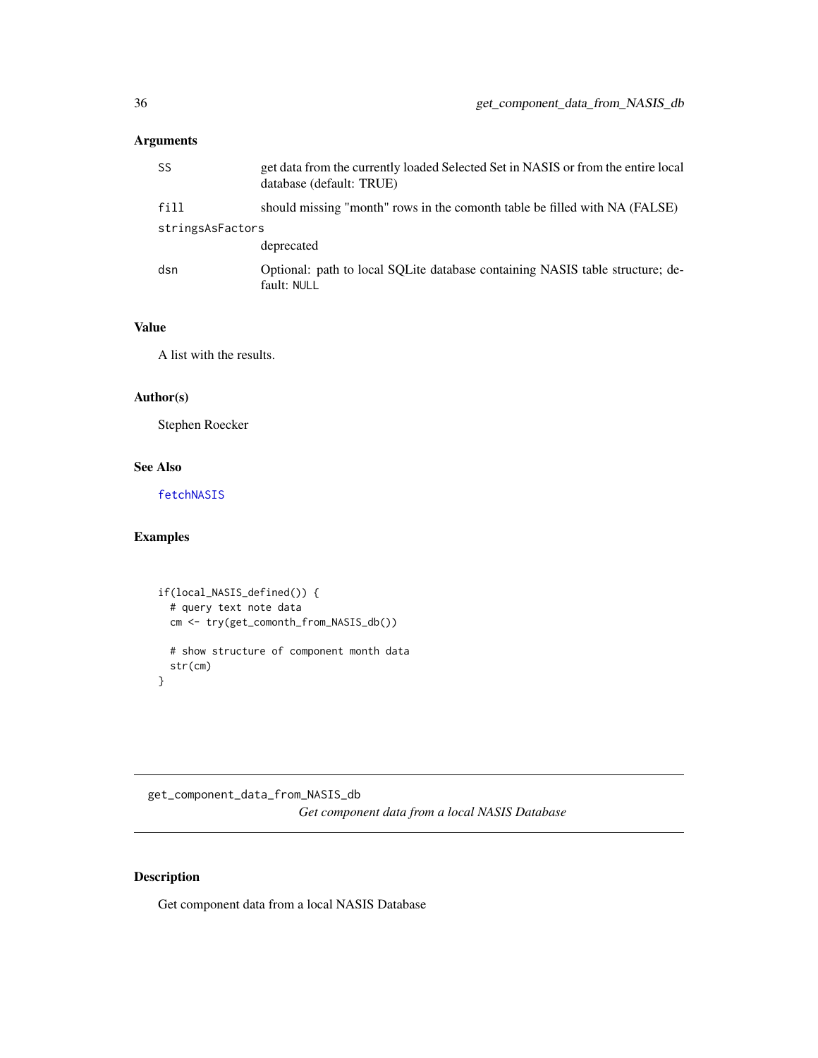## Arguments

| | |
|---|---|
| SS | get data from the currently loaded Selected Set in NASIS or from the entire local database (default: TRUE) |
| fill | should missing "month" rows in the comonth table be filled with NA (FALSE) |
| stringsAsFactors | deprecated |
| dsn | Optional: path to local SQLite database containing NASIS table structure; default: NULL |

## Value

A list with the results.

## Author(s)

Stephen Roecker

## See Also

fetchNASIS

## Examples

```
if(local_NASIS_defined()) {
  # query text note data
  cm <- try(get_comonth_from_NASIS_db())

  # show structure of component month data
  str(cm)
}
```

---

# get_component_data_from_NASIS_db

*Get component data from a local NASIS Database*

---

## Description

Get component data from a local NASIS Database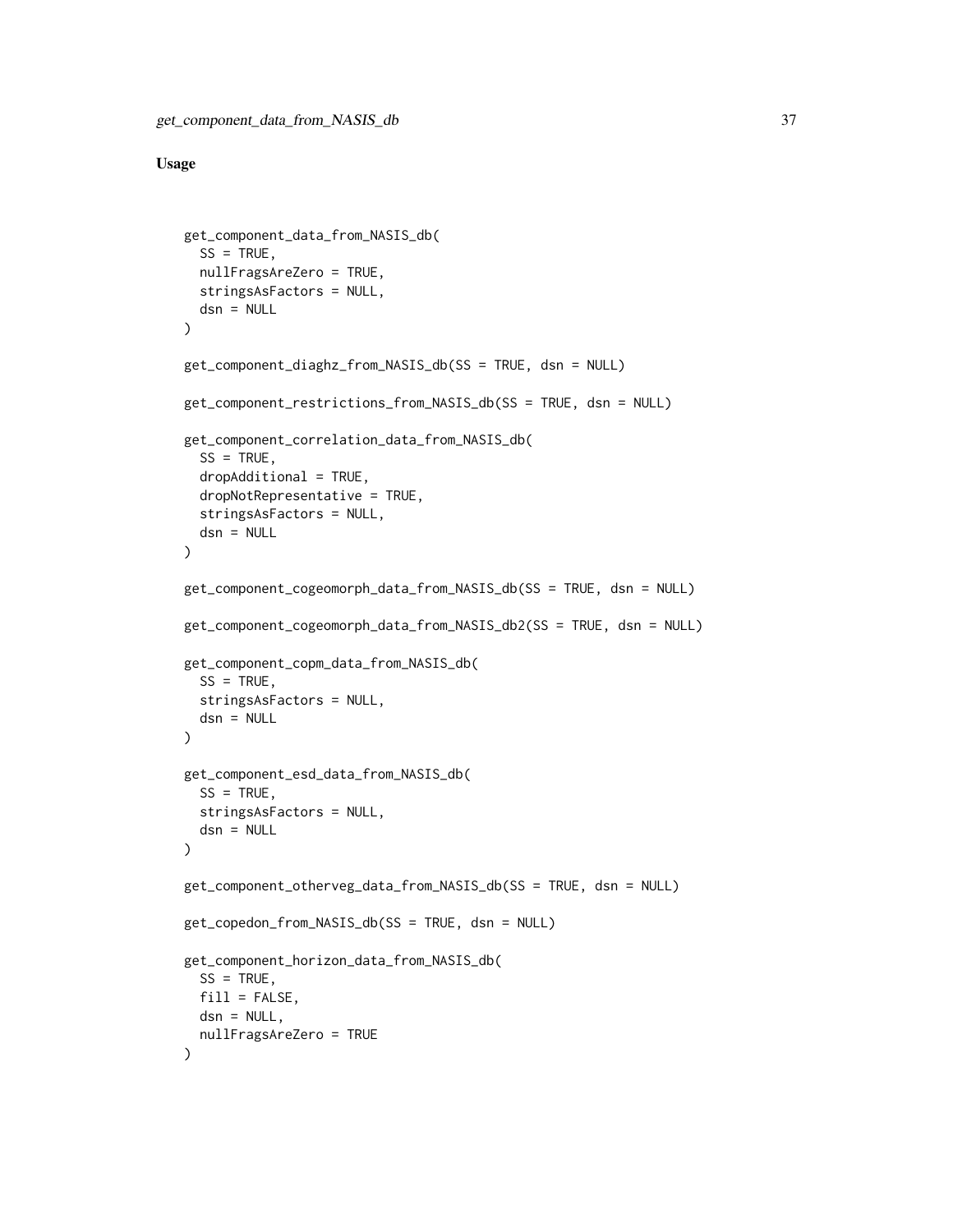## Usage

```
get_component_data_from_NASIS_db(
  SS = TRUE,
  nullFragsAreZero = TRUE,
  stringsAsFactors = NULL,
  dsn = NULL
)

get_component_diaghz_from_NASIS_db(SS = TRUE, dsn = NULL)

get_component_restrictions_from_NASIS_db(SS = TRUE, dsn = NULL)

get_component_correlation_data_from_NASIS_db(
  SS = TRUE,
  dropAdditional = TRUE,
  dropNotRepresentative = TRUE,
  stringsAsFactors = NULL,
  dsn = NULL
)

get_component_cogeomorph_data_from_NASIS_db(SS = TRUE, dsn = NULL)

get_component_cogeomorph_data_from_NASIS_db2(SS = TRUE, dsn = NULL)

get_component_copm_data_from_NASIS_db(
  SS = TRUE,
  stringsAsFactors = NULL,
  dsn = NULL
)

get_component_esd_data_from_NASIS_db(
  SS = TRUE,
  stringsAsFactors = NULL,
  dsn = NULL
)

get_component_otherveg_data_from_NASIS_db(SS = TRUE, dsn = NULL)

get_copedon_from_NASIS_db(SS = TRUE, dsn = NULL)

get_component_horizon_data_from_NASIS_db(
  SS = TRUE,
  fill = FALSE,
  dsn = NULL,
  nullFragsAreZero = TRUE
)
```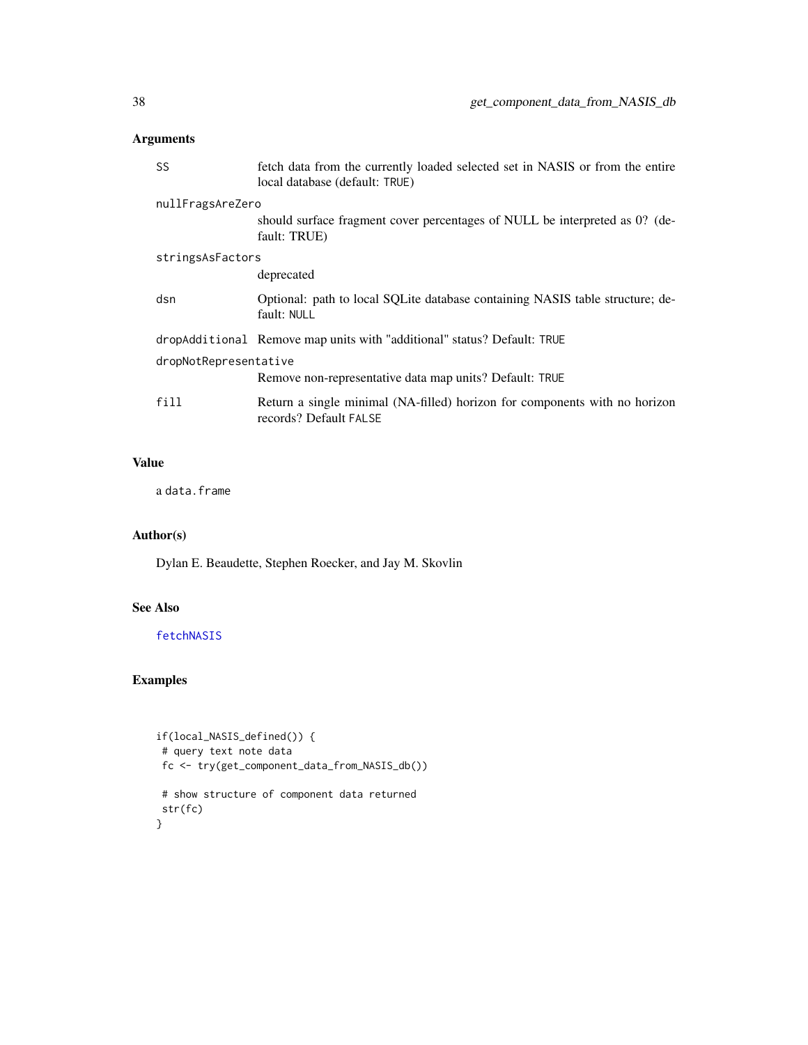## Arguments

| | |
|---|---|
| `SS` | fetch data from the currently loaded selected set in NASIS or from the entire local database (default: `TRUE`) |
| `nullFragsAreZero` | should surface fragment cover percentages of NULL be interpreted as 0? (default: TRUE) |
| `stringsAsFactors` | deprecated |
| `dsn` | Optional: path to local SQLite database containing NASIS table structure; default: `NULL` |
| `dropAdditional` | Remove map units with "additional" status? Default: `TRUE` |
| `dropNotRepresentative` | Remove non-representative data map units? Default: `TRUE` |
| `fill` | Return a single minimal (NA-filled) horizon for components with no horizon records? Default `FALSE` |

## Value

a `data.frame`

## Author(s)

Dylan E. Beaudette, Stephen Roecker, and Jay M. Skovlin

## See Also

`fetchNASIS`

## Examples

```
if(local_NASIS_defined()) {
 # query text note data
 fc <- try(get_component_data_from_NASIS_db())

 # show structure of component data returned
 str(fc)
}
```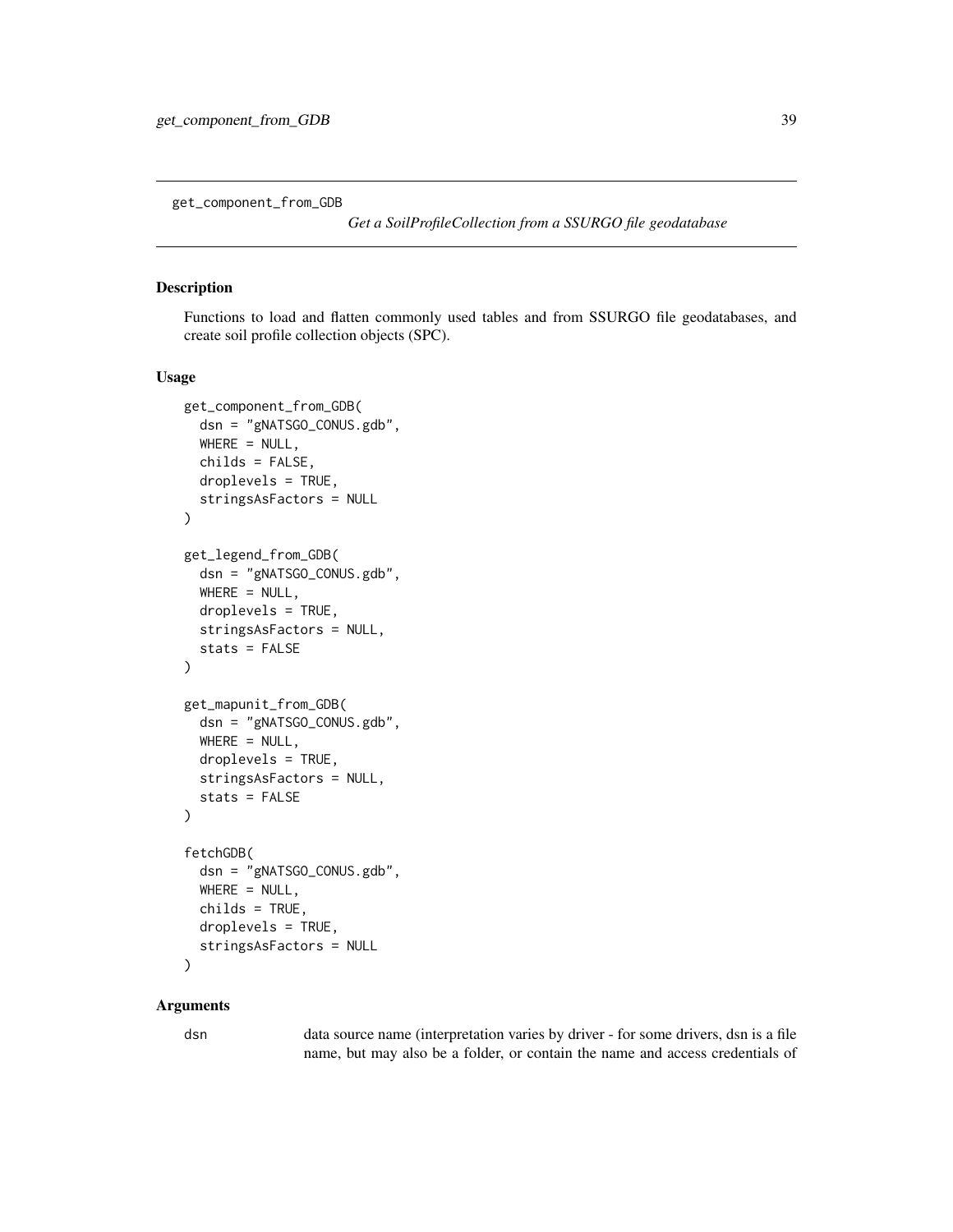get_component_from_GDB

*Get a SoilProfileCollection from a SSURGO file geodatabase*

## Description

Functions to load and flatten commonly used tables and from SSURGO file geodatabases, and create soil profile collection objects (SPC).

## Usage

```
get_component_from_GDB(
  dsn = "gNATSGO_CONUS.gdb",
  WHERE = NULL,
  childs = FALSE,
  droplevels = TRUE,
  stringsAsFactors = NULL
)

get_legend_from_GDB(
  dsn = "gNATSGO_CONUS.gdb",
  WHERE = NULL,
  droplevels = TRUE,
  stringsAsFactors = NULL,
  stats = FALSE
)

get_mapunit_from_GDB(
  dsn = "gNATSGO_CONUS.gdb",
  WHERE = NULL,
  droplevels = TRUE,
  stringsAsFactors = NULL,
  stats = FALSE
)

fetchGDB(
  dsn = "gNATSGO_CONUS.gdb",
  WHERE = NULL,
  childs = TRUE,
  droplevels = TRUE,
  stringsAsFactors = NULL
)
```

## Arguments

| | |
|---|---|
| dsn | data source name (interpretation varies by driver - for some drivers, dsn is a file name, but may also be a folder, or contain the name and access credentials of |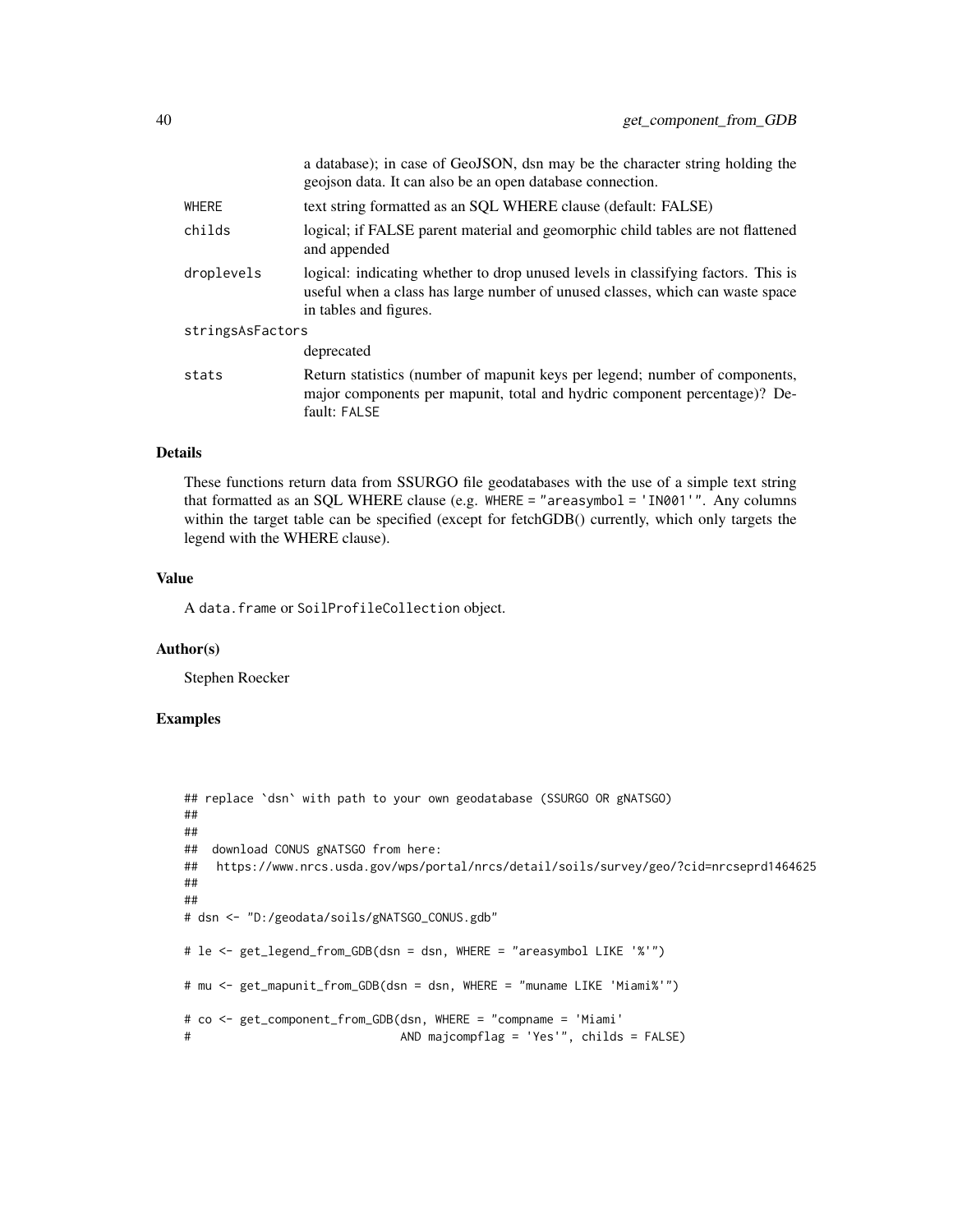| | |
|---|---|
| | a database); in case of GeoJSON, dsn may be the character string holding the geojson data. It can also be an open database connection. |
| WHERE | text string formatted as an SQL WHERE clause (default: FALSE) |
| childs | logical; if FALSE parent material and geomorphic child tables are not flattened and appended |
| droplevels | logical: indicating whether to drop unused levels in classifying factors. This is useful when a class has large number of unused classes, which can waste space in tables and figures. |
| stringsAsFactors | deprecated |
| stats | Return statistics (number of mapunit keys per legend; number of components, major components per mapunit, total and hydric component percentage)? Default: FALSE |

### Details

These functions return data from SSURGO file geodatabases with the use of a simple text string that formatted as an SQL WHERE clause (e.g. `WHERE = "areasymbol = 'IN001'"`. Any columns within the target table can be specified (except for fetchGDB() currently, which only targets the legend with the WHERE clause).

### Value

A `data.frame` or `SoilProfileCollection` object.

### Author(s)

Stephen Roecker

### Examples

```
## replace `dsn` with path to your own geodatabase (SSURGO OR gNATSGO)
##
##
##  download CONUS gNATSGO from here:
##   https://www.nrcs.usda.gov/wps/portal/nrcs/detail/soils/survey/geo/?cid=nrcseprd1464625
##
##
# dsn <- "D:/geodata/soils/gNATSGO_CONUS.gdb"

# le <- get_legend_from_GDB(dsn = dsn, WHERE = "areasymbol LIKE '%'")

# mu <- get_mapunit_from_GDB(dsn = dsn, WHERE = "muname LIKE 'Miami%'")

# co <- get_component_from_GDB(dsn, WHERE = "compname = 'Miami'
#                              AND majcompflag = 'Yes'", childs = FALSE)
```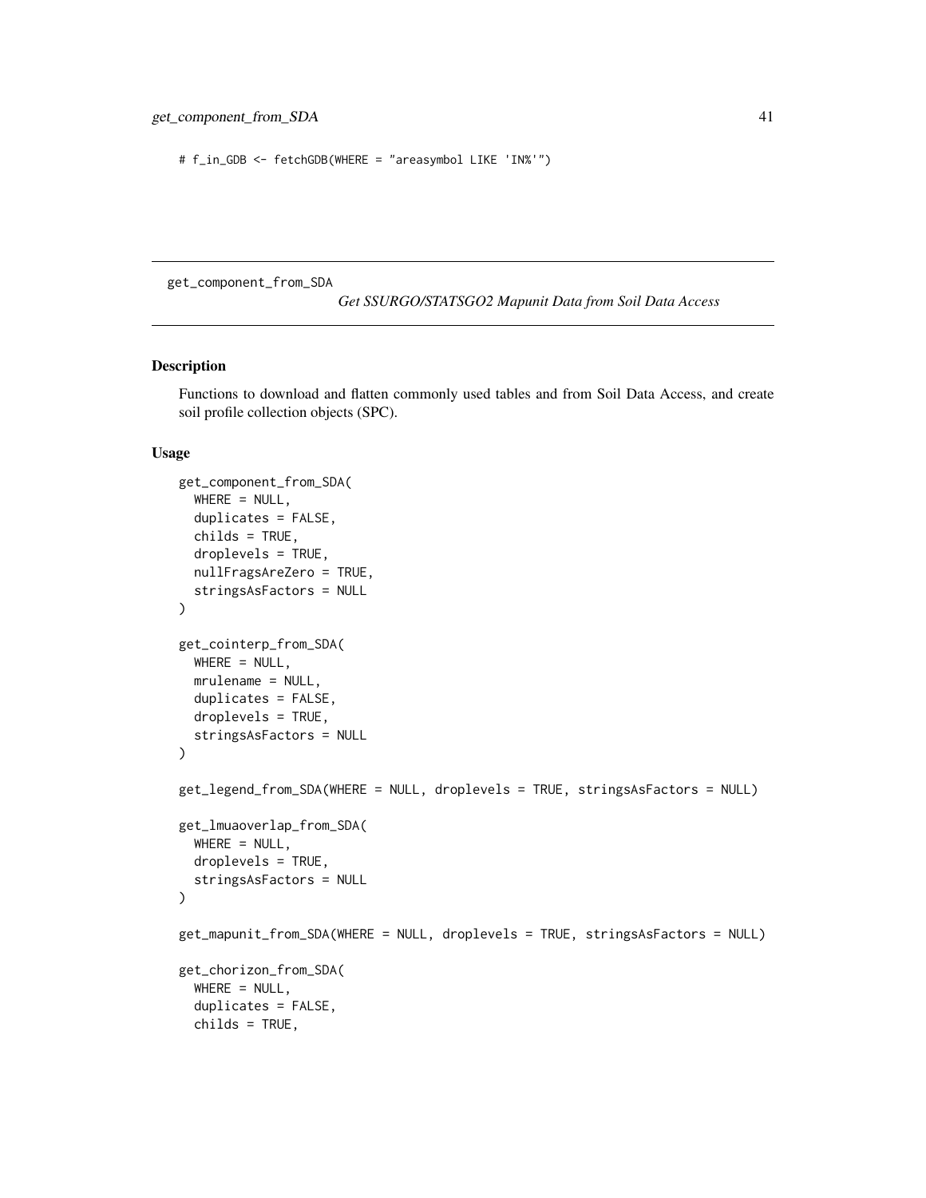```
# f_in_GDB <- fetchGDB(WHERE = "areasymbol LIKE 'IN%'")
```

---

get_component_from_SDA

*Get SSURGO/STATSGO2 Mapunit Data from Soil Data Access*

---

## Description

Functions to download and flatten commonly used tables and from Soil Data Access, and create soil profile collection objects (SPC).

## Usage

```
get_component_from_SDA(
  WHERE = NULL,
  duplicates = FALSE,
  childs = TRUE,
  droplevels = TRUE,
  nullFragsAreZero = TRUE,
  stringsAsFactors = NULL
)

get_cointerp_from_SDA(
  WHERE = NULL,
  mrulename = NULL,
  duplicates = FALSE,
  droplevels = TRUE,
  stringsAsFactors = NULL
)

get_legend_from_SDA(WHERE = NULL, droplevels = TRUE, stringsAsFactors = NULL)

get_lmuaoverlap_from_SDA(
  WHERE = NULL,
  droplevels = TRUE,
  stringsAsFactors = NULL
)

get_mapunit_from_SDA(WHERE = NULL, droplevels = TRUE, stringsAsFactors = NULL)

get_chorizon_from_SDA(
  WHERE = NULL,
  duplicates = FALSE,
  childs = TRUE,
```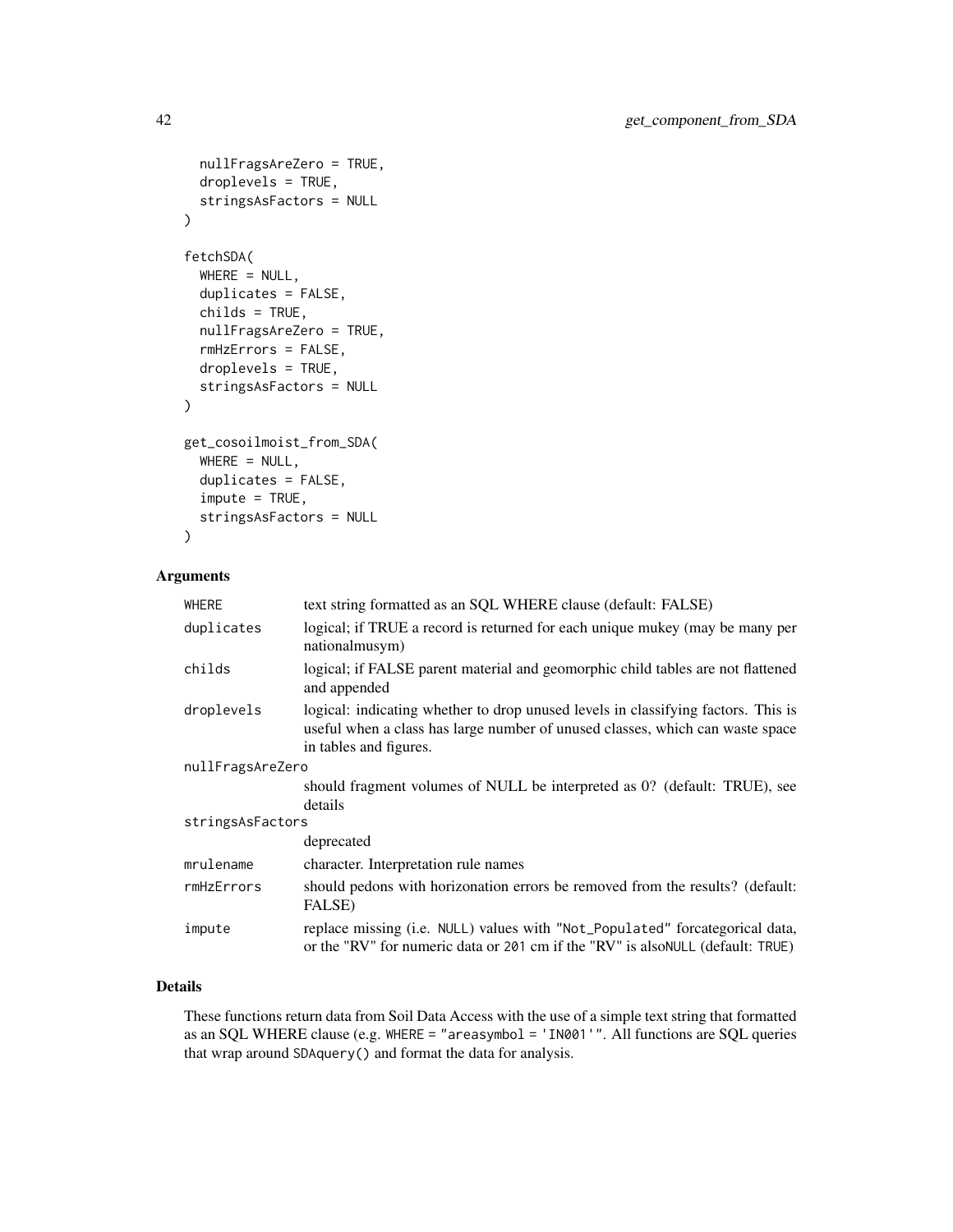```
  nullFragsAreZero = TRUE,
  droplevels = TRUE,
  stringsAsFactors = NULL
)

fetchSDA(
  WHERE = NULL,
  duplicates = FALSE,
  childs = TRUE,
  nullFragsAreZero = TRUE,
  rmHzErrors = FALSE,
  droplevels = TRUE,
  stringsAsFactors = NULL
)

get_cosoilmoist_from_SDA(
  WHERE = NULL,
  duplicates = FALSE,
  impute = TRUE,
  stringsAsFactors = NULL
)
```

### Arguments

| | |
|---|---|
| WHERE | text string formatted as an SQL WHERE clause (default: FALSE) |
| duplicates | logical; if TRUE a record is returned for each unique mukey (may be many per nationalmusym) |
| childs | logical; if FALSE parent material and geomorphic child tables are not flattened and appended |
| droplevels | logical: indicating whether to drop unused levels in classifying factors. This is useful when a class has large number of unused classes, which can waste space in tables and figures. |
| nullFragsAreZero | should fragment volumes of NULL be interpreted as 0? (default: TRUE), see details |
| stringsAsFactors | deprecated |
| mrulename | character. Interpretation rule names |
| rmHzErrors | should pedons with horizonation errors be removed from the results? (default: FALSE) |
| impute | replace missing (i.e. `NULL`) values with `"Not_Populated"` forcategorical data, or the "RV" for numeric data or `201` cm if the "RV" is also`NULL` (default: `TRUE`) |

### Details

These functions return data from Soil Data Access with the use of a simple text string that formatted as an SQL WHERE clause (e.g. `WHERE = "areasymbol = 'IN001'"`. All functions are SQL queries that wrap around `SDAquery()` and format the data for analysis.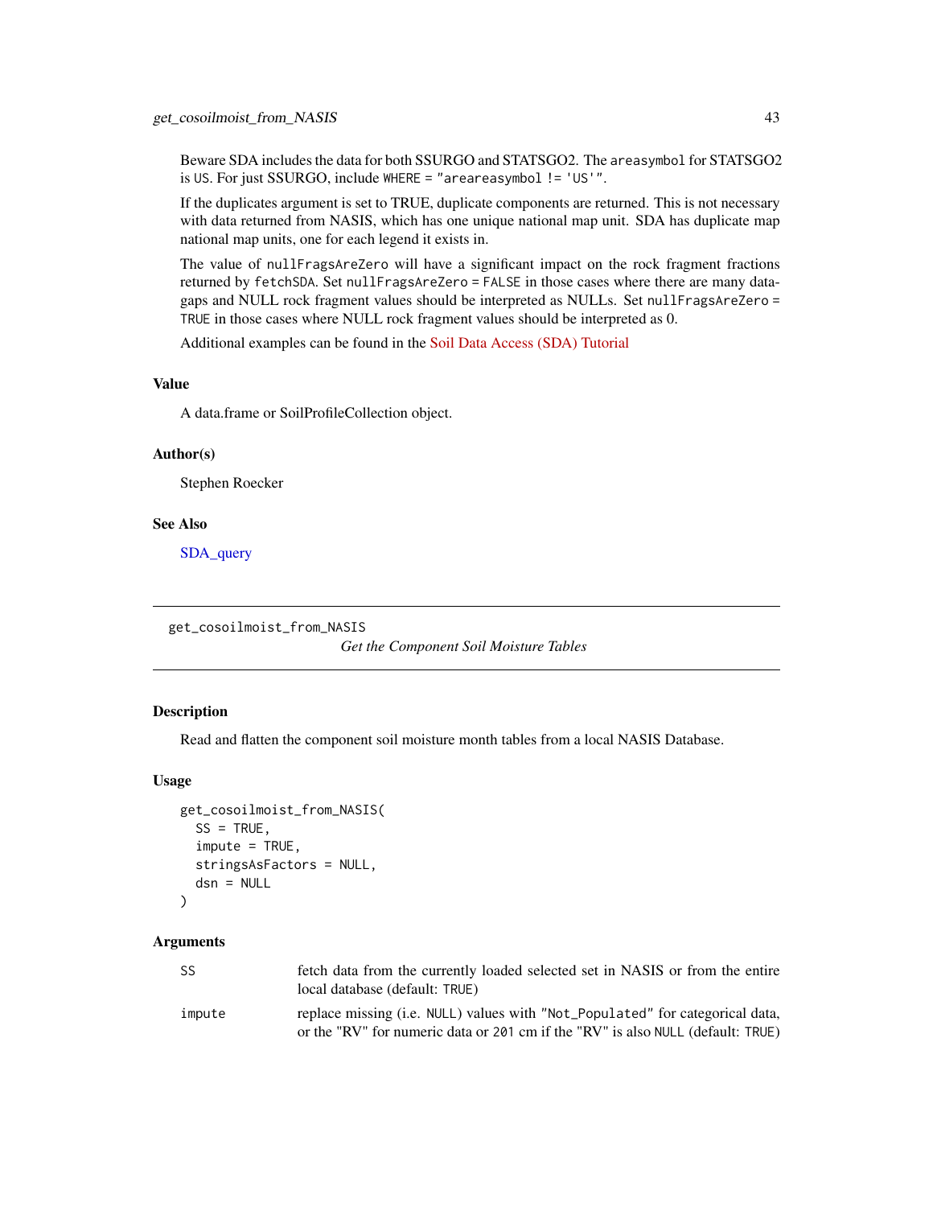Beware SDA includes the data for both SSURGO and STATSGO2. The `areasymbol` for STATSGO2 is `US`. For just SSURGO, include `WHERE = "areareasymbol != 'US'"`.

If the duplicates argument is set to TRUE, duplicate components are returned. This is not necessary with data returned from NASIS, which has one unique national map unit. SDA has duplicate map national map units, one for each legend it exists in.

The value of `nullFragsAreZero` will have a significant impact on the rock fragment fractions returned by `fetchSDA`. Set `nullFragsAreZero = FALSE` in those cases where there are many data-gaps and NULL rock fragment values should be interpreted as NULLs. Set `nullFragsAreZero = TRUE` in those cases where NULL rock fragment values should be interpreted as 0.

Additional examples can be found in the Soil Data Access (SDA) Tutorial

### Value

A data.frame or SoilProfileCollection object.

### Author(s)

Stephen Roecker

### See Also

SDA_query

---

## get_cosoilmoist_from_NASIS

*Get the Component Soil Moisture Tables*

### Description

Read and flatten the component soil moisture month tables from a local NASIS Database.

### Usage

```
get_cosoilmoist_from_NASIS(
  SS = TRUE,
  impute = TRUE,
  stringsAsFactors = NULL,
  dsn = NULL
)
```

### Arguments

| | |
|---|---|
| `SS` | fetch data from the currently loaded selected set in NASIS or from the entire local database (default: `TRUE`) |
| `impute` | replace missing (i.e. `NULL`) values with `"Not_Populated"` for categorical data, or the "RV" for numeric data or `201` cm if the "RV" is also `NULL` (default: `TRUE`) |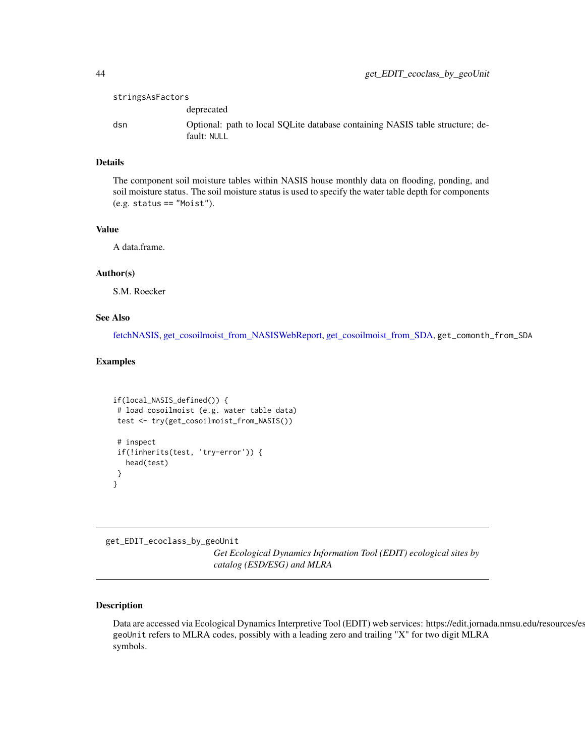stringsAsFactors
: deprecated

dsn
: Optional: path to local SQLite database containing NASIS table structure; default: NULL

### Details

The component soil moisture tables within NASIS house monthly data on flooding, ponding, and soil moisture status. The soil moisture status is used to specify the water table depth for components (e.g. status == "Moist").

### Value

A data.frame.

### Author(s)

S.M. Roecker

### See Also

fetchNASIS, get_cosoilmoist_from_NASISWebReport, get_cosoilmoist_from_SDA, get_comonth_from_SDA

### Examples

```
if(local_NASIS_defined()) {
 # load cosoilmoist (e.g. water table data)
 test <- try(get_cosoilmoist_from_NASIS())

 # inspect
 if(!inherits(test, 'try-error')) {
   head(test)
 }
}
```

---

## get_EDIT_ecoclass_by_geoUnit

*Get Ecological Dynamics Information Tool (EDIT) ecological sites by catalog (ESD/ESG) and MLRA*

### Description

Data are accessed via Ecological Dynamics Interpretive Tool (EDIT) web services: https://edit.jornada.nmsu.edu/resources/es geoUnit refers to MLRA codes, possibly with a leading zero and trailing "X" for two digit MLRA symbols.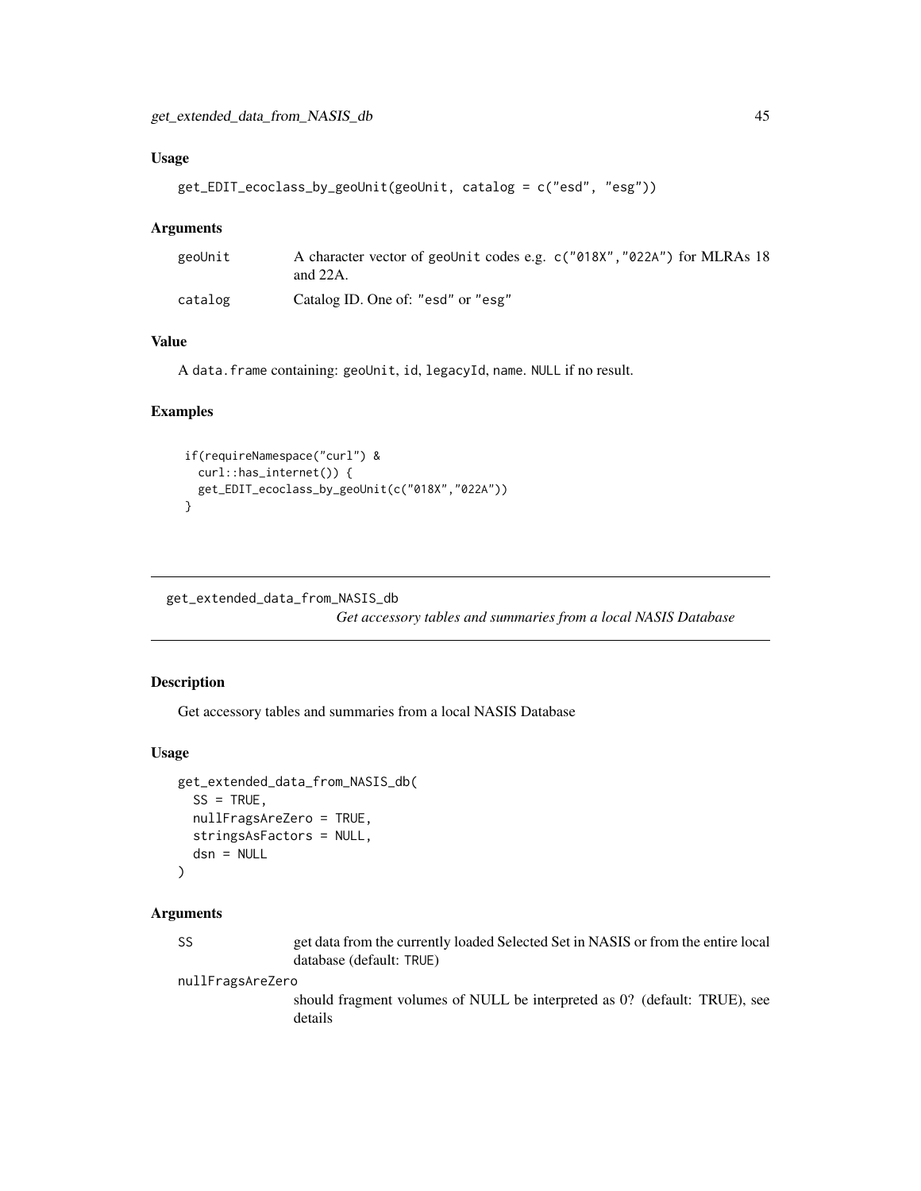### Usage

```
get_EDIT_ecoclass_by_geoUnit(geoUnit, catalog = c("esd", "esg"))
```

### Arguments

| | |
|---|---|
| geoUnit | A character vector of geoUnit codes e.g. c("018X","022A") for MLRAs 18 and 22A. |
| catalog | Catalog ID. One of: "esd" or "esg" |

### Value

A data.frame containing: geoUnit, id, legacyId, name. NULL if no result.

### Examples

```
if(requireNamespace("curl") &
  curl::has_internet()) {
  get_EDIT_ecoclass_by_geoUnit(c("018X","022A"))
}
```

---

## get_extended_data_from_NASIS_db

*Get accessory tables and summaries from a local NASIS Database*

---

### Description

Get accessory tables and summaries from a local NASIS Database

### Usage

```
get_extended_data_from_NASIS_db(
  SS = TRUE,
  nullFragsAreZero = TRUE,
  stringsAsFactors = NULL,
  dsn = NULL
)
```

### Arguments

| | |
|---|---|
| SS | get data from the currently loaded Selected Set in NASIS or from the entire local database (default: TRUE) |
| nullFragsAreZero | should fragment volumes of NULL be interpreted as 0? (default: TRUE), see details |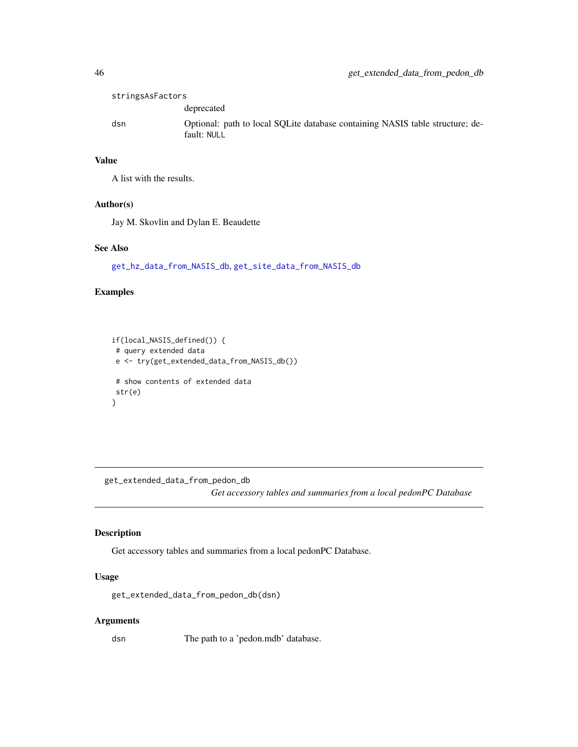| | |
|---|---|
| stringsAsFactors | deprecated |
| dsn | Optional: path to local SQLite database containing NASIS table structure; default: NULL |

### Value

A list with the results.

### Author(s)

Jay M. Skovlin and Dylan E. Beaudette

### See Also

get_hz_data_from_NASIS_db, get_site_data_from_NASIS_db

### Examples

```
if(local_NASIS_defined()) {
 # query extended data
 e <- try(get_extended_data_from_NASIS_db())

 # show contents of extended data
 str(e)
}
```

---

## get_extended_data_from_pedon_db

*Get accessory tables and summaries from a local pedonPC Database*

---

### Description

Get accessory tables and summaries from a local pedonPC Database.

### Usage

```
get_extended_data_from_pedon_db(dsn)
```

### Arguments

| | |
|---|---|
| dsn | The path to a 'pedon.mdb' database. |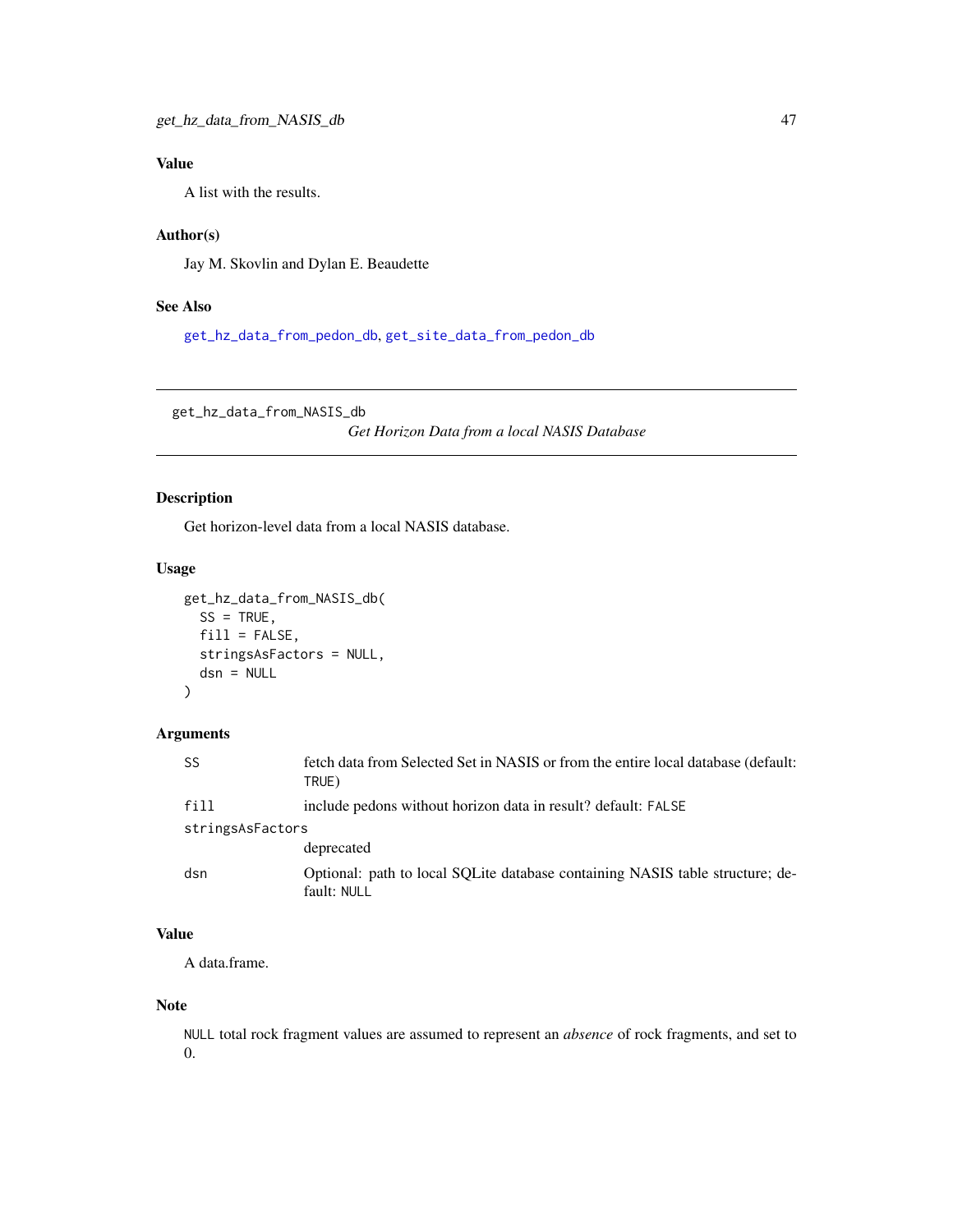### Value

A list with the results.

### Author(s)

Jay M. Skovlin and Dylan E. Beaudette

### See Also

get_hz_data_from_pedon_db, get_site_data_from_pedon_db

---

## get_hz_data_from_NASIS_db

*Get Horizon Data from a local NASIS Database*

### Description

Get horizon-level data from a local NASIS database.

### Usage

```
get_hz_data_from_NASIS_db(
  SS = TRUE,
  fill = FALSE,
  stringsAsFactors = NULL,
  dsn = NULL
)
```

### Arguments

| | |
|---|---|
| SS | fetch data from Selected Set in NASIS or from the entire local database (default: TRUE) |
| fill | include pedons without horizon data in result? default: FALSE |
| stringsAsFactors | deprecated |
| dsn | Optional: path to local SQLite database containing NASIS table structure; default: NULL |

### Value

A data.frame.

### Note

NULL total rock fragment values are assumed to represent an *absence* of rock fragments, and set to 0.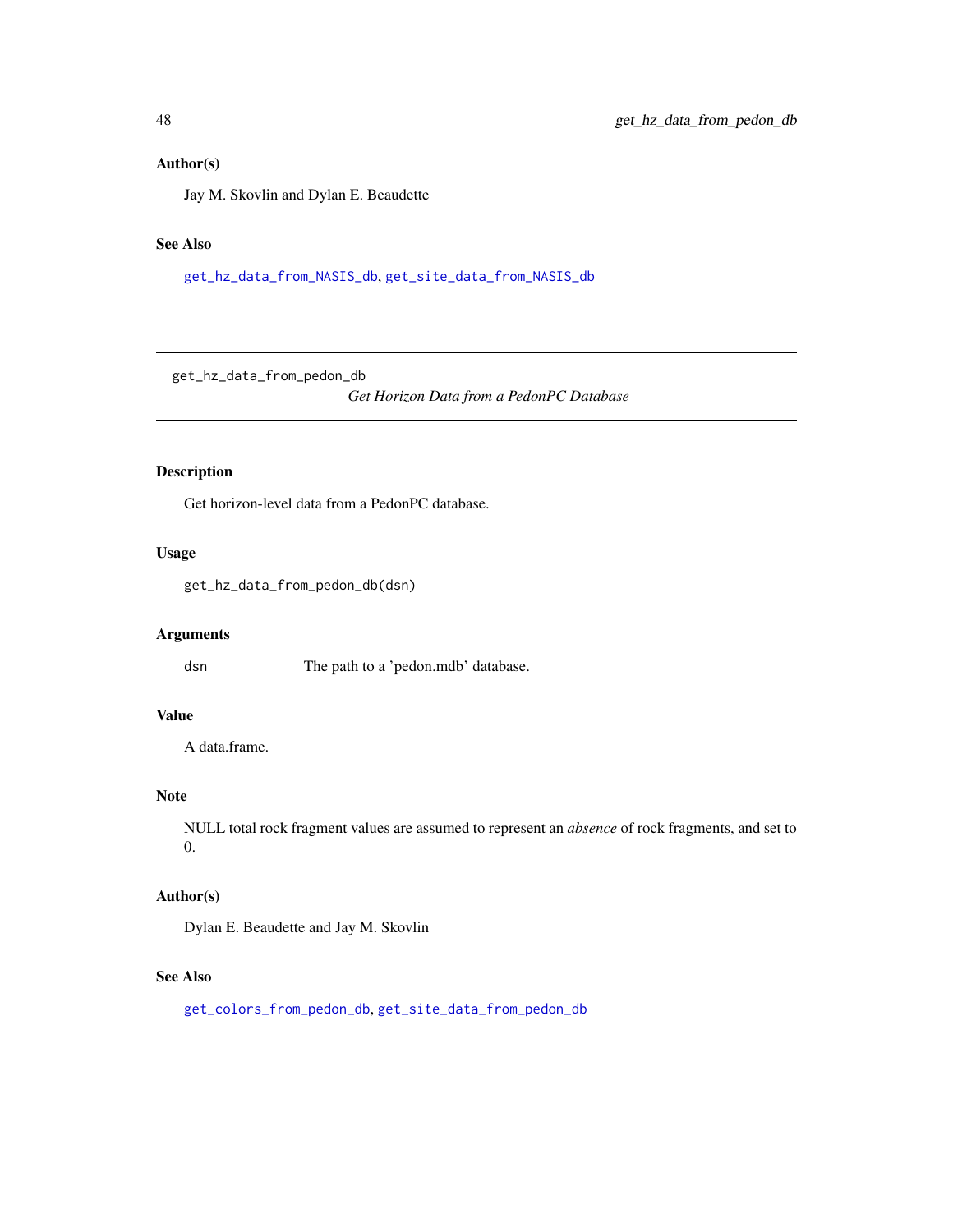### Author(s)

Jay M. Skovlin and Dylan E. Beaudette

### See Also

get_hz_data_from_NASIS_db, get_site_data_from_NASIS_db

---

## get_hz_data_from_pedon_db

*Get Horizon Data from a PedonPC Database*

---

### Description

Get horizon-level data from a PedonPC database.

### Usage

```
get_hz_data_from_pedon_db(dsn)
```

### Arguments

| | |
|---|---|
| dsn | The path to a 'pedon.mdb' database. |

### Value

A data.frame.

### Note

NULL total rock fragment values are assumed to represent an *absence* of rock fragments, and set to 0.

### Author(s)

Dylan E. Beaudette and Jay M. Skovlin

### See Also

get_colors_from_pedon_db, get_site_data_from_pedon_db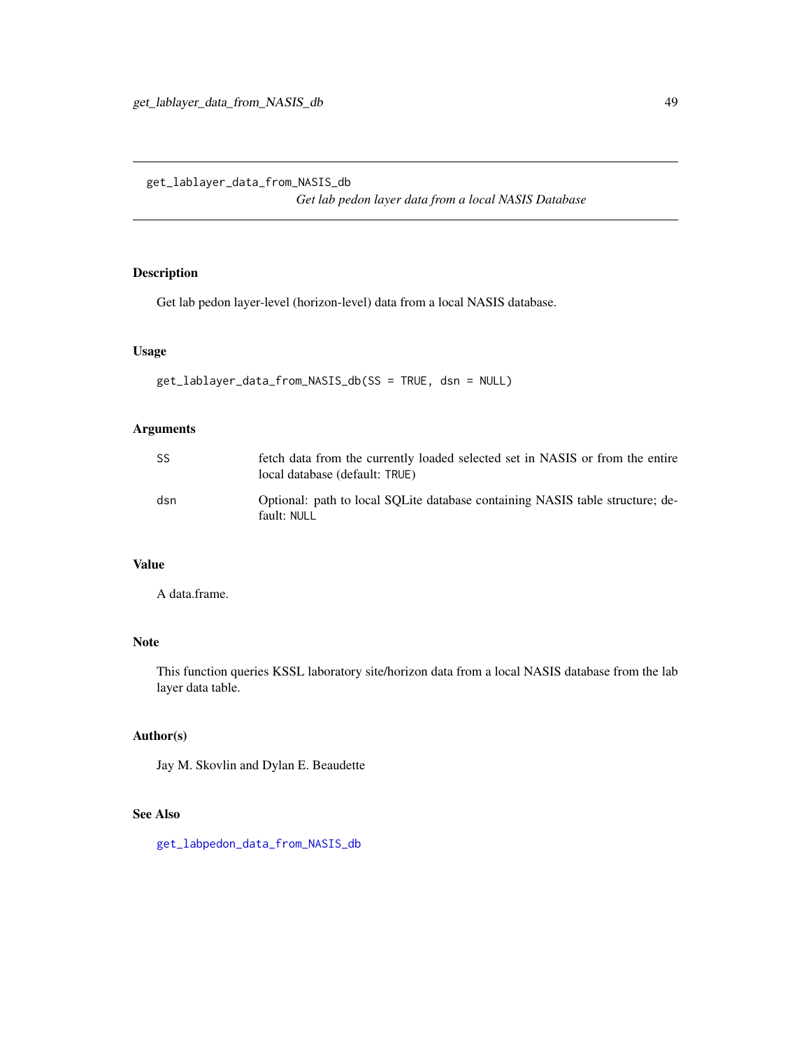# get_lablayer_data_from_NASIS_db

*Get lab pedon layer data from a local NASIS Database*

## Description

Get lab pedon layer-level (horizon-level) data from a local NASIS database.

## Usage

```
get_lablayer_data_from_NASIS_db(SS = TRUE, dsn = NULL)
```

## Arguments

| | |
|---|---|
| SS | fetch data from the currently loaded selected set in NASIS or from the entire local database (default: `TRUE`) |
| dsn | Optional: path to local SQLite database containing NASIS table structure; default: `NULL` |

## Value

A data.frame.

## Note

This function queries KSSL laboratory site/horizon data from a local NASIS database from the lab layer data table.

## Author(s)

Jay M. Skovlin and Dylan E. Beaudette

## See Also

`get_labpedon_data_from_NASIS_db`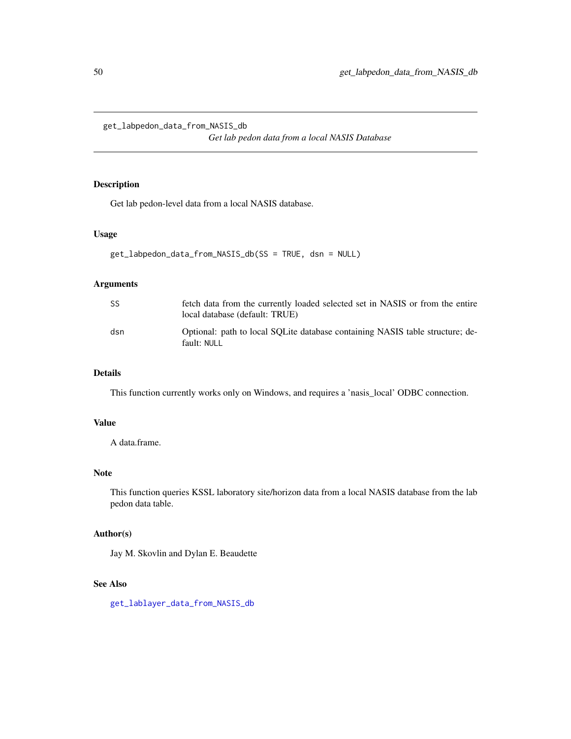## get_labpedon_data_from_NASIS_db

*Get lab pedon data from a local NASIS Database*

### Description

Get lab pedon-level data from a local NASIS database.

### Usage

```
get_labpedon_data_from_NASIS_db(SS = TRUE, dsn = NULL)
```

### Arguments

| | |
|---|---|
| SS | fetch data from the currently loaded selected set in NASIS or from the entire local database (default: TRUE) |
| dsn | Optional: path to local SQLite database containing NASIS table structure; default: `NULL` |

### Details

This function currently works only on Windows, and requires a 'nasis_local' ODBC connection.

### Value

A data.frame.

### Note

This function queries KSSL laboratory site/horizon data from a local NASIS database from the lab pedon data table.

### Author(s)

Jay M. Skovlin and Dylan E. Beaudette

### See Also

`get_lablayer_data_from_NASIS_db`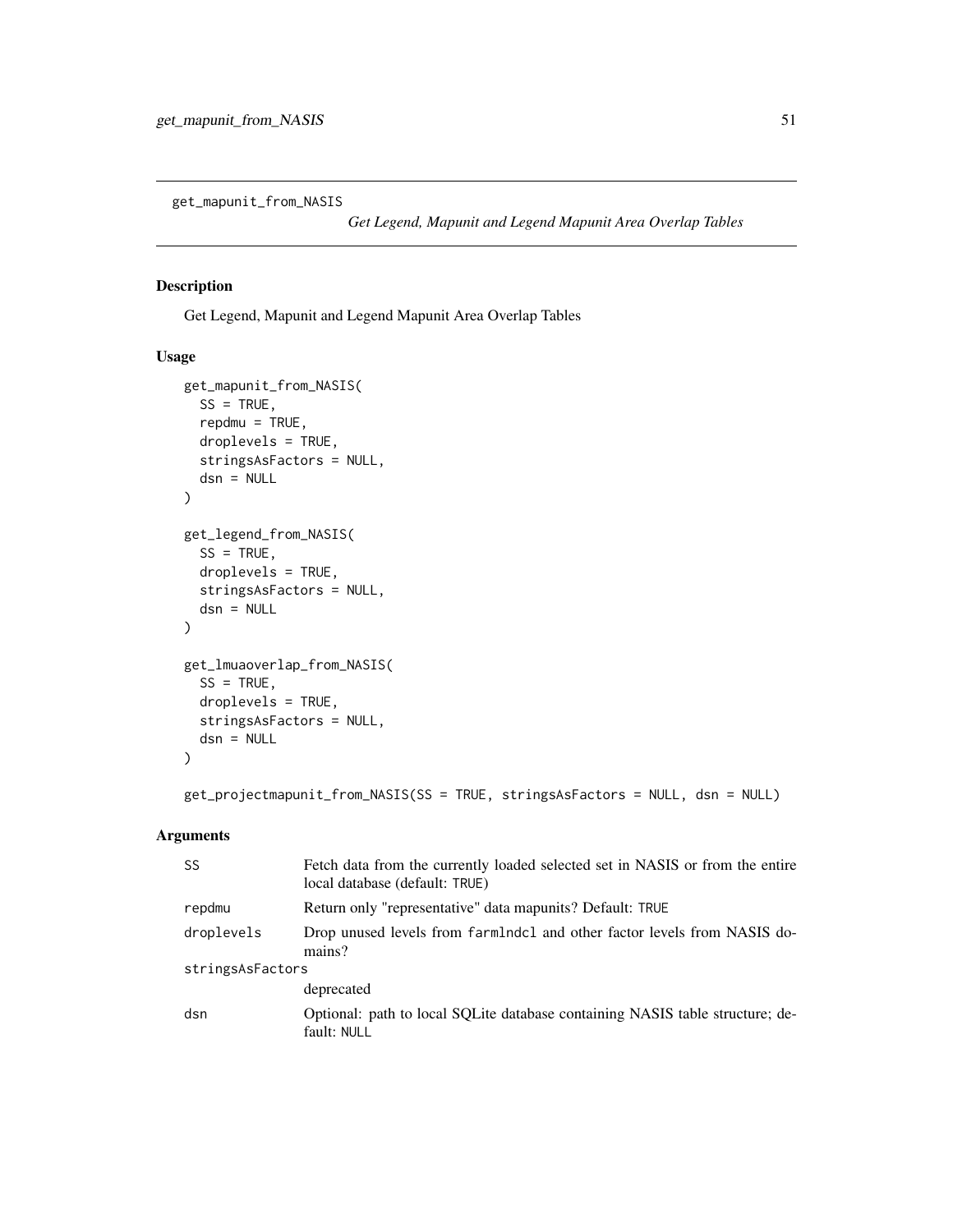get_mapunit_from_NASIS

*Get Legend, Mapunit and Legend Mapunit Area Overlap Tables*

## Description

Get Legend, Mapunit and Legend Mapunit Area Overlap Tables

## Usage

```
get_mapunit_from_NASIS(
  SS = TRUE,
  repdmu = TRUE,
  droplevels = TRUE,
  stringsAsFactors = NULL,
  dsn = NULL
)

get_legend_from_NASIS(
  SS = TRUE,
  droplevels = TRUE,
  stringsAsFactors = NULL,
  dsn = NULL
)

get_lmuaoverlap_from_NASIS(
  SS = TRUE,
  droplevels = TRUE,
  stringsAsFactors = NULL,
  dsn = NULL
)

get_projectmapunit_from_NASIS(SS = TRUE, stringsAsFactors = NULL, dsn = NULL)
```

## Arguments

| | |
|---|---|
| `SS` | Fetch data from the currently loaded selected set in NASIS or from the entire local database (default: `TRUE`) |
| `repdmu` | Return only "representative" data mapunits? Default: `TRUE` |
| `droplevels` | Drop unused levels from `farmlndcl` and other factor levels from NASIS domains? |
| `stringsAsFactors` | deprecated |
| `dsn` | Optional: path to local SQLite database containing NASIS table structure; default: `NULL` |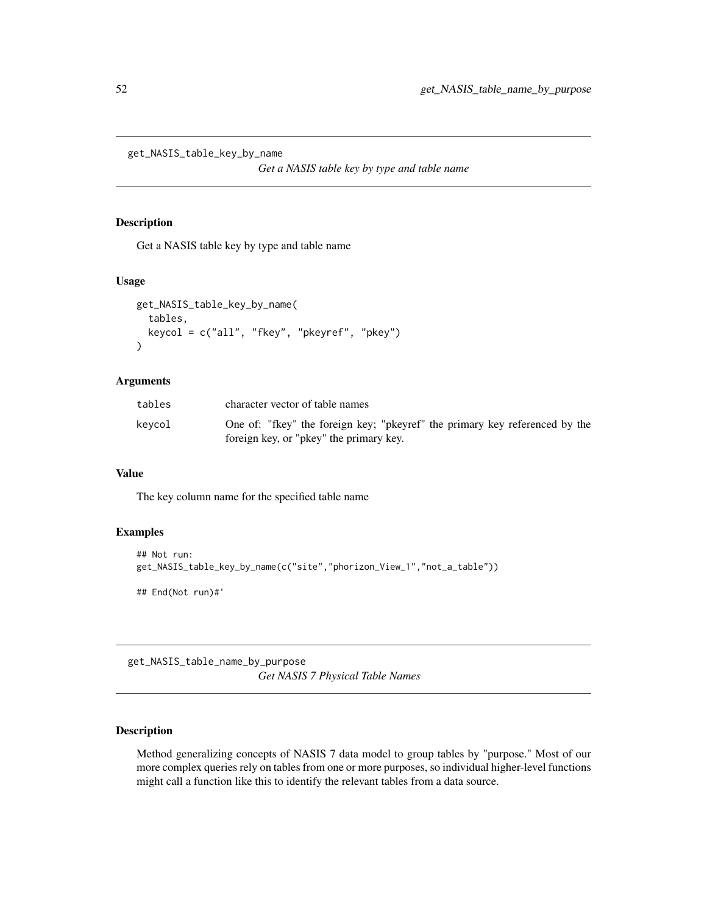## get_NASIS_table_key_by_name

*Get a NASIS table key by type and table name*

### Description

Get a NASIS table key by type and table name

### Usage

```
get_NASIS_table_key_by_name(
  tables,
  keycol = c("all", "fkey", "pkeyref", "pkey")
)
```

### Arguments

| | |
|---|---|
| tables | character vector of table names |
| keycol | One of: "fkey" the foreign key; "pkeyref" the primary key referenced by the foreign key, or "pkey" the primary key. |

### Value

The key column name for the specified table name

### Examples

```
## Not run:
get_NASIS_table_key_by_name(c("site","phorizon_View_1","not_a_table"))

## End(Not run)#'
```

## get_NASIS_table_name_by_purpose

*Get NASIS 7 Physical Table Names*

### Description

Method generalizing concepts of NASIS 7 data model to group tables by "purpose." Most of our more complex queries rely on tables from one or more purposes, so individual higher-level functions might call a function like this to identify the relevant tables from a data source.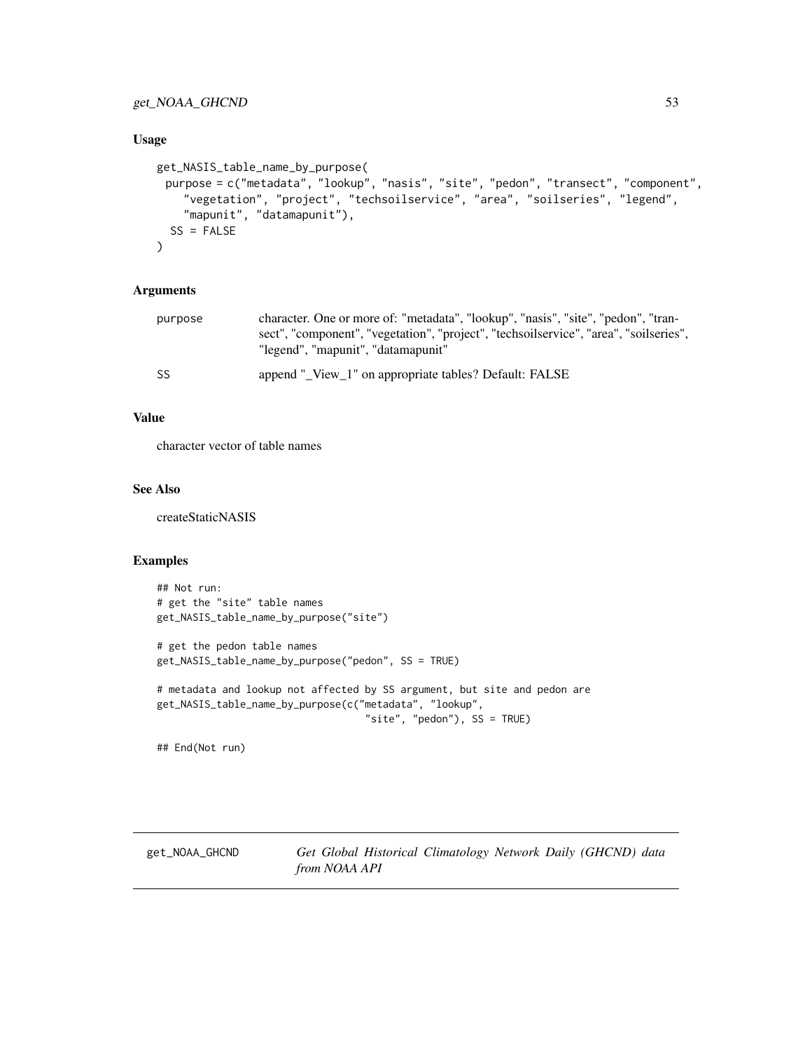### Usage

```
get_NASIS_table_name_by_purpose(
  purpose = c("metadata", "lookup", "nasis", "site", "pedon", "transect", "component",
    "vegetation", "project", "techsoilservice", "area", "soilseries", "legend",
    "mapunit", "datamapunit"),
  SS = FALSE
)
```

### Arguments

| | |
|---|---|
| purpose | character. One or more of: "metadata", "lookup", "nasis", "site", "pedon", "transect", "component", "vegetation", "project", "techsoilservice", "area", "soilseries", "legend", "mapunit", "datamapunit" |
| SS | append "_View_1" on appropriate tables? Default: FALSE |

### Value

character vector of table names

### See Also

createStaticNASIS

### Examples

```
## Not run:
# get the "site" table names
get_NASIS_table_name_by_purpose("site")

# get the pedon table names
get_NASIS_table_name_by_purpose("pedon", SS = TRUE)

# metadata and lookup not affected by SS argument, but site and pedon are
get_NASIS_table_name_by_purpose(c("metadata", "lookup",
                                  "site", "pedon"), SS = TRUE)

## End(Not run)
```

---

## get_NOAA_GHCND    *Get Global Historical Climatology Network Daily (GHCND) data from NOAA API*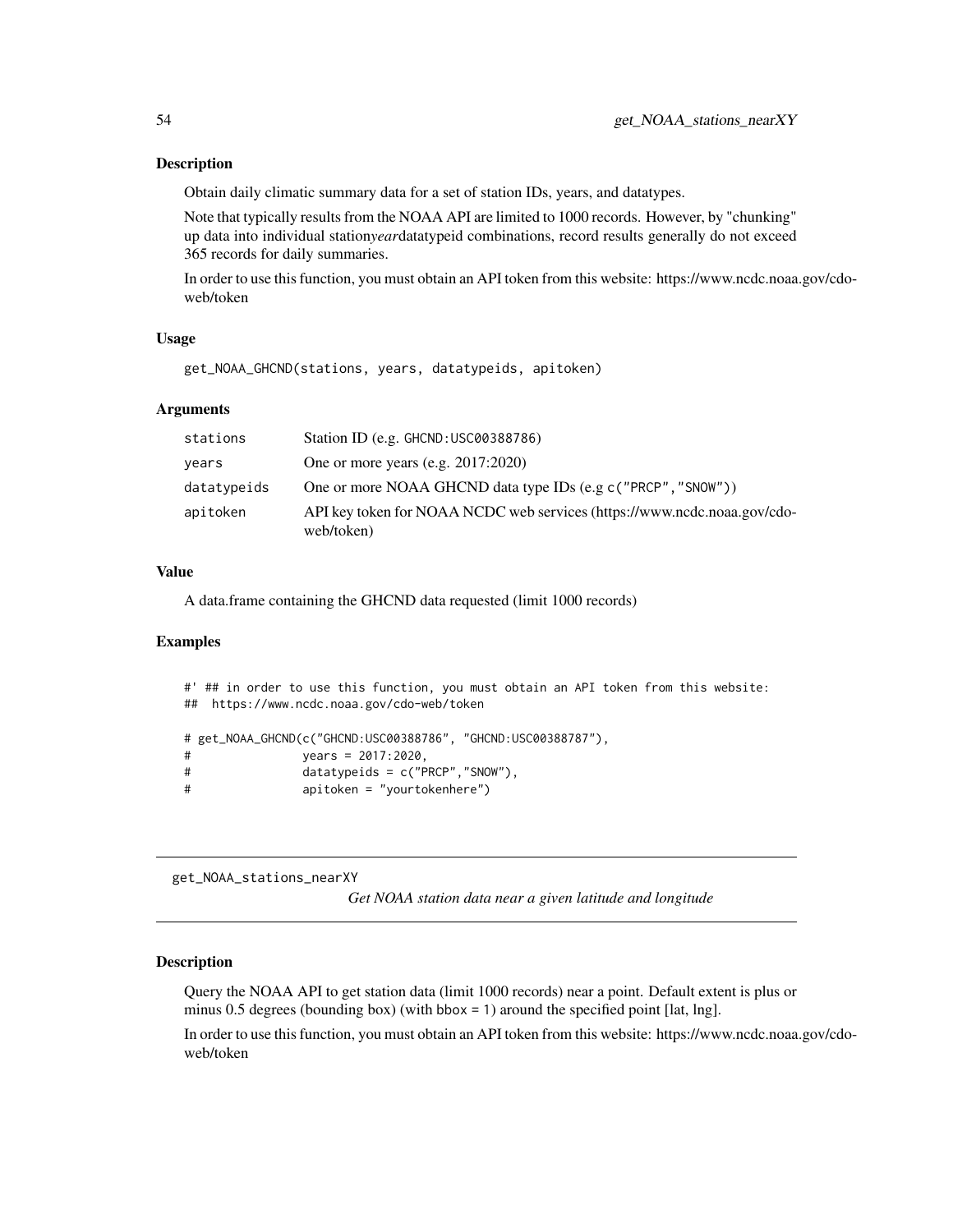## Description

Obtain daily climatic summary data for a set of station IDs, years, and datatypes.

Note that typically results from the NOAA API are limited to 1000 records. However, by "chunking" up data into individual station*year*datatypeid combinations, record results generally do not exceed 365 records for daily summaries.

In order to use this function, you must obtain an API token from this website: https://www.ncdc.noaa.gov/cdo-web/token

## Usage

```
get_NOAA_GHCND(stations, years, datatypeids, apitoken)
```

## Arguments

| | |
|---|---|
| `stations` | Station ID (e.g. `GHCND:USC00388786`) |
| `years` | One or more years (e.g. 2017:2020) |
| `datatypeids` | One or more NOAA GHCND data type IDs (e.g `c("PRCP","SNOW")`) |
| `apitoken` | API key token for NOAA NCDC web services (https://www.ncdc.noaa.gov/cdo-web/token) |

## Value

A data.frame containing the GHCND data requested (limit 1000 records)

## Examples

```
#' ## in order to use this function, you must obtain an API token from this website:
##  https://www.ncdc.noaa.gov/cdo-web/token

# get_NOAA_GHCND(c("GHCND:USC00388786", "GHCND:USC00388787"),
#                years = 2017:2020,
#                datatypeids = c("PRCP","SNOW"),
#                apitoken = "yourtokenhere")
```

---

# get_NOAA_stations_nearXY

*Get NOAA station data near a given latitude and longitude*

## Description

Query the NOAA API to get station data (limit 1000 records) near a point. Default extent is plus or minus 0.5 degrees (bounding box) (with `bbox = 1`) around the specified point [lat, lng].

In order to use this function, you must obtain an API token from this website: https://www.ncdc.noaa.gov/cdo-web/token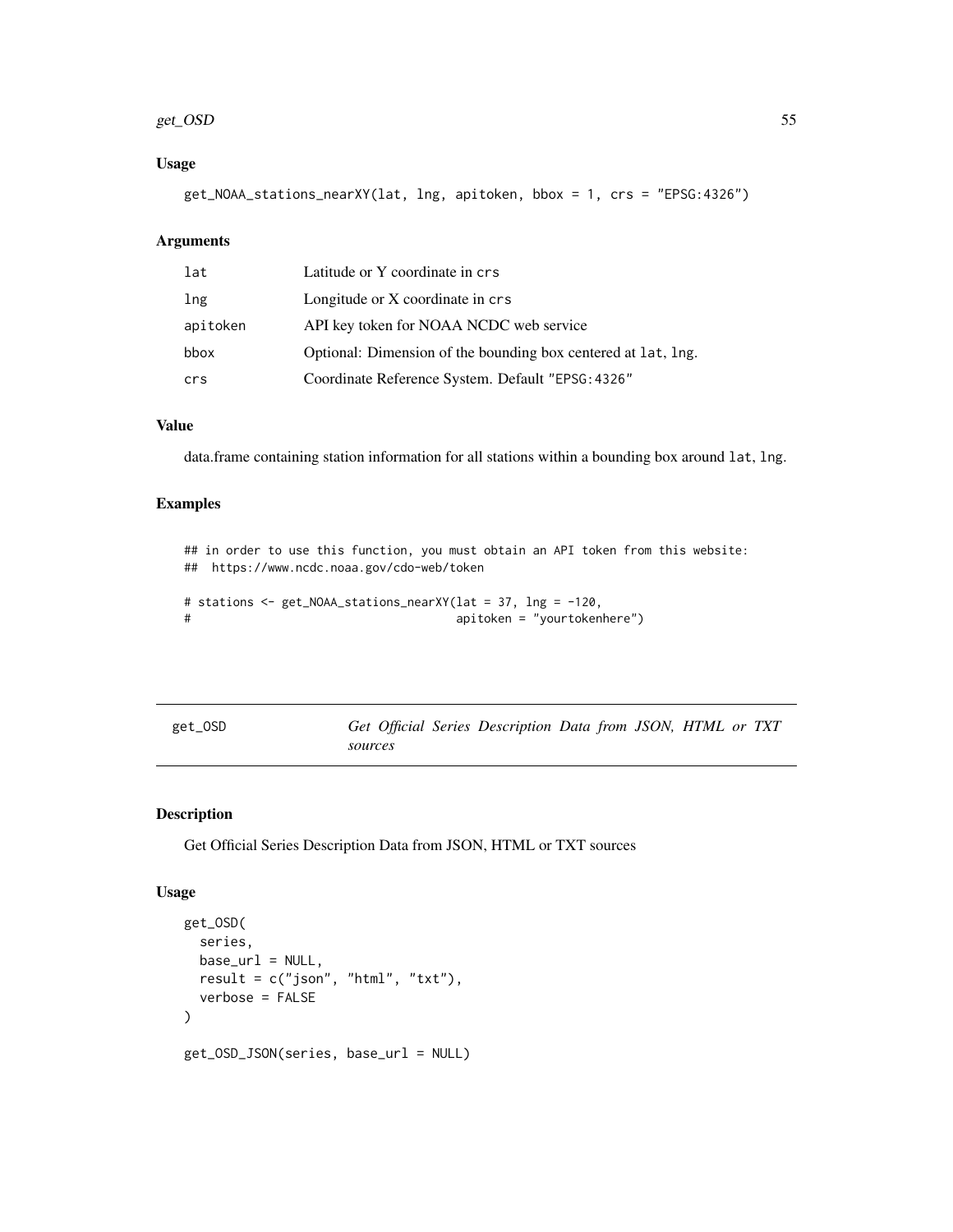## Usage

```
get_NOAA_stations_nearXY(lat, lng, apitoken, bbox = 1, crs = "EPSG:4326")
```

## Arguments

| | |
|---|---|
| lat | Latitude or Y coordinate in crs |
| lng | Longitude or X coordinate in crs |
| apitoken | API key token for NOAA NCDC web service |
| bbox | Optional: Dimension of the bounding box centered at lat, lng. |
| crs | Coordinate Reference System. Default "EPSG:4326" |

## Value

data.frame containing station information for all stations within a bounding box around lat, lng.

## Examples

```
## in order to use this function, you must obtain an API token from this website:
##  https://www.ncdc.noaa.gov/cdo-web/token

# stations <- get_NOAA_stations_nearXY(lat = 37, lng = -120,
#                                      apitoken = "yourtokenhere")
```

# get_OSD — *Get Official Series Description Data from JSON, HTML or TXT sources*

## Description

Get Official Series Description Data from JSON, HTML or TXT sources

## Usage

```
get_OSD(
  series,
  base_url = NULL,
  result = c("json", "html", "txt"),
  verbose = FALSE
)

get_OSD_JSON(series, base_url = NULL)
```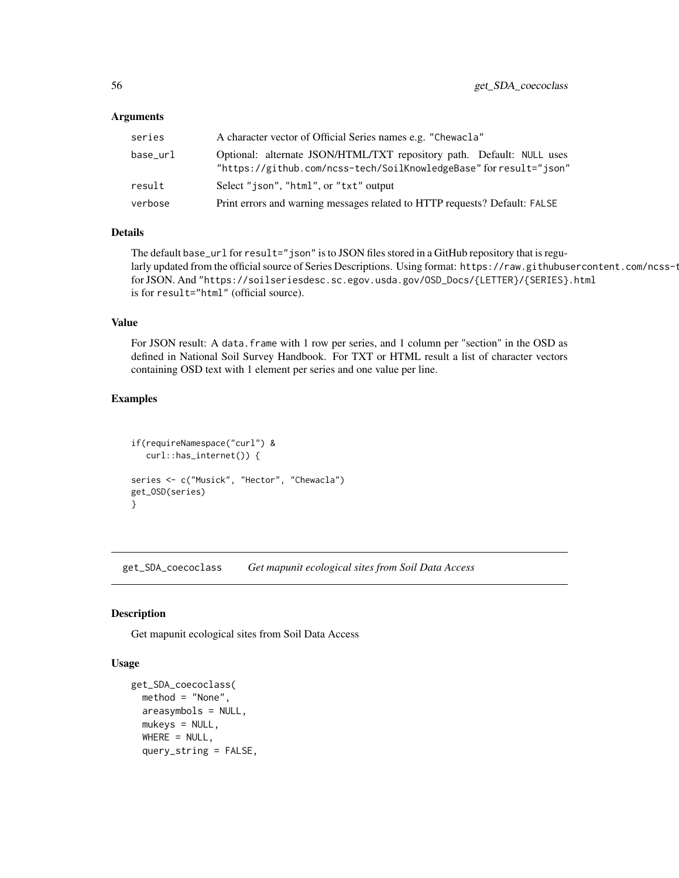### Arguments

| | |
|---|---|
| series | A character vector of Official Series names e.g. "Chewacla" |
| base_url | Optional: alternate JSON/HTML/TXT repository path. Default: NULL uses "https://github.com/ncss-tech/SoilKnowledgeBase" for result="json" |
| result | Select "json", "html", or "txt" output |
| verbose | Print errors and warning messages related to HTTP requests? Default: FALSE |

### Details

The default base_url for result="json" is to JSON files stored in a GitHub repository that is regularly updated from the official source of Series Descriptions. Using format: https://raw.githubusercontent.com/ncss-t for JSON. And "https://soilseriesdesc.sc.egov.usda.gov/OSD_Docs/{LETTER}/{SERIES}.html is for result="html" (official source).

### Value

For JSON result: A data.frame with 1 row per series, and 1 column per "section" in the OSD as defined in National Soil Survey Handbook. For TXT or HTML result a list of character vectors containing OSD text with 1 element per series and one value per line.

### Examples

```
if(requireNamespace("curl") &
   curl::has_internet()) {

series <- c("Musick", "Hector", "Chewacla")
get_OSD(series)
}
```

---

## get_SDA_coecoclass *Get mapunit ecological sites from Soil Data Access*

### Description

Get mapunit ecological sites from Soil Data Access

### Usage

```
get_SDA_coecoclass(
  method = "None",
  areasymbols = NULL,
  mukeys = NULL,
  WHERE = NULL,
  query_string = FALSE,
```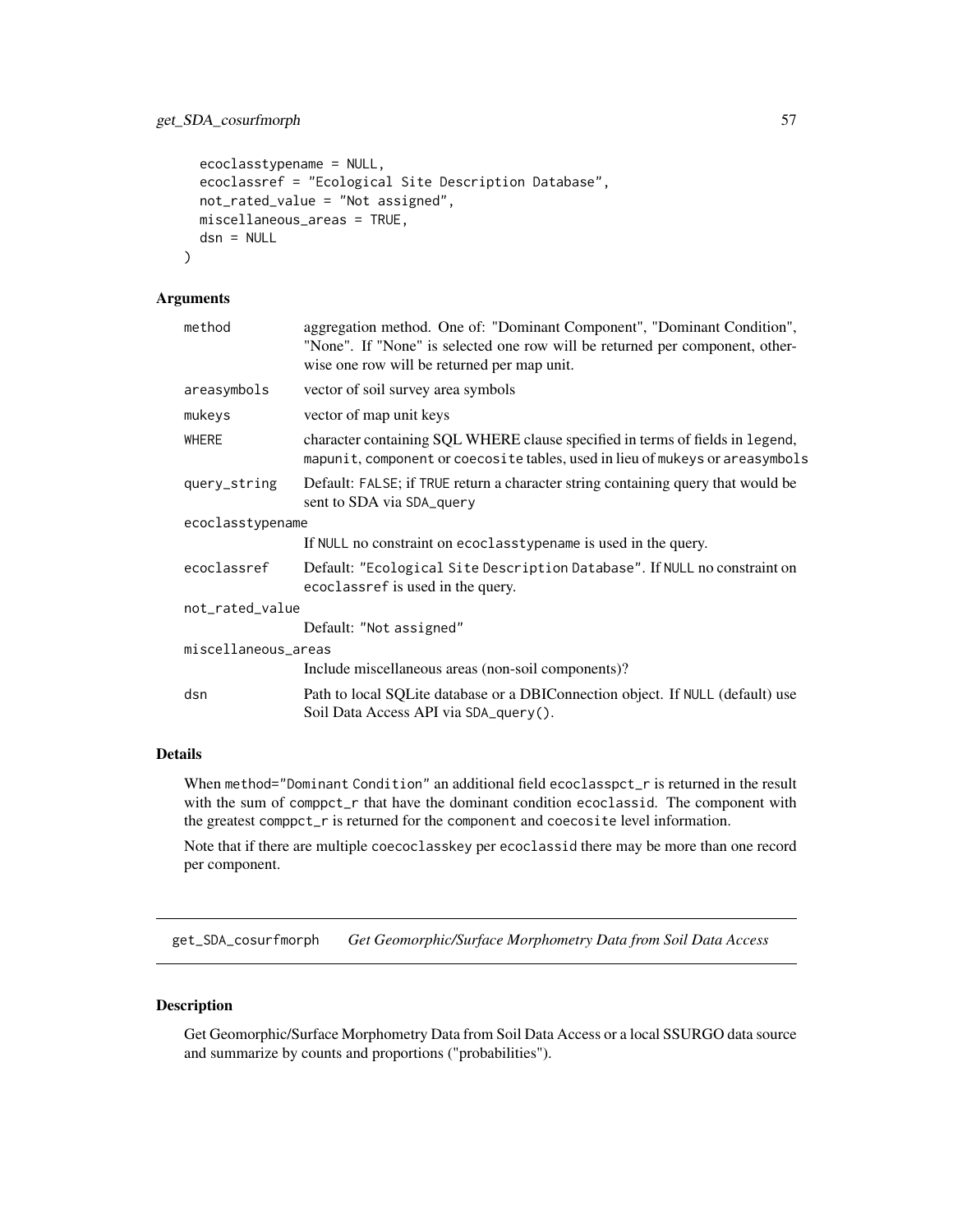```
  ecoclasstypename = NULL,
  ecoclassref = "Ecological Site Description Database",
  not_rated_value = "Not assigned",
  miscellaneous_areas = TRUE,
  dsn = NULL
)
```

## Arguments

| Argument | Description |
|---|---|
| method | aggregation method. One of: "Dominant Component", "Dominant Condition", "None". If "None" is selected one row will be returned per component, otherwise one row will be returned per map unit. |
| areasymbols | vector of soil survey area symbols |
| mukeys | vector of map unit keys |
| WHERE | character containing SQL WHERE clause specified in terms of fields in legend, mapunit, component or coecosite tables, used in lieu of mukeys or areasymbols |
| query_string | Default: FALSE; if TRUE return a character string containing query that would be sent to SDA via SDA_query |
| ecoclasstypename | If NULL no constraint on ecoclasstypename is used in the query. |
| ecoclassref | Default: "Ecological Site Description Database". If NULL no constraint on ecoclassref is used in the query. |
| not_rated_value | Default: "Not assigned" |
| miscellaneous_areas | Include miscellaneous areas (non-soil components)? |
| dsn | Path to local SQLite database or a DBIConnection object. If NULL (default) use Soil Data Access API via SDA_query(). |

## Details

When method="Dominant Condition" an additional field ecoclasspct_r is returned in the result with the sum of comppct_r that have the dominant condition ecoclassid. The component with the greatest comppct_r is returned for the component and coecosite level information.

Note that if there are multiple coecoclasskey per ecoclassid there may be more than one record per component.

---

# get_SDA_cosurfmorph *Get Geomorphic/Surface Morphometry Data from Soil Data Access*

## Description

Get Geomorphic/Surface Morphometry Data from Soil Data Access or a local SSURGO data source and summarize by counts and proportions ("probabilities").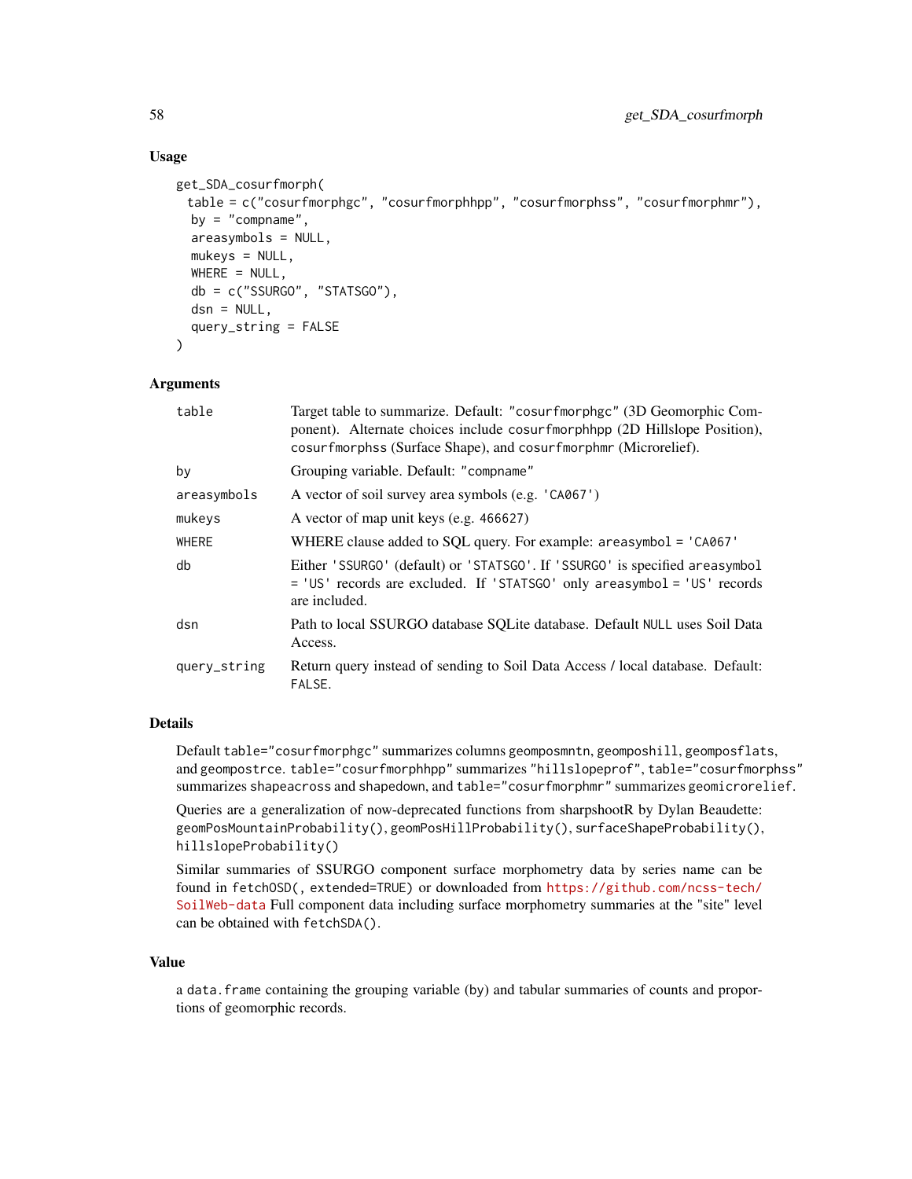### Usage

```
get_SDA_cosurfmorph(
  table = c("cosurfmorphgc", "cosurfmorphhpp", "cosurfmorphss", "cosurfmorphmr"),
  by = "compname",
  areasymbols = NULL,
  mukeys = NULL,
  WHERE = NULL,
  db = c("SSURGO", "STATSGO"),
  dsn = NULL,
  query_string = FALSE
)
```

### Arguments

| | |
|---|---|
| `table` | Target table to summarize. Default: "cosurfmorphgc" (3D Geomorphic Component). Alternate choices include `cosurfmorphhpp` (2D Hillslope Position), `cosurfmorphss` (Surface Shape), and `cosurfmorphmr` (Microrelief). |
| `by` | Grouping variable. Default: "compname" |
| `areasymbols` | A vector of soil survey area symbols (e.g. 'CA067') |
| `mukeys` | A vector of map unit keys (e.g. 466627) |
| `WHERE` | WHERE clause added to SQL query. For example: `areasymbol = 'CA067'` |
| `db` | Either 'SSURGO' (default) or 'STATSGO'. If 'SSURGO' is specified `areasymbol = 'US'` records are excluded. If 'STATSGO' only `areasymbol = 'US'` records are included. |
| `dsn` | Path to local SSURGO database SQLite database. Default NULL uses Soil Data Access. |
| `query_string` | Return query instead of sending to Soil Data Access / local database. Default: FALSE. |

### Details

Default `table="cosurfmorphgc"` summarizes columns `geomposmntn`, `geomposhill`, `geomposflats`, and `geompostrce`. `table="cosurfmorphhpp"` summarizes "hillslopeprof", `table="cosurfmorphss"` summarizes `shapeacross` and `shapedown`, and `table="cosurfmorphmr"` summarizes `geomicrorelief`.

Queries are a generalization of now-deprecated functions from sharpshootR by Dylan Beaudette: `geomPosMountainProbability()`, `geomPosHillProbability()`, `surfaceShapeProbability()`, `hillslopeProbability()`

Similar summaries of SSURGO component surface morphometry data by series name can be found in `fetchOSD(, extended=TRUE)` or downloaded from https://github.com/ncss-tech/SoilWeb-data Full component data including surface morphometry summaries at the "site" level can be obtained with `fetchSDA()`.

### Value

a `data.frame` containing the grouping variable (by) and tabular summaries of counts and proportions of geomorphic records.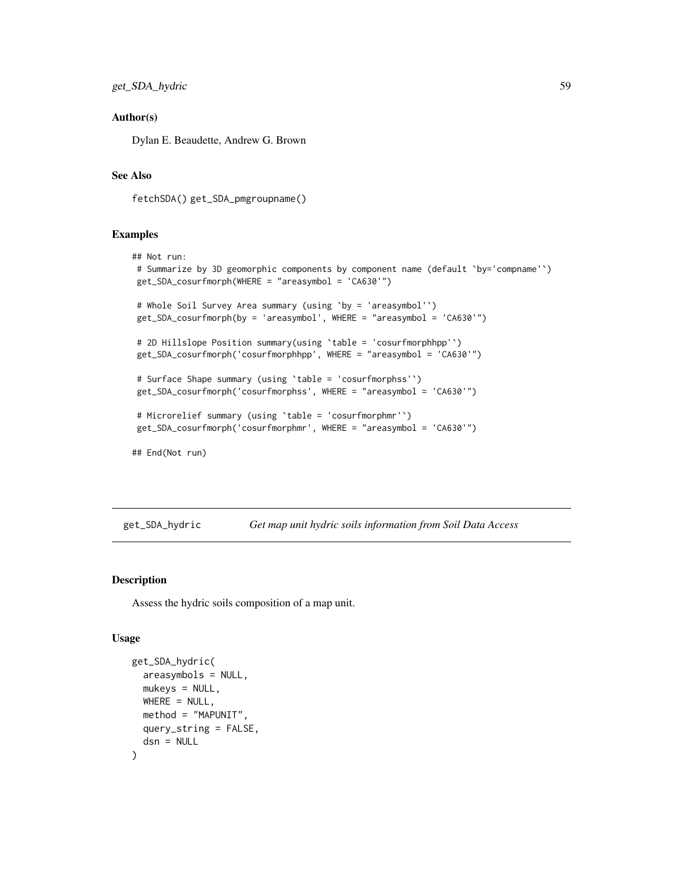### Author(s)

Dylan E. Beaudette, Andrew G. Brown

### See Also

fetchSDA() get_SDA_pmgroupname()

### Examples

```
## Not run:
 # Summarize by 3D geomorphic components by component name (default `by='compname'`)
 get_SDA_cosurfmorph(WHERE = "areasymbol = 'CA630'")

 # Whole Soil Survey Area summary (using `by = 'areasymbol'`)
 get_SDA_cosurfmorph(by = 'areasymbol', WHERE = "areasymbol = 'CA630'")

 # 2D Hillslope Position summary(using `table = 'cosurfmorphhpp'`)
 get_SDA_cosurfmorph('cosurfmorphhpp', WHERE = "areasymbol = 'CA630'")

 # Surface Shape summary (using `table = 'cosurfmorphss'`)
 get_SDA_cosurfmorph('cosurfmorphss', WHERE = "areasymbol = 'CA630'")

 # Microrelief summary (using `table = 'cosurfmorphmr'`)
 get_SDA_cosurfmorph('cosurfmorphmr', WHERE = "areasymbol = 'CA630'")

## End(Not run)
```

---

## get_SDA_hydric — *Get map unit hydric soils information from Soil Data Access*

---

### Description

Assess the hydric soils composition of a map unit.

### Usage

```
get_SDA_hydric(
  areasymbols = NULL,
  mukeys = NULL,
  WHERE = NULL,
  method = "MAPUNIT",
  query_string = FALSE,
  dsn = NULL
)
```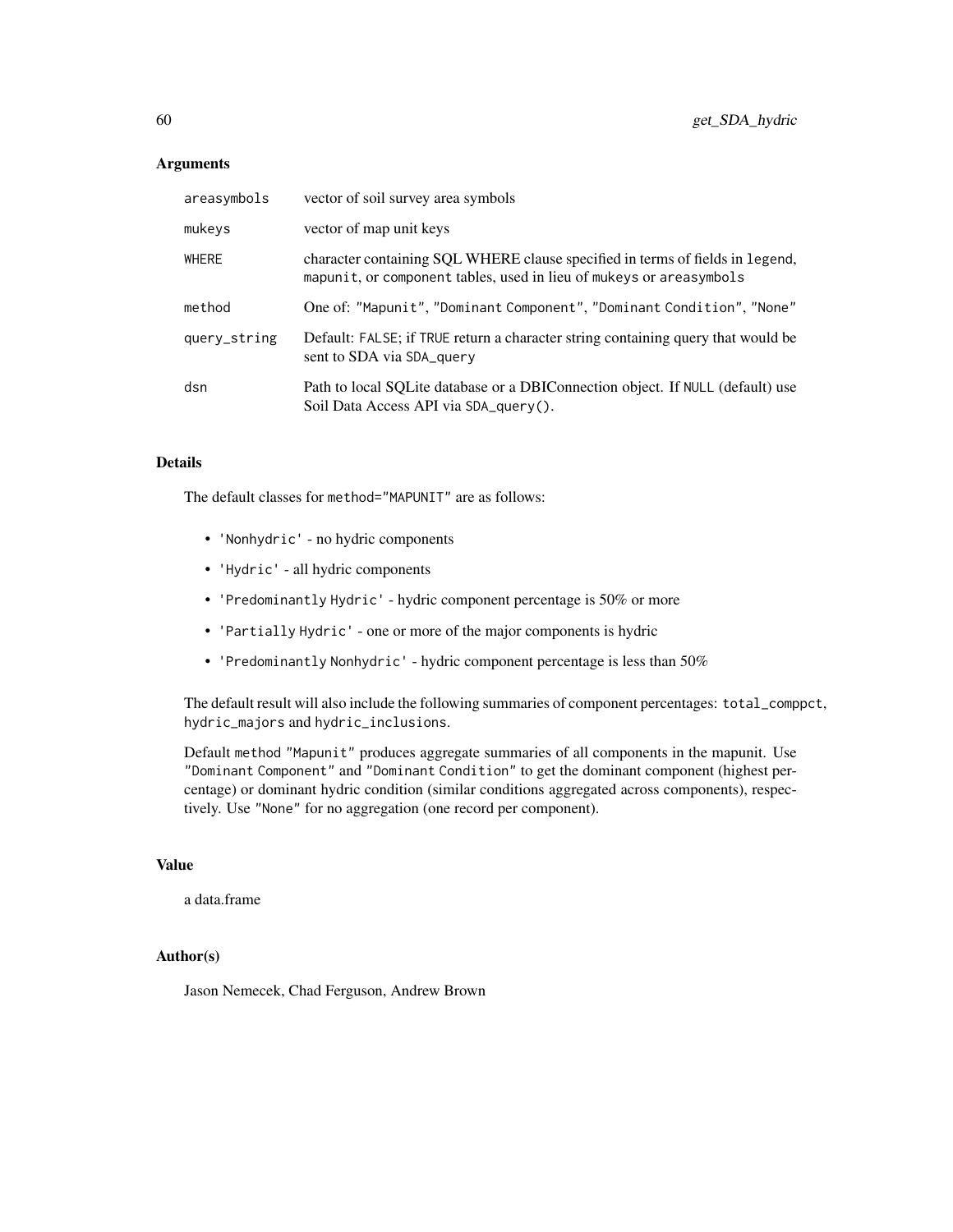## Arguments

| | |
|---|---|
| areasymbols | vector of soil survey area symbols |
| mukeys | vector of map unit keys |
| WHERE | character containing SQL WHERE clause specified in terms of fields in legend, mapunit, or component tables, used in lieu of mukeys or areasymbols |
| method | One of: "Mapunit", "Dominant Component", "Dominant Condition", "None" |
| query_string | Default: FALSE; if TRUE return a character string containing query that would be sent to SDA via SDA_query |
| dsn | Path to local SQLite database or a DBIConnection object. If NULL (default) use Soil Data Access API via SDA_query(). |

## Details

The default classes for method="MAPUNIT" are as follows:

- 'Nonhydric' - no hydric components
- 'Hydric' - all hydric components
- 'Predominantly Hydric' - hydric component percentage is 50% or more
- 'Partially Hydric' - one or more of the major components is hydric
- 'Predominantly Nonhydric' - hydric component percentage is less than 50%

The default result will also include the following summaries of component percentages: total_comppct, hydric_majors and hydric_inclusions.

Default method "Mapunit" produces aggregate summaries of all components in the mapunit. Use "Dominant Component" and "Dominant Condition" to get the dominant component (highest percentage) or dominant hydric condition (similar conditions aggregated across components), respectively. Use "None" for no aggregation (one record per component).

## Value

a data.frame

## Author(s)

Jason Nemecek, Chad Ferguson, Andrew Brown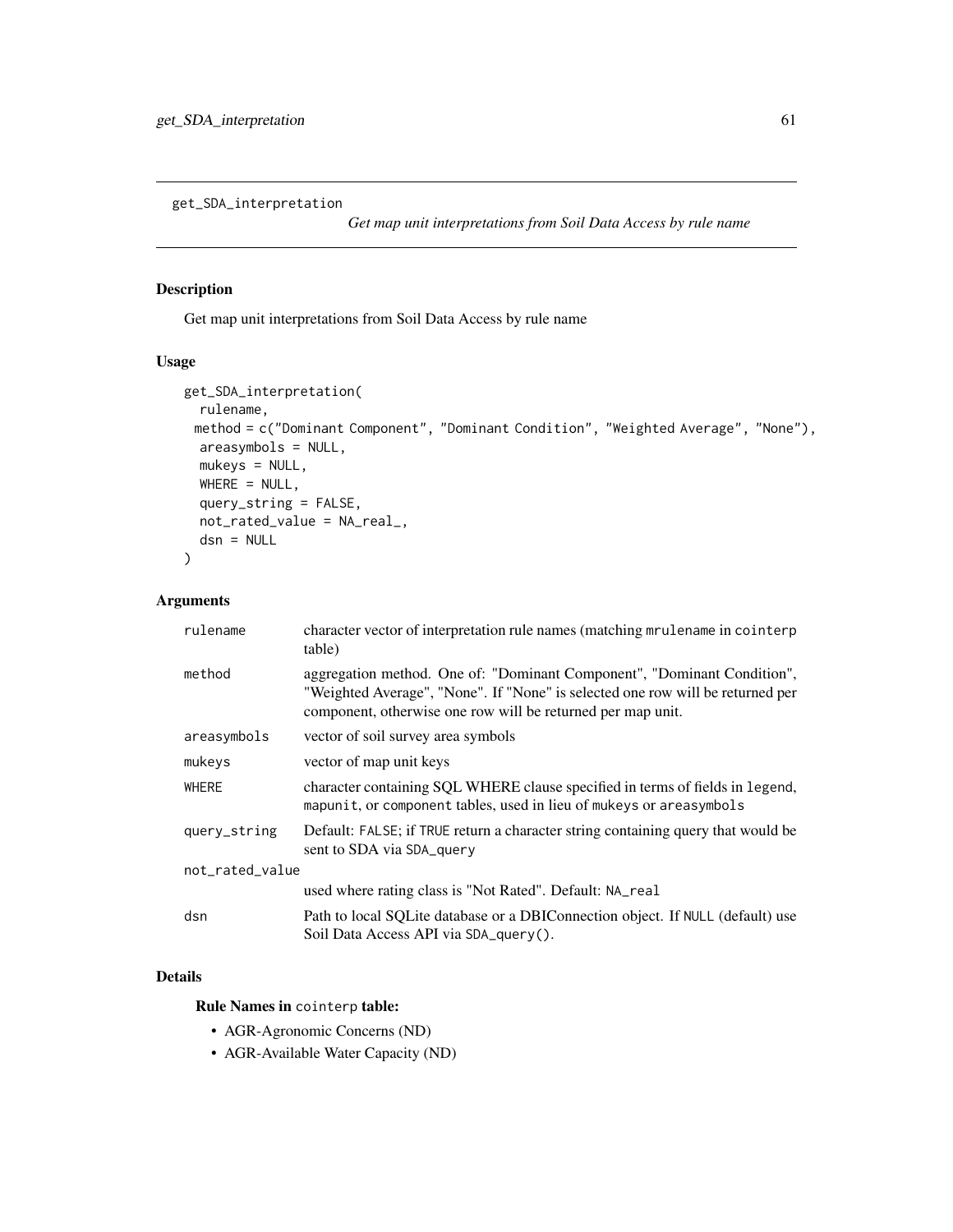## get_SDA_interpretation

*Get map unit interpretations from Soil Data Access by rule name*

### Description

Get map unit interpretations from Soil Data Access by rule name

### Usage

```
get_SDA_interpretation(
  rulename,
  method = c("Dominant Component", "Dominant Condition", "Weighted Average", "None"),
  areasymbols = NULL,
  mukeys = NULL,
  WHERE = NULL,
  query_string = FALSE,
  not_rated_value = NA_real_,
  dsn = NULL
)
```

### Arguments

| | |
|---|---|
| `rulename` | character vector of interpretation rule names (matching `mrulename` in `cointerp` table) |
| `method` | aggregation method. One of: "Dominant Component", "Dominant Condition", "Weighted Average", "None". If "None" is selected one row will be returned per component, otherwise one row will be returned per map unit. |
| `areasymbols` | vector of soil survey area symbols |
| `mukeys` | vector of map unit keys |
| `WHERE` | character containing SQL WHERE clause specified in terms of fields in `legend`, `mapunit`, or `component` tables, used in lieu of `mukeys` or `areasymbols` |
| `query_string` | Default: `FALSE`; if `TRUE` return a character string containing query that would be sent to SDA via `SDA_query` |
| `not_rated_value` | used where rating class is "Not Rated". Default: `NA_real` |
| `dsn` | Path to local SQLite database or a DBIConnection object. If `NULL` (default) use Soil Data Access API via `SDA_query()`. |

### Details

**Rule Names in `cointerp` table:**

- AGR-Agronomic Concerns (ND)
- AGR-Available Water Capacity (ND)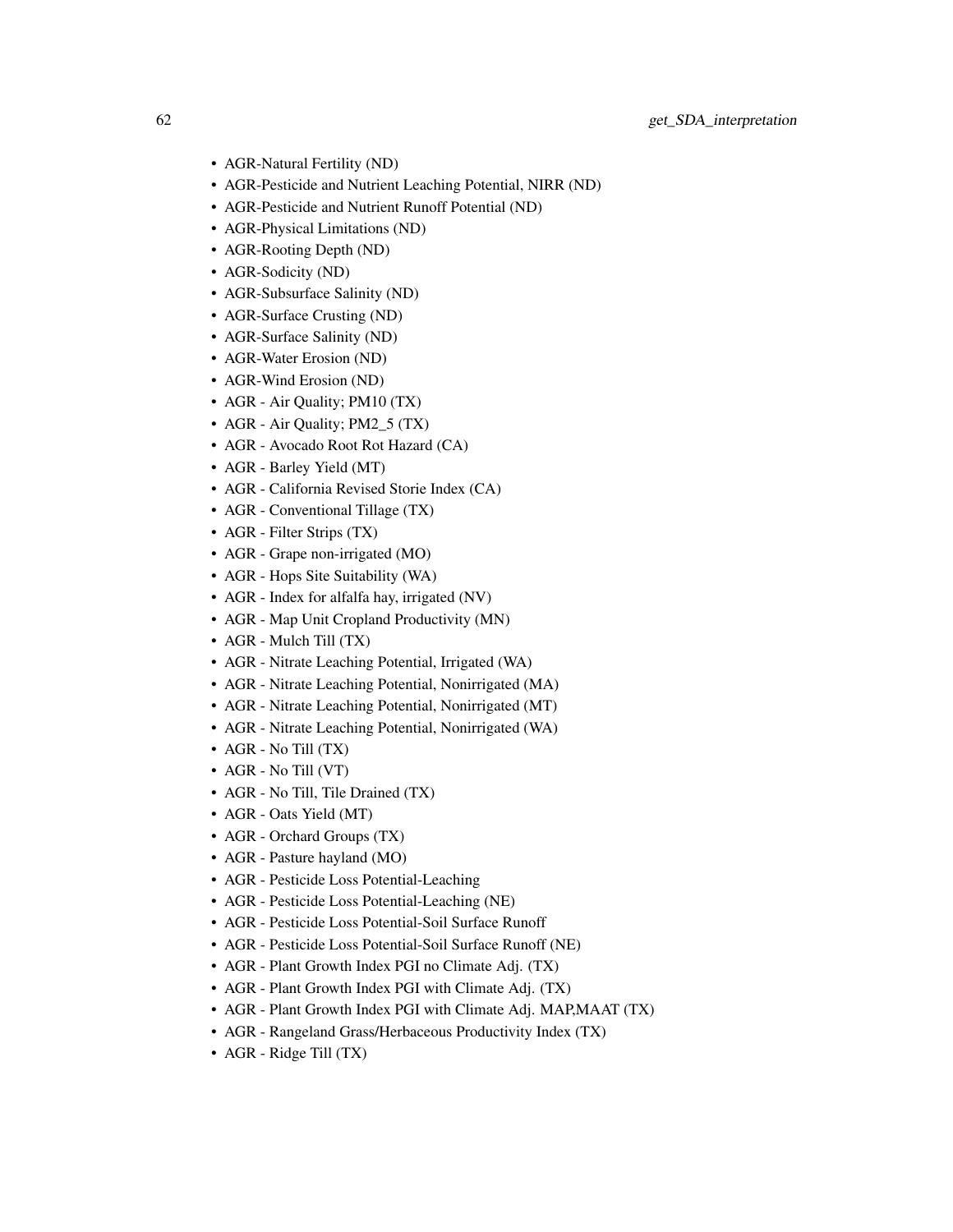- AGR-Natural Fertility (ND)
- AGR-Pesticide and Nutrient Leaching Potential, NIRR (ND)
- AGR-Pesticide and Nutrient Runoff Potential (ND)
- AGR-Physical Limitations (ND)
- AGR-Rooting Depth (ND)
- AGR-Sodicity (ND)
- AGR-Subsurface Salinity (ND)
- AGR-Surface Crusting (ND)
- AGR-Surface Salinity (ND)
- AGR-Water Erosion (ND)
- AGR-Wind Erosion (ND)
- AGR - Air Quality; PM10 (TX)
- AGR - Air Quality; PM2_5 (TX)
- AGR - Avocado Root Rot Hazard (CA)
- AGR - Barley Yield (MT)
- AGR - California Revised Storie Index (CA)
- AGR - Conventional Tillage (TX)
- AGR - Filter Strips (TX)
- AGR - Grape non-irrigated (MO)
- AGR - Hops Site Suitability (WA)
- AGR - Index for alfalfa hay, irrigated (NV)
- AGR - Map Unit Cropland Productivity (MN)
- AGR - Mulch Till (TX)
- AGR - Nitrate Leaching Potential, Irrigated (WA)
- AGR - Nitrate Leaching Potential, Nonirrigated (MA)
- AGR - Nitrate Leaching Potential, Nonirrigated (MT)
- AGR - Nitrate Leaching Potential, Nonirrigated (WA)
- AGR - No Till (TX)
- AGR - No Till (VT)
- AGR - No Till, Tile Drained (TX)
- AGR - Oats Yield (MT)
- AGR - Orchard Groups (TX)
- AGR - Pasture hayland (MO)
- AGR - Pesticide Loss Potential-Leaching
- AGR - Pesticide Loss Potential-Leaching (NE)
- AGR - Pesticide Loss Potential-Soil Surface Runoff
- AGR - Pesticide Loss Potential-Soil Surface Runoff (NE)
- AGR - Plant Growth Index PGI no Climate Adj. (TX)
- AGR - Plant Growth Index PGI with Climate Adj. (TX)
- AGR - Plant Growth Index PGI with Climate Adj. MAP,MAAT (TX)
- AGR - Rangeland Grass/Herbaceous Productivity Index (TX)
- AGR - Ridge Till (TX)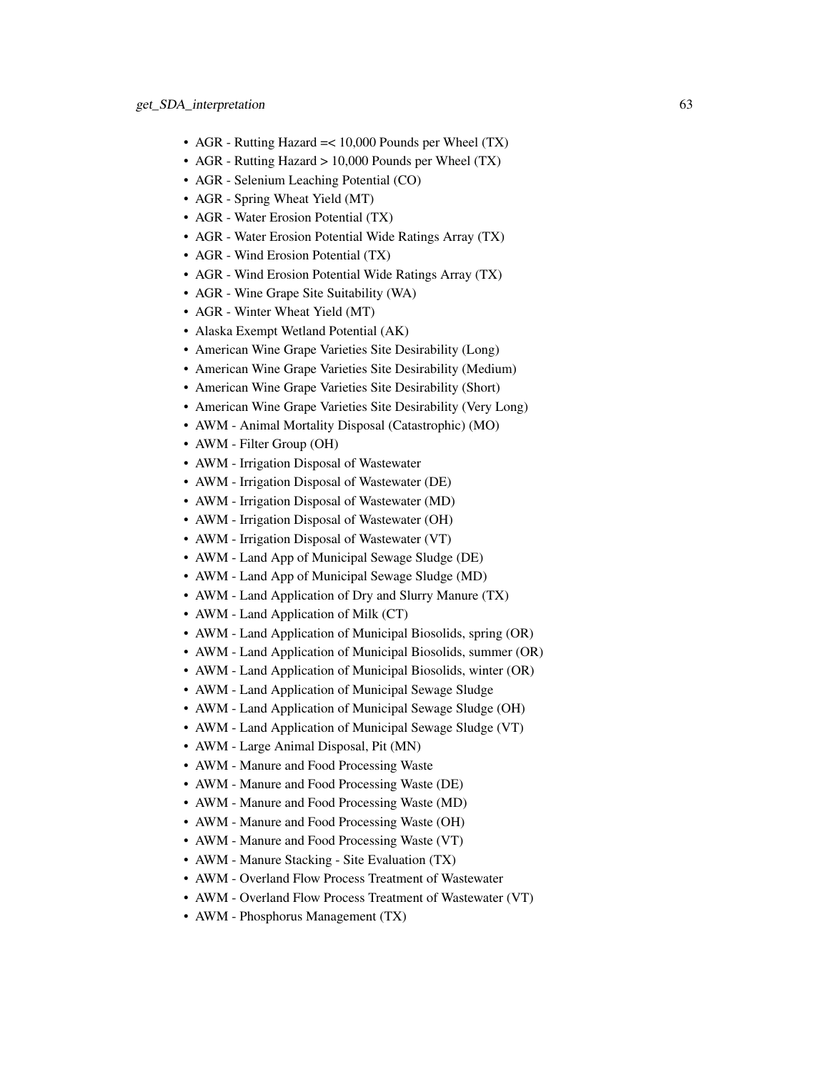- AGR - Rutting Hazard =< 10,000 Pounds per Wheel (TX)
- AGR - Rutting Hazard > 10,000 Pounds per Wheel (TX)
- AGR - Selenium Leaching Potential (CO)
- AGR - Spring Wheat Yield (MT)
- AGR - Water Erosion Potential (TX)
- AGR - Water Erosion Potential Wide Ratings Array (TX)
- AGR - Wind Erosion Potential (TX)
- AGR - Wind Erosion Potential Wide Ratings Array (TX)
- AGR - Wine Grape Site Suitability (WA)
- AGR - Winter Wheat Yield (MT)
- Alaska Exempt Wetland Potential (AK)
- American Wine Grape Varieties Site Desirability (Long)
- American Wine Grape Varieties Site Desirability (Medium)
- American Wine Grape Varieties Site Desirability (Short)
- American Wine Grape Varieties Site Desirability (Very Long)
- AWM - Animal Mortality Disposal (Catastrophic) (MO)
- AWM - Filter Group (OH)
- AWM - Irrigation Disposal of Wastewater
- AWM - Irrigation Disposal of Wastewater (DE)
- AWM - Irrigation Disposal of Wastewater (MD)
- AWM - Irrigation Disposal of Wastewater (OH)
- AWM - Irrigation Disposal of Wastewater (VT)
- AWM - Land App of Municipal Sewage Sludge (DE)
- AWM - Land App of Municipal Sewage Sludge (MD)
- AWM - Land Application of Dry and Slurry Manure (TX)
- AWM - Land Application of Milk (CT)
- AWM - Land Application of Municipal Biosolids, spring (OR)
- AWM - Land Application of Municipal Biosolids, summer (OR)
- AWM - Land Application of Municipal Biosolids, winter (OR)
- AWM - Land Application of Municipal Sewage Sludge
- AWM - Land Application of Municipal Sewage Sludge (OH)
- AWM - Land Application of Municipal Sewage Sludge (VT)
- AWM - Large Animal Disposal, Pit (MN)
- AWM - Manure and Food Processing Waste
- AWM - Manure and Food Processing Waste (DE)
- AWM - Manure and Food Processing Waste (MD)
- AWM - Manure and Food Processing Waste (OH)
- AWM - Manure and Food Processing Waste (VT)
- AWM - Manure Stacking - Site Evaluation (TX)
- AWM - Overland Flow Process Treatment of Wastewater
- AWM - Overland Flow Process Treatment of Wastewater (VT)
- AWM - Phosphorus Management (TX)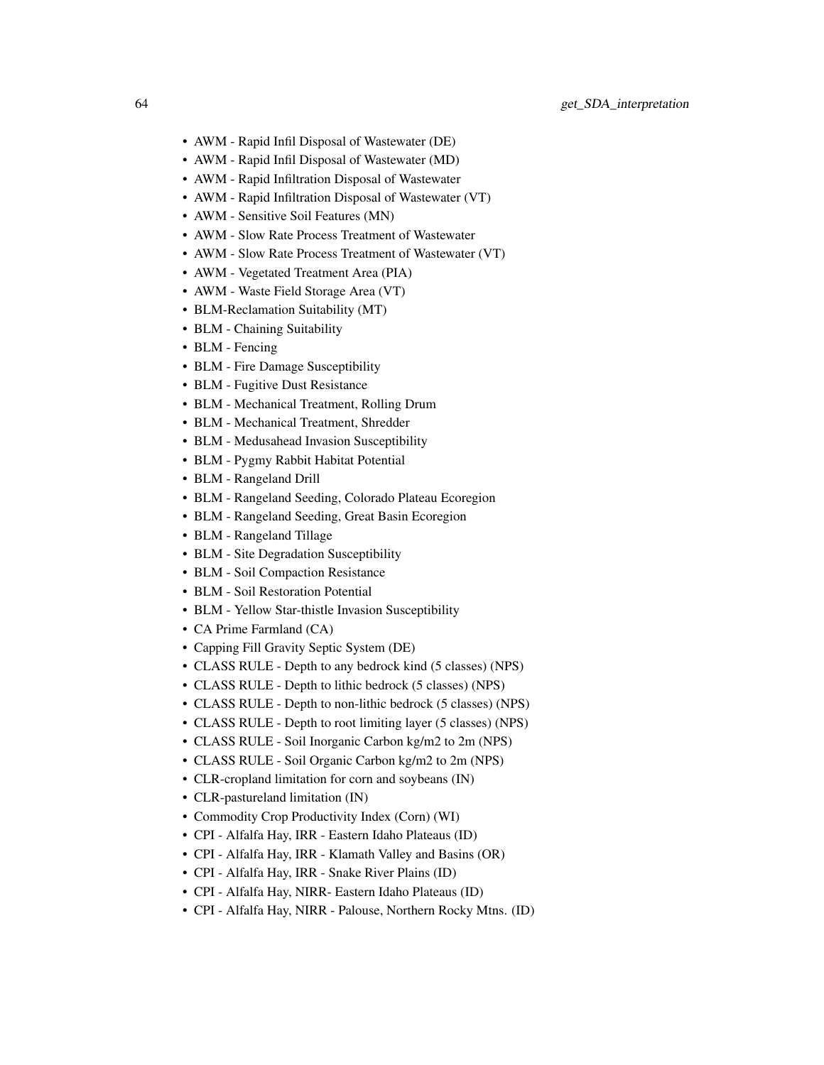- AWM - Rapid Infil Disposal of Wastewater (DE)
- AWM - Rapid Infil Disposal of Wastewater (MD)
- AWM - Rapid Infiltration Disposal of Wastewater
- AWM - Rapid Infiltration Disposal of Wastewater (VT)
- AWM - Sensitive Soil Features (MN)
- AWM - Slow Rate Process Treatment of Wastewater
- AWM - Slow Rate Process Treatment of Wastewater (VT)
- AWM - Vegetated Treatment Area (PIA)
- AWM - Waste Field Storage Area (VT)
- BLM-Reclamation Suitability (MT)
- BLM - Chaining Suitability
- BLM - Fencing
- BLM - Fire Damage Susceptibility
- BLM - Fugitive Dust Resistance
- BLM - Mechanical Treatment, Rolling Drum
- BLM - Mechanical Treatment, Shredder
- BLM - Medusahead Invasion Susceptibility
- BLM - Pygmy Rabbit Habitat Potential
- BLM - Rangeland Drill
- BLM - Rangeland Seeding, Colorado Plateau Ecoregion
- BLM - Rangeland Seeding, Great Basin Ecoregion
- BLM - Rangeland Tillage
- BLM - Site Degradation Susceptibility
- BLM - Soil Compaction Resistance
- BLM - Soil Restoration Potential
- BLM - Yellow Star-thistle Invasion Susceptibility
- CA Prime Farmland (CA)
- Capping Fill Gravity Septic System (DE)
- CLASS RULE - Depth to any bedrock kind (5 classes) (NPS)
- CLASS RULE - Depth to lithic bedrock (5 classes) (NPS)
- CLASS RULE - Depth to non-lithic bedrock (5 classes) (NPS)
- CLASS RULE - Depth to root limiting layer (5 classes) (NPS)
- CLASS RULE - Soil Inorganic Carbon kg/m2 to 2m (NPS)
- CLASS RULE - Soil Organic Carbon kg/m2 to 2m (NPS)
- CLR-cropland limitation for corn and soybeans (IN)
- CLR-pastureland limitation (IN)
- Commodity Crop Productivity Index (Corn) (WI)
- CPI - Alfalfa Hay, IRR - Eastern Idaho Plateaus (ID)
- CPI - Alfalfa Hay, IRR - Klamath Valley and Basins (OR)
- CPI - Alfalfa Hay, IRR - Snake River Plains (ID)
- CPI - Alfalfa Hay, NIRR- Eastern Idaho Plateaus (ID)
- CPI - Alfalfa Hay, NIRR - Palouse, Northern Rocky Mtns. (ID)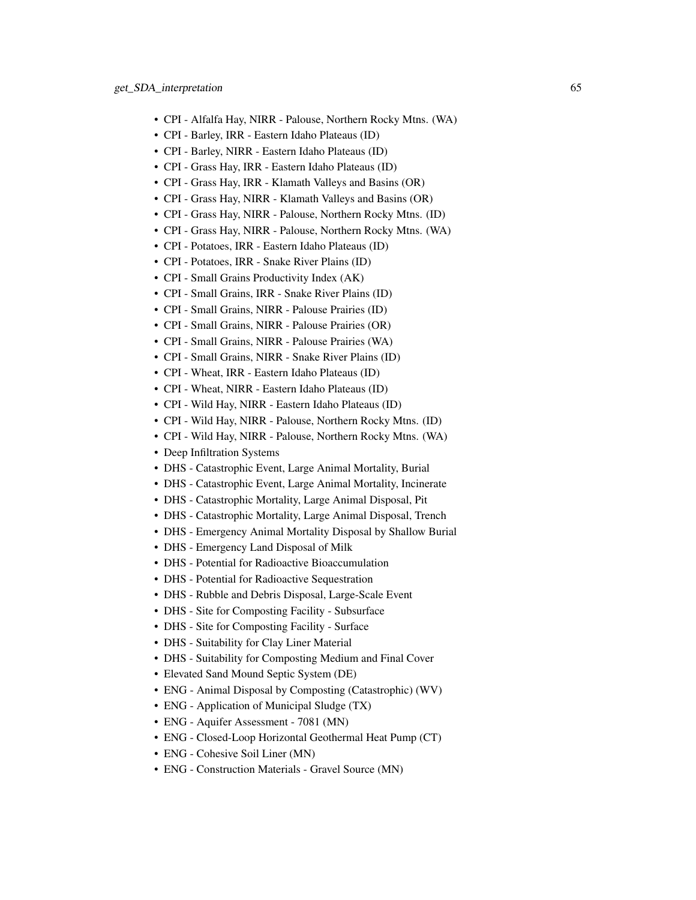- CPI - Alfalfa Hay, NIRR - Palouse, Northern Rocky Mtns. (WA)
- CPI - Barley, IRR - Eastern Idaho Plateaus (ID)
- CPI - Barley, NIRR - Eastern Idaho Plateaus (ID)
- CPI - Grass Hay, IRR - Eastern Idaho Plateaus (ID)
- CPI - Grass Hay, IRR - Klamath Valleys and Basins (OR)
- CPI - Grass Hay, NIRR - Klamath Valleys and Basins (OR)
- CPI - Grass Hay, NIRR - Palouse, Northern Rocky Mtns. (ID)
- CPI - Grass Hay, NIRR - Palouse, Northern Rocky Mtns. (WA)
- CPI - Potatoes, IRR - Eastern Idaho Plateaus (ID)
- CPI - Potatoes, IRR - Snake River Plains (ID)
- CPI - Small Grains Productivity Index (AK)
- CPI - Small Grains, IRR - Snake River Plains (ID)
- CPI - Small Grains, NIRR - Palouse Prairies (ID)
- CPI - Small Grains, NIRR - Palouse Prairies (OR)
- CPI - Small Grains, NIRR - Palouse Prairies (WA)
- CPI - Small Grains, NIRR - Snake River Plains (ID)
- CPI - Wheat, IRR - Eastern Idaho Plateaus (ID)
- CPI - Wheat, NIRR - Eastern Idaho Plateaus (ID)
- CPI - Wild Hay, NIRR - Eastern Idaho Plateaus (ID)
- CPI - Wild Hay, NIRR - Palouse, Northern Rocky Mtns. (ID)
- CPI - Wild Hay, NIRR - Palouse, Northern Rocky Mtns. (WA)
- Deep Infiltration Systems
- DHS - Catastrophic Event, Large Animal Mortality, Burial
- DHS - Catastrophic Event, Large Animal Mortality, Incinerate
- DHS - Catastrophic Mortality, Large Animal Disposal, Pit
- DHS - Catastrophic Mortality, Large Animal Disposal, Trench
- DHS - Emergency Animal Mortality Disposal by Shallow Burial
- DHS - Emergency Land Disposal of Milk
- DHS - Potential for Radioactive Bioaccumulation
- DHS - Potential for Radioactive Sequestration
- DHS - Rubble and Debris Disposal, Large-Scale Event
- DHS - Site for Composting Facility - Subsurface
- DHS - Site for Composting Facility - Surface
- DHS - Suitability for Clay Liner Material
- DHS - Suitability for Composting Medium and Final Cover
- Elevated Sand Mound Septic System (DE)
- ENG - Animal Disposal by Composting (Catastrophic) (WV)
- ENG - Application of Municipal Sludge (TX)
- ENG - Aquifer Assessment - 7081 (MN)
- ENG - Closed-Loop Horizontal Geothermal Heat Pump (CT)
- ENG - Cohesive Soil Liner (MN)
- ENG - Construction Materials - Gravel Source (MN)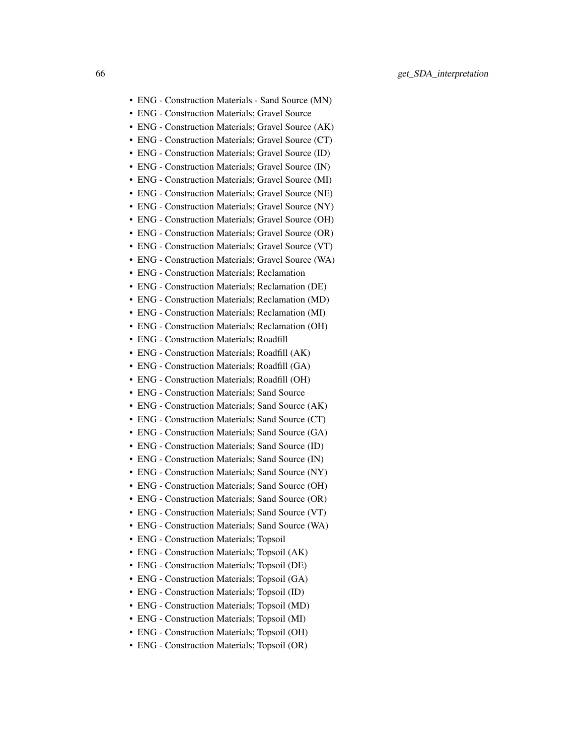- ENG - Construction Materials - Sand Source (MN)
- ENG - Construction Materials; Gravel Source
- ENG - Construction Materials; Gravel Source (AK)
- ENG - Construction Materials; Gravel Source (CT)
- ENG - Construction Materials; Gravel Source (ID)
- ENG - Construction Materials; Gravel Source (IN)
- ENG - Construction Materials; Gravel Source (MI)
- ENG - Construction Materials; Gravel Source (NE)
- ENG - Construction Materials; Gravel Source (NY)
- ENG - Construction Materials; Gravel Source (OH)
- ENG - Construction Materials; Gravel Source (OR)
- ENG - Construction Materials; Gravel Source (VT)
- ENG - Construction Materials; Gravel Source (WA)
- ENG - Construction Materials; Reclamation
- ENG - Construction Materials; Reclamation (DE)
- ENG - Construction Materials; Reclamation (MD)
- ENG - Construction Materials; Reclamation (MI)
- ENG - Construction Materials; Reclamation (OH)
- ENG - Construction Materials; Roadfill
- ENG - Construction Materials; Roadfill (AK)
- ENG - Construction Materials; Roadfill (GA)
- ENG - Construction Materials; Roadfill (OH)
- ENG - Construction Materials; Sand Source
- ENG - Construction Materials; Sand Source (AK)
- ENG - Construction Materials; Sand Source (CT)
- ENG - Construction Materials; Sand Source (GA)
- ENG - Construction Materials; Sand Source (ID)
- ENG - Construction Materials; Sand Source (IN)
- ENG - Construction Materials; Sand Source (NY)
- ENG - Construction Materials; Sand Source (OH)
- ENG - Construction Materials; Sand Source (OR)
- ENG - Construction Materials; Sand Source (VT)
- ENG - Construction Materials; Sand Source (WA)
- ENG - Construction Materials; Topsoil
- ENG - Construction Materials; Topsoil (AK)
- ENG - Construction Materials; Topsoil (DE)
- ENG - Construction Materials; Topsoil (GA)
- ENG - Construction Materials; Topsoil (ID)
- ENG - Construction Materials; Topsoil (MD)
- ENG - Construction Materials; Topsoil (MI)
- ENG - Construction Materials; Topsoil (OH)
- ENG - Construction Materials; Topsoil (OR)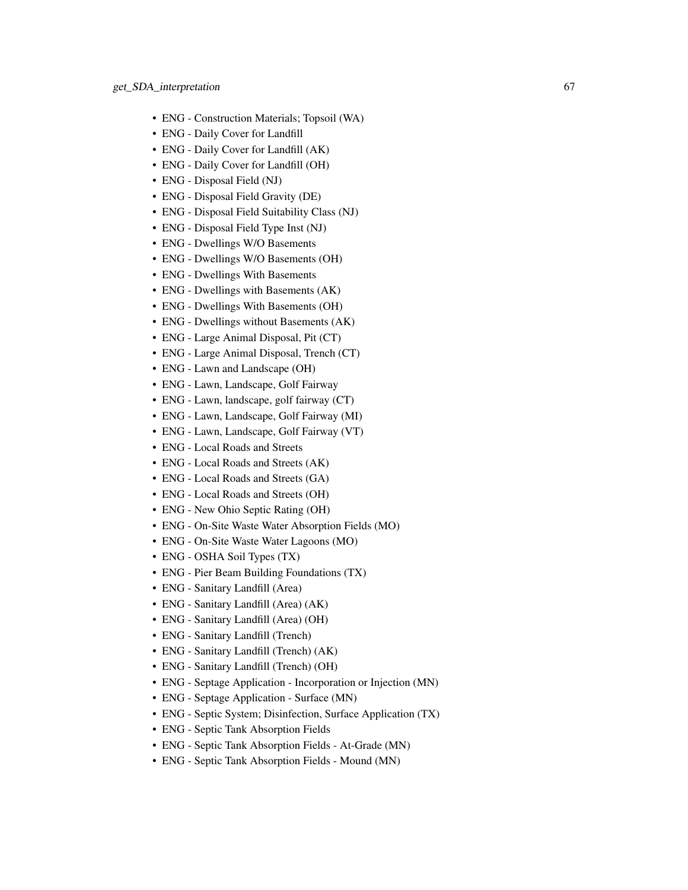- ENG - Construction Materials; Topsoil (WA)
- ENG - Daily Cover for Landfill
- ENG - Daily Cover for Landfill (AK)
- ENG - Daily Cover for Landfill (OH)
- ENG - Disposal Field (NJ)
- ENG - Disposal Field Gravity (DE)
- ENG - Disposal Field Suitability Class (NJ)
- ENG - Disposal Field Type Inst (NJ)
- ENG - Dwellings W/O Basements
- ENG - Dwellings W/O Basements (OH)
- ENG - Dwellings With Basements
- ENG - Dwellings with Basements (AK)
- ENG - Dwellings With Basements (OH)
- ENG - Dwellings without Basements (AK)
- ENG - Large Animal Disposal, Pit (CT)
- ENG - Large Animal Disposal, Trench (CT)
- ENG - Lawn and Landscape (OH)
- ENG - Lawn, Landscape, Golf Fairway
- ENG - Lawn, landscape, golf fairway (CT)
- ENG - Lawn, Landscape, Golf Fairway (MI)
- ENG - Lawn, Landscape, Golf Fairway (VT)
- ENG - Local Roads and Streets
- ENG - Local Roads and Streets (AK)
- ENG - Local Roads and Streets (GA)
- ENG - Local Roads and Streets (OH)
- ENG - New Ohio Septic Rating (OH)
- ENG - On-Site Waste Water Absorption Fields (MO)
- ENG - On-Site Waste Water Lagoons (MO)
- ENG - OSHA Soil Types (TX)
- ENG - Pier Beam Building Foundations (TX)
- ENG - Sanitary Landfill (Area)
- ENG - Sanitary Landfill (Area) (AK)
- ENG - Sanitary Landfill (Area) (OH)
- ENG - Sanitary Landfill (Trench)
- ENG - Sanitary Landfill (Trench) (AK)
- ENG - Sanitary Landfill (Trench) (OH)
- ENG - Septage Application - Incorporation or Injection (MN)
- ENG - Septage Application - Surface (MN)
- ENG - Septic System; Disinfection, Surface Application (TX)
- ENG - Septic Tank Absorption Fields
- ENG - Septic Tank Absorption Fields - At-Grade (MN)
- ENG - Septic Tank Absorption Fields - Mound (MN)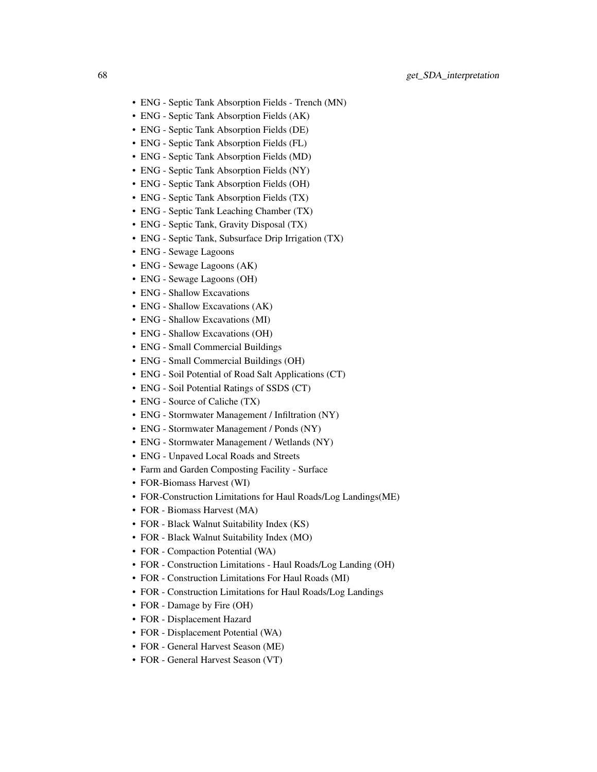- ENG - Septic Tank Absorption Fields - Trench (MN)
- ENG - Septic Tank Absorption Fields (AK)
- ENG - Septic Tank Absorption Fields (DE)
- ENG - Septic Tank Absorption Fields (FL)
- ENG - Septic Tank Absorption Fields (MD)
- ENG - Septic Tank Absorption Fields (NY)
- ENG - Septic Tank Absorption Fields (OH)
- ENG - Septic Tank Absorption Fields (TX)
- ENG - Septic Tank Leaching Chamber (TX)
- ENG - Septic Tank, Gravity Disposal (TX)
- ENG - Septic Tank, Subsurface Drip Irrigation (TX)
- ENG - Sewage Lagoons
- ENG - Sewage Lagoons (AK)
- ENG - Sewage Lagoons (OH)
- ENG - Shallow Excavations
- ENG - Shallow Excavations (AK)
- ENG - Shallow Excavations (MI)
- ENG - Shallow Excavations (OH)
- ENG - Small Commercial Buildings
- ENG - Small Commercial Buildings (OH)
- ENG - Soil Potential of Road Salt Applications (CT)
- ENG - Soil Potential Ratings of SSDS (CT)
- ENG - Source of Caliche (TX)
- ENG - Stormwater Management / Infiltration (NY)
- ENG - Stormwater Management / Ponds (NY)
- ENG - Stormwater Management / Wetlands (NY)
- ENG - Unpaved Local Roads and Streets
- Farm and Garden Composting Facility - Surface
- FOR-Biomass Harvest (WI)
- FOR-Construction Limitations for Haul Roads/Log Landings(ME)
- FOR - Biomass Harvest (MA)
- FOR - Black Walnut Suitability Index (KS)
- FOR - Black Walnut Suitability Index (MO)
- FOR - Compaction Potential (WA)
- FOR - Construction Limitations - Haul Roads/Log Landing (OH)
- FOR - Construction Limitations For Haul Roads (MI)
- FOR - Construction Limitations for Haul Roads/Log Landings
- FOR - Damage by Fire (OH)
- FOR - Displacement Hazard
- FOR - Displacement Potential (WA)
- FOR - General Harvest Season (ME)
- FOR - General Harvest Season (VT)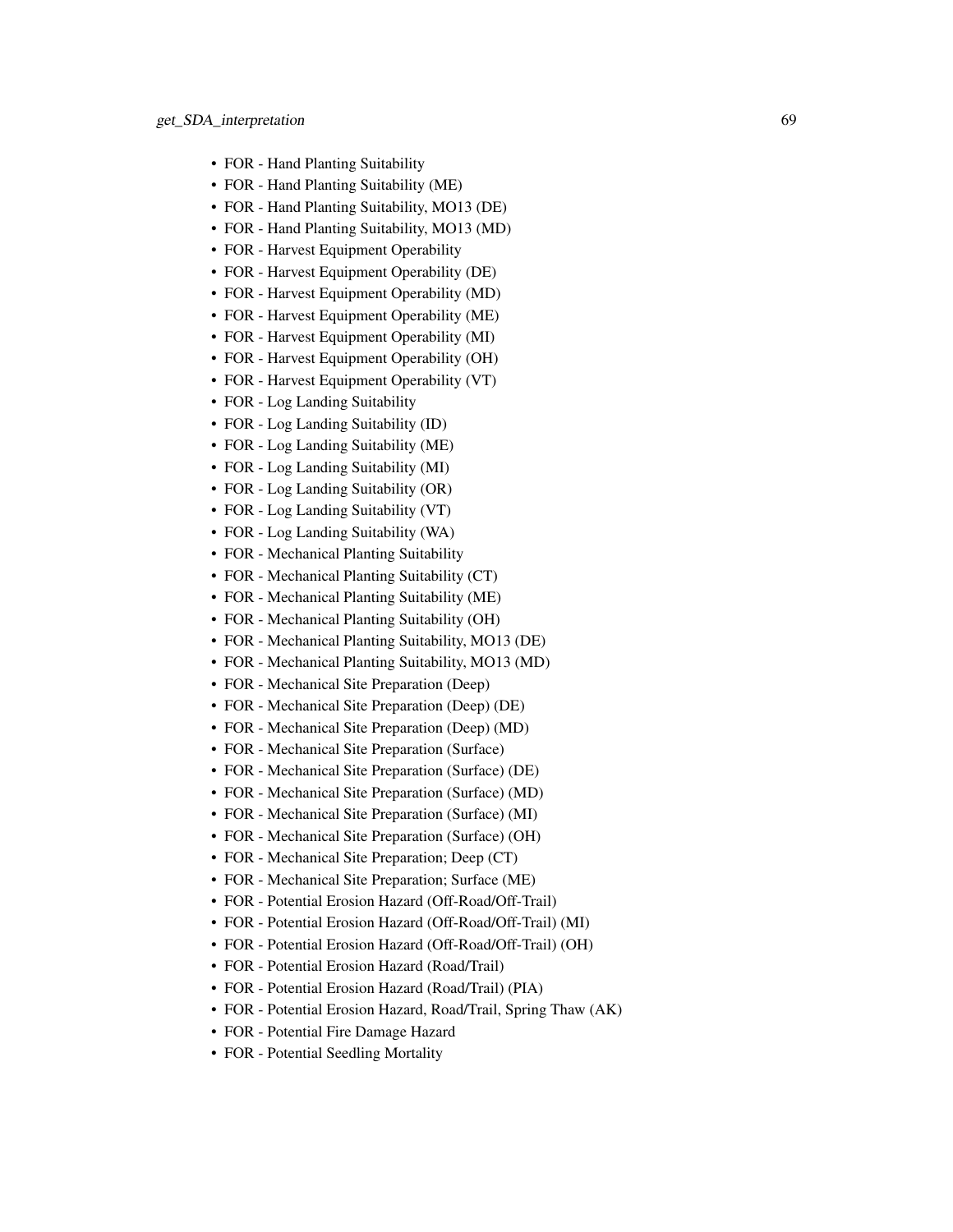- FOR - Hand Planting Suitability
- FOR - Hand Planting Suitability (ME)
- FOR - Hand Planting Suitability, MO13 (DE)
- FOR - Hand Planting Suitability, MO13 (MD)
- FOR - Harvest Equipment Operability
- FOR - Harvest Equipment Operability (DE)
- FOR - Harvest Equipment Operability (MD)
- FOR - Harvest Equipment Operability (ME)
- FOR - Harvest Equipment Operability (MI)
- FOR - Harvest Equipment Operability (OH)
- FOR - Harvest Equipment Operability (VT)
- FOR - Log Landing Suitability
- FOR - Log Landing Suitability (ID)
- FOR - Log Landing Suitability (ME)
- FOR - Log Landing Suitability (MI)
- FOR - Log Landing Suitability (OR)
- FOR - Log Landing Suitability (VT)
- FOR - Log Landing Suitability (WA)
- FOR - Mechanical Planting Suitability
- FOR - Mechanical Planting Suitability (CT)
- FOR - Mechanical Planting Suitability (ME)
- FOR - Mechanical Planting Suitability (OH)
- FOR - Mechanical Planting Suitability, MO13 (DE)
- FOR - Mechanical Planting Suitability, MO13 (MD)
- FOR - Mechanical Site Preparation (Deep)
- FOR - Mechanical Site Preparation (Deep) (DE)
- FOR - Mechanical Site Preparation (Deep) (MD)
- FOR - Mechanical Site Preparation (Surface)
- FOR - Mechanical Site Preparation (Surface) (DE)
- FOR - Mechanical Site Preparation (Surface) (MD)
- FOR - Mechanical Site Preparation (Surface) (MI)
- FOR - Mechanical Site Preparation (Surface) (OH)
- FOR - Mechanical Site Preparation; Deep (CT)
- FOR - Mechanical Site Preparation; Surface (ME)
- FOR - Potential Erosion Hazard (Off-Road/Off-Trail)
- FOR - Potential Erosion Hazard (Off-Road/Off-Trail) (MI)
- FOR - Potential Erosion Hazard (Off-Road/Off-Trail) (OH)
- FOR - Potential Erosion Hazard (Road/Trail)
- FOR - Potential Erosion Hazard (Road/Trail) (PIA)
- FOR - Potential Erosion Hazard, Road/Trail, Spring Thaw (AK)
- FOR - Potential Fire Damage Hazard
- FOR - Potential Seedling Mortality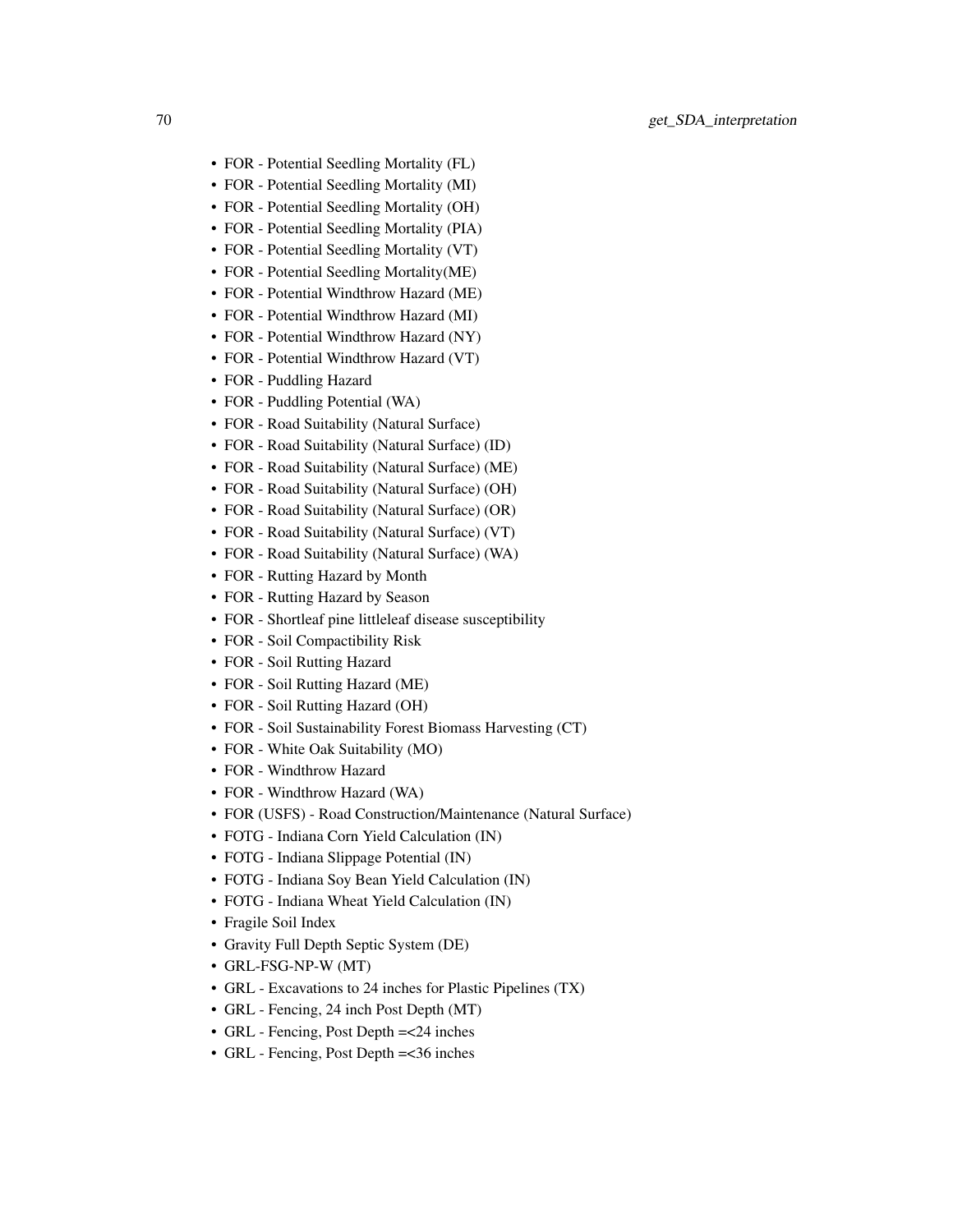- FOR - Potential Seedling Mortality (FL)
- FOR - Potential Seedling Mortality (MI)
- FOR - Potential Seedling Mortality (OH)
- FOR - Potential Seedling Mortality (PIA)
- FOR - Potential Seedling Mortality (VT)
- FOR - Potential Seedling Mortality(ME)
- FOR - Potential Windthrow Hazard (ME)
- FOR - Potential Windthrow Hazard (MI)
- FOR - Potential Windthrow Hazard (NY)
- FOR - Potential Windthrow Hazard (VT)
- FOR - Puddling Hazard
- FOR - Puddling Potential (WA)
- FOR - Road Suitability (Natural Surface)
- FOR - Road Suitability (Natural Surface) (ID)
- FOR - Road Suitability (Natural Surface) (ME)
- FOR - Road Suitability (Natural Surface) (OH)
- FOR - Road Suitability (Natural Surface) (OR)
- FOR - Road Suitability (Natural Surface) (VT)
- FOR - Road Suitability (Natural Surface) (WA)
- FOR - Rutting Hazard by Month
- FOR - Rutting Hazard by Season
- FOR - Shortleaf pine littleleaf disease susceptibility
- FOR - Soil Compactibility Risk
- FOR - Soil Rutting Hazard
- FOR - Soil Rutting Hazard (ME)
- FOR - Soil Rutting Hazard (OH)
- FOR - Soil Sustainability Forest Biomass Harvesting (CT)
- FOR - White Oak Suitability (MO)
- FOR - Windthrow Hazard
- FOR - Windthrow Hazard (WA)
- FOR (USFS) - Road Construction/Maintenance (Natural Surface)
- FOTG - Indiana Corn Yield Calculation (IN)
- FOTG - Indiana Slippage Potential (IN)
- FOTG - Indiana Soy Bean Yield Calculation (IN)
- FOTG - Indiana Wheat Yield Calculation (IN)
- Fragile Soil Index
- Gravity Full Depth Septic System (DE)
- GRL-FSG-NP-W (MT)
- GRL - Excavations to 24 inches for Plastic Pipelines (TX)
- GRL - Fencing, 24 inch Post Depth (MT)
- GRL - Fencing, Post Depth =<24 inches
- GRL - Fencing, Post Depth =<36 inches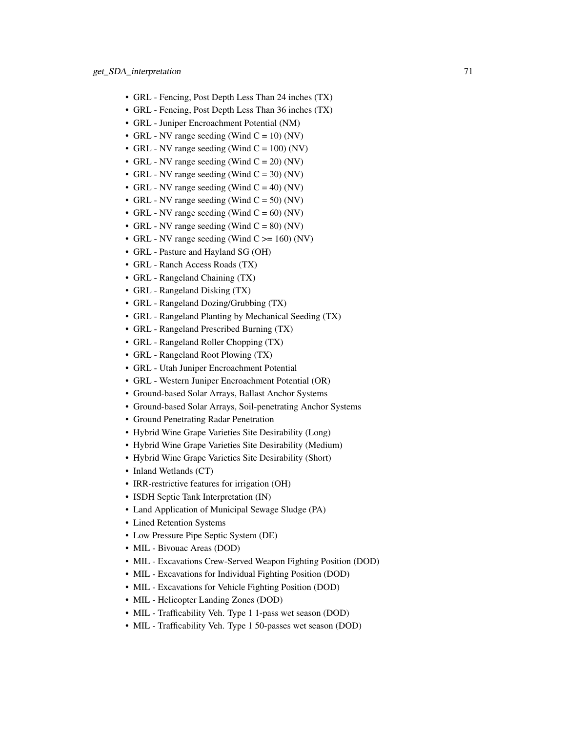- GRL - Fencing, Post Depth Less Than 24 inches (TX)
- GRL - Fencing, Post Depth Less Than 36 inches (TX)
- GRL - Juniper Encroachment Potential (NM)
- GRL - NV range seeding (Wind C = 10) (NV)
- GRL - NV range seeding (Wind C = 100) (NV)
- GRL - NV range seeding (Wind C = 20) (NV)
- GRL - NV range seeding (Wind C = 30) (NV)
- GRL - NV range seeding (Wind C = 40) (NV)
- GRL - NV range seeding (Wind C = 50) (NV)
- GRL - NV range seeding (Wind C = 60) (NV)
- GRL - NV range seeding (Wind C = 80) (NV)
- GRL - NV range seeding (Wind C >= 160) (NV)
- GRL - Pasture and Hayland SG (OH)
- GRL - Ranch Access Roads (TX)
- GRL - Rangeland Chaining (TX)
- GRL - Rangeland Disking (TX)
- GRL - Rangeland Dozing/Grubbing (TX)
- GRL - Rangeland Planting by Mechanical Seeding (TX)
- GRL - Rangeland Prescribed Burning (TX)
- GRL - Rangeland Roller Chopping (TX)
- GRL - Rangeland Root Plowing (TX)
- GRL - Utah Juniper Encroachment Potential
- GRL - Western Juniper Encroachment Potential (OR)
- Ground-based Solar Arrays, Ballast Anchor Systems
- Ground-based Solar Arrays, Soil-penetrating Anchor Systems
- Ground Penetrating Radar Penetration
- Hybrid Wine Grape Varieties Site Desirability (Long)
- Hybrid Wine Grape Varieties Site Desirability (Medium)
- Hybrid Wine Grape Varieties Site Desirability (Short)
- Inland Wetlands (CT)
- IRR-restrictive features for irrigation (OH)
- ISDH Septic Tank Interpretation (IN)
- Land Application of Municipal Sewage Sludge (PA)
- Lined Retention Systems
- Low Pressure Pipe Septic System (DE)
- MIL - Bivouac Areas (DOD)
- MIL - Excavations Crew-Served Weapon Fighting Position (DOD)
- MIL - Excavations for Individual Fighting Position (DOD)
- MIL - Excavations for Vehicle Fighting Position (DOD)
- MIL - Helicopter Landing Zones (DOD)
- MIL - Trafficability Veh. Type 1 1-pass wet season (DOD)
- MIL - Trafficability Veh. Type 1 50-passes wet season (DOD)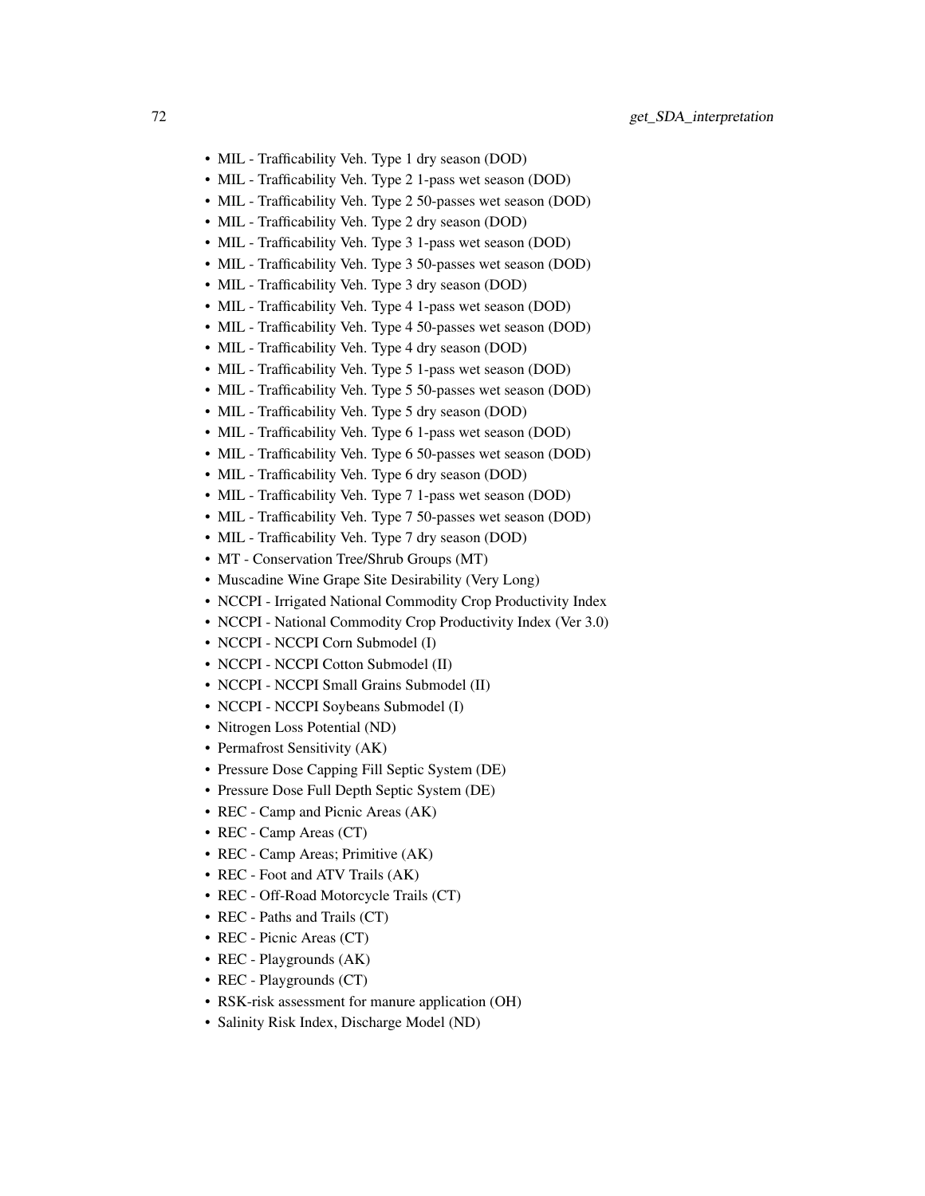- MIL - Trafficability Veh. Type 1 dry season (DOD)
- MIL - Trafficability Veh. Type 2 1-pass wet season (DOD)
- MIL - Trafficability Veh. Type 2 50-passes wet season (DOD)
- MIL - Trafficability Veh. Type 2 dry season (DOD)
- MIL - Trafficability Veh. Type 3 1-pass wet season (DOD)
- MIL - Trafficability Veh. Type 3 50-passes wet season (DOD)
- MIL - Trafficability Veh. Type 3 dry season (DOD)
- MIL - Trafficability Veh. Type 4 1-pass wet season (DOD)
- MIL - Trafficability Veh. Type 4 50-passes wet season (DOD)
- MIL - Trafficability Veh. Type 4 dry season (DOD)
- MIL - Trafficability Veh. Type 5 1-pass wet season (DOD)
- MIL - Trafficability Veh. Type 5 50-passes wet season (DOD)
- MIL - Trafficability Veh. Type 5 dry season (DOD)
- MIL - Trafficability Veh. Type 6 1-pass wet season (DOD)
- MIL - Trafficability Veh. Type 6 50-passes wet season (DOD)
- MIL - Trafficability Veh. Type 6 dry season (DOD)
- MIL - Trafficability Veh. Type 7 1-pass wet season (DOD)
- MIL - Trafficability Veh. Type 7 50-passes wet season (DOD)
- MIL - Trafficability Veh. Type 7 dry season (DOD)
- MT - Conservation Tree/Shrub Groups (MT)
- Muscadine Wine Grape Site Desirability (Very Long)
- NCCPI - Irrigated National Commodity Crop Productivity Index
- NCCPI - National Commodity Crop Productivity Index (Ver 3.0)
- NCCPI - NCCPI Corn Submodel (I)
- NCCPI - NCCPI Cotton Submodel (II)
- NCCPI - NCCPI Small Grains Submodel (II)
- NCCPI - NCCPI Soybeans Submodel (I)
- Nitrogen Loss Potential (ND)
- Permafrost Sensitivity (AK)
- Pressure Dose Capping Fill Septic System (DE)
- Pressure Dose Full Depth Septic System (DE)
- REC - Camp and Picnic Areas (AK)
- REC - Camp Areas (CT)
- REC - Camp Areas; Primitive (AK)
- REC - Foot and ATV Trails (AK)
- REC - Off-Road Motorcycle Trails (CT)
- REC - Paths and Trails (CT)
- REC - Picnic Areas (CT)
- REC - Playgrounds (AK)
- REC - Playgrounds (CT)
- RSK-risk assessment for manure application (OH)
- Salinity Risk Index, Discharge Model (ND)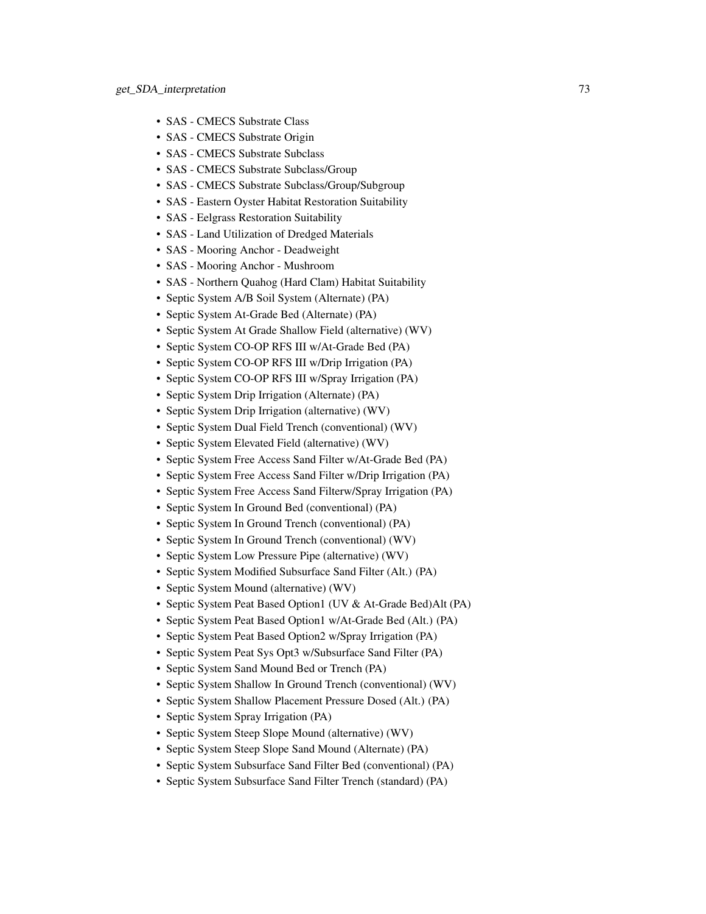- SAS - CMECS Substrate Class
- SAS - CMECS Substrate Origin
- SAS - CMECS Substrate Subclass
- SAS - CMECS Substrate Subclass/Group
- SAS - CMECS Substrate Subclass/Group/Subgroup
- SAS - Eastern Oyster Habitat Restoration Suitability
- SAS - Eelgrass Restoration Suitability
- SAS - Land Utilization of Dredged Materials
- SAS - Mooring Anchor - Deadweight
- SAS - Mooring Anchor - Mushroom
- SAS - Northern Quahog (Hard Clam) Habitat Suitability
- Septic System A/B Soil System (Alternate) (PA)
- Septic System At-Grade Bed (Alternate) (PA)
- Septic System At Grade Shallow Field (alternative) (WV)
- Septic System CO-OP RFS III w/At-Grade Bed (PA)
- Septic System CO-OP RFS III w/Drip Irrigation (PA)
- Septic System CO-OP RFS III w/Spray Irrigation (PA)
- Septic System Drip Irrigation (Alternate) (PA)
- Septic System Drip Irrigation (alternative) (WV)
- Septic System Dual Field Trench (conventional) (WV)
- Septic System Elevated Field (alternative) (WV)
- Septic System Free Access Sand Filter w/At-Grade Bed (PA)
- Septic System Free Access Sand Filter w/Drip Irrigation (PA)
- Septic System Free Access Sand Filterw/Spray Irrigation (PA)
- Septic System In Ground Bed (conventional) (PA)
- Septic System In Ground Trench (conventional) (PA)
- Septic System In Ground Trench (conventional) (WV)
- Septic System Low Pressure Pipe (alternative) (WV)
- Septic System Modified Subsurface Sand Filter (Alt.) (PA)
- Septic System Mound (alternative) (WV)
- Septic System Peat Based Option1 (UV & At-Grade Bed)Alt (PA)
- Septic System Peat Based Option1 w/At-Grade Bed (Alt.) (PA)
- Septic System Peat Based Option2 w/Spray Irrigation (PA)
- Septic System Peat Sys Opt3 w/Subsurface Sand Filter (PA)
- Septic System Sand Mound Bed or Trench (PA)
- Septic System Shallow In Ground Trench (conventional) (WV)
- Septic System Shallow Placement Pressure Dosed (Alt.) (PA)
- Septic System Spray Irrigation (PA)
- Septic System Steep Slope Mound (alternative) (WV)
- Septic System Steep Slope Sand Mound (Alternate) (PA)
- Septic System Subsurface Sand Filter Bed (conventional) (PA)
- Septic System Subsurface Sand Filter Trench (standard) (PA)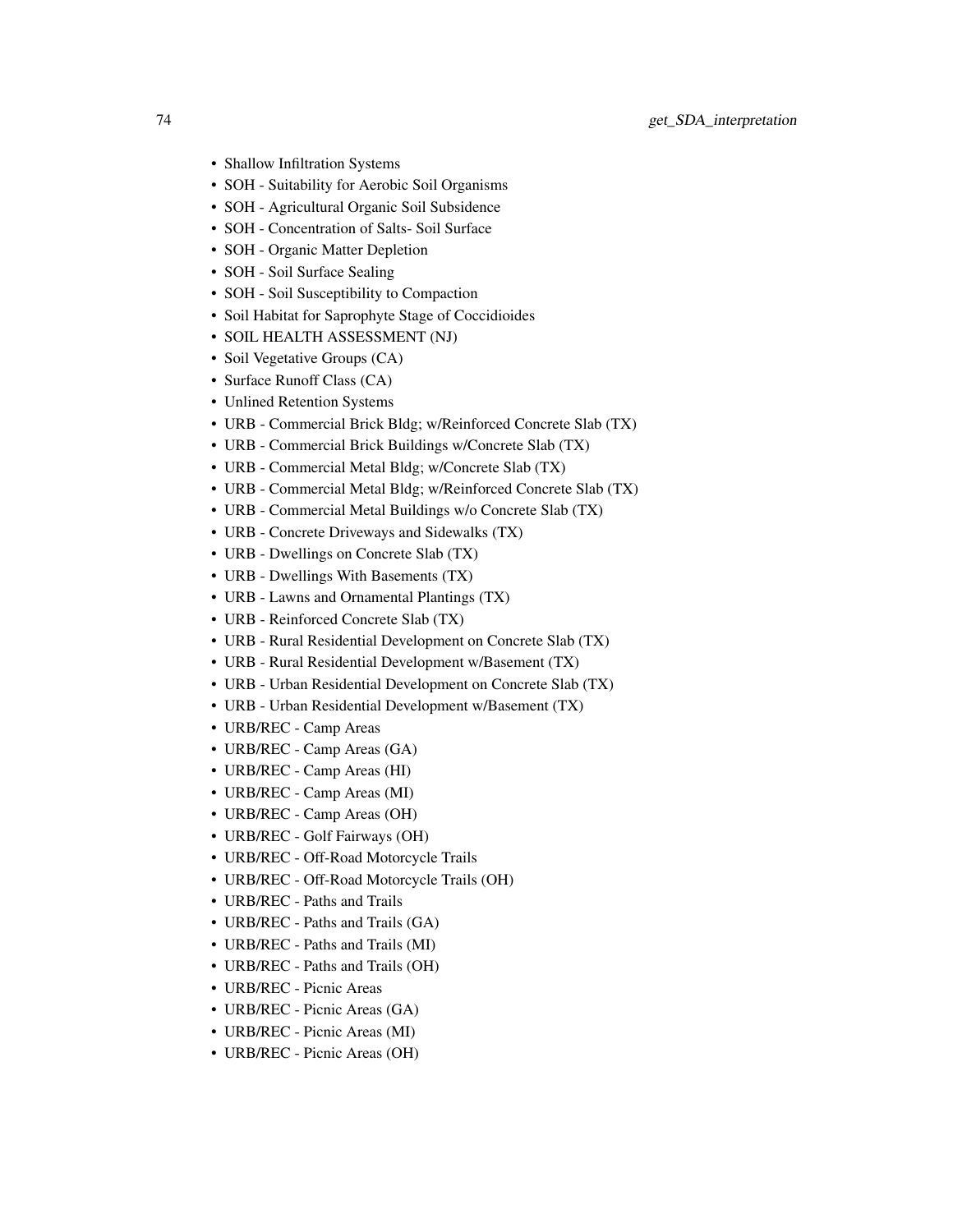- Shallow Infiltration Systems
- SOH - Suitability for Aerobic Soil Organisms
- SOH - Agricultural Organic Soil Subsidence
- SOH - Concentration of Salts- Soil Surface
- SOH - Organic Matter Depletion
- SOH - Soil Surface Sealing
- SOH - Soil Susceptibility to Compaction
- Soil Habitat for Saprophyte Stage of Coccidioides
- SOIL HEALTH ASSESSMENT (NJ)
- Soil Vegetative Groups (CA)
- Surface Runoff Class (CA)
- Unlined Retention Systems
- URB - Commercial Brick Bldg; w/Reinforced Concrete Slab (TX)
- URB - Commercial Brick Buildings w/Concrete Slab (TX)
- URB - Commercial Metal Bldg; w/Concrete Slab (TX)
- URB - Commercial Metal Bldg; w/Reinforced Concrete Slab (TX)
- URB - Commercial Metal Buildings w/o Concrete Slab (TX)
- URB - Concrete Driveways and Sidewalks (TX)
- URB - Dwellings on Concrete Slab (TX)
- URB - Dwellings With Basements (TX)
- URB - Lawns and Ornamental Plantings (TX)
- URB - Reinforced Concrete Slab (TX)
- URB - Rural Residential Development on Concrete Slab (TX)
- URB - Rural Residential Development w/Basement (TX)
- URB - Urban Residential Development on Concrete Slab (TX)
- URB - Urban Residential Development w/Basement (TX)
- URB/REC - Camp Areas
- URB/REC - Camp Areas (GA)
- URB/REC - Camp Areas (HI)
- URB/REC - Camp Areas (MI)
- URB/REC - Camp Areas (OH)
- URB/REC - Golf Fairways (OH)
- URB/REC - Off-Road Motorcycle Trails
- URB/REC - Off-Road Motorcycle Trails (OH)
- URB/REC - Paths and Trails
- URB/REC - Paths and Trails (GA)
- URB/REC - Paths and Trails (MI)
- URB/REC - Paths and Trails (OH)
- URB/REC - Picnic Areas
- URB/REC - Picnic Areas (GA)
- URB/REC - Picnic Areas (MI)
- URB/REC - Picnic Areas (OH)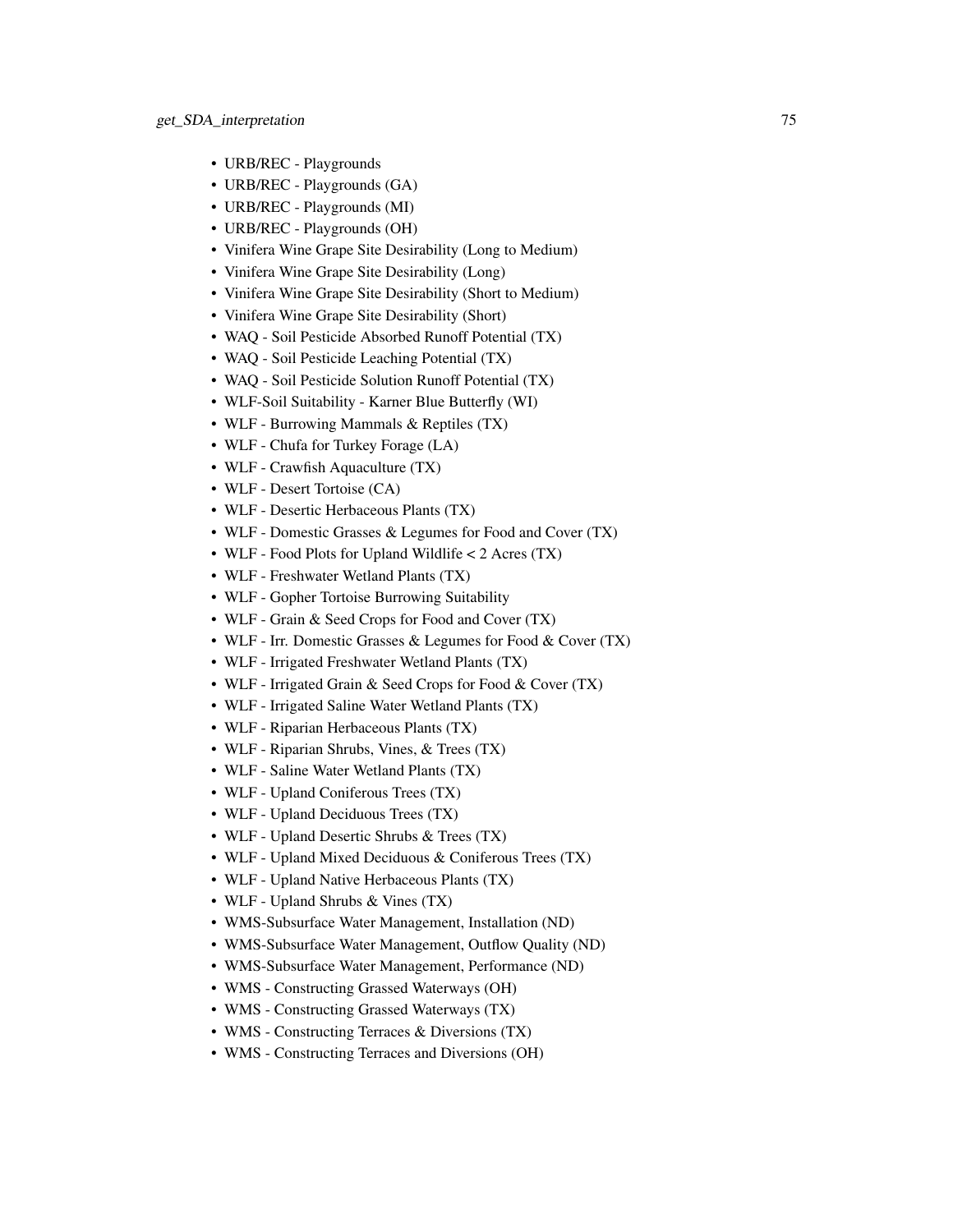- URB/REC - Playgrounds
- URB/REC - Playgrounds (GA)
- URB/REC - Playgrounds (MI)
- URB/REC - Playgrounds (OH)
- Vinifera Wine Grape Site Desirability (Long to Medium)
- Vinifera Wine Grape Site Desirability (Long)
- Vinifera Wine Grape Site Desirability (Short to Medium)
- Vinifera Wine Grape Site Desirability (Short)
- WAQ - Soil Pesticide Absorbed Runoff Potential (TX)
- WAQ - Soil Pesticide Leaching Potential (TX)
- WAQ - Soil Pesticide Solution Runoff Potential (TX)
- WLF-Soil Suitability - Karner Blue Butterfly (WI)
- WLF - Burrowing Mammals & Reptiles (TX)
- WLF - Chufa for Turkey Forage (LA)
- WLF - Crawfish Aquaculture (TX)
- WLF - Desert Tortoise (CA)
- WLF - Desertic Herbaceous Plants (TX)
- WLF - Domestic Grasses & Legumes for Food and Cover (TX)
- WLF - Food Plots for Upland Wildlife < 2 Acres (TX)
- WLF - Freshwater Wetland Plants (TX)
- WLF - Gopher Tortoise Burrowing Suitability
- WLF - Grain & Seed Crops for Food and Cover (TX)
- WLF - Irr. Domestic Grasses & Legumes for Food & Cover (TX)
- WLF - Irrigated Freshwater Wetland Plants (TX)
- WLF - Irrigated Grain & Seed Crops for Food & Cover (TX)
- WLF - Irrigated Saline Water Wetland Plants (TX)
- WLF - Riparian Herbaceous Plants (TX)
- WLF - Riparian Shrubs, Vines, & Trees (TX)
- WLF - Saline Water Wetland Plants (TX)
- WLF - Upland Coniferous Trees (TX)
- WLF - Upland Deciduous Trees (TX)
- WLF - Upland Desertic Shrubs & Trees (TX)
- WLF - Upland Mixed Deciduous & Coniferous Trees (TX)
- WLF - Upland Native Herbaceous Plants (TX)
- WLF - Upland Shrubs & Vines (TX)
- WMS-Subsurface Water Management, Installation (ND)
- WMS-Subsurface Water Management, Outflow Quality (ND)
- WMS-Subsurface Water Management, Performance (ND)
- WMS - Constructing Grassed Waterways (OH)
- WMS - Constructing Grassed Waterways (TX)
- WMS - Constructing Terraces & Diversions (TX)
- WMS - Constructing Terraces and Diversions (OH)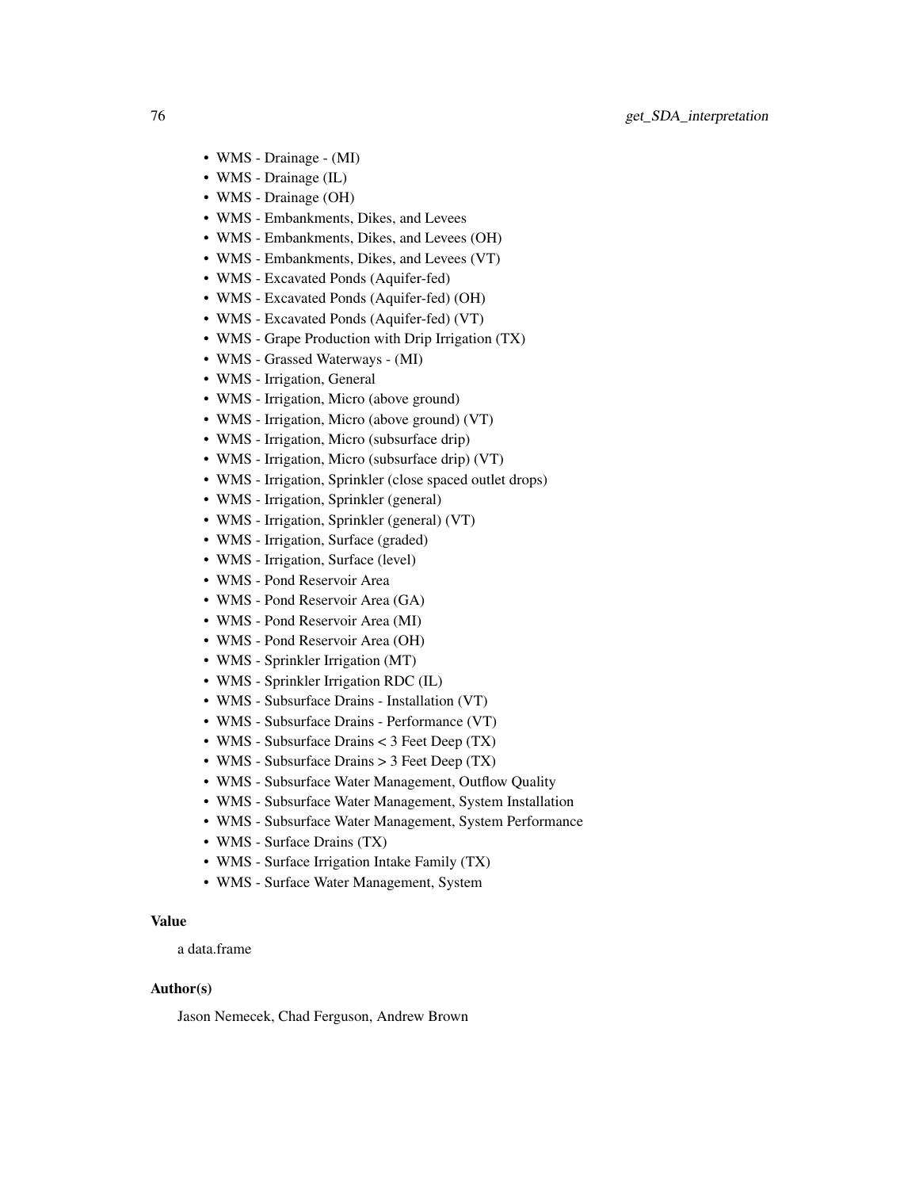- WMS - Drainage - (MI)
- WMS - Drainage (IL)
- WMS - Drainage (OH)
- WMS - Embankments, Dikes, and Levees
- WMS - Embankments, Dikes, and Levees (OH)
- WMS - Embankments, Dikes, and Levees (VT)
- WMS - Excavated Ponds (Aquifer-fed)
- WMS - Excavated Ponds (Aquifer-fed) (OH)
- WMS - Excavated Ponds (Aquifer-fed) (VT)
- WMS - Grape Production with Drip Irrigation (TX)
- WMS - Grassed Waterways - (MI)
- WMS - Irrigation, General
- WMS - Irrigation, Micro (above ground)
- WMS - Irrigation, Micro (above ground) (VT)
- WMS - Irrigation, Micro (subsurface drip)
- WMS - Irrigation, Micro (subsurface drip) (VT)
- WMS - Irrigation, Sprinkler (close spaced outlet drops)
- WMS - Irrigation, Sprinkler (general)
- WMS - Irrigation, Sprinkler (general) (VT)
- WMS - Irrigation, Surface (graded)
- WMS - Irrigation, Surface (level)
- WMS - Pond Reservoir Area
- WMS - Pond Reservoir Area (GA)
- WMS - Pond Reservoir Area (MI)
- WMS - Pond Reservoir Area (OH)
- WMS - Sprinkler Irrigation (MT)
- WMS - Sprinkler Irrigation RDC (IL)
- WMS - Subsurface Drains - Installation (VT)
- WMS - Subsurface Drains - Performance (VT)
- WMS - Subsurface Drains < 3 Feet Deep (TX)
- WMS - Subsurface Drains > 3 Feet Deep (TX)
- WMS - Subsurface Water Management, Outflow Quality
- WMS - Subsurface Water Management, System Installation
- WMS - Subsurface Water Management, System Performance
- WMS - Surface Drains (TX)
- WMS - Surface Irrigation Intake Family (TX)
- WMS - Surface Water Management, System

### Value

a data.frame

### Author(s)

Jason Nemecek, Chad Ferguson, Andrew Brown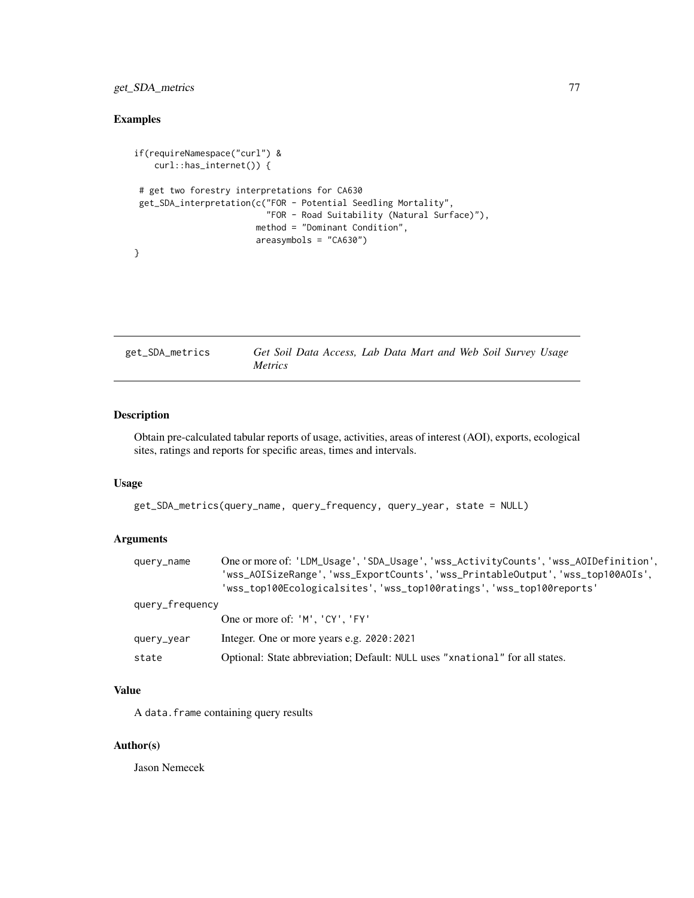## Examples

```
if(requireNamespace("curl") &
    curl::has_internet()) {

 # get two forestry interpretations for CA630
 get_SDA_interpretation(c("FOR - Potential Seedling Mortality",
                          "FOR - Road Suitability (Natural Surface)"),
                        method = "Dominant Condition",
                        areasymbols = "CA630")
}
```

---

# get_SDA_metrics — *Get Soil Data Access, Lab Data Mart and Web Soil Survey Usage Metrics*

---

## Description

Obtain pre-calculated tabular reports of usage, activities, areas of interest (AOI), exports, ecological sites, ratings and reports for specific areas, times and intervals.

## Usage

```
get_SDA_metrics(query_name, query_frequency, query_year, state = NULL)
```

## Arguments

| | |
|---|---|
| query_name | One or more of: 'LDM_Usage', 'SDA_Usage', 'wss_ActivityCounts', 'wss_AOIDefinition', 'wss_AOISizeRange', 'wss_ExportCounts', 'wss_PrintableOutput', 'wss_top100AOIs', 'wss_top100Ecologicalsites', 'wss_top100ratings', 'wss_top100reports' |
| query_frequency | One or more of: 'M', 'CY', 'FY' |
| query_year | Integer. One or more years e.g. 2020:2021 |
| state | Optional: State abbreviation; Default: NULL uses "xnational" for all states. |

## Value

A data.frame containing query results

## Author(s)

Jason Nemecek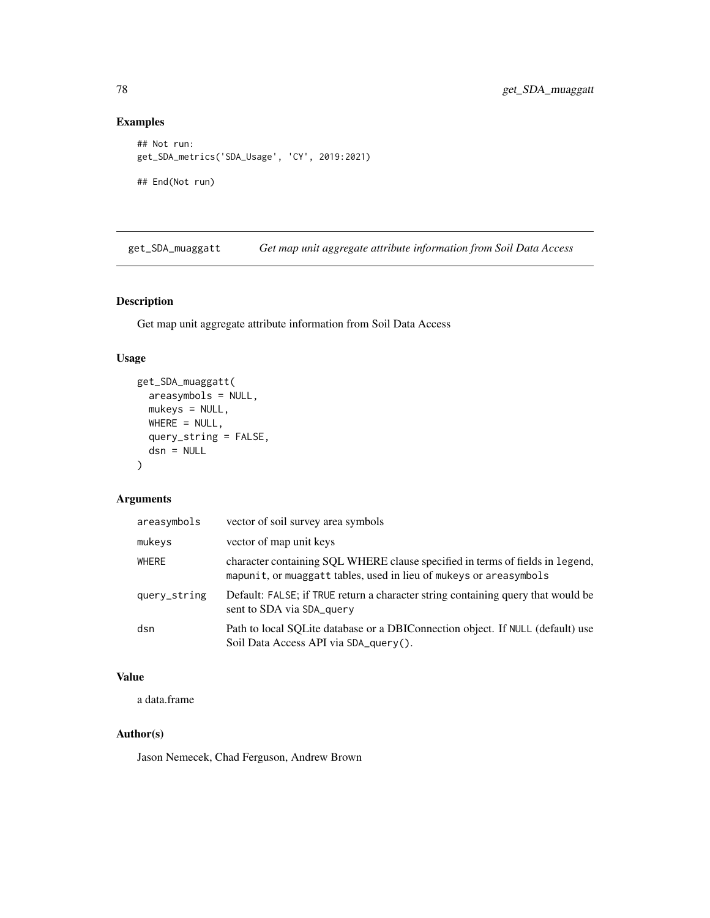## Examples

```
## Not run:
get_SDA_metrics('SDA_Usage', 'CY', 2019:2021)

## End(Not run)
```

---

get_SDA_muaggatt *Get map unit aggregate attribute information from Soil Data Access*

---

### Description

Get map unit aggregate attribute information from Soil Data Access

### Usage

```
get_SDA_muaggatt(
  areasymbols = NULL,
  mukeys = NULL,
  WHERE = NULL,
  query_string = FALSE,
  dsn = NULL
)
```

### Arguments

| | |
|---|---|
| areasymbols | vector of soil survey area symbols |
| mukeys | vector of map unit keys |
| WHERE | character containing SQL WHERE clause specified in terms of fields in legend, mapunit, or muaggatt tables, used in lieu of mukeys or areasymbols |
| query_string | Default: FALSE; if TRUE return a character string containing query that would be sent to SDA via SDA_query |
| dsn | Path to local SQLite database or a DBIConnection object. If NULL (default) use Soil Data Access API via SDA_query(). |

### Value

a data.frame

### Author(s)

Jason Nemecek, Chad Ferguson, Andrew Brown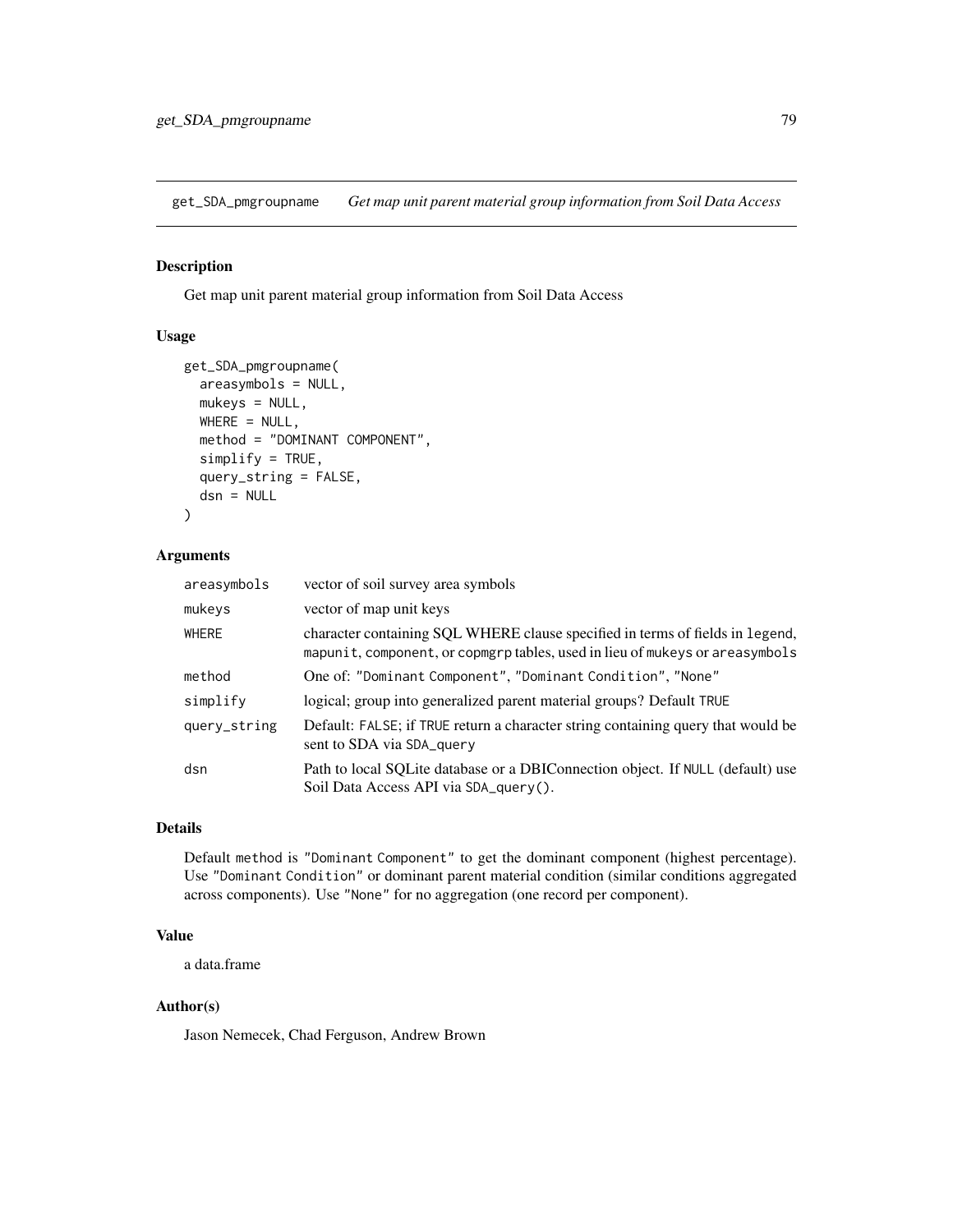## get_SDA_pmgroupname *Get map unit parent material group information from Soil Data Access*

### Description

Get map unit parent material group information from Soil Data Access

### Usage

```
get_SDA_pmgroupname(
  areasymbols = NULL,
  mukeys = NULL,
  WHERE = NULL,
  method = "DOMINANT COMPONENT",
  simplify = TRUE,
  query_string = FALSE,
  dsn = NULL
)
```

### Arguments

| | |
|---|---|
| `areasymbols` | vector of soil survey area symbols |
| `mukeys` | vector of map unit keys |
| `WHERE` | character containing SQL WHERE clause specified in terms of fields in `legend`, `mapunit`, `component`, or `copmgrp` tables, used in lieu of `mukeys` or `areasymbols` |
| `method` | One of: `"Dominant Component"`, `"Dominant Condition"`, `"None"` |
| `simplify` | logical; group into generalized parent material groups? Default `TRUE` |
| `query_string` | Default: `FALSE`; if `TRUE` return a character string containing query that would be sent to SDA via `SDA_query` |
| `dsn` | Path to local SQLite database or a DBIConnection object. If `NULL` (default) use Soil Data Access API via `SDA_query()`. |

### Details

Default `method` is `"Dominant Component"` to get the dominant component (highest percentage). Use `"Dominant Condition"` or dominant parent material condition (similar conditions aggregated across components). Use `"None"` for no aggregation (one record per component).

### Value

a data.frame

### Author(s)

Jason Nemecek, Chad Ferguson, Andrew Brown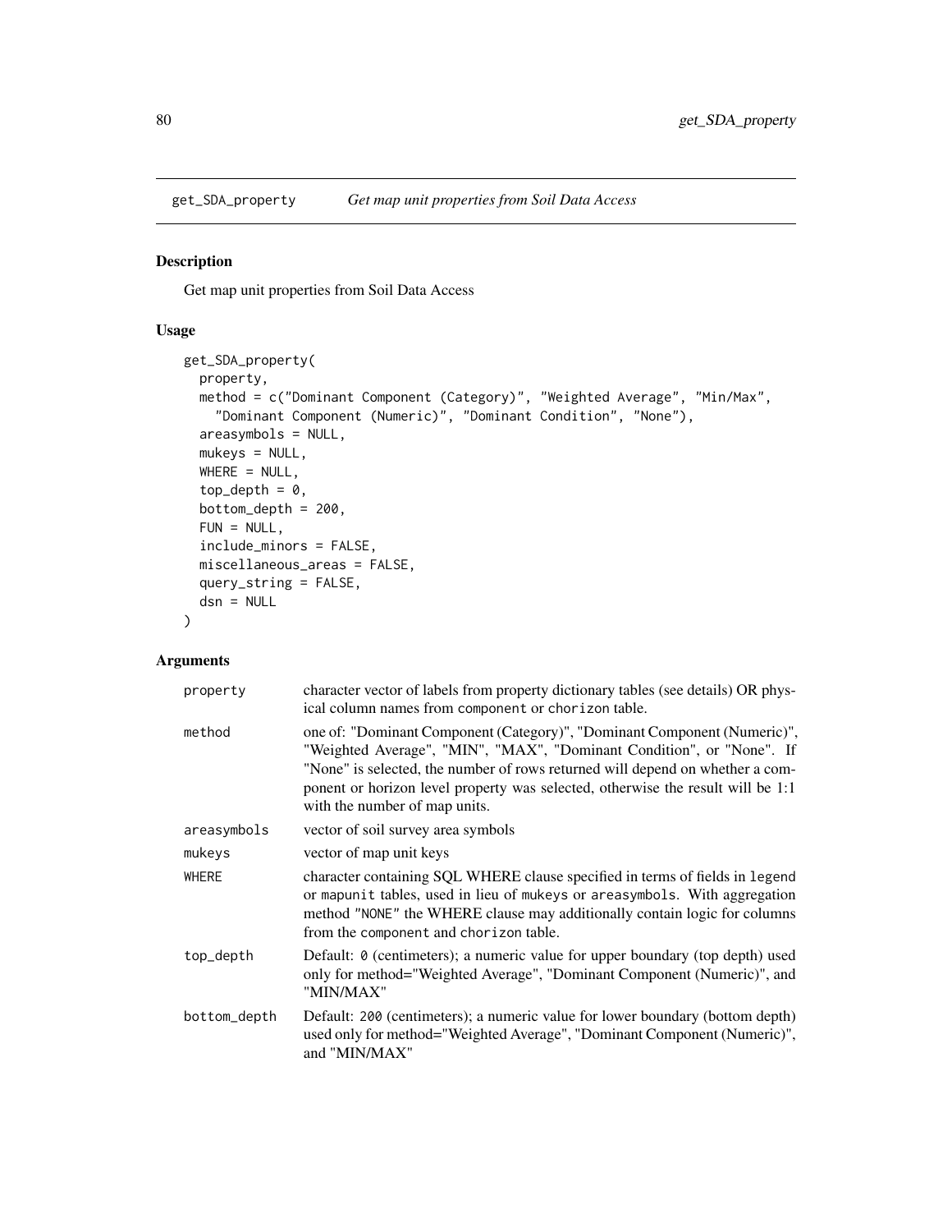get_SDA_property *Get map unit properties from Soil Data Access*

## Description

Get map unit properties from Soil Data Access

## Usage

```
get_SDA_property(
  property,
  method = c("Dominant Component (Category)", "Weighted Average", "Min/Max",
    "Dominant Component (Numeric)", "Dominant Condition", "None"),
  areasymbols = NULL,
  mukeys = NULL,
  WHERE = NULL,
  top_depth = 0,
  bottom_depth = 200,
  FUN = NULL,
  include_minors = FALSE,
  miscellaneous_areas = FALSE,
  query_string = FALSE,
  dsn = NULL
)
```

## Arguments

| | |
|---|---|
| property | character vector of labels from property dictionary tables (see details) OR physical column names from component or chorizon table. |
| method | one of: "Dominant Component (Category)", "Dominant Component (Numeric)", "Weighted Average", "MIN", "MAX", "Dominant Condition", or "None". If "None" is selected, the number of rows returned will depend on whether a component or horizon level property was selected, otherwise the result will be 1:1 with the number of map units. |
| areasymbols | vector of soil survey area symbols |
| mukeys | vector of map unit keys |
| WHERE | character containing SQL WHERE clause specified in terms of fields in legend or mapunit tables, used in lieu of mukeys or areasymbols. With aggregation method "NONE" the WHERE clause may additionally contain logic for columns from the component and chorizon table. |
| top_depth | Default: 0 (centimeters); a numeric value for upper boundary (top depth) used only for method="Weighted Average", "Dominant Component (Numeric)", and "MIN/MAX" |
| bottom_depth | Default: 200 (centimeters); a numeric value for lower boundary (bottom depth) used only for method="Weighted Average", "Dominant Component (Numeric)", and "MIN/MAX" |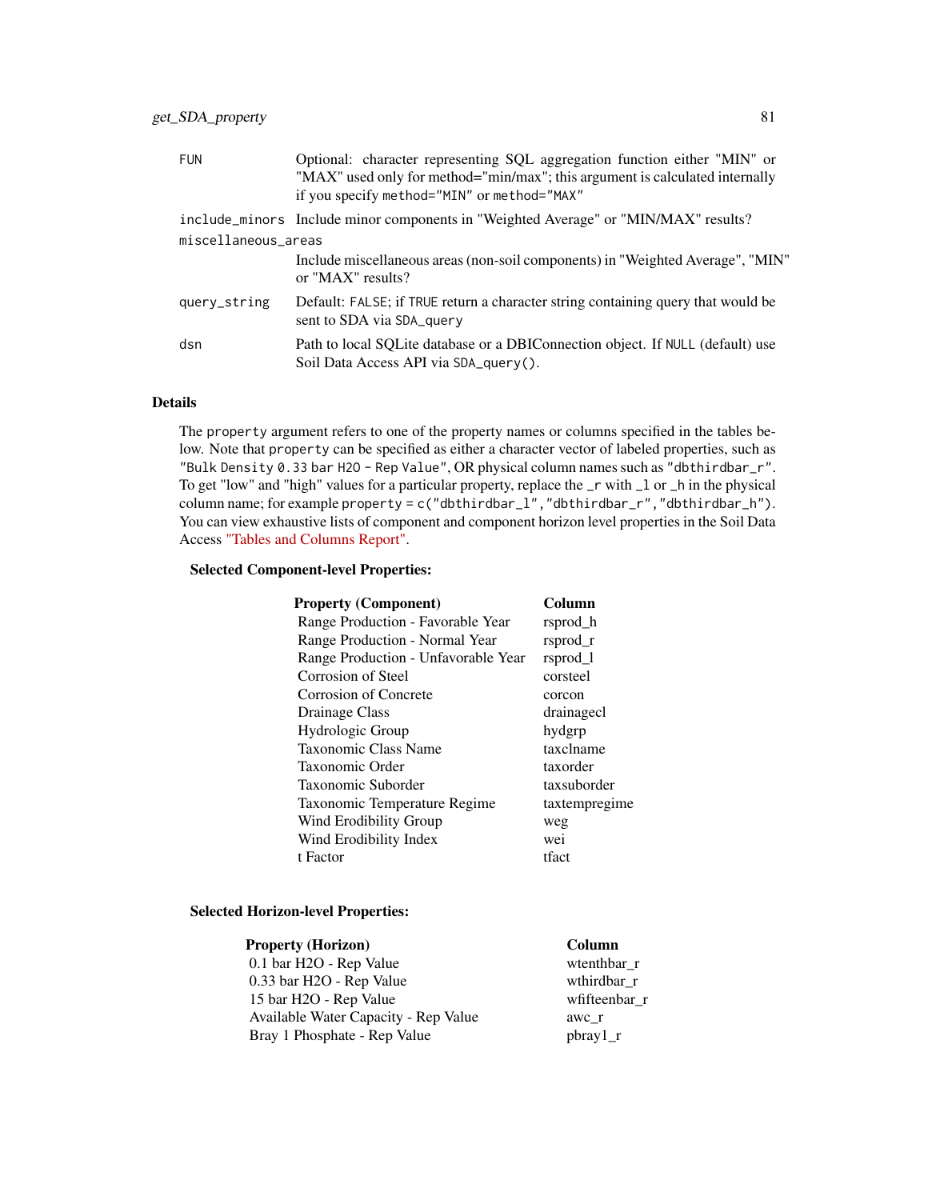| | |
|---|---|
| `FUN` | Optional: character representing SQL aggregation function either "MIN" or "MAX" used only for method="min/max"; this argument is calculated internally if you specify `method="MIN"` or `method="MAX"` |
| `include_minors` | Include minor components in "Weighted Average" or "MIN/MAX" results? |
| `miscellaneous_areas` | Include miscellaneous areas (non-soil components) in "Weighted Average", "MIN" or "MAX" results? |
| `query_string` | Default: `FALSE`; if `TRUE` return a character string containing query that would be sent to SDA via `SDA_query` |
| `dsn` | Path to local SQLite database or a DBIConnection object. If `NULL` (default) use Soil Data Access API via `SDA_query()`. |

### Details

The `property` argument refers to one of the property names or columns specified in the tables below. Note that `property` can be specified as either a character vector of labeled properties, such as `"Bulk Density 0.33 bar H2O - Rep Value"`, OR physical column names such as `"dbthirdbar_r"`. To get "low" and "high" values for a particular property, replace the `_r` with `_l` or `_h` in the physical column name; for example `property = c("dbthirdbar_l","dbthirdbar_r","dbthirdbar_h")`. You can view exhaustive lists of component and component horizon level properties in the Soil Data Access "Tables and Columns Report".

**Selected Component-level Properties:**

| Property (Component) | Column |
|---|---|
| Range Production - Favorable Year | rsprod_h |
| Range Production - Normal Year | rsprod_r |
| Range Production - Unfavorable Year | rsprod_l |
| Corrosion of Steel | corsteel |
| Corrosion of Concrete | corcon |
| Drainage Class | drainagecl |
| Hydrologic Group | hydgrp |
| Taxonomic Class Name | taxclname |
| Taxonomic Order | taxorder |
| Taxonomic Suborder | taxsuborder |
| Taxonomic Temperature Regime | taxtempregime |
| Wind Erodibility Group | weg |
| Wind Erodibility Index | wei |
| t Factor | tfact |

**Selected Horizon-level Properties:**

| Property (Horizon) | Column |
|---|---|
| 0.1 bar H2O - Rep Value | wtenthbar_r |
| 0.33 bar H2O - Rep Value | wthirdbar_r |
| 15 bar H2O - Rep Value | wfifteenbar_r |
| Available Water Capacity - Rep Value | awc_r |
| Bray 1 Phosphate - Rep Value | pbray1_r |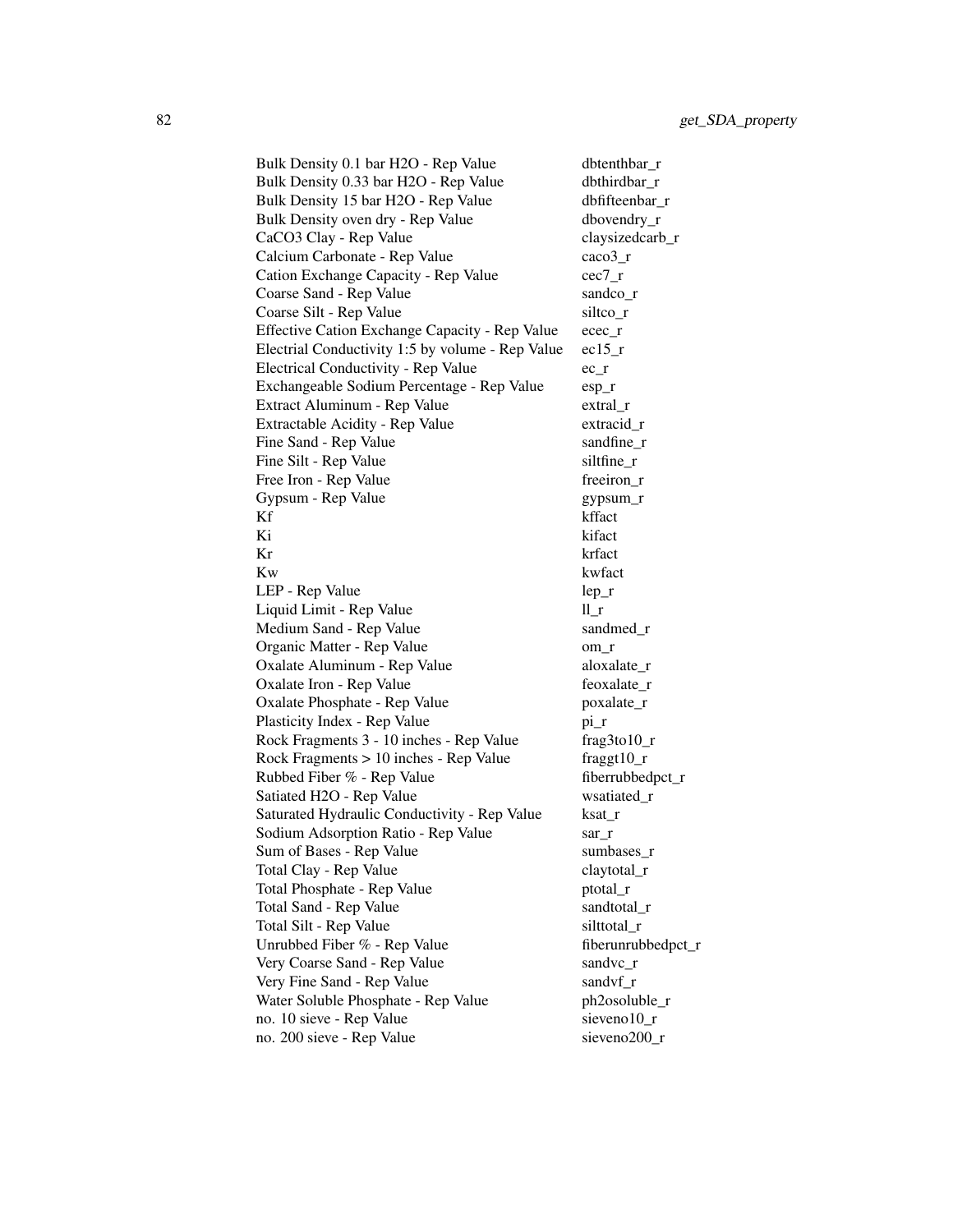| | |
|---|---|
| Bulk Density 0.1 bar H2O - Rep Value | dbtenthbar_r |
| Bulk Density 0.33 bar H2O - Rep Value | dbthirdbar_r |
| Bulk Density 15 bar H2O - Rep Value | dbfifteenbar_r |
| Bulk Density oven dry - Rep Value | dbovendry_r |
| CaCO3 Clay - Rep Value | claysizedcarb_r |
| Calcium Carbonate - Rep Value | caco3_r |
| Cation Exchange Capacity - Rep Value | cec7_r |
| Coarse Sand - Rep Value | sandco_r |
| Coarse Silt - Rep Value | siltco_r |
| Effective Cation Exchange Capacity - Rep Value | ecec_r |
| Electrial Conductivity 1:5 by volume - Rep Value | ec15_r |
| Electrical Conductivity - Rep Value | ec_r |
| Exchangeable Sodium Percentage - Rep Value | esp_r |
| Extract Aluminum - Rep Value | extral_r |
| Extractable Acidity - Rep Value | extracid_r |
| Fine Sand - Rep Value | sandfine_r |
| Fine Silt - Rep Value | siltfine_r |
| Free Iron - Rep Value | freeiron_r |
| Gypsum - Rep Value | gypsum_r |
| Kf | kffact |
| Ki | kifact |
| Kr | krfact |
| Kw | kwfact |
| LEP - Rep Value | lep_r |
| Liquid Limit - Rep Value | ll_r |
| Medium Sand - Rep Value | sandmed_r |
| Organic Matter - Rep Value | om_r |
| Oxalate Aluminum - Rep Value | aloxalate_r |
| Oxalate Iron - Rep Value | feoxalate_r |
| Oxalate Phosphate - Rep Value | poxalate_r |
| Plasticity Index - Rep Value | pi_r |
| Rock Fragments 3 - 10 inches - Rep Value | frag3to10_r |
| Rock Fragments > 10 inches - Rep Value | fraggt10_r |
| Rubbed Fiber % - Rep Value | fiberrubbedpct_r |
| Satiated H2O - Rep Value | wsatiated_r |
| Saturated Hydraulic Conductivity - Rep Value | ksat_r |
| Sodium Adsorption Ratio - Rep Value | sar_r |
| Sum of Bases - Rep Value | sumbases_r |
| Total Clay - Rep Value | claytotal_r |
| Total Phosphate - Rep Value | ptotal_r |
| Total Sand - Rep Value | sandtotal_r |
| Total Silt - Rep Value | silttotal_r |
| Unrubbed Fiber % - Rep Value | fiberunrubbedpct_r |
| Very Coarse Sand - Rep Value | sandvc_r |
| Very Fine Sand - Rep Value | sandvf_r |
| Water Soluble Phosphate - Rep Value | ph2osoluble_r |
| no. 10 sieve - Rep Value | sieveno10_r |
| no. 200 sieve - Rep Value | sieveno200_r |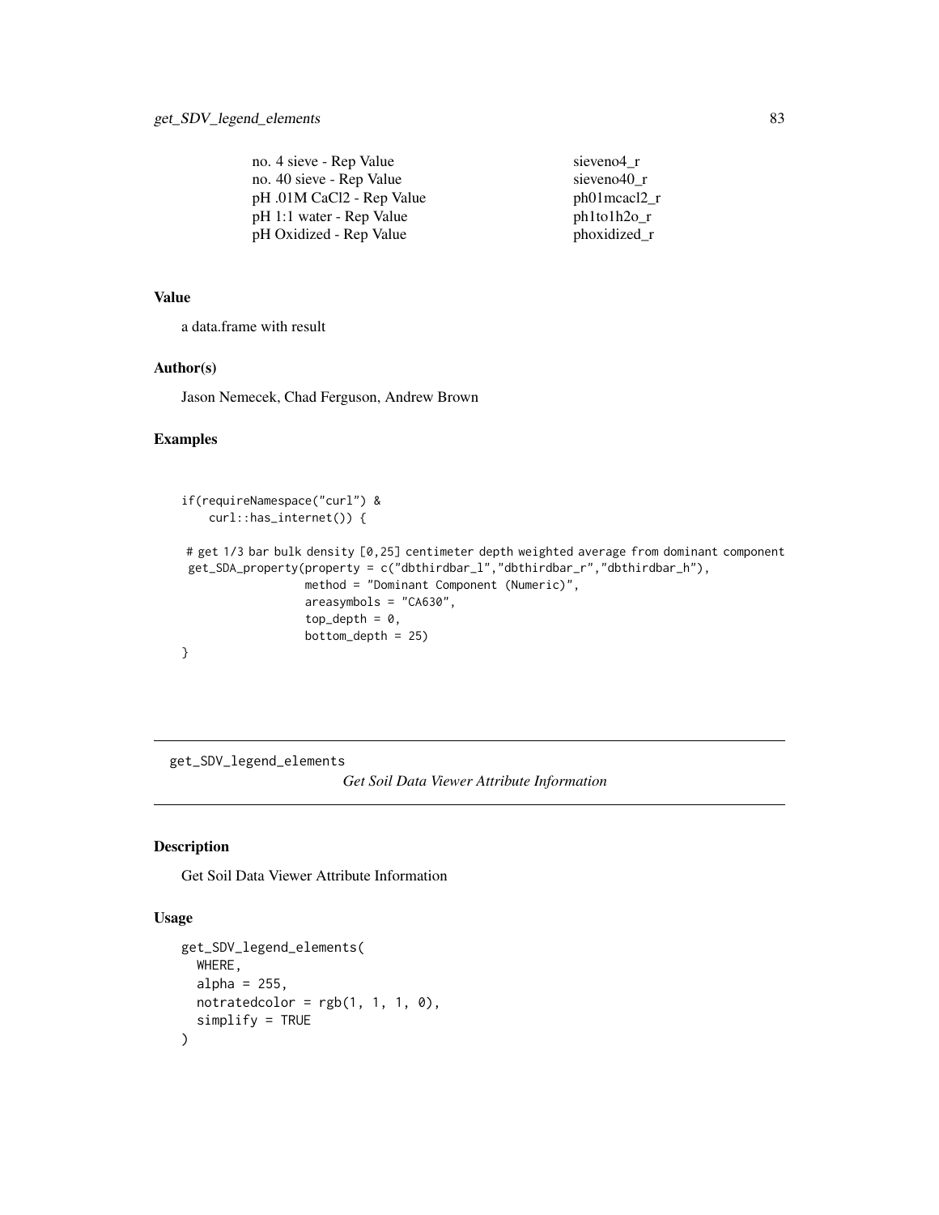| | |
|---|---|
| no. 4 sieve - Rep Value | sieveno4_r |
| no. 40 sieve - Rep Value | sieveno40_r |
| pH .01M CaCl2 - Rep Value | ph01mcacl2_r |
| pH 1:1 water - Rep Value | ph1to1h2o_r |
| pH Oxidized - Rep Value | phoxidized_r |

### Value

a data.frame with result

### Author(s)

Jason Nemecek, Chad Ferguson, Andrew Brown

### Examples

```
if(requireNamespace("curl") &
    curl::has_internet()) {

 # get 1/3 bar bulk density [0,25] centimeter depth weighted average from dominant component
 get_SDA_property(property = c("dbthirdbar_l","dbthirdbar_r","dbthirdbar_h"),
                  method = "Dominant Component (Numeric)",
                  areasymbols = "CA630",
                  top_depth = 0,
                  bottom_depth = 25)
}
```

---

## get_SDV_legend_elements    *Get Soil Data Viewer Attribute Information*

### Description

Get Soil Data Viewer Attribute Information

### Usage

```
get_SDV_legend_elements(
  WHERE,
  alpha = 255,
  notratedcolor = rgb(1, 1, 1, 0),
  simplify = TRUE
)
```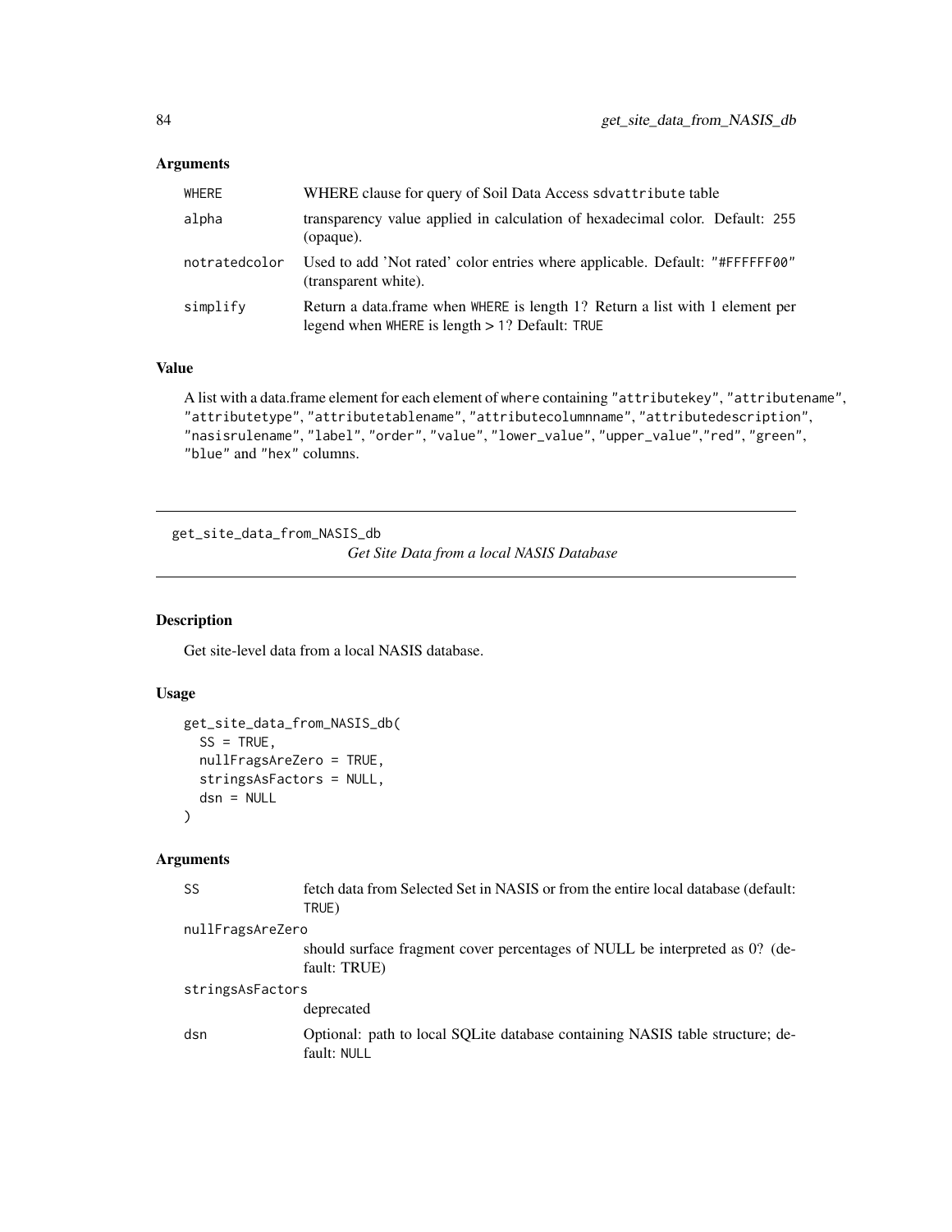### Arguments

| | |
|---|---|
| WHERE | WHERE clause for query of Soil Data Access sdvattribute table |
| alpha | transparency value applied in calculation of hexadecimal color. Default: 255 (opaque). |
| notratedcolor | Used to add 'Not rated' color entries where applicable. Default: "#FFFFFF00" (transparent white). |
| simplify | Return a data.frame when WHERE is length 1? Return a list with 1 element per legend when WHERE is length > 1? Default: TRUE |

### Value

A list with a data.frame element for each element of where containing "attributekey", "attributename", "attributetype", "attributetablename", "attributecolumnname", "attributedescription", "nasisrulename", "label", "order", "value", "lower_value", "upper_value","red", "green", "blue" and "hex" columns.

---

## get_site_data_from_NASIS_db

*Get Site Data from a local NASIS Database*

---

### Description

Get site-level data from a local NASIS database.

### Usage

```
get_site_data_from_NASIS_db(
  SS = TRUE,
  nullFragsAreZero = TRUE,
  stringsAsFactors = NULL,
  dsn = NULL
)
```

### Arguments

| | |
|---|---|
| SS | fetch data from Selected Set in NASIS or from the entire local database (default: TRUE) |
| nullFragsAreZero | should surface fragment cover percentages of NULL be interpreted as 0? (default: TRUE) |
| stringsAsFactors | deprecated |
| dsn | Optional: path to local SQLite database containing NASIS table structure; default: NULL |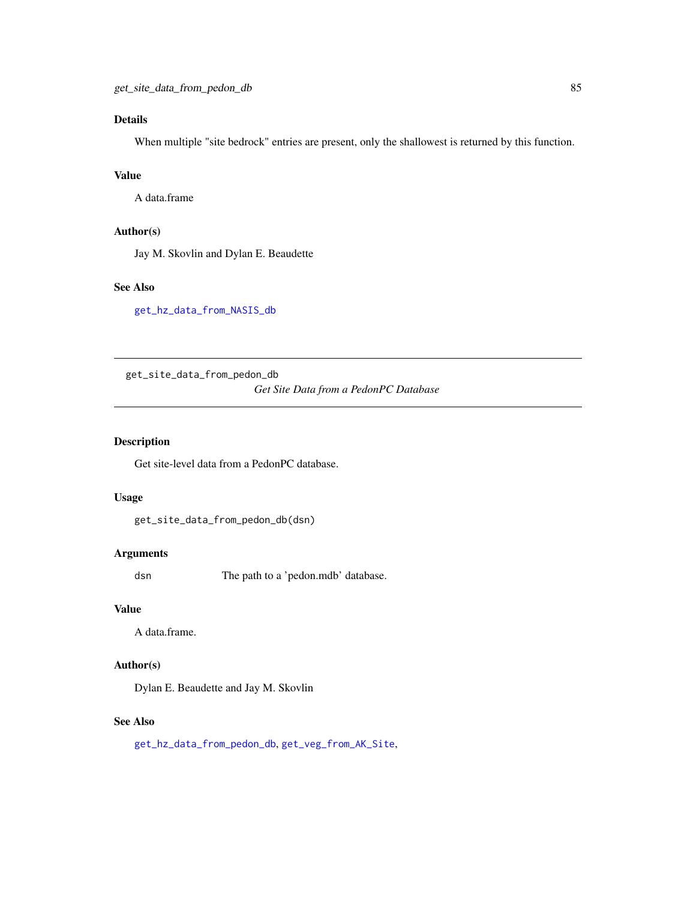## Details

When multiple "site bedrock" entries are present, only the shallowest is returned by this function.

## Value

A data.frame

## Author(s)

Jay M. Skovlin and Dylan E. Beaudette

## See Also

get_hz_data_from_NASIS_db

---

# get_site_data_from_pedon_db

*Get Site Data from a PedonPC Database*

---

## Description

Get site-level data from a PedonPC database.

## Usage

```
get_site_data_from_pedon_db(dsn)
```

## Arguments

| | |
|---|---|
| dsn | The path to a 'pedon.mdb' database. |

## Value

A data.frame.

## Author(s)

Dylan E. Beaudette and Jay M. Skovlin

## See Also

get_hz_data_from_pedon_db, get_veg_from_AK_Site,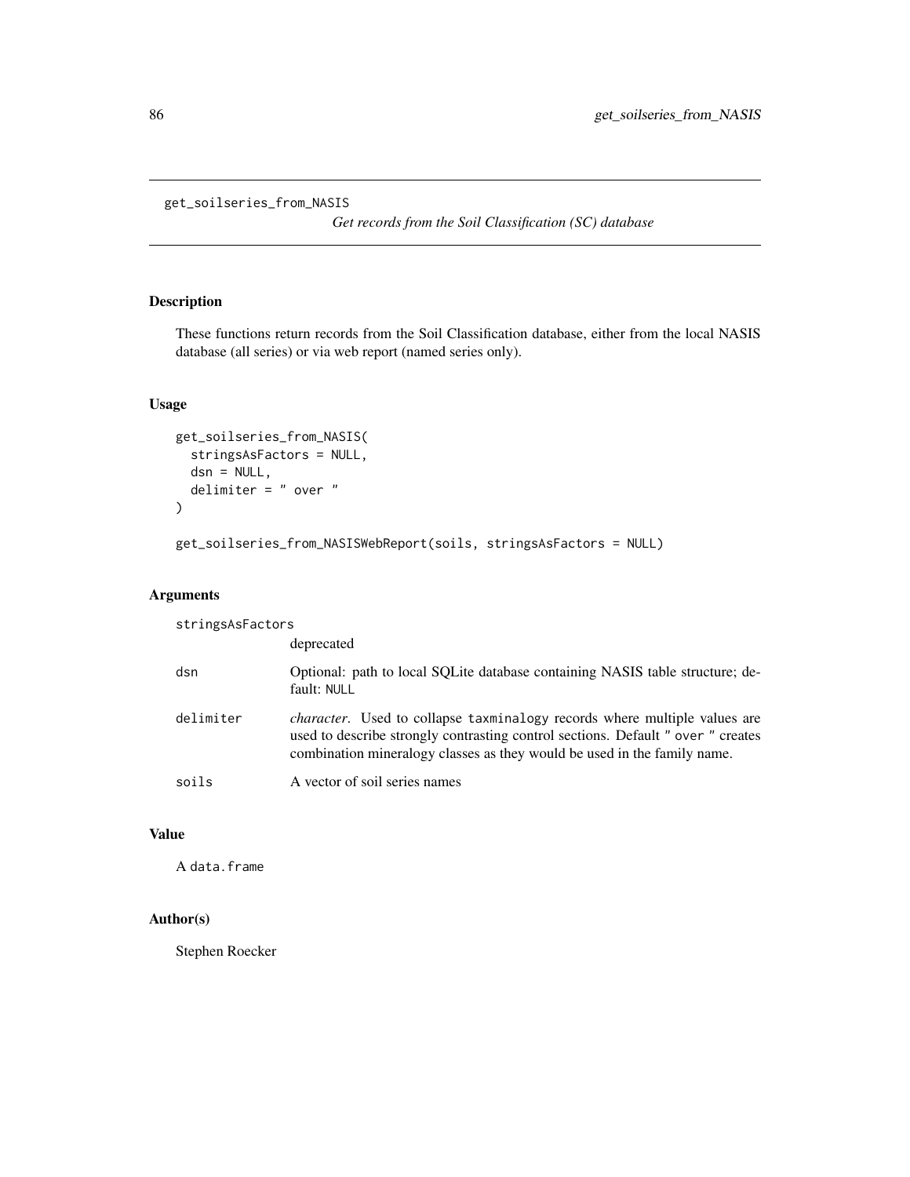# get_soilseries_from_NASIS

*Get records from the Soil Classification (SC) database*

## Description

These functions return records from the Soil Classification database, either from the local NASIS database (all series) or via web report (named series only).

## Usage

```
get_soilseries_from_NASIS(
  stringsAsFactors = NULL,
  dsn = NULL,
  delimiter = " over "
)

get_soilseries_from_NASISWebReport(soils, stringsAsFactors = NULL)
```

## Arguments

| | |
|---|---|
| stringsAsFactors | deprecated |
| dsn | Optional: path to local SQLite database containing NASIS table structure; default: `NULL` |
| delimiter | *character*. Used to collapse `taxminalogy` records where multiple values are used to describe strongly contrasting control sections. Default `" over "` creates combination mineralogy classes as they would be used in the family name. |
| soils | A vector of soil series names |

## Value

A `data.frame`

## Author(s)

Stephen Roecker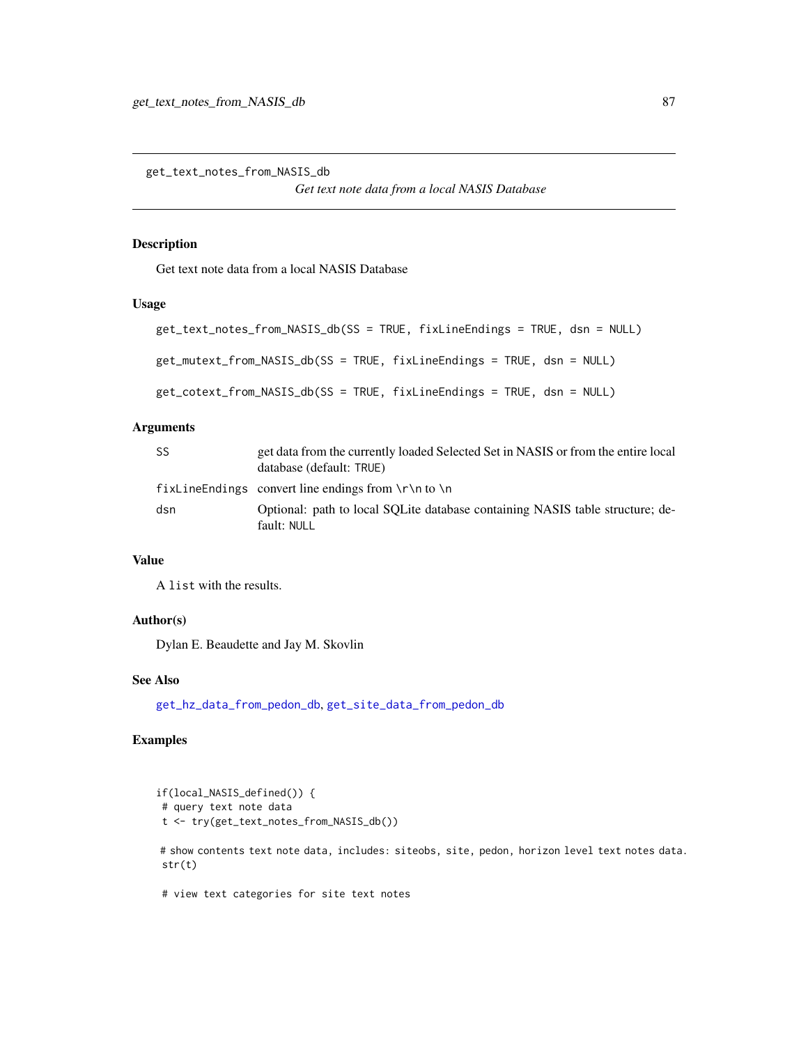get_text_notes_from_NASIS_db

*Get text note data from a local NASIS Database*

## Description

Get text note data from a local NASIS Database

## Usage

```
get_text_notes_from_NASIS_db(SS = TRUE, fixLineEndings = TRUE, dsn = NULL)

get_mutext_from_NASIS_db(SS = TRUE, fixLineEndings = TRUE, dsn = NULL)

get_cotext_from_NASIS_db(SS = TRUE, fixLineEndings = TRUE, dsn = NULL)
```

## Arguments

| | |
|---|---|
| `SS` | get data from the currently loaded Selected Set in NASIS or from the entire local database (default: `TRUE`) |
| `fixLineEndings` | convert line endings from `\r\n` to `\n` |
| `dsn` | Optional: path to local SQLite database containing NASIS table structure; default: `NULL` |

## Value

A `list` with the results.

## Author(s)

Dylan E. Beaudette and Jay M. Skovlin

## See Also

`get_hz_data_from_pedon_db`, `get_site_data_from_pedon_db`

## Examples

```
if(local_NASIS_defined()) {
 # query text note data
 t <- try(get_text_notes_from_NASIS_db())

 # show contents text note data, includes: siteobs, site, pedon, horizon level text notes data.
 str(t)

 # view text categories for site text notes
```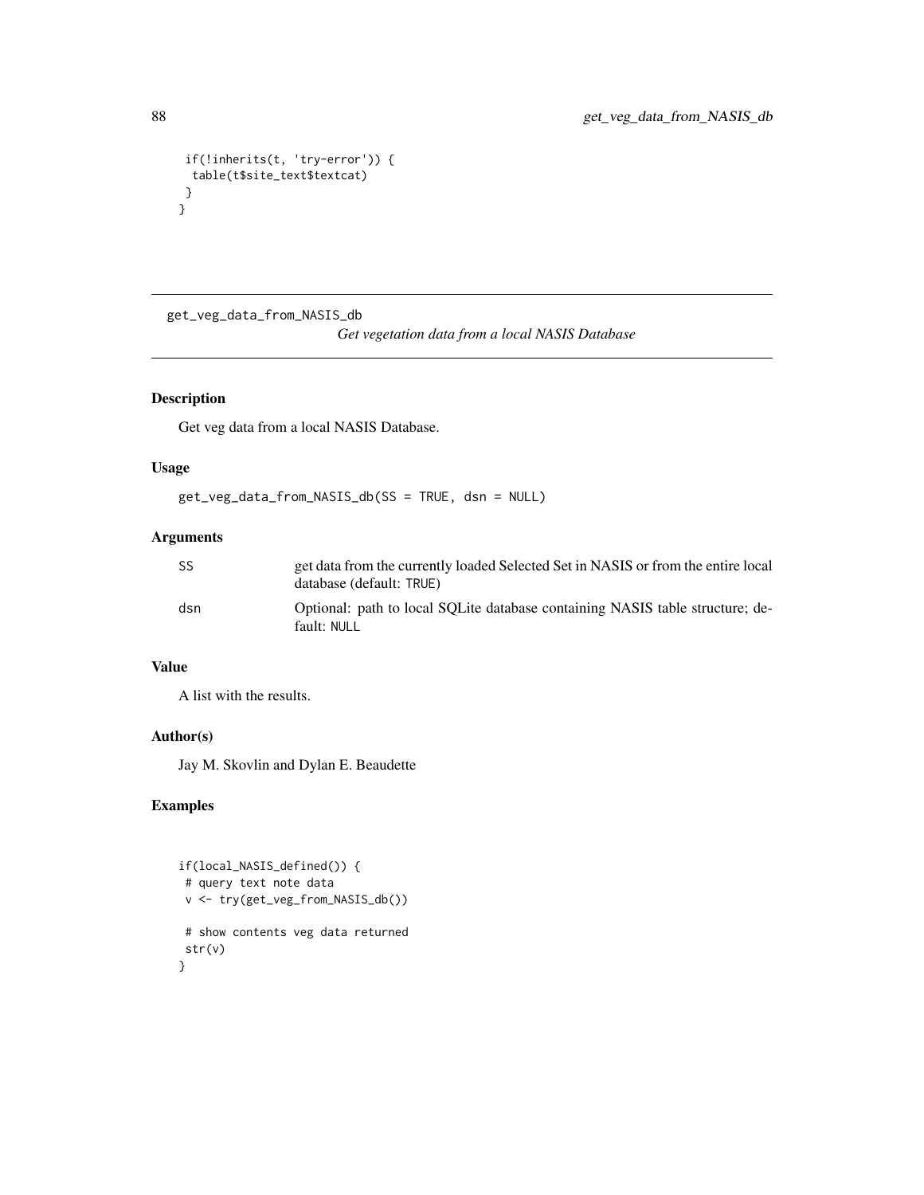```
 if(!inherits(t, 'try-error')) {
  table(t$site_text$textcat)
 }
}
```

get_veg_data_from_NASIS_db

*Get vegetation data from a local NASIS Database*

## Description

Get veg data from a local NASIS Database.

## Usage

```
get_veg_data_from_NASIS_db(SS = TRUE, dsn = NULL)
```

## Arguments

| | |
|---|---|
| SS | get data from the currently loaded Selected Set in NASIS or from the entire local database (default: TRUE) |
| dsn | Optional: path to local SQLite database containing NASIS table structure; default: NULL |

## Value

A list with the results.

## Author(s)

Jay M. Skovlin and Dylan E. Beaudette

## Examples

```
if(local_NASIS_defined()) {
 # query text note data
 v <- try(get_veg_from_NASIS_db())

 # show contents veg data returned
 str(v)
}
```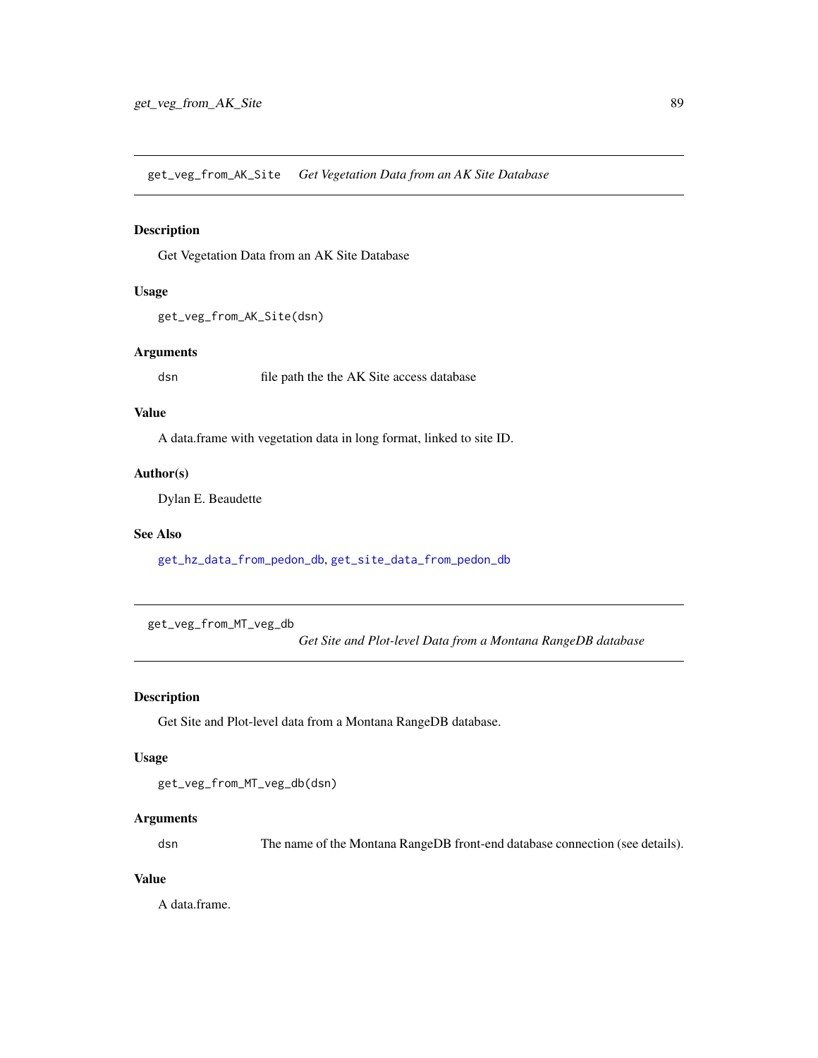## get_veg_from_AK_Site *Get Vegetation Data from an AK Site Database*

### Description

Get Vegetation Data from an AK Site Database

### Usage

```
get_veg_from_AK_Site(dsn)
```

### Arguments

| | |
|---|---|
| dsn | file path the the AK Site access database |

### Value

A data.frame with vegetation data in long format, linked to site ID.

### Author(s)

Dylan E. Beaudette

### See Also

get_hz_data_from_pedon_db, get_site_data_from_pedon_db

## get_veg_from_MT_veg_db *Get Site and Plot-level Data from a Montana RangeDB database*

### Description

Get Site and Plot-level data from a Montana RangeDB database.

### Usage

```
get_veg_from_MT_veg_db(dsn)
```

### Arguments

| | |
|---|---|
| dsn | The name of the Montana RangeDB front-end database connection (see details). |

### Value

A data.frame.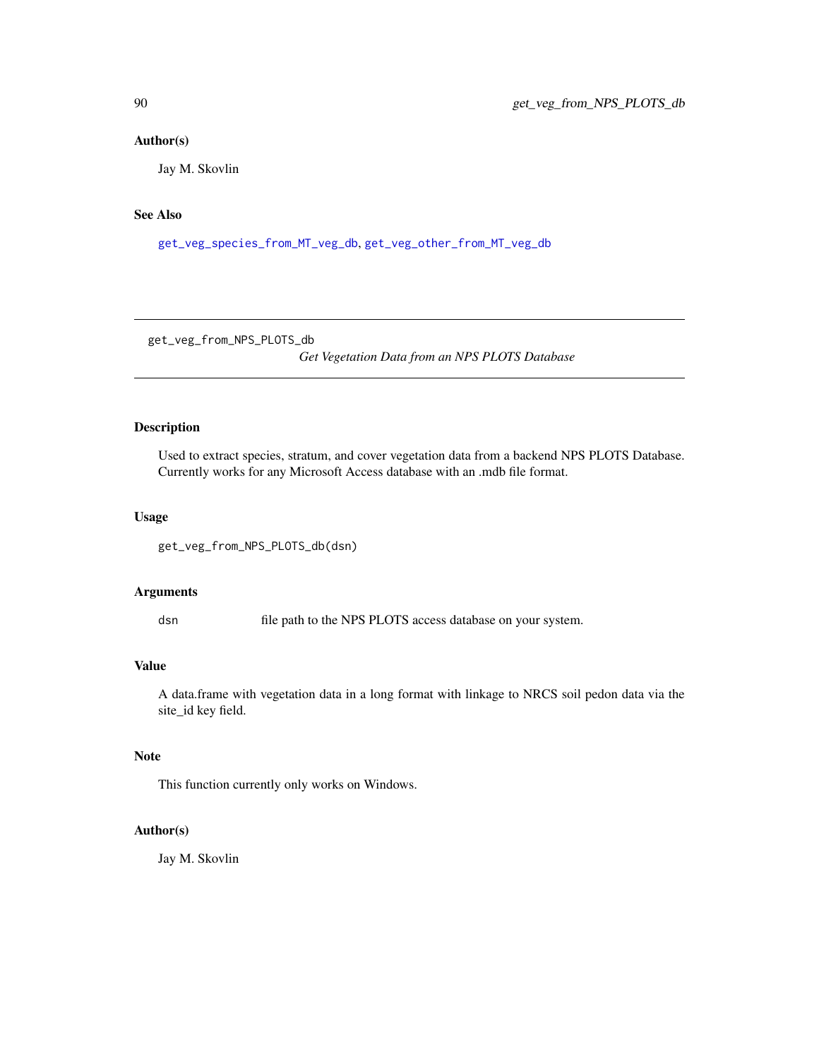## Author(s)

Jay M. Skovlin

## See Also

get_veg_species_from_MT_veg_db, get_veg_other_from_MT_veg_db

---

# get_veg_from_NPS_PLOTS_db

*Get Vegetation Data from an NPS PLOTS Database*

---

## Description

Used to extract species, stratum, and cover vegetation data from a backend NPS PLOTS Database. Currently works for any Microsoft Access database with an .mdb file format.

## Usage

```
get_veg_from_NPS_PLOTS_db(dsn)
```

## Arguments

| | |
|---|---|
| dsn | file path to the NPS PLOTS access database on your system. |

## Value

A data.frame with vegetation data in a long format with linkage to NRCS soil pedon data via the site_id key field.

## Note

This function currently only works on Windows.

## Author(s)

Jay M. Skovlin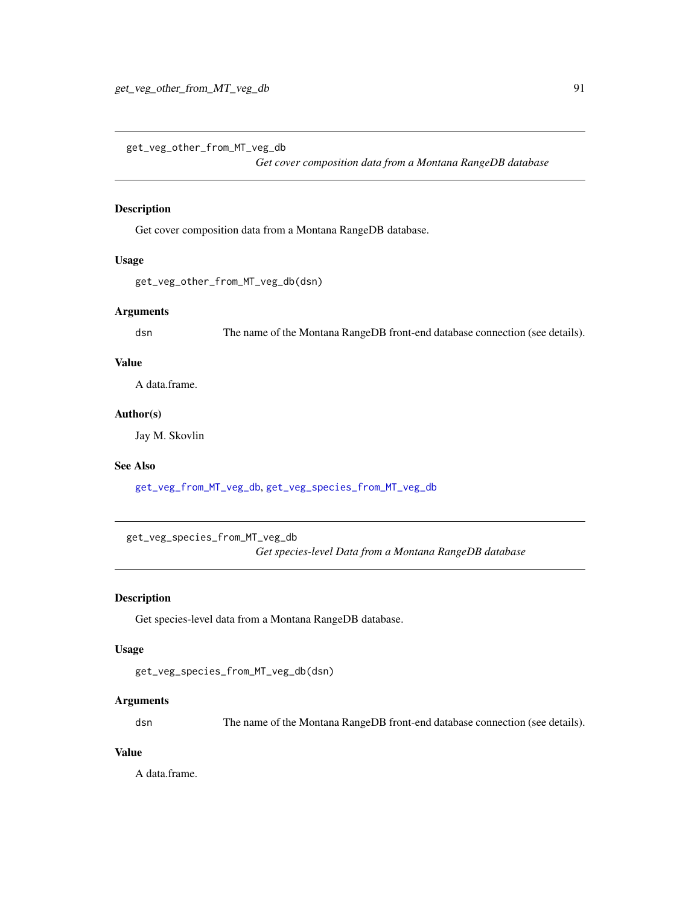## get_veg_other_from_MT_veg_db

*Get cover composition data from a Montana RangeDB database*

### Description

Get cover composition data from a Montana RangeDB database.

### Usage

```
get_veg_other_from_MT_veg_db(dsn)
```

### Arguments

| | |
|---|---|
| dsn | The name of the Montana RangeDB front-end database connection (see details). |

### Value

A data.frame.

### Author(s)

Jay M. Skovlin

### See Also

get_veg_from_MT_veg_db, get_veg_species_from_MT_veg_db

## get_veg_species_from_MT_veg_db

*Get species-level Data from a Montana RangeDB database*

### Description

Get species-level data from a Montana RangeDB database.

### Usage

```
get_veg_species_from_MT_veg_db(dsn)
```

### Arguments

| | |
|---|---|
| dsn | The name of the Montana RangeDB front-end database connection (see details). |

### Value

A data.frame.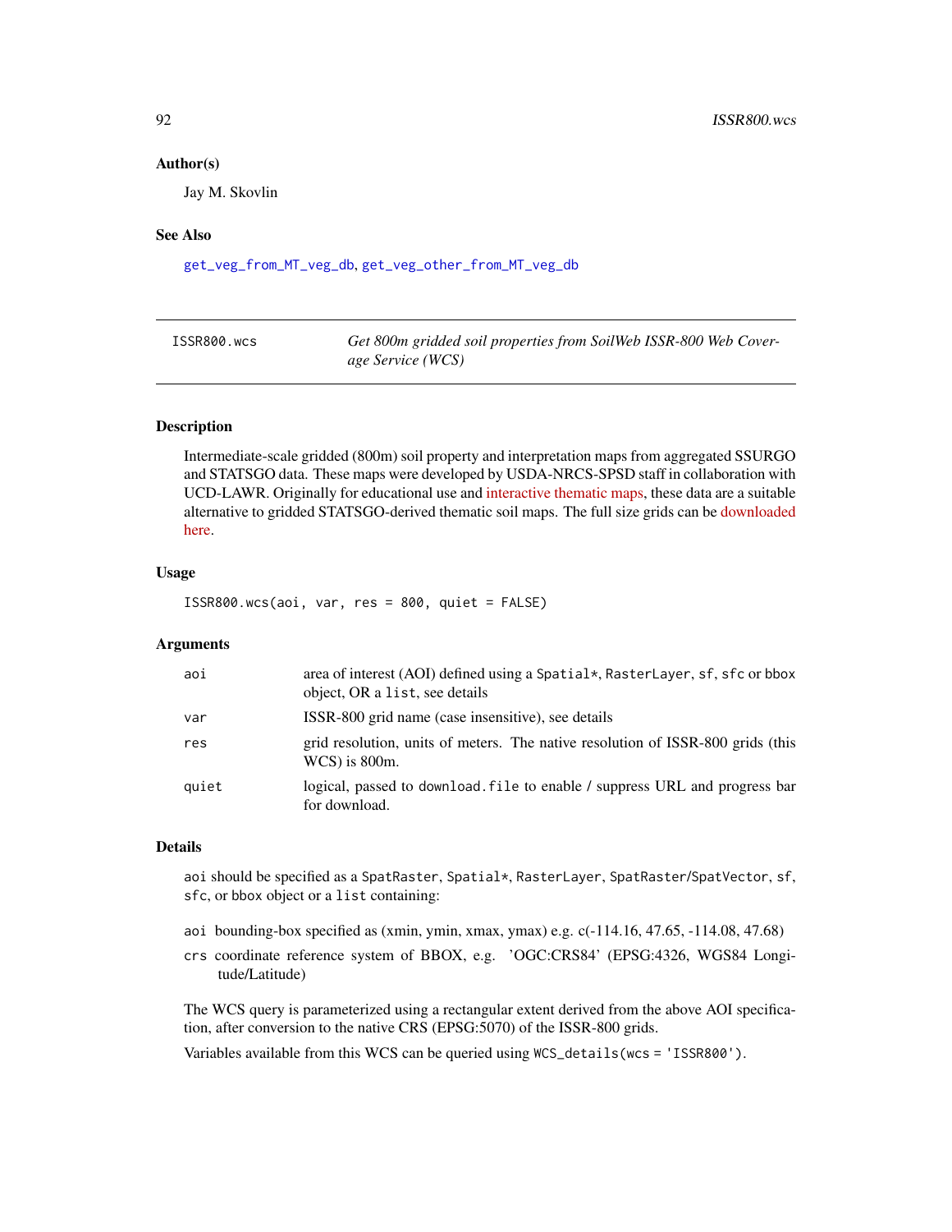### Author(s)

Jay M. Skovlin

### See Also

get_veg_from_MT_veg_db, get_veg_other_from_MT_veg_db

---

## ISSR800.wcs — *Get 800m gridded soil properties from SoilWeb ISSR-800 Web Coverage Service (WCS)*

---

### Description

Intermediate-scale gridded (800m) soil property and interpretation maps from aggregated SSURGO and STATSGO data. These maps were developed by USDA-NRCS-SPSD staff in collaboration with UCD-LAWR. Originally for educational use and interactive thematic maps, these data are a suitable alternative to gridded STATSGO-derived thematic soil maps. The full size grids can be downloaded here.

### Usage

```
ISSR800.wcs(aoi, var, res = 800, quiet = FALSE)
```

### Arguments

| | |
|---|---|
| aoi | area of interest (AOI) defined using a Spatial*, RasterLayer, sf, sfc or bbox object, OR a list, see details |
| var | ISSR-800 grid name (case insensitive), see details |
| res | grid resolution, units of meters. The native resolution of ISSR-800 grids (this WCS) is 800m. |
| quiet | logical, passed to download.file to enable / suppress URL and progress bar for download. |

### Details

aoi should be specified as a SpatRaster, Spatial*, RasterLayer, SpatRaster/SpatVector, sf, sfc, or bbox object or a list containing:

- aoi bounding-box specified as (xmin, ymin, xmax, ymax) e.g. c(-114.16, 47.65, -114.08, 47.68)
- crs coordinate reference system of BBOX, e.g. 'OGC:CRS84' (EPSG:4326, WGS84 Longitude/Latitude)

The WCS query is parameterized using a rectangular extent derived from the above AOI specification, after conversion to the native CRS (EPSG:5070) of the ISSR-800 grids.

Variables available from this WCS can be queried using WCS_details(wcs = 'ISSR800').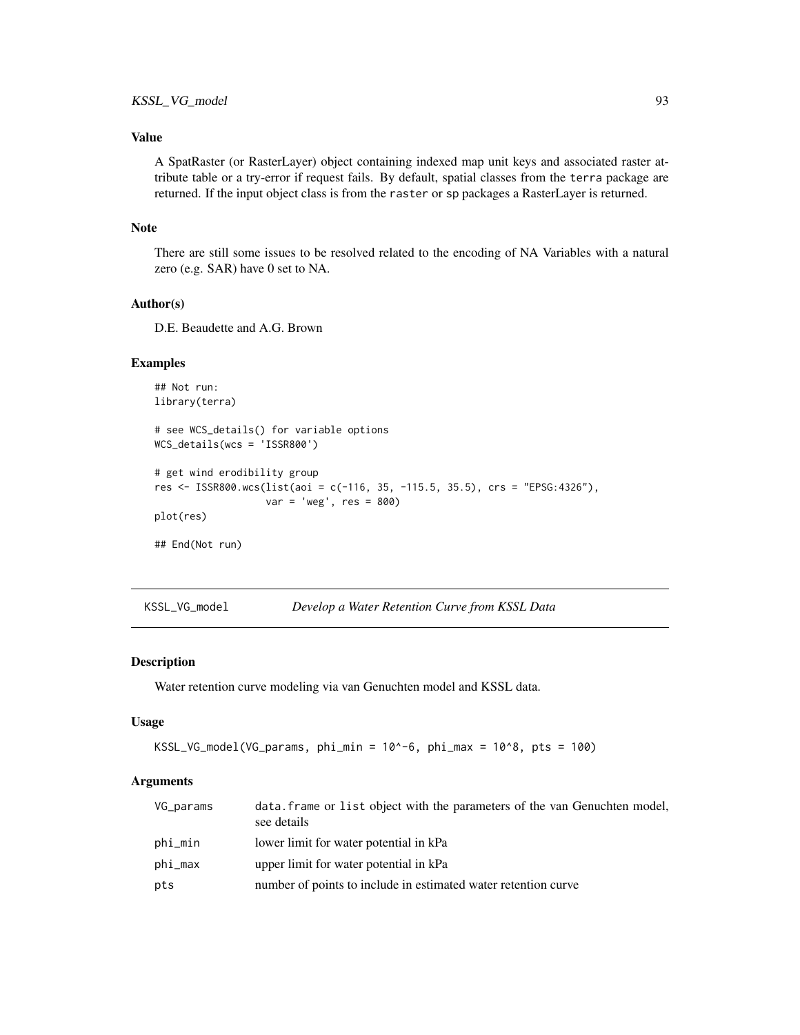## Value

A SpatRaster (or RasterLayer) object containing indexed map unit keys and associated raster attribute table or a try-error if request fails. By default, spatial classes from the terra package are returned. If the input object class is from the raster or sp packages a RasterLayer is returned.

## Note

There are still some issues to be resolved related to the encoding of NA Variables with a natural zero (e.g. SAR) have 0 set to NA.

## Author(s)

D.E. Beaudette and A.G. Brown

## Examples

```
## Not run:
library(terra)

# see WCS_details() for variable options
WCS_details(wcs = 'ISSR800')

# get wind erodibility group
res <- ISSR800.wcs(list(aoi = c(-116, 35, -115.5, 35.5), crs = "EPSG:4326"),
                   var = 'weg', res = 800)
plot(res)

## End(Not run)
```

---

# KSSL_VG_model    *Develop a Water Retention Curve from KSSL Data*

---

## Description

Water retention curve modeling via van Genuchten model and KSSL data.

## Usage

```
KSSL_VG_model(VG_params, phi_min = 10^-6, phi_max = 10^8, pts = 100)
```

## Arguments

| | |
|---|---|
| VG_params | data.frame or list object with the parameters of the van Genuchten model, see details |
| phi_min | lower limit for water potential in kPa |
| phi_max | upper limit for water potential in kPa |
| pts | number of points to include in estimated water retention curve |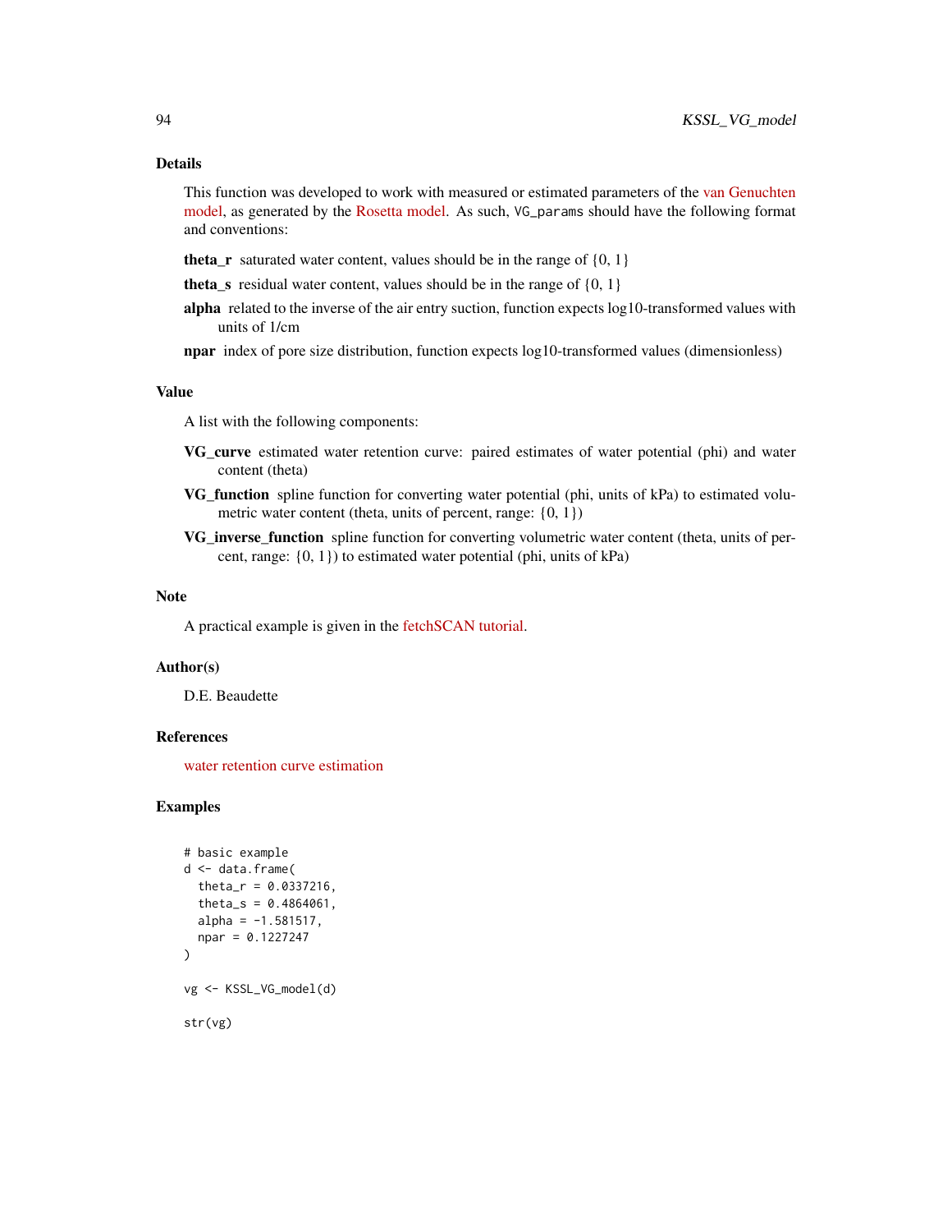## Details

This function was developed to work with measured or estimated parameters of the van Genuchten model, as generated by the Rosetta model. As such, `VG_params` should have the following format and conventions:

**theta_r** saturated water content, values should be in the range of {0, 1}

**theta_s** residual water content, values should be in the range of {0, 1}

**alpha** related to the inverse of the air entry suction, function expects log10-transformed values with units of 1/cm

**npar** index of pore size distribution, function expects log10-transformed values (dimensionless)

## Value

A list with the following components:

**VG_curve** estimated water retention curve: paired estimates of water potential (phi) and water content (theta)

**VG_function** spline function for converting water potential (phi, units of kPa) to estimated volumetric water content (theta, units of percent, range: {0, 1})

**VG_inverse_function** spline function for converting volumetric water content (theta, units of percent, range: {0, 1}) to estimated water potential (phi, units of kPa)

## Note

A practical example is given in the fetchSCAN tutorial.

## Author(s)

D.E. Beaudette

## References

water retention curve estimation

## Examples

```
# basic example
d <- data.frame(
  theta_r = 0.0337216,
  theta_s = 0.4864061,
  alpha = -1.581517,
  npar = 0.1227247
)

vg <- KSSL_VG_model(d)

str(vg)
```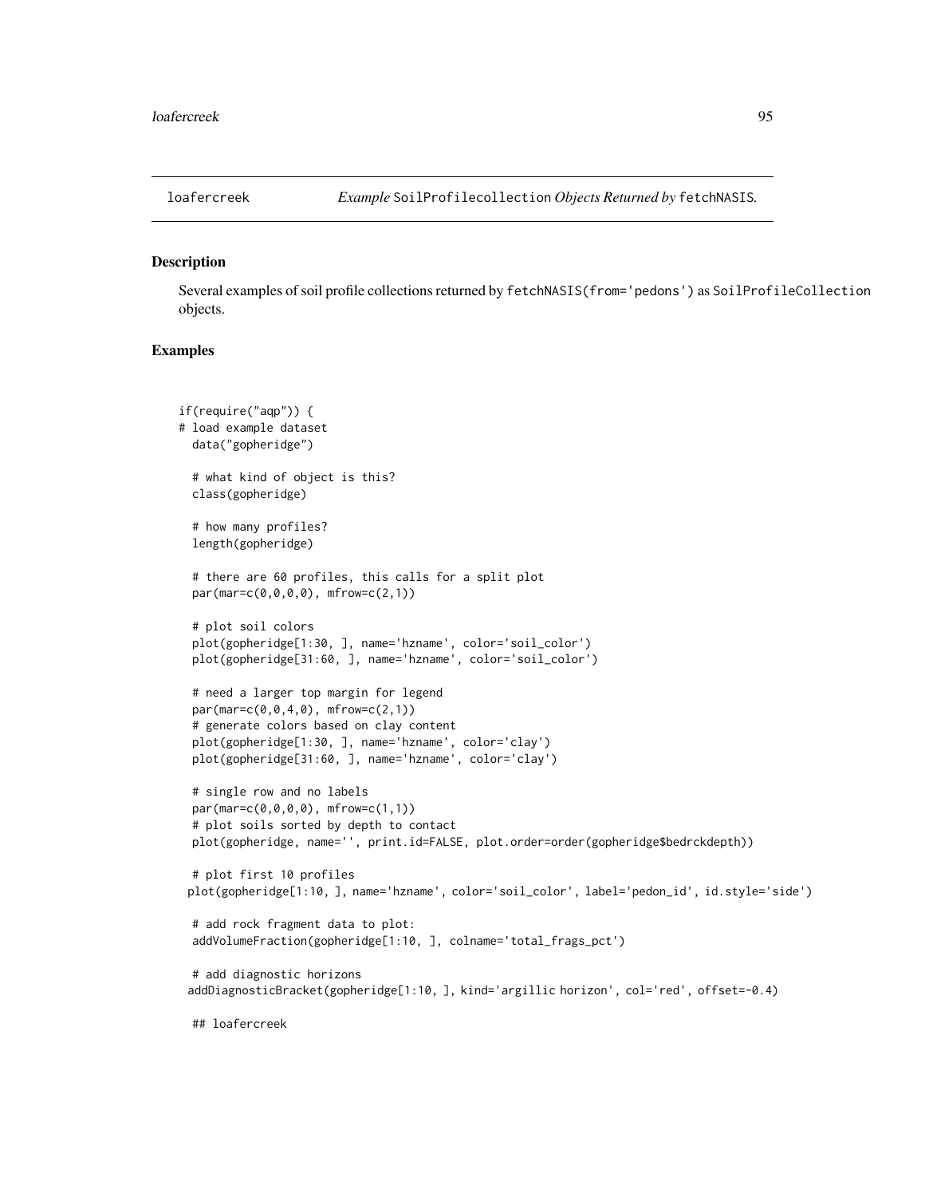loafercreek *Example* `SoilProfilecollection` *Objects Returned by* `fetchNASIS`.

## Description

Several examples of soil profile collections returned by `fetchNASIS(from='pedons')` as `SoilProfileCollection` objects.

## Examples

```
if(require("aqp")) {
# load example dataset
  data("gopheridge")

  # what kind of object is this?
  class(gopheridge)

  # how many profiles?
  length(gopheridge)

  # there are 60 profiles, this calls for a split plot
  par(mar=c(0,0,0,0), mfrow=c(2,1))

  # plot soil colors
  plot(gopheridge[1:30, ], name='hzname', color='soil_color')
  plot(gopheridge[31:60, ], name='hzname', color='soil_color')

  # need a larger top margin for legend
  par(mar=c(0,0,4,0), mfrow=c(2,1))
  # generate colors based on clay content
  plot(gopheridge[1:30, ], name='hzname', color='clay')
  plot(gopheridge[31:60, ], name='hzname', color='clay')

  # single row and no labels
  par(mar=c(0,0,0,0), mfrow=c(1,1))
  # plot soils sorted by depth to contact
  plot(gopheridge, name='', print.id=FALSE, plot.order=order(gopheridge$bedrckdepth))

  # plot first 10 profiles
 plot(gopheridge[1:10, ], name='hzname', color='soil_color', label='pedon_id', id.style='side')

  # add rock fragment data to plot:
  addVolumeFraction(gopheridge[1:10, ], colname='total_frags_pct')

  # add diagnostic horizons
 addDiagnosticBracket(gopheridge[1:10, ], kind='argillic horizon', col='red', offset=-0.4)

  ## loafercreek
```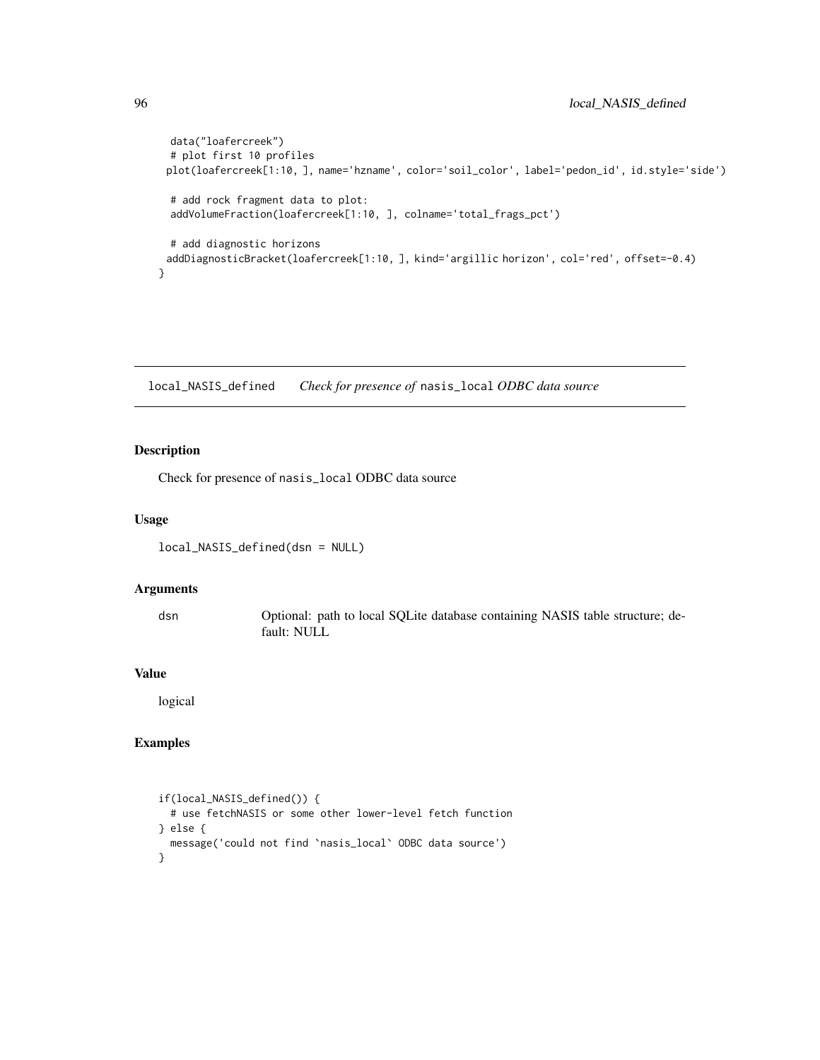```
data("loafercreek")
# plot first 10 profiles
plot(loafercreek[1:10, ], name='hzname', color='soil_color', label='pedon_id', id.style='side')

# add rock fragment data to plot:
addVolumeFraction(loafercreek[1:10, ], colname='total_frags_pct')

# add diagnostic horizons
addDiagnosticBracket(loafercreek[1:10, ], kind='argillic horizon', col='red', offset=-0.4)
}
```

## local_NASIS_defined — *Check for presence of* `nasis_local` *ODBC data source*

### Description

Check for presence of `nasis_local` ODBC data source

### Usage

```
local_NASIS_defined(dsn = NULL)
```

### Arguments

| | |
|---|---|
| dsn | Optional: path to local SQLite database containing NASIS table structure; default: NULL |

### Value

logical

### Examples

```
if(local_NASIS_defined()) {
  # use fetchNASIS or some other lower-level fetch function
} else {
  message('could not find `nasis_local` ODBC data source')
}
```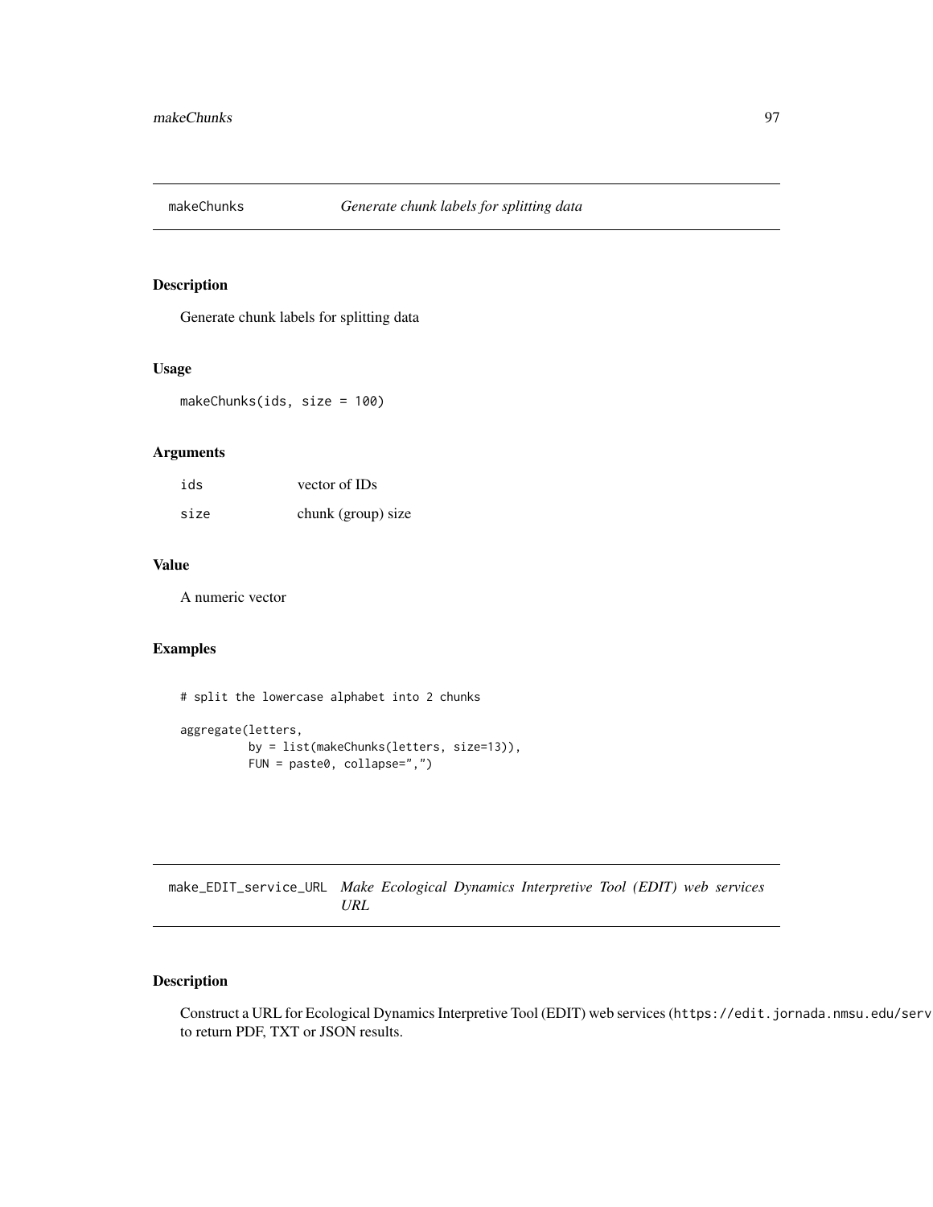## makeChunks — *Generate chunk labels for splitting data*

### Description

Generate chunk labels for splitting data

### Usage

```
makeChunks(ids, size = 100)
```

### Arguments

| | |
|---|---|
| ids | vector of IDs |
| size | chunk (group) size |

### Value

A numeric vector

### Examples

```
# split the lowercase alphabet into 2 chunks

aggregate(letters,
          by = list(makeChunks(letters, size=13)),
          FUN = paste0, collapse=",")
```

## make_EDIT_service_URL — *Make Ecological Dynamics Interpretive Tool (EDIT) web services URL*

### Description

Construct a URL for Ecological Dynamics Interpretive Tool (EDIT) web services (`https://edit.jornada.nmsu.edu/serv` to return PDF, TXT or JSON results.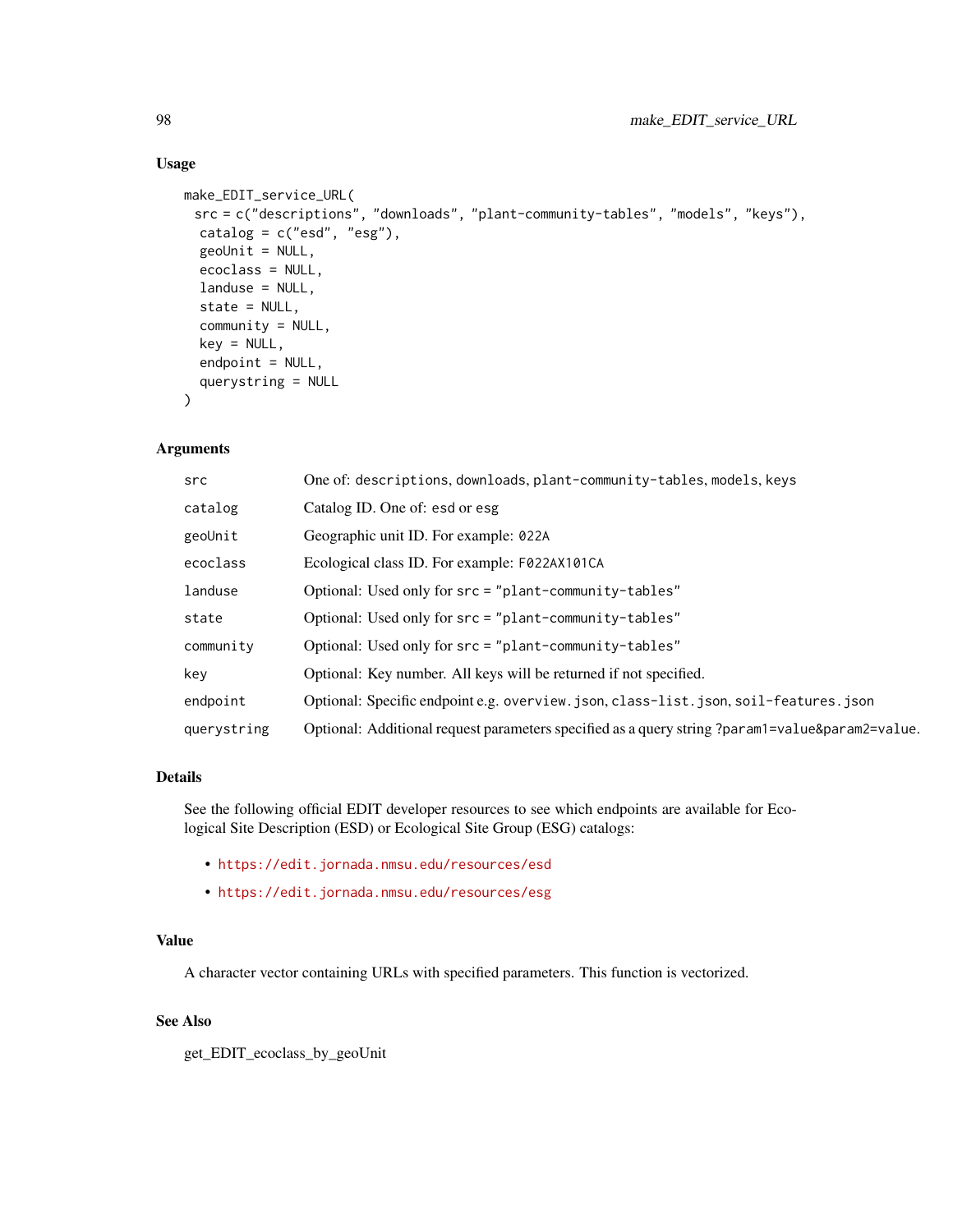## Usage

```
make_EDIT_service_URL(
  src = c("descriptions", "downloads", "plant-community-tables", "models", "keys"),
  catalog = c("esd", "esg"),
  geoUnit = NULL,
  ecoclass = NULL,
  landuse = NULL,
  state = NULL,
  community = NULL,
  key = NULL,
  endpoint = NULL,
  querystring = NULL
)
```

## Arguments

| | |
|---|---|
| `src` | One of: `descriptions`, `downloads`, `plant-community-tables`, `models`, `keys` |
| `catalog` | Catalog ID. One of: `esd` or `esg` |
| `geoUnit` | Geographic unit ID. For example: `022A` |
| `ecoclass` | Ecological class ID. For example: `F022AX101CA` |
| `landuse` | Optional: Used only for `src = "plant-community-tables"` |
| `state` | Optional: Used only for `src = "plant-community-tables"` |
| `community` | Optional: Used only for `src = "plant-community-tables"` |
| `key` | Optional: Key number. All keys will be returned if not specified. |
| `endpoint` | Optional: Specific endpoint e.g. `overview.json`, `class-list.json`, `soil-features.json` |
| `querystring` | Optional: Additional request parameters specified as a query string `?param1=value&param2=value`. |

## Details

See the following official EDIT developer resources to see which endpoints are available for Ecological Site Description (ESD) or Ecological Site Group (ESG) catalogs:

- https://edit.jornada.nmsu.edu/resources/esd
- https://edit.jornada.nmsu.edu/resources/esg

## Value

A character vector containing URLs with specified parameters. This function is vectorized.

## See Also

get_EDIT_ecoclass_by_geoUnit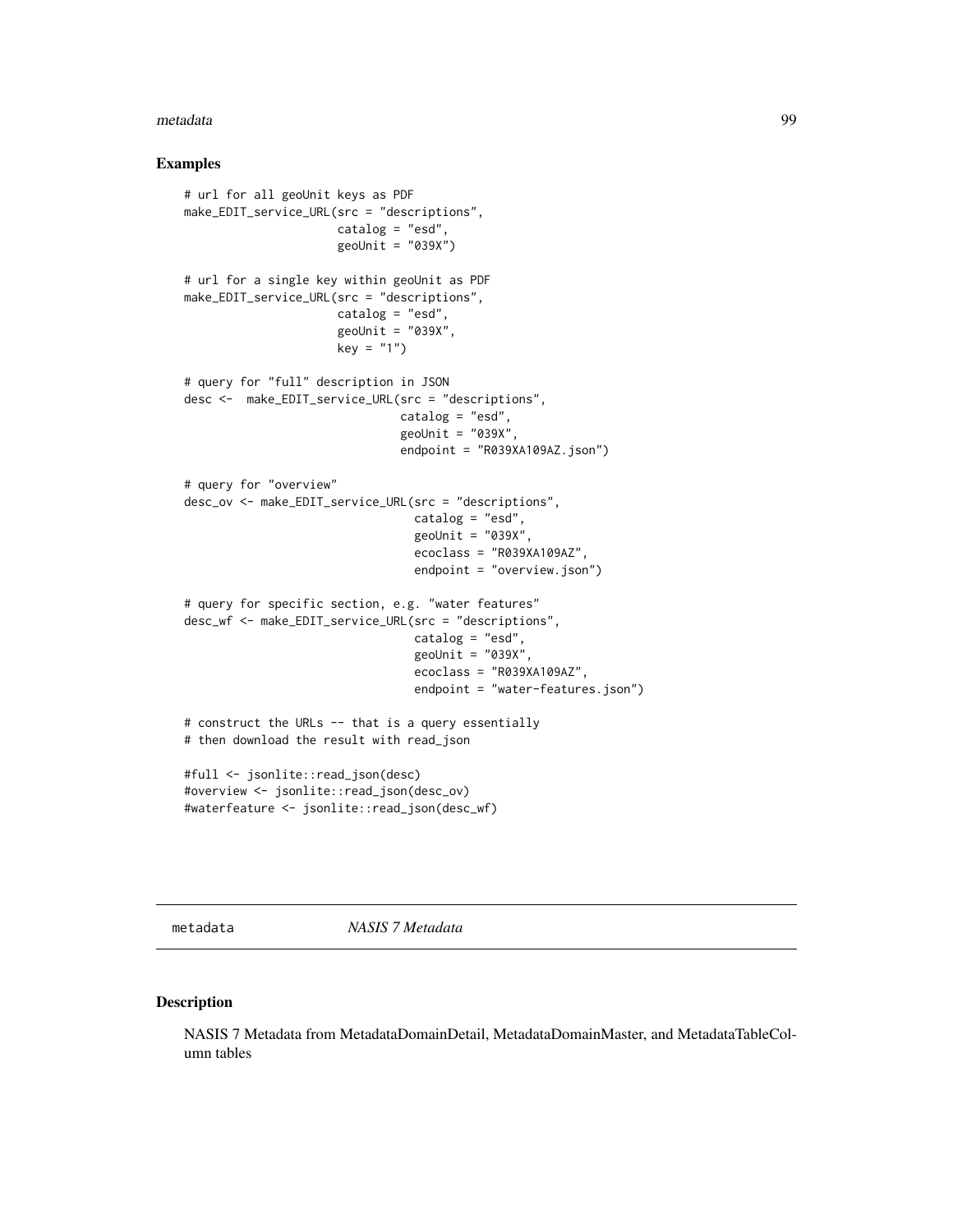## Examples

```
# url for all geoUnit keys as PDF
make_EDIT_service_URL(src = "descriptions",
                      catalog = "esd",
                      geoUnit = "039X")

# url for a single key within geoUnit as PDF
make_EDIT_service_URL(src = "descriptions",
                      catalog = "esd",
                      geoUnit = "039X",
                      key = "1")

# query for "full" description in JSON
desc <-  make_EDIT_service_URL(src = "descriptions",
                               catalog = "esd",
                               geoUnit = "039X",
                               endpoint = "R039XA109AZ.json")

# query for "overview"
desc_ov <- make_EDIT_service_URL(src = "descriptions",
                                 catalog = "esd",
                                 geoUnit = "039X",
                                 ecoclass = "R039XA109AZ",
                                 endpoint = "overview.json")

# query for specific section, e.g. "water features"
desc_wf <- make_EDIT_service_URL(src = "descriptions",
                                 catalog = "esd",
                                 geoUnit = "039X",
                                 ecoclass = "R039XA109AZ",
                                 endpoint = "water-features.json")

# construct the URLs -- that is a query essentially
# then download the result with read_json

#full <- jsonlite::read_json(desc)
#overview <- jsonlite::read_json(desc_ov)
#waterfeature <- jsonlite::read_json(desc_wf)
```

---

metadata *NASIS 7 Metadata*

## Description

NASIS 7 Metadata from MetadataDomainDetail, MetadataDomainMaster, and MetadataTableColumn tables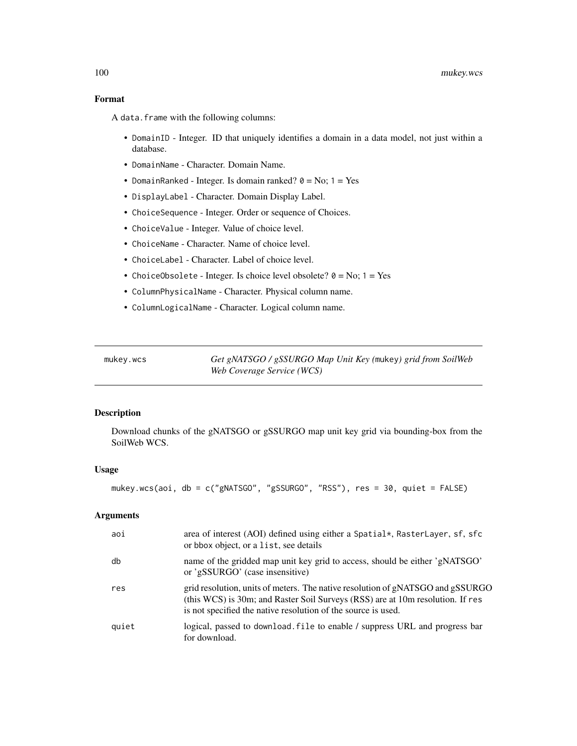## Format

A `data.frame` with the following columns:

- `DomainID` - Integer. ID that uniquely identifies a domain in a data model, not just within a database.
- `DomainName` - Character. Domain Name.
- `DomainRanked` - Integer. Is domain ranked? `0` = No; `1` = Yes
- `DisplayLabel` - Character. Domain Display Label.
- `ChoiceSequence` - Integer. Order or sequence of Choices.
- `ChoiceValue` - Integer. Value of choice level.
- `ChoiceName` - Character. Name of choice level.
- `ChoiceLabel` - Character. Label of choice level.
- `ChoiceObsolete` - Integer. Is choice level obsolete? `0` = No; `1` = Yes
- `ColumnPhysicalName` - Character. Physical column name.
- `ColumnLogicalName` - Character. Logical column name.

---

# mukey.wcs — *Get gNATSGO / gSSURGO Map Unit Key (`mukey`) grid from SoilWeb Web Coverage Service (WCS)*

## Description

Download chunks of the gNATSGO or gSSURGO map unit key grid via bounding-box from the SoilWeb WCS.

## Usage

```
mukey.wcs(aoi, db = c("gNATSGO", "gSSURGO", "RSS"), res = 30, quiet = FALSE)
```

## Arguments

| | |
|---|---|
| `aoi` | area of interest (AOI) defined using either a `Spatial*`, `RasterLayer`, `sf`, `sfc` or `bbox` object, or a `list`, see details |
| `db` | name of the gridded map unit key grid to access, should be either 'gNATSGO' or 'gSSURGO' (case insensitive) |
| `res` | grid resolution, units of meters. The native resolution of gNATSGO and gSSURGO (this WCS) is 30m; and Raster Soil Surveys (RSS) are at 10m resolution. If `res` is not specified the native resolution of the source is used. |
| `quiet` | logical, passed to `download.file` to enable / suppress URL and progress bar for download. |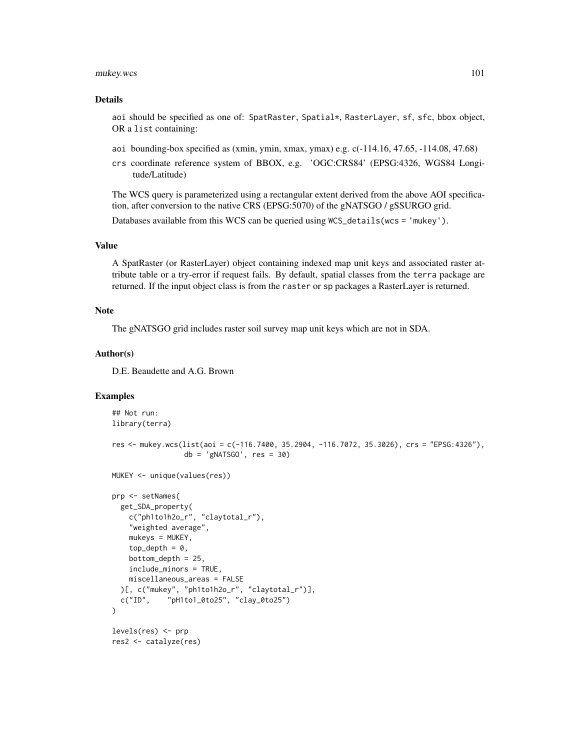## Details

aoi should be specified as one of: SpatRaster, Spatial*, RasterLayer, sf, sfc, bbox object, OR a list containing:

- aoi bounding-box specified as (xmin, ymin, xmax, ymax) e.g. c(-114.16, 47.65, -114.08, 47.68)
- crs coordinate reference system of BBOX, e.g. 'OGC:CRS84' (EPSG:4326, WGS84 Longitude/Latitude)

The WCS query is parameterized using a rectangular extent derived from the above AOI specification, after conversion to the native CRS (EPSG:5070) of the gNATSGO / gSSURGO grid.

Databases available from this WCS can be queried using WCS_details(wcs = 'mukey').

## Value

A SpatRaster (or RasterLayer) object containing indexed map unit keys and associated raster attribute table or a try-error if request fails. By default, spatial classes from the terra package are returned. If the input object class is from the raster or sp packages a RasterLayer is returned.

## Note

The gNATSGO grid includes raster soil survey map unit keys which are not in SDA.

## Author(s)

D.E. Beaudette and A.G. Brown

## Examples

```
## Not run:
library(terra)

res <- mukey.wcs(list(aoi = c(-116.7400, 35.2904, -116.7072, 35.3026), crs = "EPSG:4326"),
                 db = 'gNATSGO', res = 30)

MUKEY <- unique(values(res))

prp <- setNames(
  get_SDA_property(
    c("ph1to1h2o_r", "claytotal_r"),
    "weighted average",
    mukeys = MUKEY,
    top_depth = 0,
    bottom_depth = 25,
    include_minors = TRUE,
    miscellaneous_areas = FALSE
  )[, c("mukey", "ph1to1h2o_r", "claytotal_r")],
  c("ID",    "pH1to1_0to25", "clay_0to25")
)

levels(res) <- prp
res2 <- catalyze(res)
```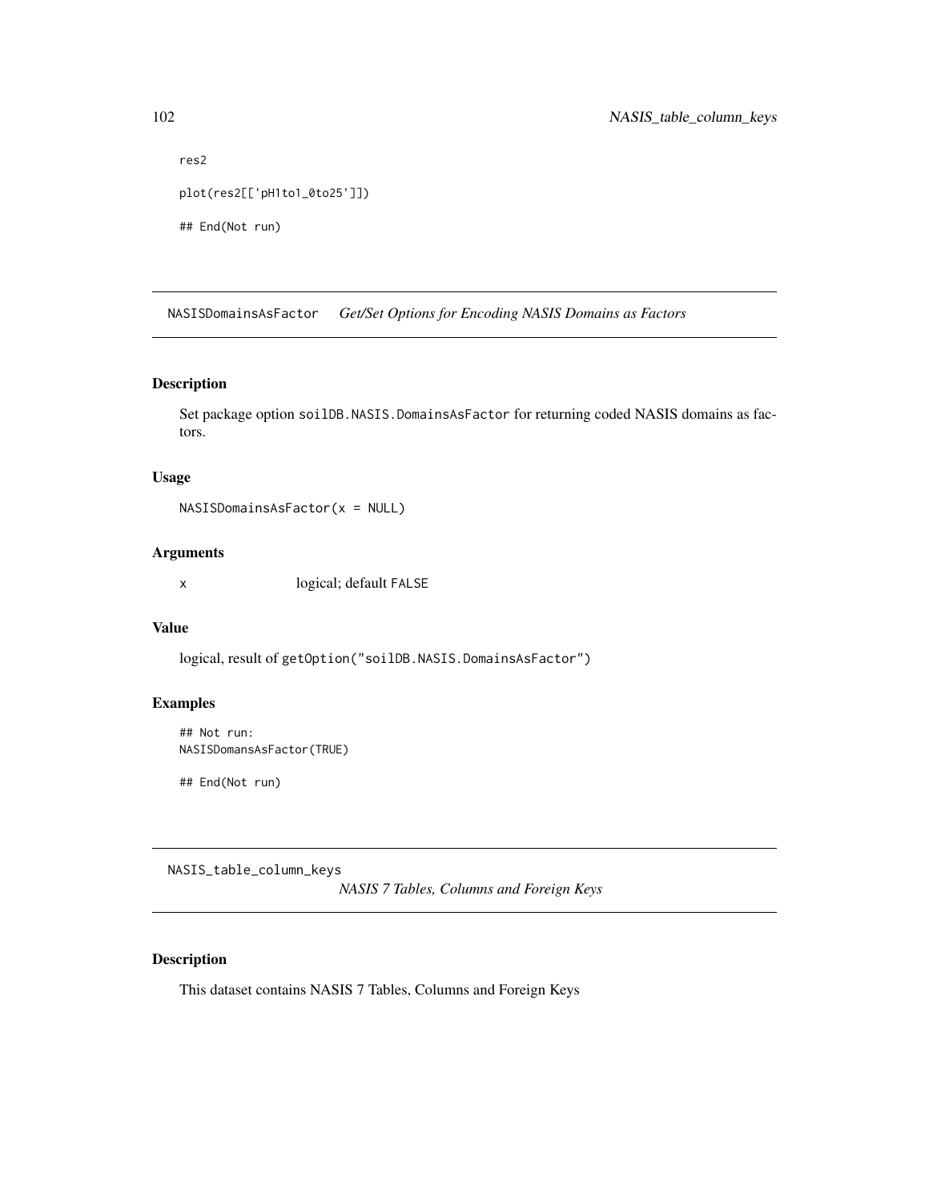```
res2

plot(res2[['pH1to1_0to25']])

## End(Not run)
```

## NASISDomainsAsFactor    *Get/Set Options for Encoding NASIS Domains as Factors*

### Description

Set package option `soilDB.NASIS.DomainsAsFactor` for returning coded NASIS domains as factors.

### Usage

```
NASISDomainsAsFactor(x = NULL)
```

### Arguments

| | |
|---|---|
| x | logical; default FALSE |

### Value

logical, result of `getOption("soilDB.NASIS.DomainsAsFactor")`

### Examples

```
## Not run:
NASISDomansAsFactor(TRUE)

## End(Not run)
```

## NASIS_table_column_keys

*NASIS 7 Tables, Columns and Foreign Keys*

### Description

This dataset contains NASIS 7 Tables, Columns and Foreign Keys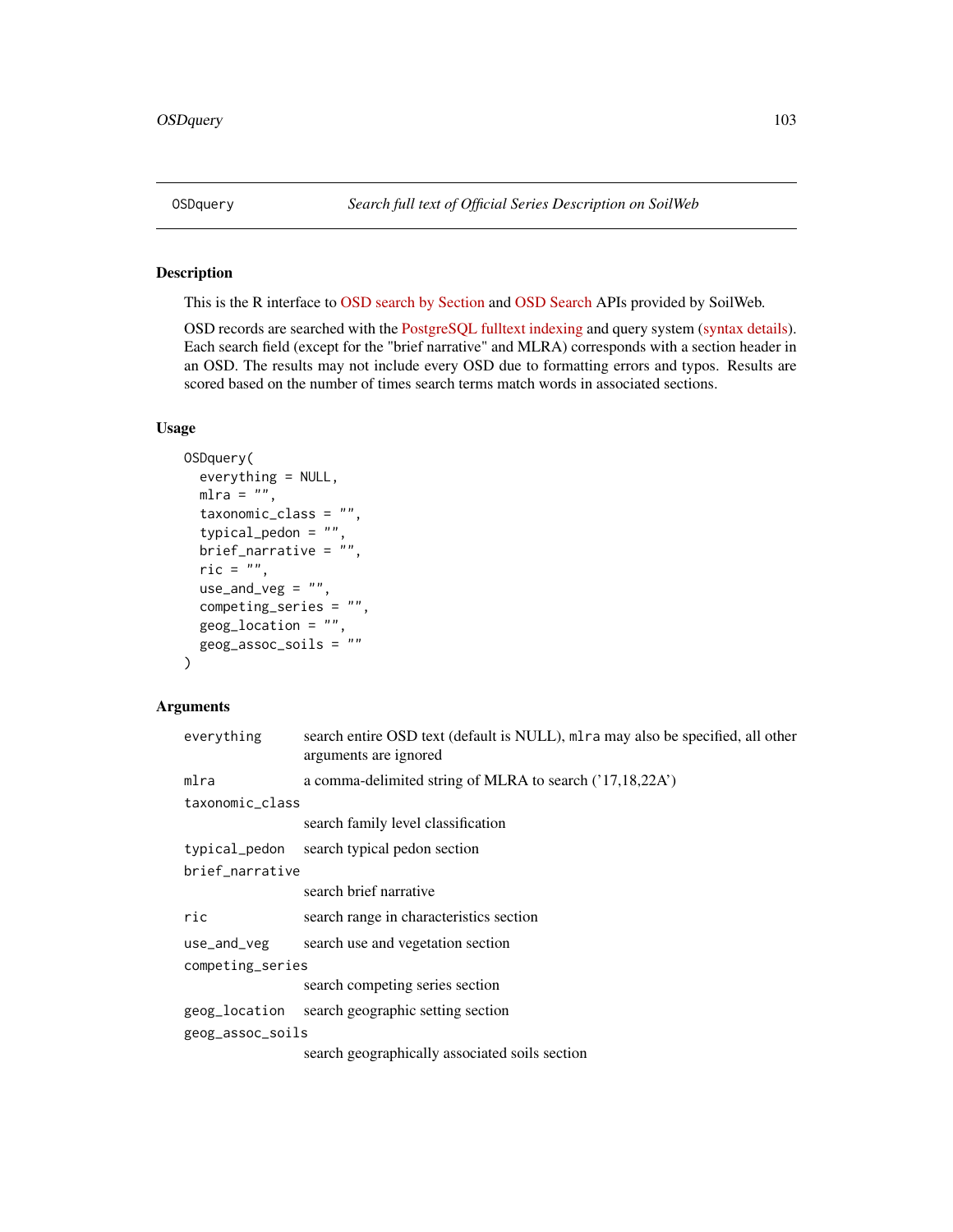## OSDquery *Search full text of Official Series Description on SoilWeb*

### Description

This is the R interface to OSD search by Section and OSD Search APIs provided by SoilWeb.

OSD records are searched with the PostgreSQL fulltext indexing and query system (syntax details). Each search field (except for the "brief narrative" and MLRA) corresponds with a section header in an OSD. The results may not include every OSD due to formatting errors and typos. Results are scored based on the number of times search terms match words in associated sections.

### Usage

```
OSDquery(
  everything = NULL,
  mlra = "",
  taxonomic_class = "",
  typical_pedon = "",
  brief_narrative = "",
  ric = "",
  use_and_veg = "",
  competing_series = "",
  geog_location = "",
  geog_assoc_soils = ""
)
```

### Arguments

| | |
|---|---|
| `everything` | search entire OSD text (default is NULL), `mlra` may also be specified, all other arguments are ignored |
| `mlra` | a comma-delimited string of MLRA to search ('17,18,22A') |
| `taxonomic_class` | search family level classification |
| `typical_pedon` | search typical pedon section |
| `brief_narrative` | search brief narrative |
| `ric` | search range in characteristics section |
| `use_and_veg` | search use and vegetation section |
| `competing_series` | search competing series section |
| `geog_location` | search geographic setting section |
| `geog_assoc_soils` | search geographically associated soils section |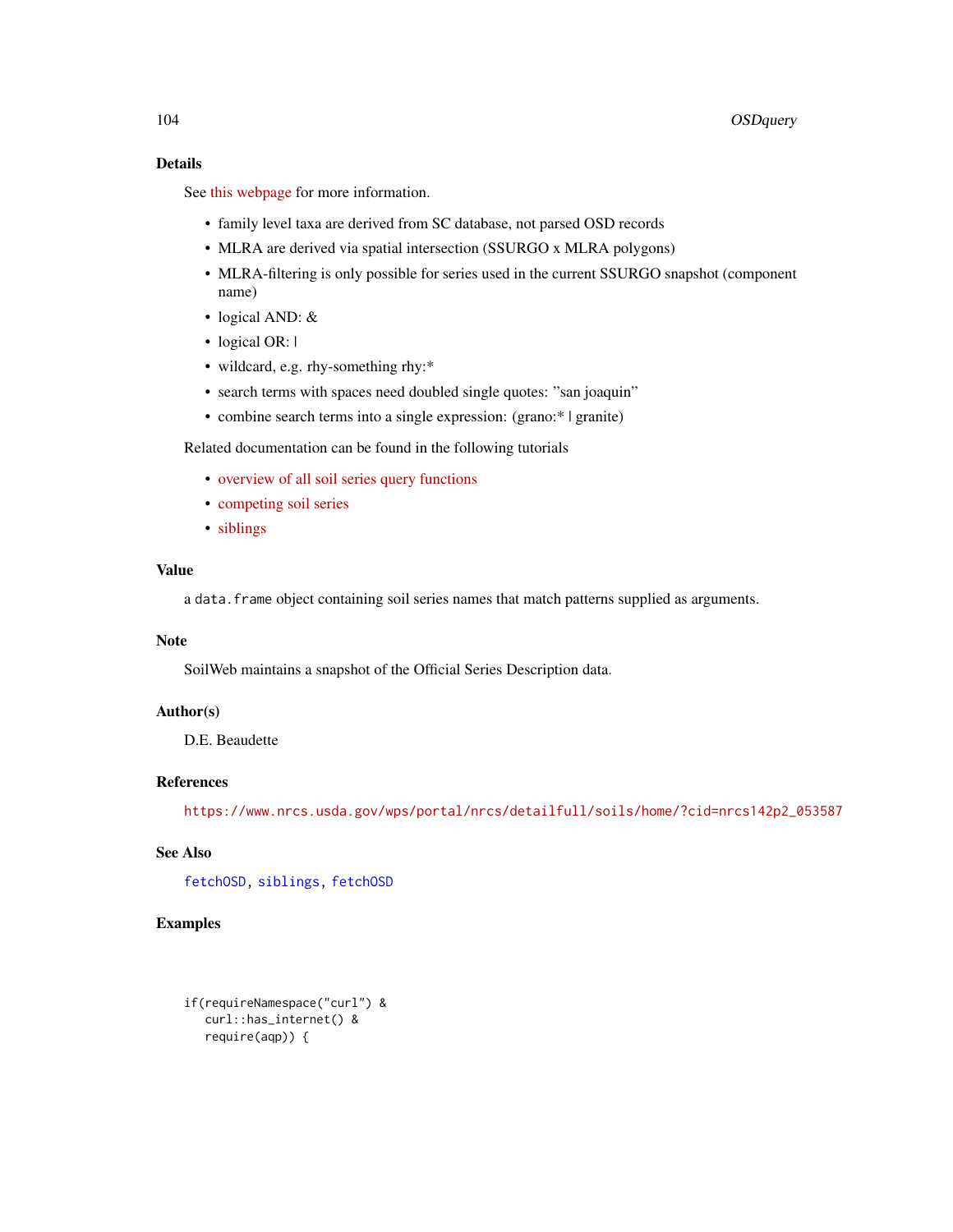## Details

See this webpage for more information.

- family level taxa are derived from SC database, not parsed OSD records
- MLRA are derived via spatial intersection (SSURGO x MLRA polygons)
- MLRA-filtering is only possible for series used in the current SSURGO snapshot (component name)
- logical AND: &
- logical OR: |
- wildcard, e.g. rhy-something rhy:*
- search terms with spaces need doubled single quotes: ''san joaquin''
- combine search terms into a single expression: (grano:* | granite)

Related documentation can be found in the following tutorials

- overview of all soil series query functions
- competing soil series
- siblings

## Value

a `data.frame` object containing soil series names that match patterns supplied as arguments.

## Note

SoilWeb maintains a snapshot of the Official Series Description data.

## Author(s)

D.E. Beaudette

## References

https://www.nrcs.usda.gov/wps/portal/nrcs/detailfull/soils/home/?cid=nrcs142p2_053587

## See Also

`fetchOSD`, `siblings`, `fetchOSD`

## Examples

```
if(requireNamespace("curl") &
   curl::has_internet() &
   require(aqp)) {
```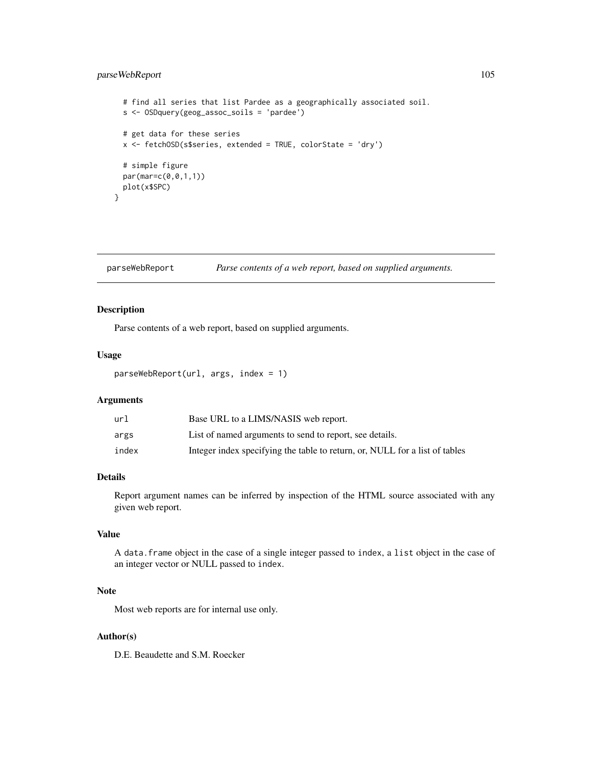```
  # find all series that list Pardee as a geographically associated soil.
  s <- OSDquery(geog_assoc_soils = 'pardee')

  # get data for these series
  x <- fetchOSD(s$series, extended = TRUE, colorState = 'dry')

  # simple figure
  par(mar=c(0,0,1,1))
  plot(x$SPC)
}
```

## parseWebReport *Parse contents of a web report, based on supplied arguments.*

### Description

Parse contents of a web report, based on supplied arguments.

### Usage

```
parseWebReport(url, args, index = 1)
```

### Arguments

| | |
|---|---|
| `url` | Base URL to a LIMS/NASIS web report. |
| `args` | List of named arguments to send to report, see details. |
| `index` | Integer index specifying the table to return, or, NULL for a list of tables |

### Details

Report argument names can be inferred by inspection of the HTML source associated with any given web report.

### Value

A `data.frame` object in the case of a single integer passed to `index`, a `list` object in the case of an integer vector or NULL passed to `index`.

### Note

Most web reports are for internal use only.

### Author(s)

D.E. Beaudette and S.M. Roecker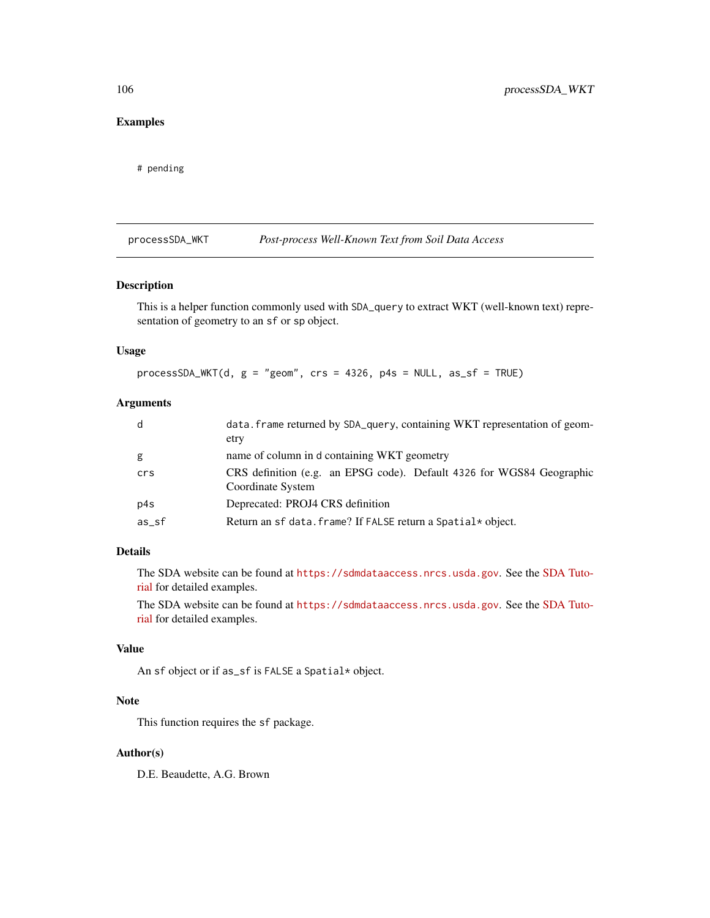## Examples

```
# pending
```

---

# processSDA_WKT — *Post-process Well-Known Text from Soil Data Access*

## Description

This is a helper function commonly used with `SDA_query` to extract WKT (well-known text) representation of geometry to an `sf` or `sp` object.

## Usage

```
processSDA_WKT(d, g = "geom", crs = 4326, p4s = NULL, as_sf = TRUE)
```

## Arguments

| | |
|---|---|
| `d` | `data.frame` returned by `SDA_query`, containing WKT representation of geometry |
| `g` | name of column in `d` containing WKT geometry |
| `crs` | CRS definition (e.g. an EPSG code). Default `4326` for WGS84 Geographic Coordinate System |
| `p4s` | Deprecated: PROJ4 CRS definition |
| `as_sf` | Return an `sf` `data.frame`? If `FALSE` return a `Spatial*` object. |

## Details

The SDA website can be found at https://sdmdataaccess.nrcs.usda.gov. See the SDA Tutorial for detailed examples.

The SDA website can be found at https://sdmdataaccess.nrcs.usda.gov. See the SDA Tutorial for detailed examples.

## Value

An `sf` object or if `as_sf` is `FALSE` a `Spatial*` object.

## Note

This function requires the `sf` package.

## Author(s)

D.E. Beaudette, A.G. Brown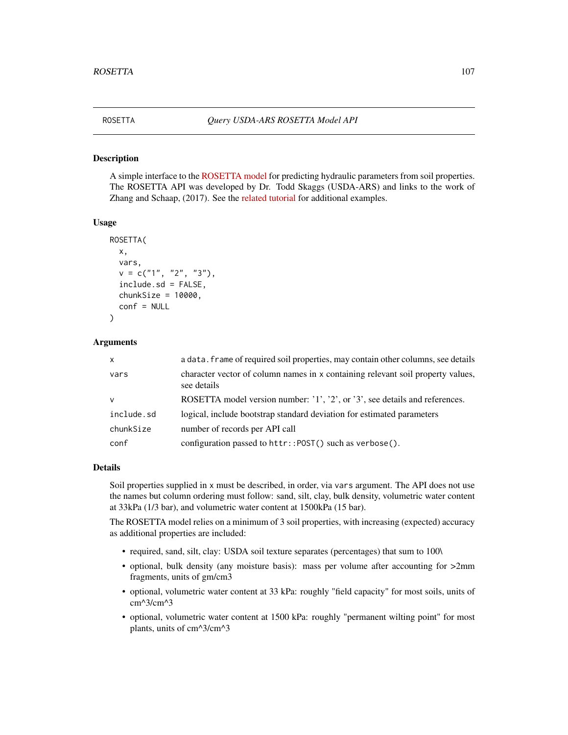# ROSETTA — *Query USDA-ARS ROSETTA Model API*

## Description

A simple interface to the ROSETTA model for predicting hydraulic parameters from soil properties. The ROSETTA API was developed by Dr. Todd Skaggs (USDA-ARS) and links to the work of Zhang and Schaap, (2017). See the related tutorial for additional examples.

## Usage

```
ROSETTA(
  x,
  vars,
  v = c("1", "2", "3"),
  include.sd = FALSE,
  chunkSize = 10000,
  conf = NULL
)
```

## Arguments

| | |
|---|---|
| `x` | a `data.frame` of required soil properties, may contain other columns, see details |
| `vars` | character vector of column names in `x` containing relevant soil property values, see details |
| `v` | ROSETTA model version number: '1', '2', or '3', see details and references. |
| `include.sd` | logical, include bootstrap standard deviation for estimated parameters |
| `chunkSize` | number of records per API call |
| `conf` | configuration passed to `httr::POST()` such as `verbose()`. |

## Details

Soil properties supplied in `x` must be described, in order, via `vars` argument. The API does not use the names but column ordering must follow: sand, silt, clay, bulk density, volumetric water content at 33kPa (1/3 bar), and volumetric water content at 1500kPa (15 bar).

The ROSETTA model relies on a minimum of 3 soil properties, with increasing (expected) accuracy as additional properties are included:

- required, sand, silt, clay: USDA soil texture separates (percentages) that sum to 100\
- optional, bulk density (any moisture basis): mass per volume after accounting for >2mm fragments, units of gm/cm3
- optional, volumetric water content at 33 kPa: roughly "field capacity" for most soils, units of cm^3/cm^3
- optional, volumetric water content at 1500 kPa: roughly "permanent wilting point" for most plants, units of cm^3/cm^3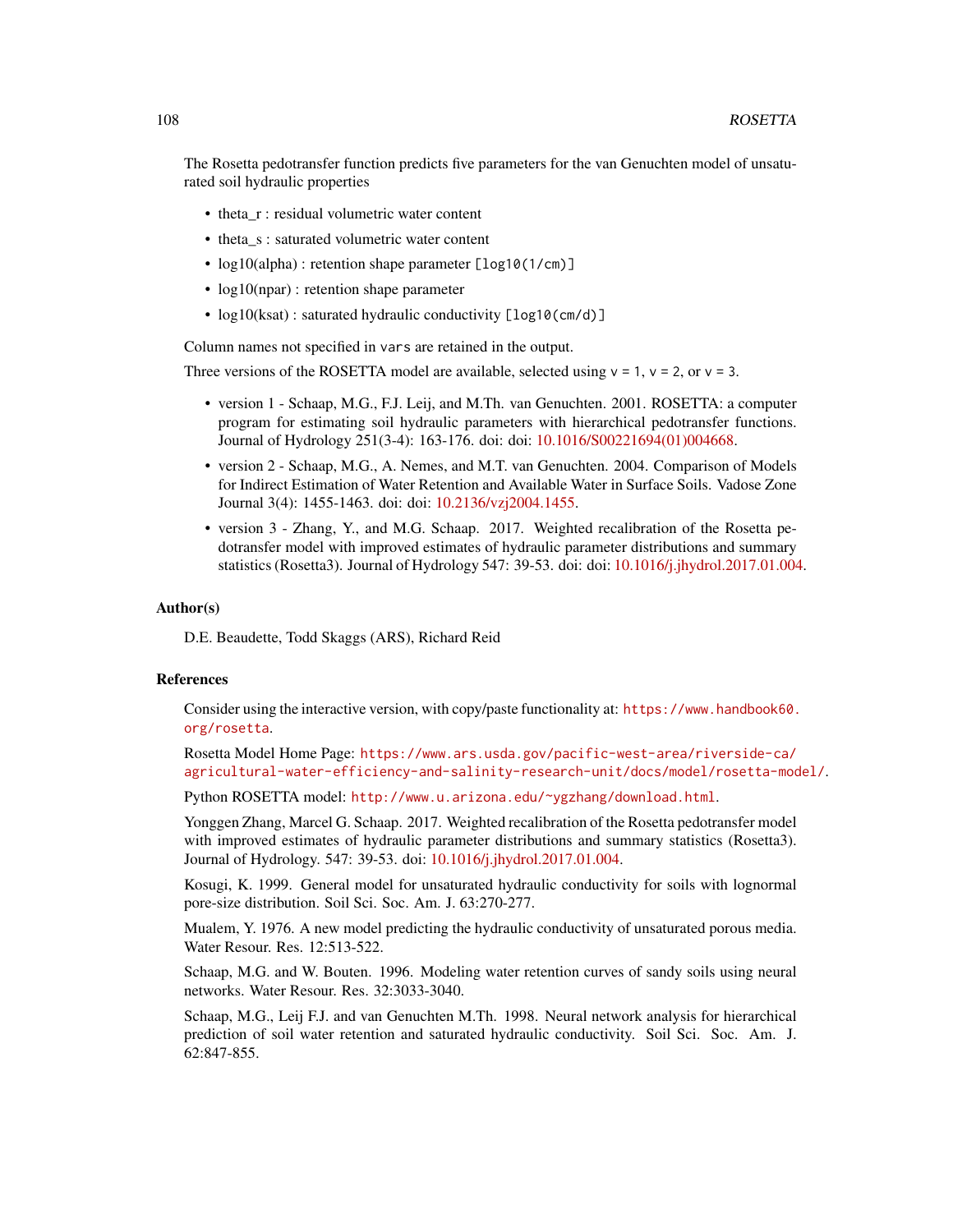The Rosetta pedotransfer function predicts five parameters for the van Genuchten model of unsaturated soil hydraulic properties

- theta_r : residual volumetric water content
- theta_s : saturated volumetric water content
- log10(alpha) : retention shape parameter `[log10(1/cm)]`
- log10(npar) : retention shape parameter
- log10(ksat) : saturated hydraulic conductivity `[log10(cm/d)]`

Column names not specified in `vars` are retained in the output.

Three versions of the ROSETTA model are available, selected using `v = 1`, `v = 2`, or `v = 3`.

- version 1 - Schaap, M.G., F.J. Leij, and M.Th. van Genuchten. 2001. ROSETTA: a computer program for estimating soil hydraulic parameters with hierarchical pedotransfer functions. Journal of Hydrology 251(3-4): 163-176. doi: doi: 10.1016/S00221694(01)004668.
- version 2 - Schaap, M.G., A. Nemes, and M.T. van Genuchten. 2004. Comparison of Models for Indirect Estimation of Water Retention and Available Water in Surface Soils. Vadose Zone Journal 3(4): 1455-1463. doi: doi: 10.2136/vzj2004.1455.
- version 3 - Zhang, Y., and M.G. Schaap. 2017. Weighted recalibration of the Rosetta pedotransfer model with improved estimates of hydraulic parameter distributions and summary statistics (Rosetta3). Journal of Hydrology 547: 39-53. doi: doi: 10.1016/j.jhydrol.2017.01.004.

## Author(s)

D.E. Beaudette, Todd Skaggs (ARS), Richard Reid

## References

Consider using the interactive version, with copy/paste functionality at: `https://www.handbook60.org/rosetta`.

Rosetta Model Home Page: `https://www.ars.usda.gov/pacific-west-area/riverside-ca/agricultural-water-efficiency-and-salinity-research-unit/docs/model/rosetta-model/`.

Python ROSETTA model: `http://www.u.arizona.edu/~ygzhang/download.html`.

Yonggen Zhang, Marcel G. Schaap. 2017. Weighted recalibration of the Rosetta pedotransfer model with improved estimates of hydraulic parameter distributions and summary statistics (Rosetta3). Journal of Hydrology. 547: 39-53. doi: 10.1016/j.jhydrol.2017.01.004.

Kosugi, K. 1999. General model for unsaturated hydraulic conductivity for soils with lognormal pore-size distribution. Soil Sci. Soc. Am. J. 63:270-277.

Mualem, Y. 1976. A new model predicting the hydraulic conductivity of unsaturated porous media. Water Resour. Res. 12:513-522.

Schaap, M.G. and W. Bouten. 1996. Modeling water retention curves of sandy soils using neural networks. Water Resour. Res. 32:3033-3040.

Schaap, M.G., Leij F.J. and van Genuchten M.Th. 1998. Neural network analysis for hierarchical prediction of soil water retention and saturated hydraulic conductivity. Soil Sci. Soc. Am. J. 62:847-855.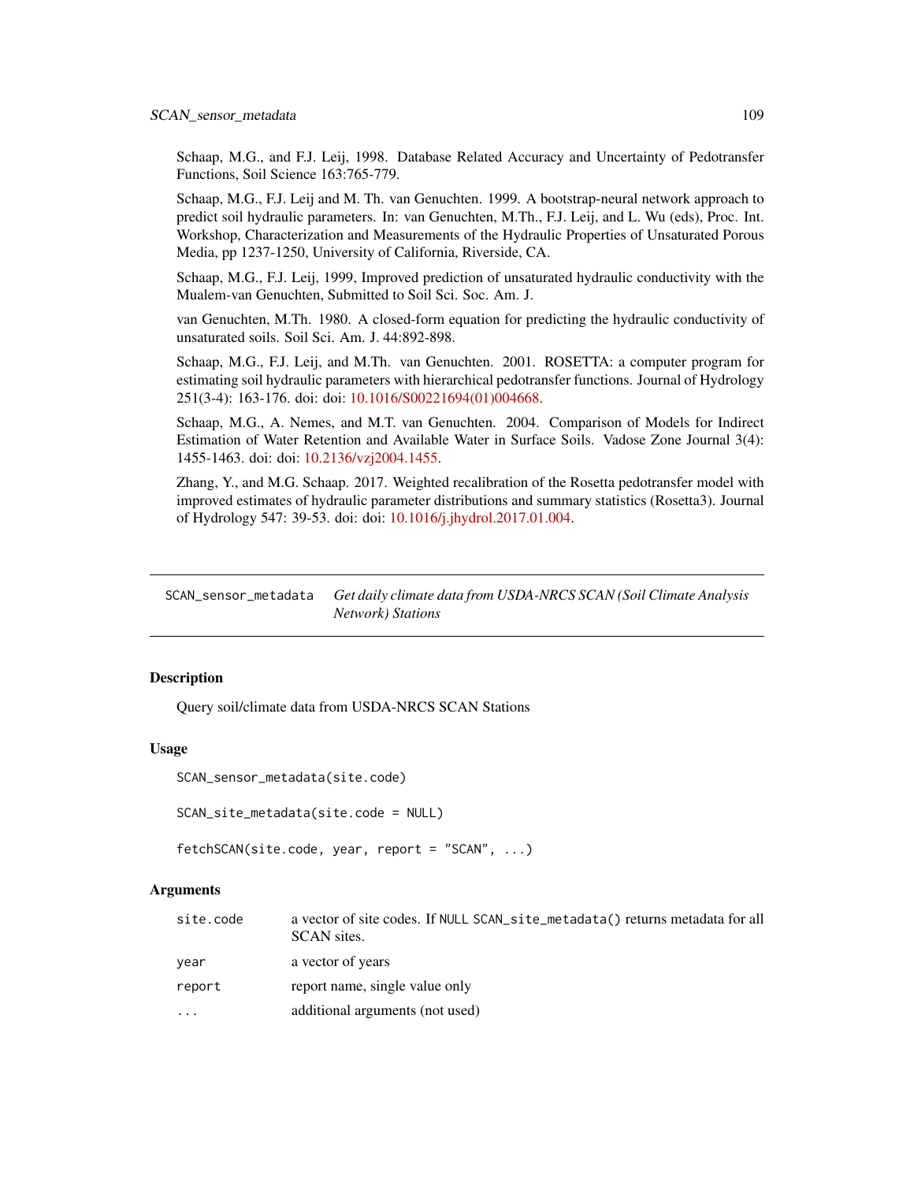Schaap, M.G., and F.J. Leij, 1998. Database Related Accuracy and Uncertainty of Pedotransfer Functions, Soil Science 163:765-779.

Schaap, M.G., F.J. Leij and M. Th. van Genuchten. 1999. A bootstrap-neural network approach to predict soil hydraulic parameters. In: van Genuchten, M.Th., F.J. Leij, and L. Wu (eds), Proc. Int. Workshop, Characterization and Measurements of the Hydraulic Properties of Unsaturated Porous Media, pp 1237-1250, University of California, Riverside, CA.

Schaap, M.G., F.J. Leij, 1999, Improved prediction of unsaturated hydraulic conductivity with the Mualem-van Genuchten, Submitted to Soil Sci. Soc. Am. J.

van Genuchten, M.Th. 1980. A closed-form equation for predicting the hydraulic conductivity of unsaturated soils. Soil Sci. Am. J. 44:892-898.

Schaap, M.G., F.J. Leij, and M.Th. van Genuchten. 2001. ROSETTA: a computer program for estimating soil hydraulic parameters with hierarchical pedotransfer functions. Journal of Hydrology 251(3-4): 163-176. doi: doi: 10.1016/S00221694(01)004668.

Schaap, M.G., A. Nemes, and M.T. van Genuchten. 2004. Comparison of Models for Indirect Estimation of Water Retention and Available Water in Surface Soils. Vadose Zone Journal 3(4): 1455-1463. doi: doi: 10.2136/vzj2004.1455.

Zhang, Y., and M.G. Schaap. 2017. Weighted recalibration of the Rosetta pedotransfer model with improved estimates of hydraulic parameter distributions and summary statistics (Rosetta3). Journal of Hydrology 547: 39-53. doi: doi: 10.1016/j.jhydrol.2017.01.004.

---

## SCAN_sensor_metadata — *Get daily climate data from USDA-NRCS SCAN (Soil Climate Analysis Network) Stations*

### Description

Query soil/climate data from USDA-NRCS SCAN Stations

### Usage

```
SCAN_sensor_metadata(site.code)

SCAN_site_metadata(site.code = NULL)

fetchSCAN(site.code, year, report = "SCAN", ...)
```

### Arguments

| | |
|---|---|
| `site.code` | a vector of site codes. If `NULL` `SCAN_site_metadata()` returns metadata for all SCAN sites. |
| `year` | a vector of years |
| `report` | report name, single value only |
| `...` | additional arguments (not used) |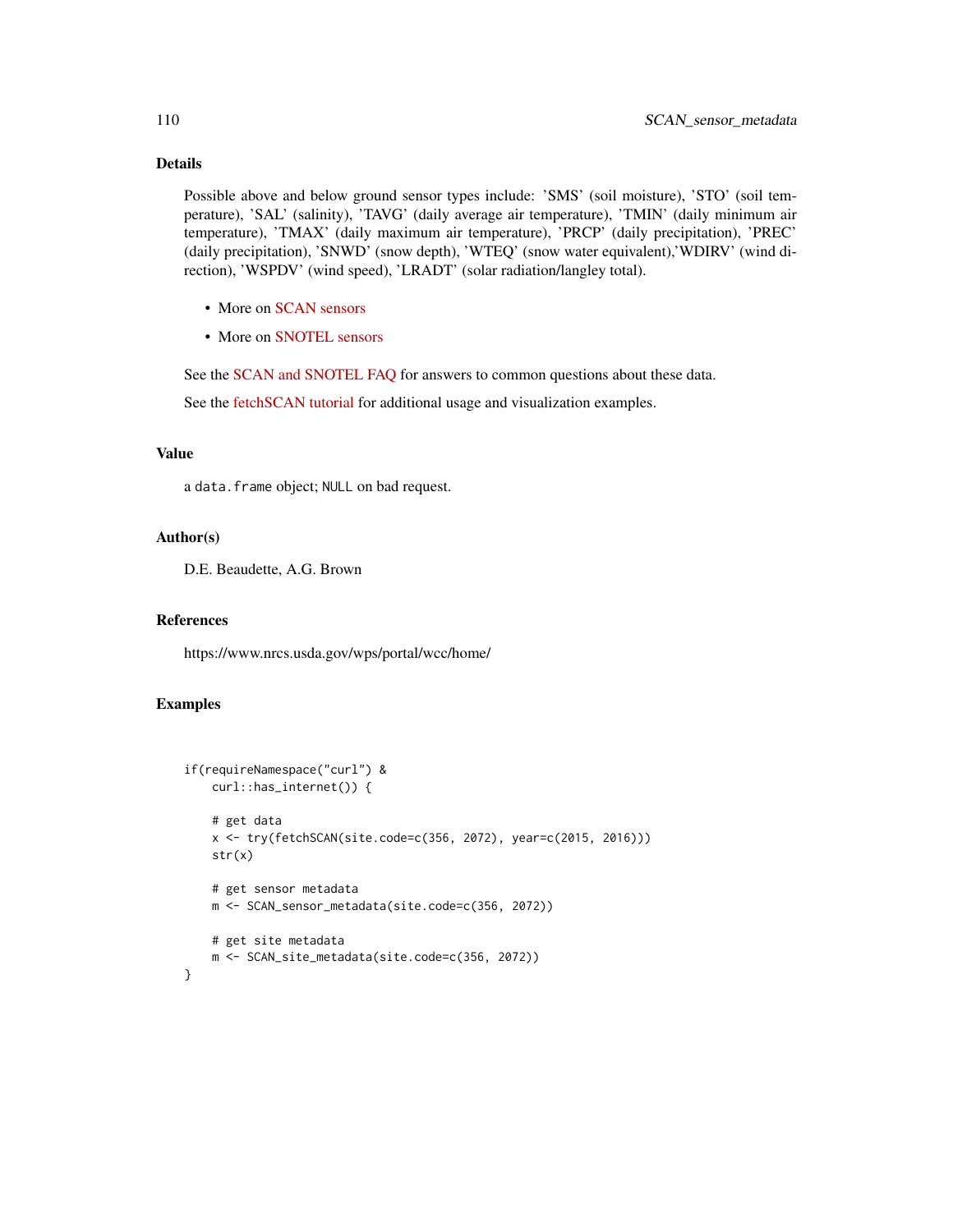## Details

Possible above and below ground sensor types include: 'SMS' (soil moisture), 'STO' (soil temperature), 'SAL' (salinity), 'TAVG' (daily average air temperature), 'TMIN' (daily minimum air temperature), 'TMAX' (daily maximum air temperature), 'PRCP' (daily precipitation), 'PREC' (daily precipitation), 'SNWD' (snow depth), 'WTEQ' (snow water equivalent),'WDIRV' (wind direction), 'WSPDV' (wind speed), 'LRADT' (solar radiation/langley total).

- More on SCAN sensors
- More on SNOTEL sensors

See the SCAN and SNOTEL FAQ for answers to common questions about these data.

See the fetchSCAN tutorial for additional usage and visualization examples.

## Value

a `data.frame` object; `NULL` on bad request.

## Author(s)

D.E. Beaudette, A.G. Brown

## References

https://www.nrcs.usda.gov/wps/portal/wcc/home/

## Examples

```
if(requireNamespace("curl") &
    curl::has_internet()) {

    # get data
    x <- try(fetchSCAN(site.code=c(356, 2072), year=c(2015, 2016)))
    str(x)

    # get sensor metadata
    m <- SCAN_sensor_metadata(site.code=c(356, 2072))

    # get site metadata
    m <- SCAN_site_metadata(site.code=c(356, 2072))
}
```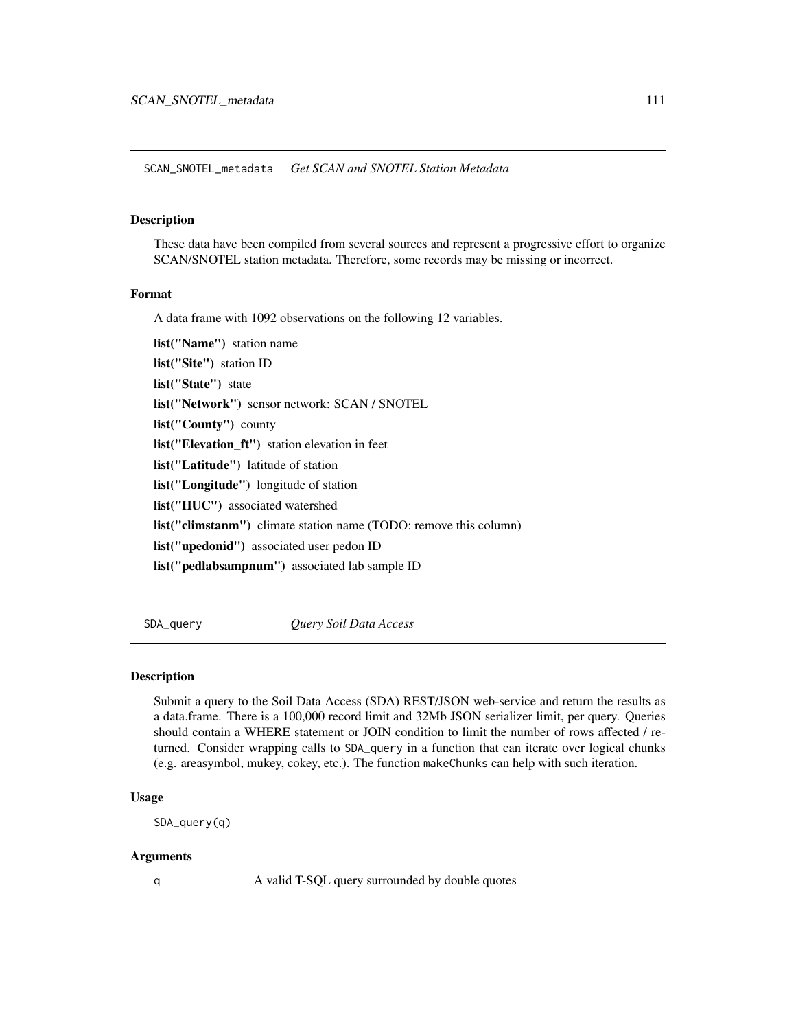## SCAN_SNOTEL_metadata — *Get SCAN and SNOTEL Station Metadata*

### Description

These data have been compiled from several sources and represent a progressive effort to organize SCAN/SNOTEL station metadata. Therefore, some records may be missing or incorrect.

### Format

A data frame with 1092 observations on the following 12 variables.

**list("Name")** station name

**list("Site")** station ID

**list("State")** state

**list("Network")** sensor network: SCAN / SNOTEL

**list("County")** county

**list("Elevation_ft")** station elevation in feet

**list("Latitude")** latitude of station

**list("Longitude")** longitude of station

**list("HUC")** associated watershed

**list("climstanm")** climate station name (TODO: remove this column)

**list("upedonid")** associated user pedon ID

**list("pedlabsampnum")** associated lab sample ID

## SDA_query — *Query Soil Data Access*

### Description

Submit a query to the Soil Data Access (SDA) REST/JSON web-service and return the results as a data.frame. There is a 100,000 record limit and 32Mb JSON serializer limit, per query. Queries should contain a WHERE statement or JOIN condition to limit the number of rows affected / returned. Consider wrapping calls to `SDA_query` in a function that can iterate over logical chunks (e.g. areasymbol, mukey, cokey, etc.). The function `makeChunks` can help with such iteration.

### Usage

```
SDA_query(q)
```

### Arguments

| | |
|---|---|
| q | A valid T-SQL query surrounded by double quotes |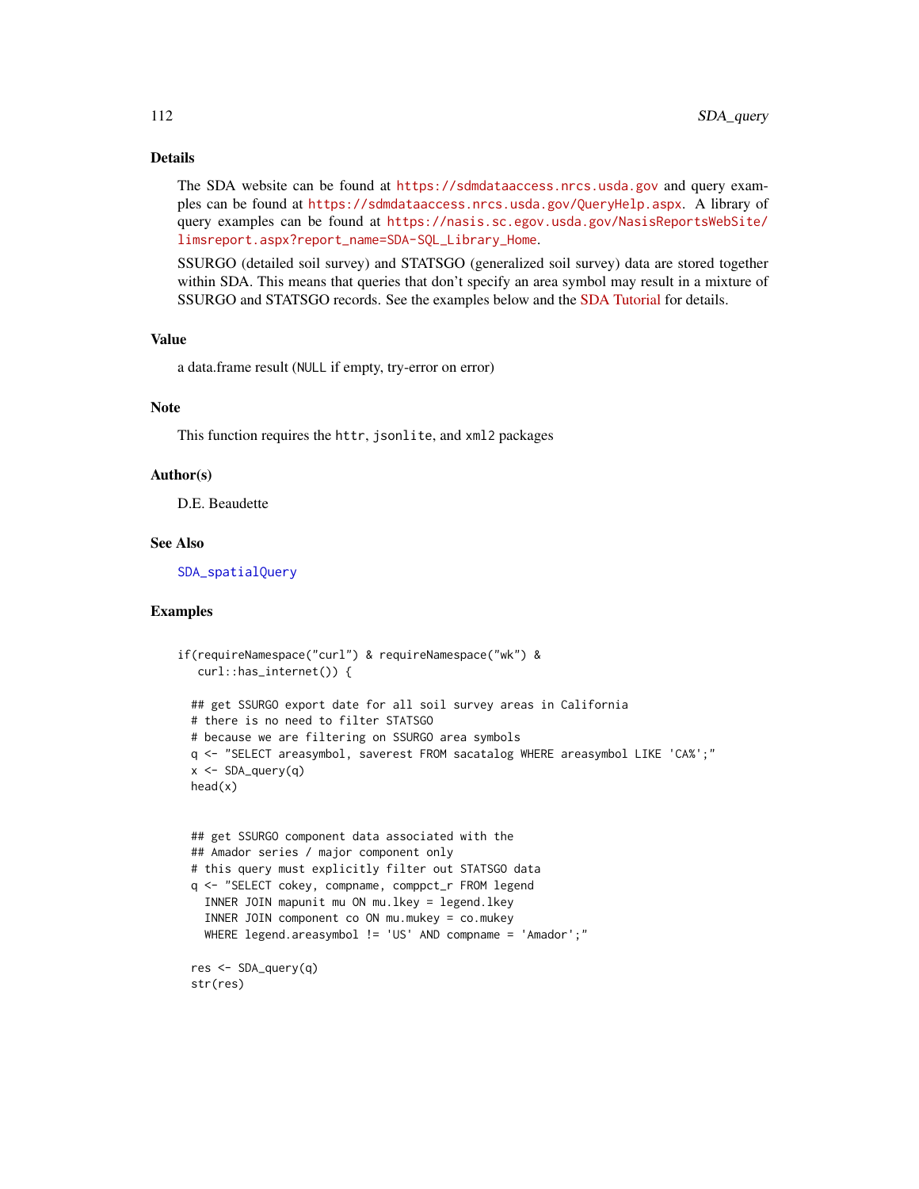### Details

The SDA website can be found at https://sdmdataaccess.nrcs.usda.gov and query examples can be found at https://sdmdataaccess.nrcs.usda.gov/QueryHelp.aspx. A library of query examples can be found at https://nasis.sc.egov.usda.gov/NasisReportsWebSite/limsreport.aspx?report_name=SDA-SQL_Library_Home.

SSURGO (detailed soil survey) and STATSGO (generalized soil survey) data are stored together within SDA. This means that queries that don't specify an area symbol may result in a mixture of SSURGO and STATSGO records. See the examples below and the SDA Tutorial for details.

### Value

a data.frame result (NULL if empty, try-error on error)

### Note

This function requires the httr, jsonlite, and xml2 packages

### Author(s)

D.E. Beaudette

### See Also

SDA_spatialQuery

### Examples

```
if(requireNamespace("curl") & requireNamespace("wk") &
   curl::has_internet()) {

  ## get SSURGO export date for all soil survey areas in California
  # there is no need to filter STATSGO
  # because we are filtering on SSURGO area symbols
  q <- "SELECT areasymbol, saverest FROM sacatalog WHERE areasymbol LIKE 'CA%';"
  x <- SDA_query(q)
  head(x)


  ## get SSURGO component data associated with the
  ## Amador series / major component only
  # this query must explicitly filter out STATSGO data
  q <- "SELECT cokey, compname, comppct_r FROM legend
    INNER JOIN mapunit mu ON mu.lkey = legend.lkey
    INNER JOIN component co ON mu.mukey = co.mukey
    WHERE legend.areasymbol != 'US' AND compname = 'Amador';"

  res <- SDA_query(q)
  str(res)
```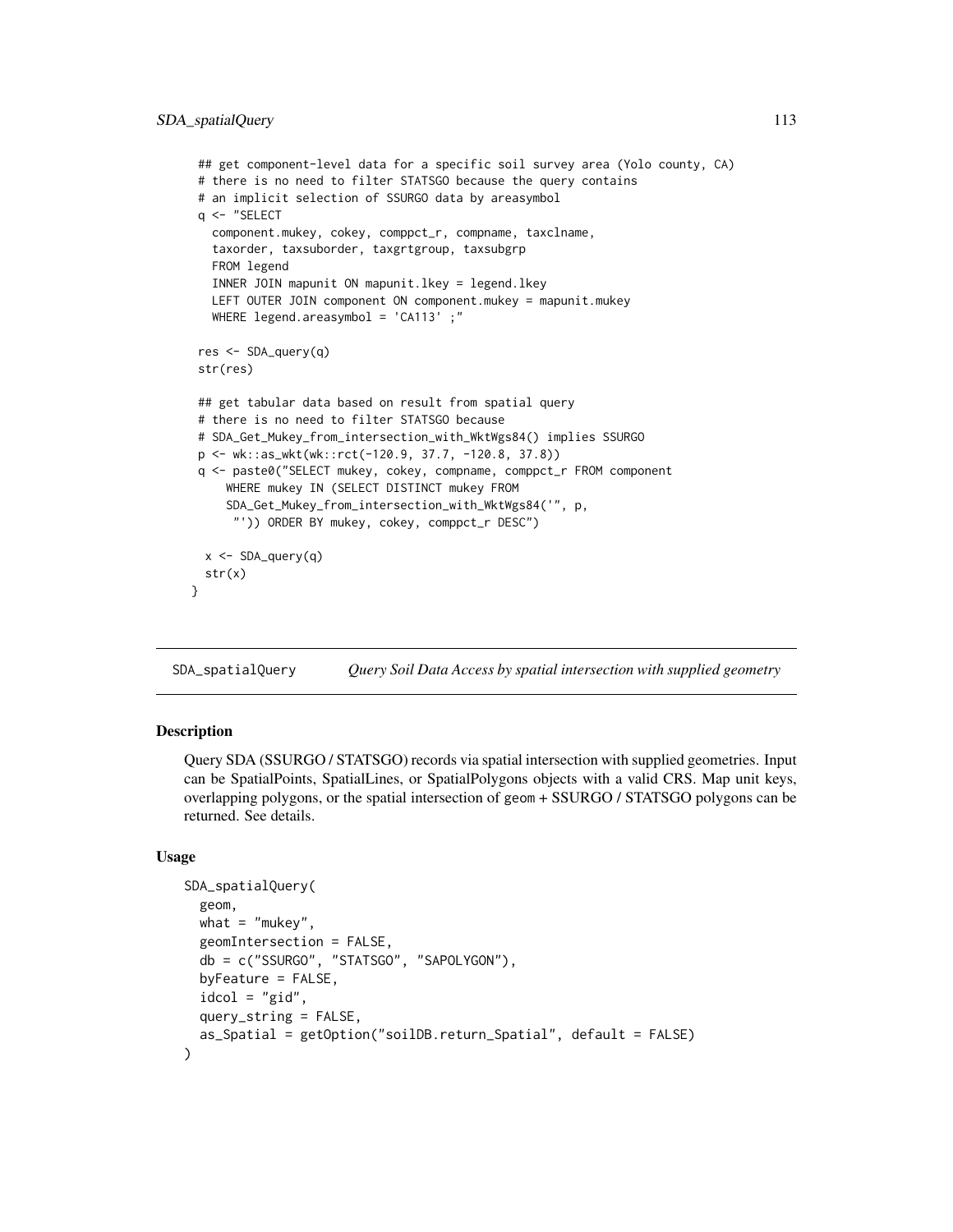```r
  ## get component-level data for a specific soil survey area (Yolo county, CA)
  # there is no need to filter STATSGO because the query contains
  # an implicit selection of SSURGO data by areasymbol
  q <- "SELECT
    component.mukey, cokey, comppct_r, compname, taxclname,
    taxorder, taxsuborder, taxgrtgroup, taxsubgrp
    FROM legend
    INNER JOIN mapunit ON mapunit.lkey = legend.lkey
    LEFT OUTER JOIN component ON component.mukey = mapunit.mukey
    WHERE legend.areasymbol = 'CA113' ;"

  res <- SDA_query(q)
  str(res)

  ## get tabular data based on result from spatial query
  # there is no need to filter STATSGO because
  # SDA_Get_Mukey_from_intersection_with_WktWgs84() implies SSURGO
  p <- wk::as_wkt(wk::rct(-120.9, 37.7, -120.8, 37.8))
  q <- paste0("SELECT mukey, cokey, compname, comppct_r FROM component
      WHERE mukey IN (SELECT DISTINCT mukey FROM
      SDA_Get_Mukey_from_intersection_with_WktWgs84('", p,
       "')) ORDER BY mukey, cokey, comppct_r DESC")

   x <- SDA_query(q)
   str(x)
 }
```

---

## SDA_spatialQuery — *Query Soil Data Access by spatial intersection with supplied geometry*

### Description

Query SDA (SSURGO / STATSGO) records via spatial intersection with supplied geometries. Input can be SpatialPoints, SpatialLines, or SpatialPolygons objects with a valid CRS. Map unit keys, overlapping polygons, or the spatial intersection of geom + SSURGO / STATSGO polygons can be returned. See details.

### Usage

```r
SDA_spatialQuery(
  geom,
  what = "mukey",
  geomIntersection = FALSE,
  db = c("SSURGO", "STATSGO", "SAPOLYGON"),
  byFeature = FALSE,
  idcol = "gid",
  query_string = FALSE,
  as_Spatial = getOption("soilDB.return_Spatial", default = FALSE)
)
```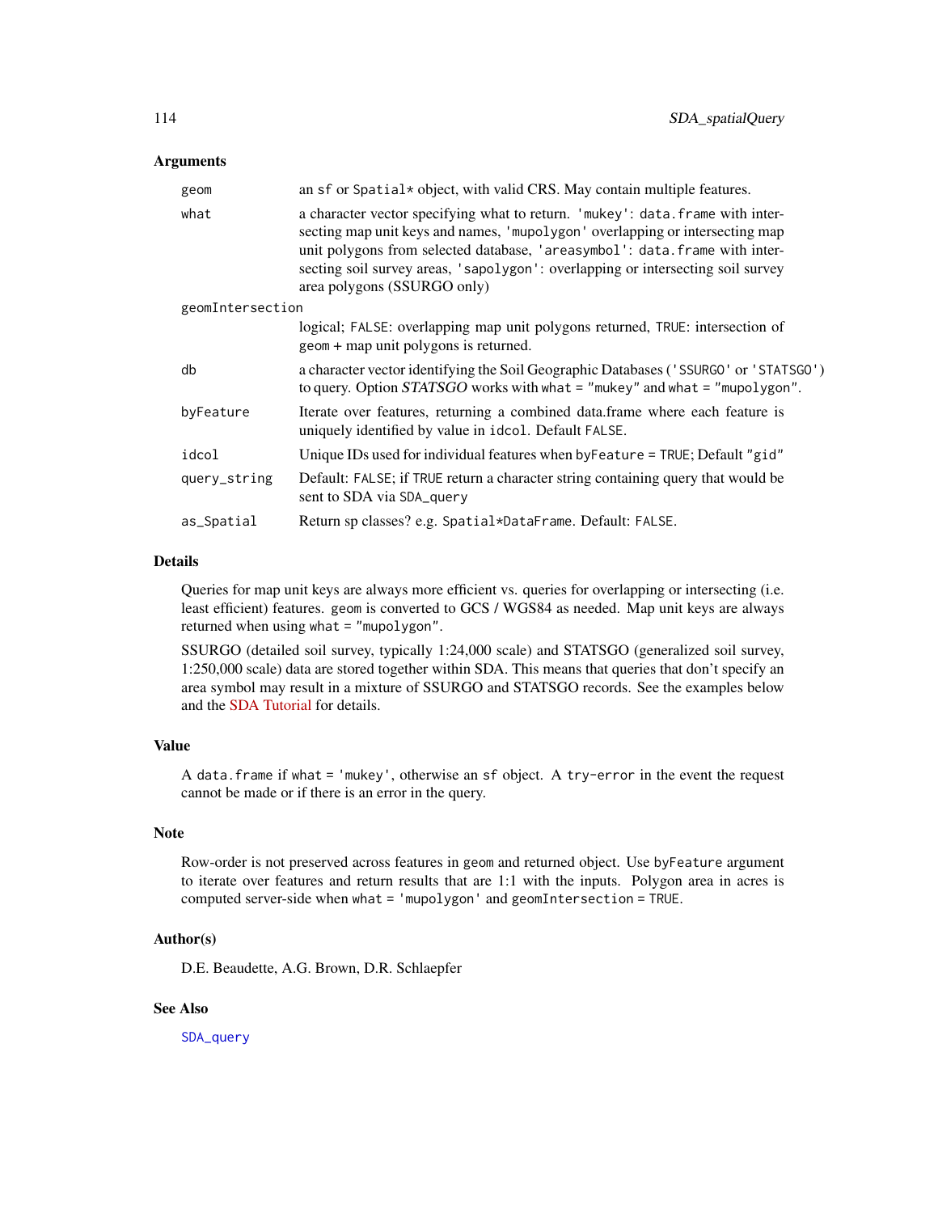### Arguments

| | |
|---|---|
| `geom` | an `sf` or `Spatial*` object, with valid CRS. May contain multiple features. |
| `what` | a character vector specifying what to return. `'mukey'`: `data.frame` with intersecting map unit keys and names, `'mupolygon'` overlapping or intersecting map unit polygons from selected database, `'areasymbol'`: `data.frame` with intersecting soil survey areas, `'sapolygon'`: overlapping or intersecting soil survey area polygons (SSURGO only) |
| `geomIntersection` | logical; `FALSE`: overlapping map unit polygons returned, `TRUE`: intersection of `geom` + map unit polygons is returned. |
| `db` | a character vector identifying the Soil Geographic Databases (`'SSURGO'` or `'STATSGO'`) to query. Option *STATSGO* works with `what = "mukey"` and `what = "mupolygon"`. |
| `byFeature` | Iterate over features, returning a combined data.frame where each feature is uniquely identified by value in `idcol`. Default `FALSE`. |
| `idcol` | Unique IDs used for individual features when `byFeature = TRUE`; Default `"gid"` |
| `query_string` | Default: `FALSE`; if `TRUE` return a character string containing query that would be sent to SDA via `SDA_query` |
| `as_Spatial` | Return sp classes? e.g. `Spatial*DataFrame`. Default: `FALSE`. |

### Details

Queries for map unit keys are always more efficient vs. queries for overlapping or intersecting (i.e. least efficient) features. `geom` is converted to GCS / WGS84 as needed. Map unit keys are always returned when using `what = "mupolygon"`.

SSURGO (detailed soil survey, typically 1:24,000 scale) and STATSGO (generalized soil survey, 1:250,000 scale) data are stored together within SDA. This means that queries that don't specify an area symbol may result in a mixture of SSURGO and STATSGO records. See the examples below and the SDA Tutorial for details.

### Value

A `data.frame` if `what = 'mukey'`, otherwise an `sf` object. A `try-error` in the event the request cannot be made or if there is an error in the query.

### Note

Row-order is not preserved across features in `geom` and returned object. Use `byFeature` argument to iterate over features and return results that are 1:1 with the inputs. Polygon area in acres is computed server-side when `what = 'mupolygon'` and `geomIntersection = TRUE`.

### Author(s)

D.E. Beaudette, A.G. Brown, D.R. Schlaepfer

### See Also

`SDA_query`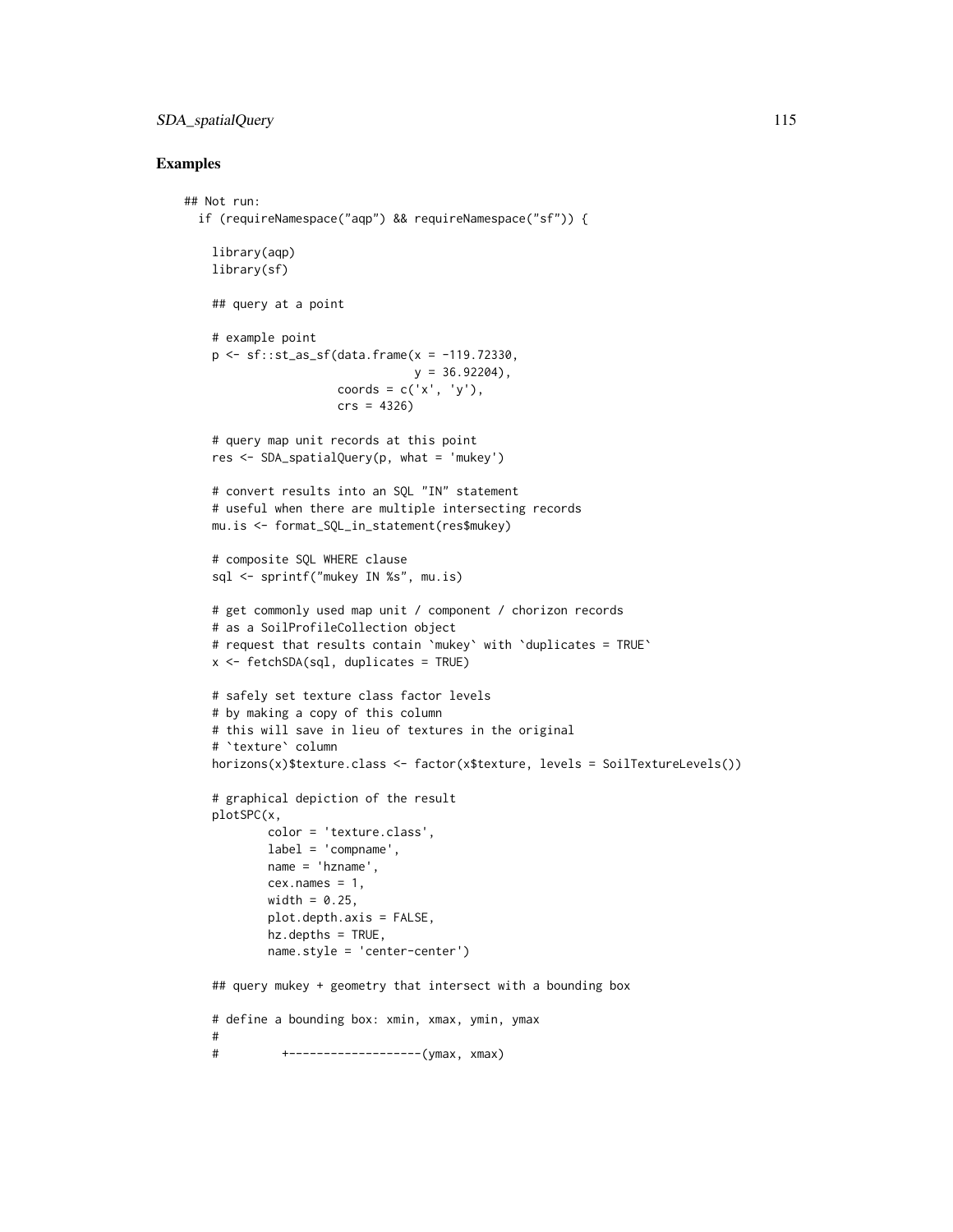## Examples

```
## Not run:
  if (requireNamespace("aqp") && requireNamespace("sf")) {

    library(aqp)
    library(sf)

    ## query at a point

    # example point
    p <- sf::st_as_sf(data.frame(x = -119.72330,
                                 y = 36.92204),
                      coords = c('x', 'y'),
                      crs = 4326)

    # query map unit records at this point
    res <- SDA_spatialQuery(p, what = 'mukey')

    # convert results into an SQL "IN" statement
    # useful when there are multiple intersecting records
    mu.is <- format_SQL_in_statement(res$mukey)

    # composite SQL WHERE clause
    sql <- sprintf("mukey IN %s", mu.is)

    # get commonly used map unit / component / chorizon records
    # as a SoilProfileCollection object
    # request that results contain `mukey` with `duplicates = TRUE`
    x <- fetchSDA(sql, duplicates = TRUE)

    # safely set texture class factor levels
    # by making a copy of this column
    # this will save in lieu of textures in the original
    # `texture` column
    horizons(x)$texture.class <- factor(x$texture, levels = SoilTextureLevels())

    # graphical depiction of the result
    plotSPC(x,
            color = 'texture.class',
            label = 'compname',
            name = 'hzname',
            cex.names = 1,
            width = 0.25,
            plot.depth.axis = FALSE,
            hz.depths = TRUE,
            name.style = 'center-center')

    ## query mukey + geometry that intersect with a bounding box

    # define a bounding box: xmin, xmax, ymin, ymax
    #
    #         +-------------------(ymax, xmax)
```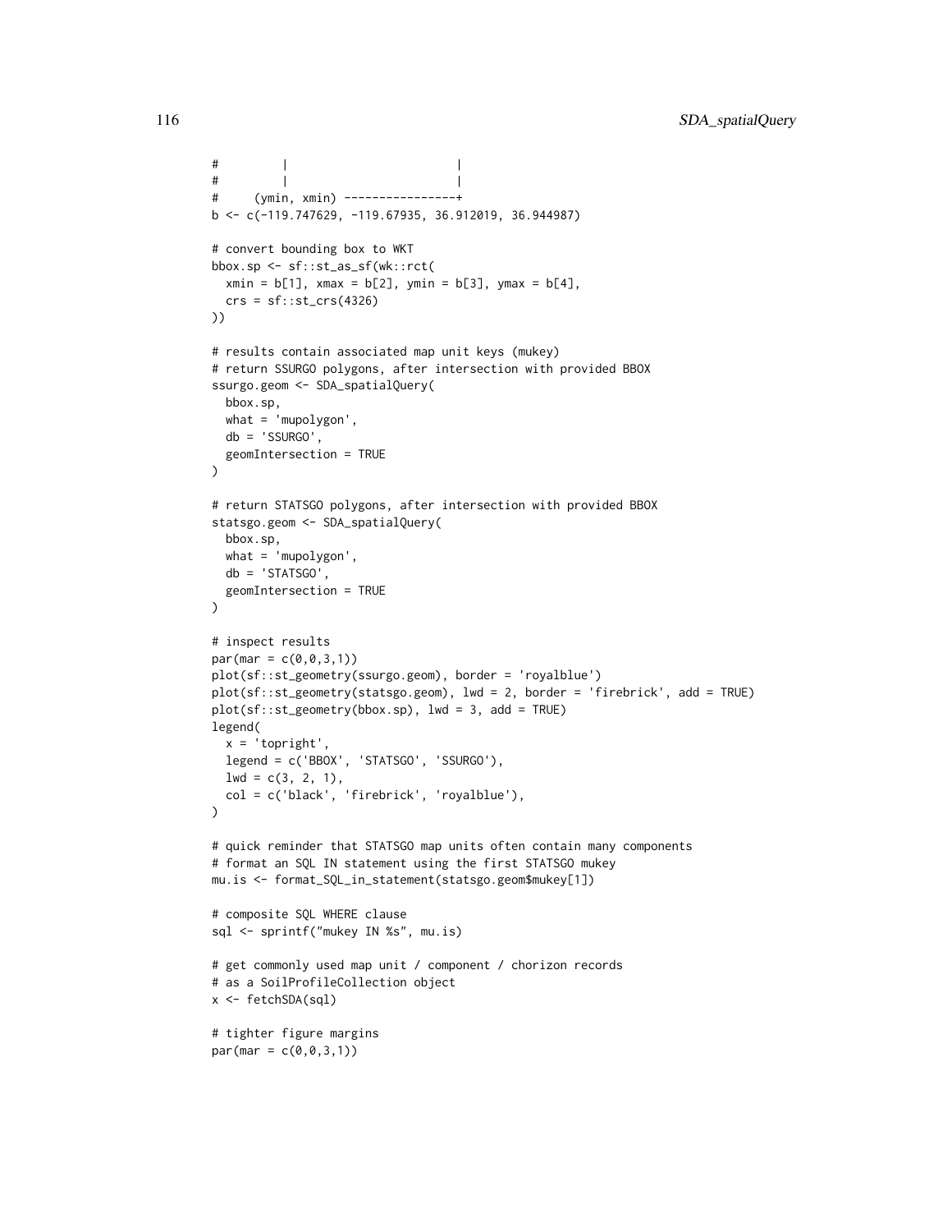```
#         |                        |
#         |                        |
#     (ymin, xmin) ----------------+
b <- c(-119.747629, -119.67935, 36.912019, 36.944987)

# convert bounding box to WKT
bbox.sp <- sf::st_as_sf(wk::rct(
  xmin = b[1], xmax = b[2], ymin = b[3], ymax = b[4],
  crs = sf::st_crs(4326)
))

# results contain associated map unit keys (mukey)
# return SSURGO polygons, after intersection with provided BBOX
ssurgo.geom <- SDA_spatialQuery(
  bbox.sp,
  what = 'mupolygon',
  db = 'SSURGO',
  geomIntersection = TRUE
)

# return STATSGO polygons, after intersection with provided BBOX
statsgo.geom <- SDA_spatialQuery(
  bbox.sp,
  what = 'mupolygon',
  db = 'STATSGO',
  geomIntersection = TRUE
)

# inspect results
par(mar = c(0,0,3,1))
plot(sf::st_geometry(ssurgo.geom), border = 'royalblue')
plot(sf::st_geometry(statsgo.geom), lwd = 2, border = 'firebrick', add = TRUE)
plot(sf::st_geometry(bbox.sp), lwd = 3, add = TRUE)
legend(
  x = 'topright',
  legend = c('BBOX', 'STATSGO', 'SSURGO'),
  lwd = c(3, 2, 1),
  col = c('black', 'firebrick', 'royalblue'),
)

# quick reminder that STATSGO map units often contain many components
# format an SQL IN statement using the first STATSGO mukey
mu.is <- format_SQL_in_statement(statsgo.geom$mukey[1])

# composite SQL WHERE clause
sql <- sprintf("mukey IN %s", mu.is)

# get commonly used map unit / component / chorizon records
# as a SoilProfileCollection object
x <- fetchSDA(sql)

# tighter figure margins
par(mar = c(0,0,3,1))
```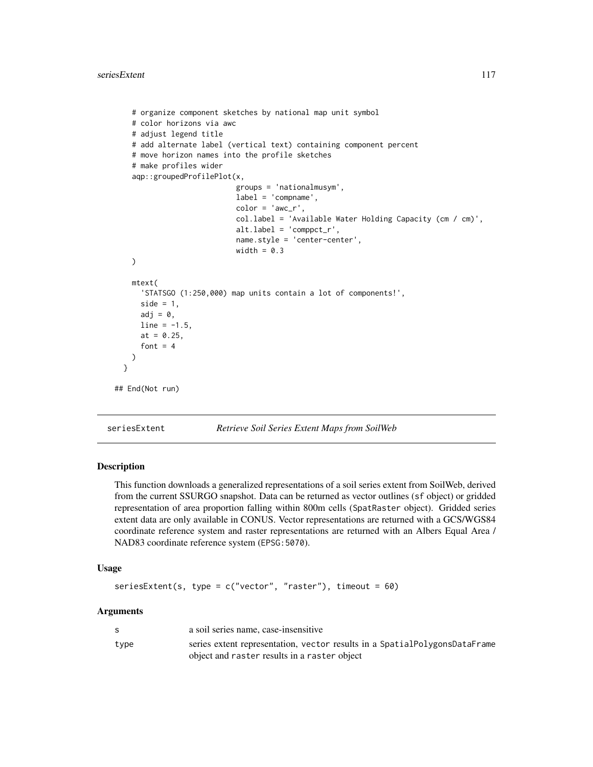```
    # organize component sketches by national map unit symbol
    # color horizons via awc
    # adjust legend title
    # add alternate label (vertical text) containing component percent
    # move horizon names into the profile sketches
    # make profiles wider
    aqp::groupedProfilePlot(x,
                            groups = 'nationalmusym',
                            label = 'compname',
                            color = 'awc_r',
                            col.label = 'Available Water Holding Capacity (cm / cm)',
                            alt.label = 'comppct_r',
                            name.style = 'center-center',
                            width = 0.3
    )

    mtext(
      'STATSGO (1:250,000) map units contain a lot of components!',
      side = 1,
      adj = 0,
      line = -1.5,
      at = 0.25,
      font = 4
    )
  }

## End(Not run)
```

---

## seriesExtent — *Retrieve Soil Series Extent Maps from SoilWeb*

### Description

This function downloads a generalized representations of a soil series extent from SoilWeb, derived from the current SSURGO snapshot. Data can be returned as vector outlines (`sf` object) or gridded representation of area proportion falling within 800m cells (`SpatRaster` object). Gridded series extent data are only available in CONUS. Vector representations are returned with a GCS/WGS84 coordinate reference system and raster representations are returned with an Albers Equal Area / NAD83 coordinate reference system (`EPSG:5070`).

### Usage

```
seriesExtent(s, type = c("vector", "raster"), timeout = 60)
```

### Arguments

| | |
|---|---|
| `s` | a soil series name, case-insensitive |
| `type` | series extent representation, `vector` results in a `SpatialPolygonsDataFrame` object and `raster` results in a `raster` object |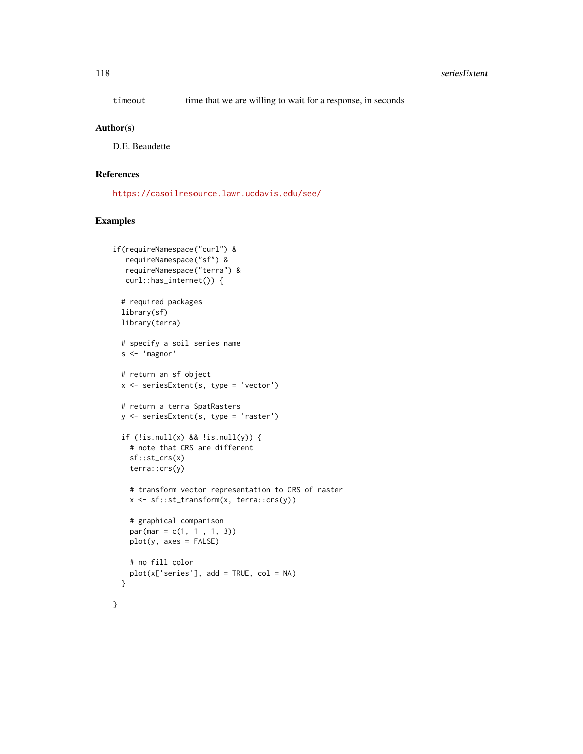timeout    time that we are willing to wait for a response, in seconds

## Author(s)

D.E. Beaudette

## References

https://casoilresource.lawr.ucdavis.edu/see/

## Examples

```
if(requireNamespace("curl") &
   requireNamespace("sf") &
   requireNamespace("terra") &
   curl::has_internet()) {

  # required packages
  library(sf)
  library(terra)

  # specify a soil series name
  s <- 'magnor'

  # return an sf object
  x <- seriesExtent(s, type = 'vector')

  # return a terra SpatRasters
  y <- seriesExtent(s, type = 'raster')

  if (!is.null(x) && !is.null(y)) {
    # note that CRS are different
    sf::st_crs(x)
    terra::crs(y)

    # transform vector representation to CRS of raster
    x <- sf::st_transform(x, terra::crs(y))

    # graphical comparison
    par(mar = c(1, 1 , 1, 3))
    plot(y, axes = FALSE)

    # no fill color
    plot(x['series'], add = TRUE, col = NA)
  }

}
```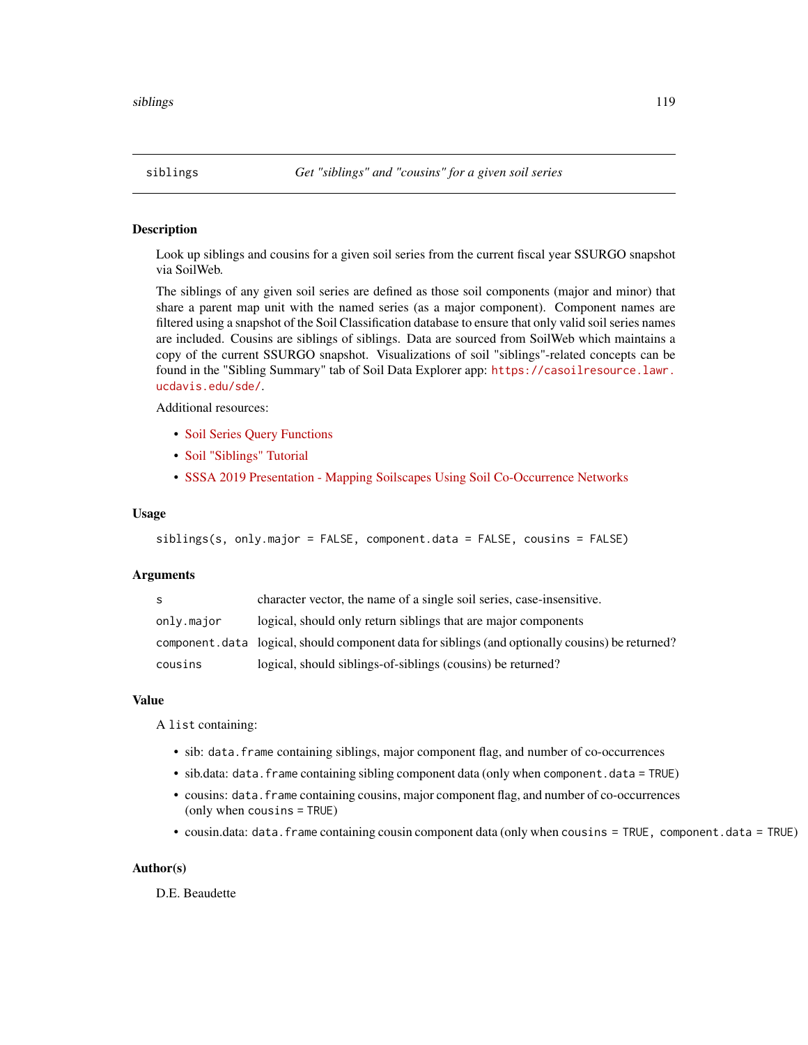## siblings — *Get "siblings" and "cousins" for a given soil series*

### Description

Look up siblings and cousins for a given soil series from the current fiscal year SSURGO snapshot via SoilWeb.

The siblings of any given soil series are defined as those soil components (major and minor) that share a parent map unit with the named series (as a major component). Component names are filtered using a snapshot of the Soil Classification database to ensure that only valid soil series names are included. Cousins are siblings of siblings. Data are sourced from SoilWeb which maintains a copy of the current SSURGO snapshot. Visualizations of soil "siblings"-related concepts can be found in the "Sibling Summary" tab of Soil Data Explorer app: https://casoilresource.lawr.ucdavis.edu/sde/.

Additional resources:

- Soil Series Query Functions
- Soil "Siblings" Tutorial
- SSSA 2019 Presentation - Mapping Soilscapes Using Soil Co-Occurrence Networks

### Usage

```
siblings(s, only.major = FALSE, component.data = FALSE, cousins = FALSE)
```

### Arguments

| | |
|---|---|
| `s` | character vector, the name of a single soil series, case-insensitive. |
| `only.major` | logical, should only return siblings that are major components |
| `component.data` | logical, should component data for siblings (and optionally cousins) be returned? |
| `cousins` | logical, should siblings-of-siblings (cousins) be returned? |

### Value

A `list` containing:

- sib: `data.frame` containing siblings, major component flag, and number of co-occurrences
- sib.data: `data.frame` containing sibling component data (only when `component.data = TRUE`)
- cousins: `data.frame` containing cousins, major component flag, and number of co-occurrences (only when `cousins = TRUE`)
- cousin.data: `data.frame` containing cousin component data (only when `cousins = TRUE, component.data = TRUE`)

### Author(s)

D.E. Beaudette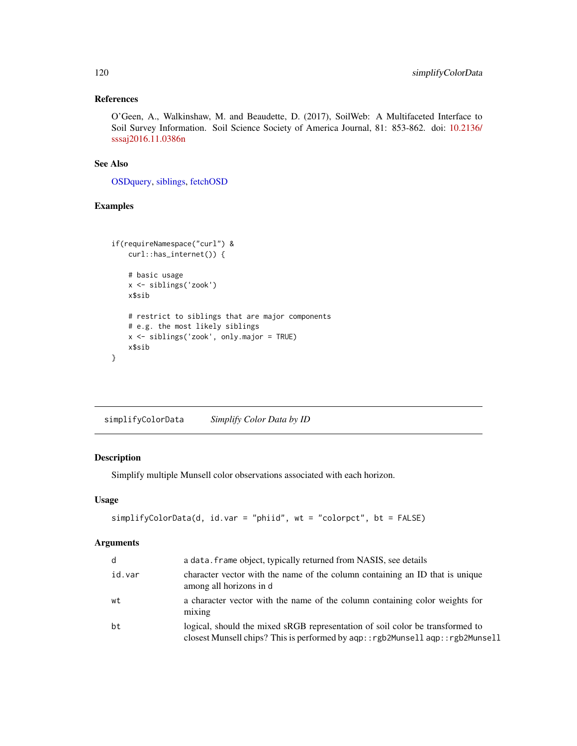### References

O'Geen, A., Walkinshaw, M. and Beaudette, D. (2017), SoilWeb: A Multifaceted Interface to Soil Survey Information. Soil Science Society of America Journal, 81: 853-862. doi: 10.2136/sssaj2016.11.0386n

### See Also

OSDquery, siblings, fetchOSD

### Examples

```
if(requireNamespace("curl") &
    curl::has_internet()) {

    # basic usage
    x <- siblings('zook')
    x$sib

    # restrict to siblings that are major components
    # e.g. the most likely siblings
    x <- siblings('zook', only.major = TRUE)
    x$sib
}
```

---

## simplifyColorData *Simplify Color Data by ID*

### Description

Simplify multiple Munsell color observations associated with each horizon.

### Usage

```
simplifyColorData(d, id.var = "phiid", wt = "colorpct", bt = FALSE)
```

### Arguments

| | |
|---|---|
| d | a `data.frame` object, typically returned from NASIS, see details |
| id.var | character vector with the name of the column containing an ID that is unique among all horizons in d |
| wt | a character vector with the name of the column containing color weights for mixing |
| bt | logical, should the mixed sRGB representation of soil color be transformed to closest Munsell chips? This is performed by `aqp::rgb2Munsell` `aqp::rgb2Munsell` |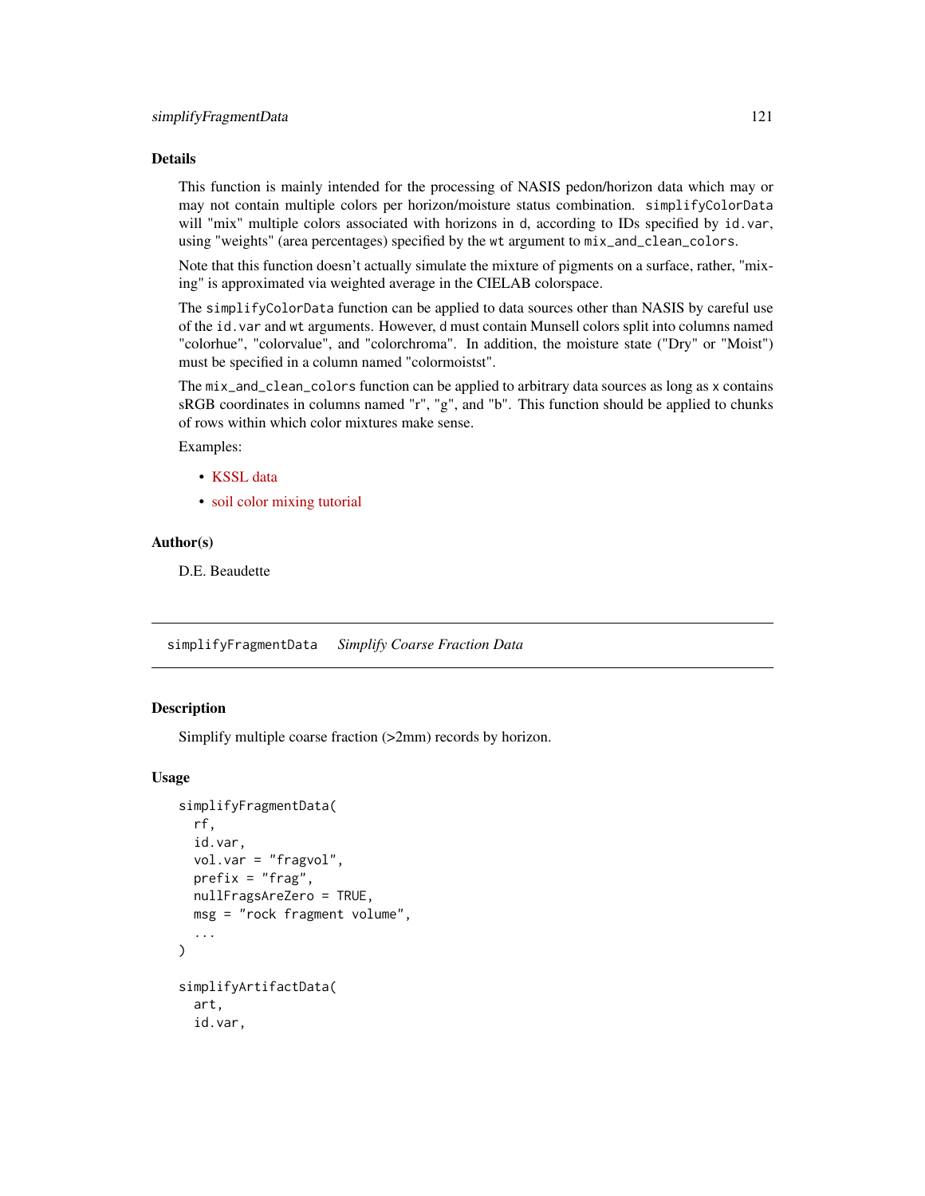## Details

This function is mainly intended for the processing of NASIS pedon/horizon data which may or may not contain multiple colors per horizon/moisture status combination. `simplifyColorData` will "mix" multiple colors associated with horizons in `d`, according to IDs specified by `id.var`, using "weights" (area percentages) specified by the `wt` argument to `mix_and_clean_colors`.

Note that this function doesn't actually simulate the mixture of pigments on a surface, rather, "mixing" is approximated via weighted average in the CIELAB colorspace.

The `simplifyColorData` function can be applied to data sources other than NASIS by careful use of the `id.var` and `wt` arguments. However, `d` must contain Munsell colors split into columns named "colorhue", "colorvalue", and "colorchroma". In addition, the moisture state ("Dry" or "Moist") must be specified in a column named "colormoistst".

The `mix_and_clean_colors` function can be applied to arbitrary data sources as long as `x` contains sRGB coordinates in columns named "r", "g", and "b". This function should be applied to chunks of rows within which color mixtures make sense.

Examples:

- KSSL data
- soil color mixing tutorial

## Author(s)

D.E. Beaudette

---

# simplifyFragmentData *Simplify Coarse Fraction Data*

## Description

Simplify multiple coarse fraction (>2mm) records by horizon.

## Usage

```
simplifyFragmentData(
  rf,
  id.var,
  vol.var = "fragvol",
  prefix = "frag",
  nullFragsAreZero = TRUE,
  msg = "rock fragment volume",
  ...
)

simplifyArtifactData(
  art,
  id.var,
```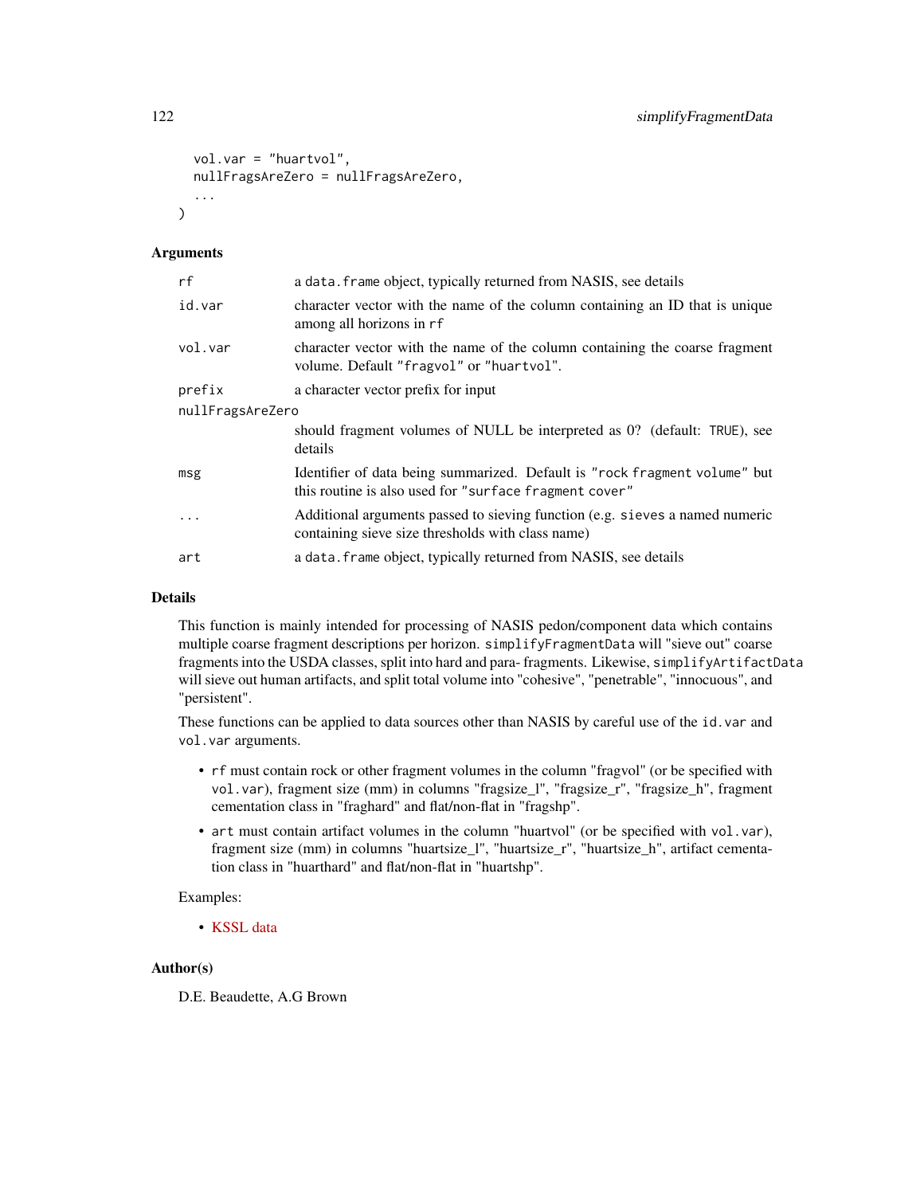```
  vol.var = "huartvol",
  nullFragsAreZero = nullFragsAreZero,
  ...
)
```

### Arguments

| | |
|---|---|
| rf | a data.frame object, typically returned from NASIS, see details |
| id.var | character vector with the name of the column containing an ID that is unique among all horizons in rf |
| vol.var | character vector with the name of the column containing the coarse fragment volume. Default "fragvol" or "huartvol". |
| prefix | a character vector prefix for input |
| nullFragsAreZero | should fragment volumes of NULL be interpreted as 0? (default: TRUE), see details |
| msg | Identifier of data being summarized. Default is "rock fragment volume" but this routine is also used for "surface fragment cover" |
| ... | Additional arguments passed to sieving function (e.g. sieves a named numeric containing sieve size thresholds with class name) |
| art | a data.frame object, typically returned from NASIS, see details |

### Details

This function is mainly intended for processing of NASIS pedon/component data which contains multiple coarse fragment descriptions per horizon. simplifyFragmentData will "sieve out" coarse fragments into the USDA classes, split into hard and para- fragments. Likewise, simplifyArtifactData will sieve out human artifacts, and split total volume into "cohesive", "penetrable", "innocuous", and "persistent".

These functions can be applied to data sources other than NASIS by careful use of the id.var and vol.var arguments.

- rf must contain rock or other fragment volumes in the column "fragvol" (or be specified with vol.var), fragment size (mm) in columns "fragsize_l", "fragsize_r", "fragsize_h", fragment cementation class in "fraghard" and flat/non-flat in "fragshp".
- art must contain artifact volumes in the column "huartvol" (or be specified with vol.var), fragment size (mm) in columns "huartsize_l", "huartsize_r", "huartsize_h", artifact cementation class in "huarthard" and flat/non-flat in "huartshp".

Examples:

- KSSL data

### Author(s)

D.E. Beaudette, A.G Brown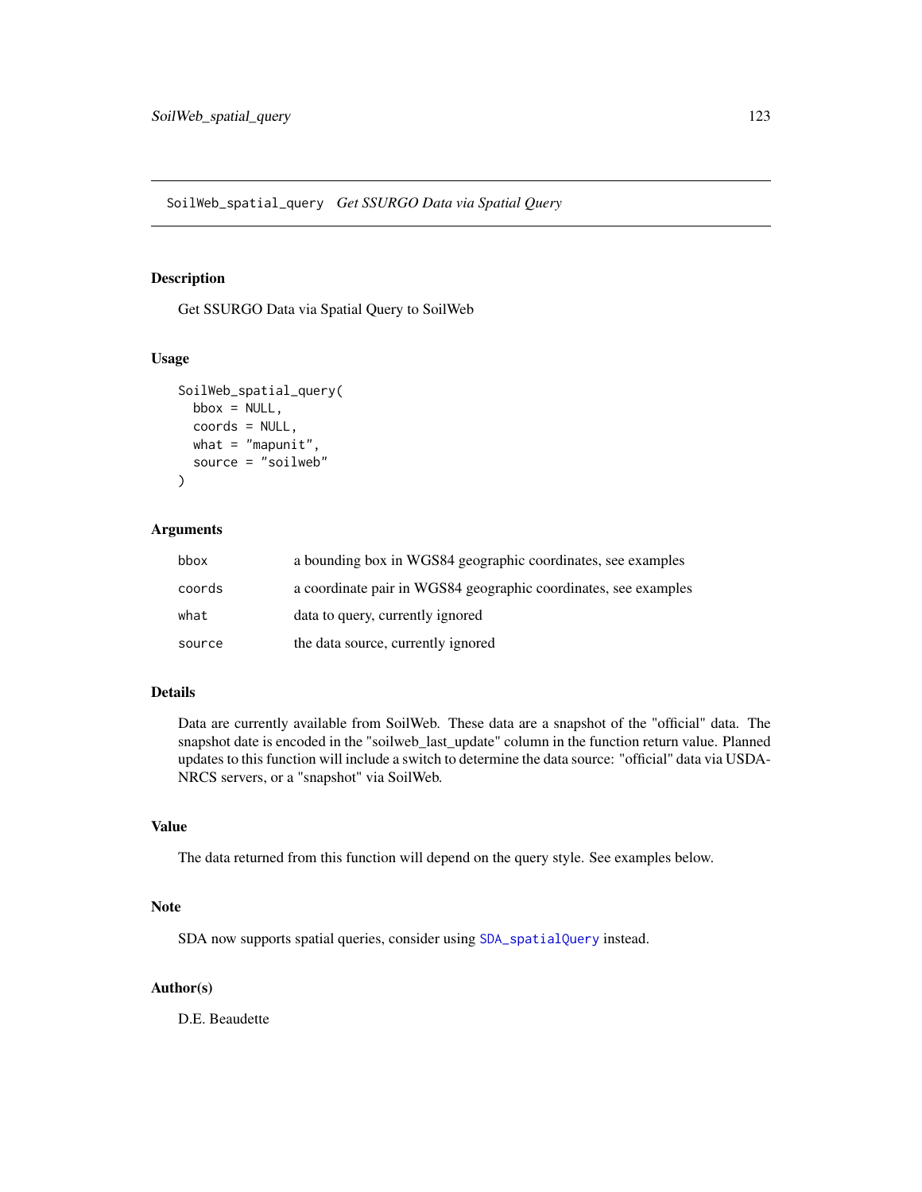# SoilWeb_spatial_query *Get SSURGO Data via Spatial Query*

## Description

Get SSURGO Data via Spatial Query to SoilWeb

## Usage

```
SoilWeb_spatial_query(
  bbox = NULL,
  coords = NULL,
  what = "mapunit",
  source = "soilweb"
)
```

## Arguments

| | |
|---|---|
| bbox | a bounding box in WGS84 geographic coordinates, see examples |
| coords | a coordinate pair in WGS84 geographic coordinates, see examples |
| what | data to query, currently ignored |
| source | the data source, currently ignored |

## Details

Data are currently available from SoilWeb. These data are a snapshot of the "official" data. The snapshot date is encoded in the "soilweb_last_update" column in the function return value. Planned updates to this function will include a switch to determine the data source: "official" data via USDA-NRCS servers, or a "snapshot" via SoilWeb.

## Value

The data returned from this function will depend on the query style. See examples below.

## Note

SDA now supports spatial queries, consider using `SDA_spatialQuery` instead.

## Author(s)

D.E. Beaudette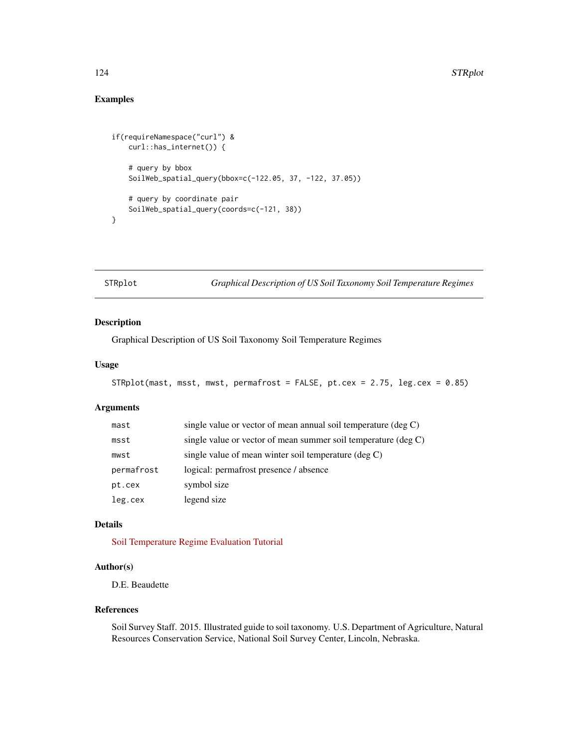## Examples

```
if(requireNamespace("curl") &
    curl::has_internet()) {

    # query by bbox
    SoilWeb_spatial_query(bbox=c(-122.05, 37, -122, 37.05))

    # query by coordinate pair
    SoilWeb_spatial_query(coords=c(-121, 38))
}
```

---

# STRplot — *Graphical Description of US Soil Taxonomy Soil Temperature Regimes*

---

## Description

Graphical Description of US Soil Taxonomy Soil Temperature Regimes

## Usage

```
STRplot(mast, msst, mwst, permafrost = FALSE, pt.cex = 2.75, leg.cex = 0.85)
```

## Arguments

| | |
|---|---|
| `mast` | single value or vector of mean annual soil temperature (deg C) |
| `msst` | single value or vector of mean summer soil temperature (deg C) |
| `mwst` | single value of mean winter soil temperature (deg C) |
| `permafrost` | logical: permafrost presence / absence |
| `pt.cex` | symbol size |
| `leg.cex` | legend size |

## Details

Soil Temperature Regime Evaluation Tutorial

## Author(s)

D.E. Beaudette

## References

Soil Survey Staff. 2015. Illustrated guide to soil taxonomy. U.S. Department of Agriculture, Natural Resources Conservation Service, National Soil Survey Center, Lincoln, Nebraska.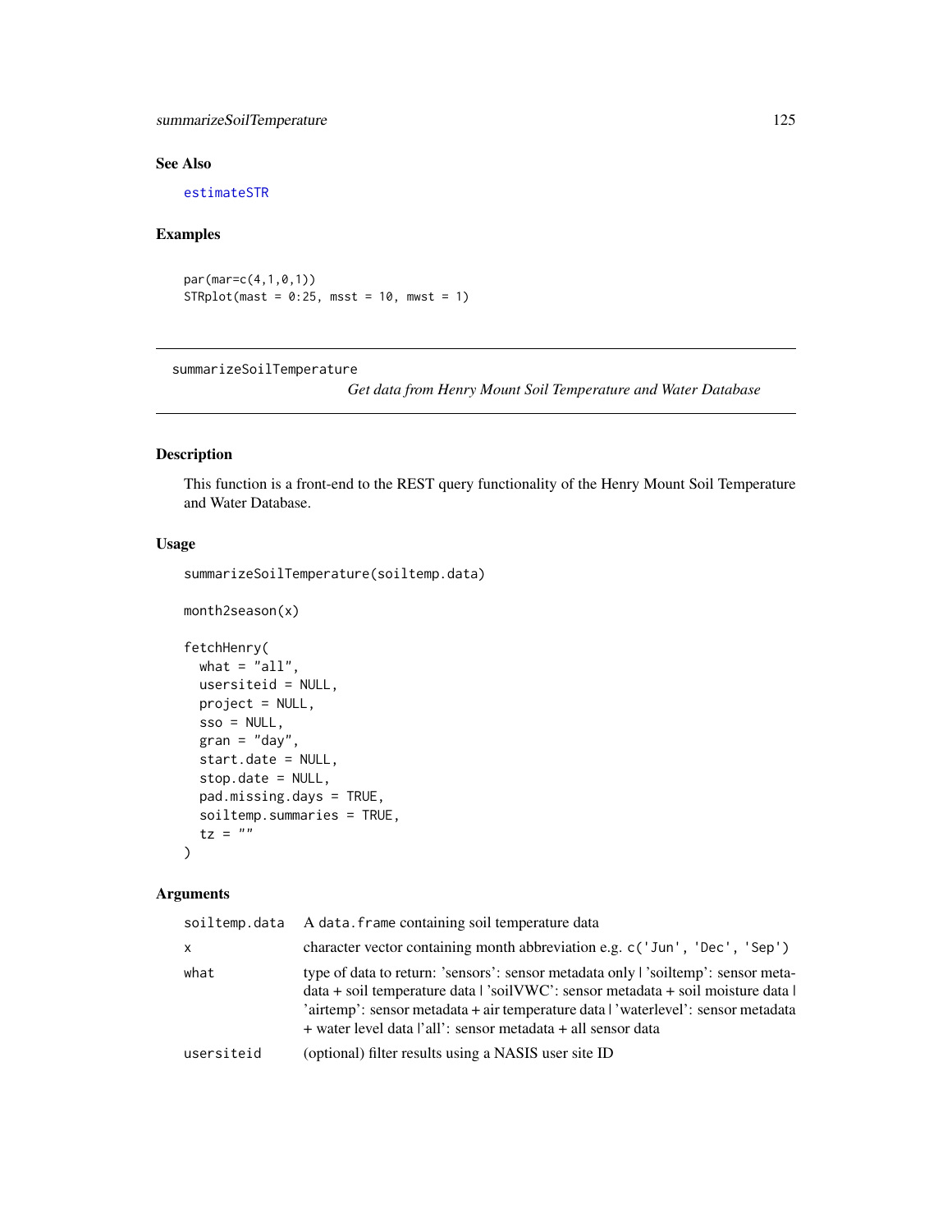## See Also

estimateSTR

## Examples

```
par(mar=c(4,1,0,1))
STRplot(mast = 0:25, msst = 10, mwst = 1)
```

---

# summarizeSoilTemperature

*Get data from Henry Mount Soil Temperature and Water Database*

---

## Description

This function is a front-end to the REST query functionality of the Henry Mount Soil Temperature and Water Database.

## Usage

```
summarizeSoilTemperature(soiltemp.data)

month2season(x)

fetchHenry(
  what = "all",
  usersiteid = NULL,
  project = NULL,
  sso = NULL,
  gran = "day",
  start.date = NULL,
  stop.date = NULL,
  pad.missing.days = TRUE,
  soiltemp.summaries = TRUE,
  tz = ""
)
```

## Arguments

| | |
|---|---|
| soiltemp.data | A `data.frame` containing soil temperature data |
| x | character vector containing month abbreviation e.g. `c('Jun', 'Dec', 'Sep')` |
| what | type of data to return: 'sensors': sensor metadata only \| 'soiltemp': sensor metadata + soil temperature data \| 'soilVWC': sensor metadata + soil moisture data \| 'airtemp': sensor metadata + air temperature data \| 'waterlevel': sensor metadata + water level data \|'all': sensor metadata + all sensor data |
| usersiteid | (optional) filter results using a NASIS user site ID |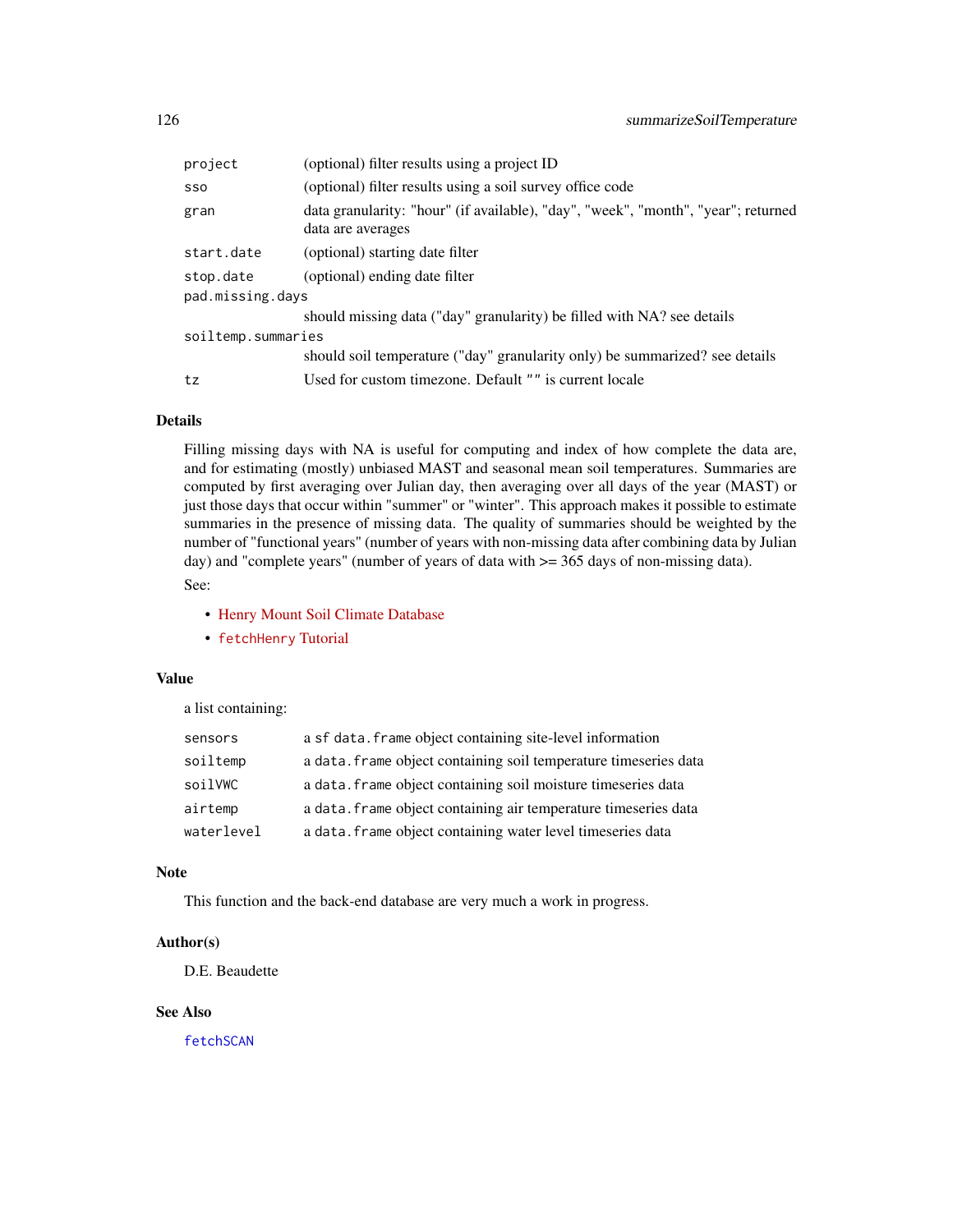| | |
|---|---|
| `project` | (optional) filter results using a project ID |
| `sso` | (optional) filter results using a soil survey office code |
| `gran` | data granularity: "hour" (if available), "day", "week", "month", "year"; returned data are averages |
| `start.date` | (optional) starting date filter |
| `stop.date` | (optional) ending date filter |
| `pad.missing.days` | should missing data ("day" granularity) be filled with NA? see details |
| `soiltemp.summaries` | should soil temperature ("day" granularity only) be summarized? see details |
| `tz` | Used for custom timezone. Default `""` is current locale |

## Details

Filling missing days with NA is useful for computing and index of how complete the data are, and for estimating (mostly) unbiased MAST and seasonal mean soil temperatures. Summaries are computed by first averaging over Julian day, then averaging over all days of the year (MAST) or just those days that occur within "summer" or "winter". This approach makes it possible to estimate summaries in the presence of missing data. The quality of summaries should be weighted by the number of "functional years" (number of years with non-missing data after combining data by Julian day) and "complete years" (number of years of data with >= 365 days of non-missing data).

See:

- Henry Mount Soil Climate Database
- `fetchHenry` Tutorial

## Value

a list containing:

| | |
|---|---|
| `sensors` | a `sf` `data.frame` object containing site-level information |
| `soiltemp` | a `data.frame` object containing soil temperature timeseries data |
| `soilVWC` | a `data.frame` object containing soil moisture timeseries data |
| `airtemp` | a `data.frame` object containing air temperature timeseries data |
| `waterlevel` | a `data.frame` object containing water level timeseries data |

## Note

This function and the back-end database are very much a work in progress.

## Author(s)

D.E. Beaudette

## See Also

`fetchSCAN`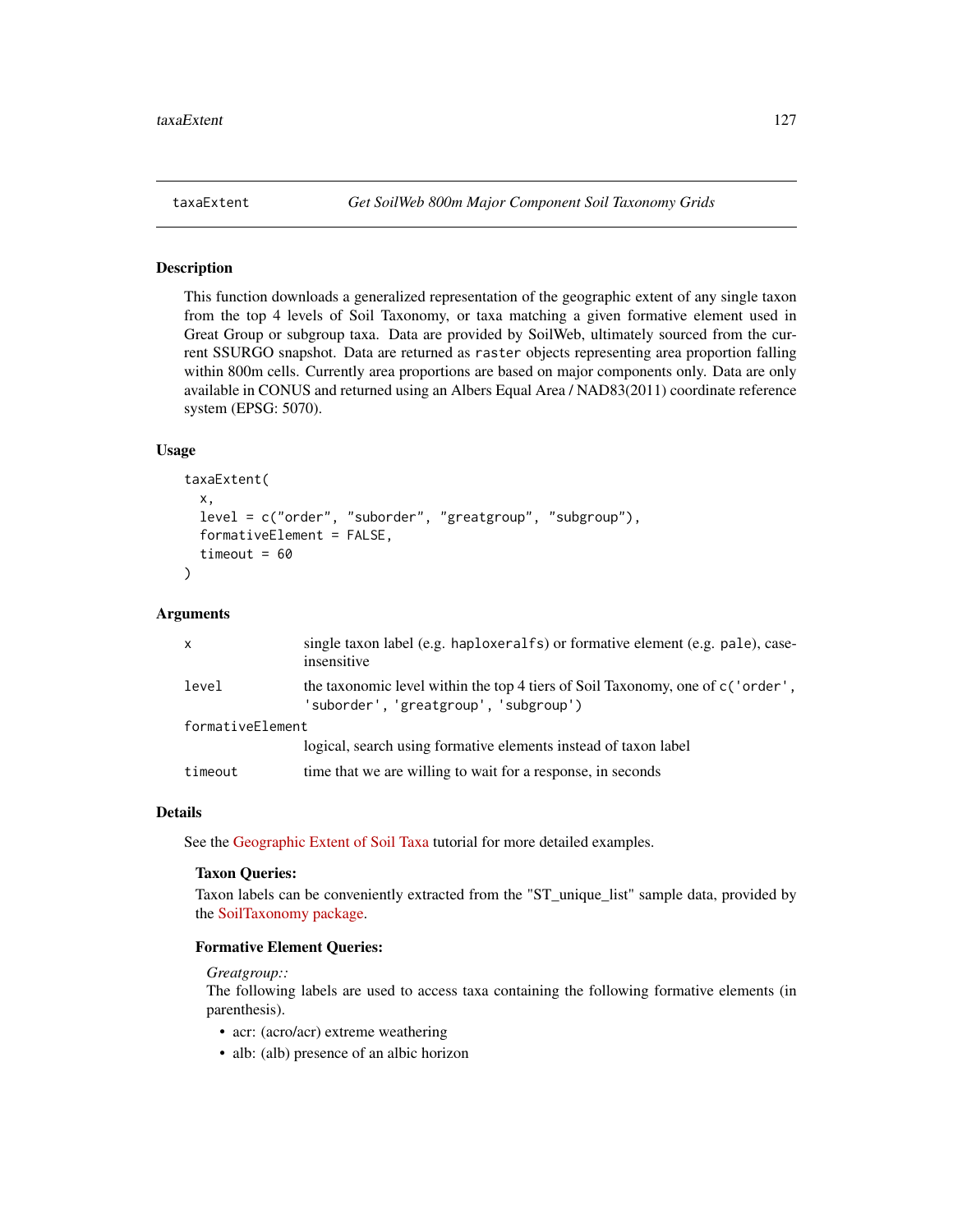## taxaExtent *Get SoilWeb 800m Major Component Soil Taxonomy Grids*

### Description

This function downloads a generalized representation of the geographic extent of any single taxon from the top 4 levels of Soil Taxonomy, or taxa matching a given formative element used in Great Group or subgroup taxa. Data are provided by SoilWeb, ultimately sourced from the current SSURGO snapshot. Data are returned as `raster` objects representing area proportion falling within 800m cells. Currently area proportions are based on major components only. Data are only available in CONUS and returned using an Albers Equal Area / NAD83(2011) coordinate reference system (EPSG: 5070).

### Usage

```
taxaExtent(
  x,
  level = c("order", "suborder", "greatgroup", "subgroup"),
  formativeElement = FALSE,
  timeout = 60
)
```

### Arguments

| | |
|---|---|
| `x` | single taxon label (e.g. `haploxeralfs`) or formative element (e.g. `pale`), case-insensitive |
| `level` | the taxonomic level within the top 4 tiers of Soil Taxonomy, one of `c('order', 'suborder', 'greatgroup', 'subgroup')` |
| `formativeElement` | logical, search using formative elements instead of taxon label |
| `timeout` | time that we are willing to wait for a response, in seconds |

### Details

See the Geographic Extent of Soil Taxa tutorial for more detailed examples.

**Taxon Queries:**

Taxon labels can be conveniently extracted from the "ST_unique_list" sample data, provided by the SoilTaxonomy package.

**Formative Element Queries:**

*Greatgroup::*

The following labels are used to access taxa containing the following formative elements (in parenthesis).

- acr: (acro/acr) extreme weathering
- alb: (alb) presence of an albic horizon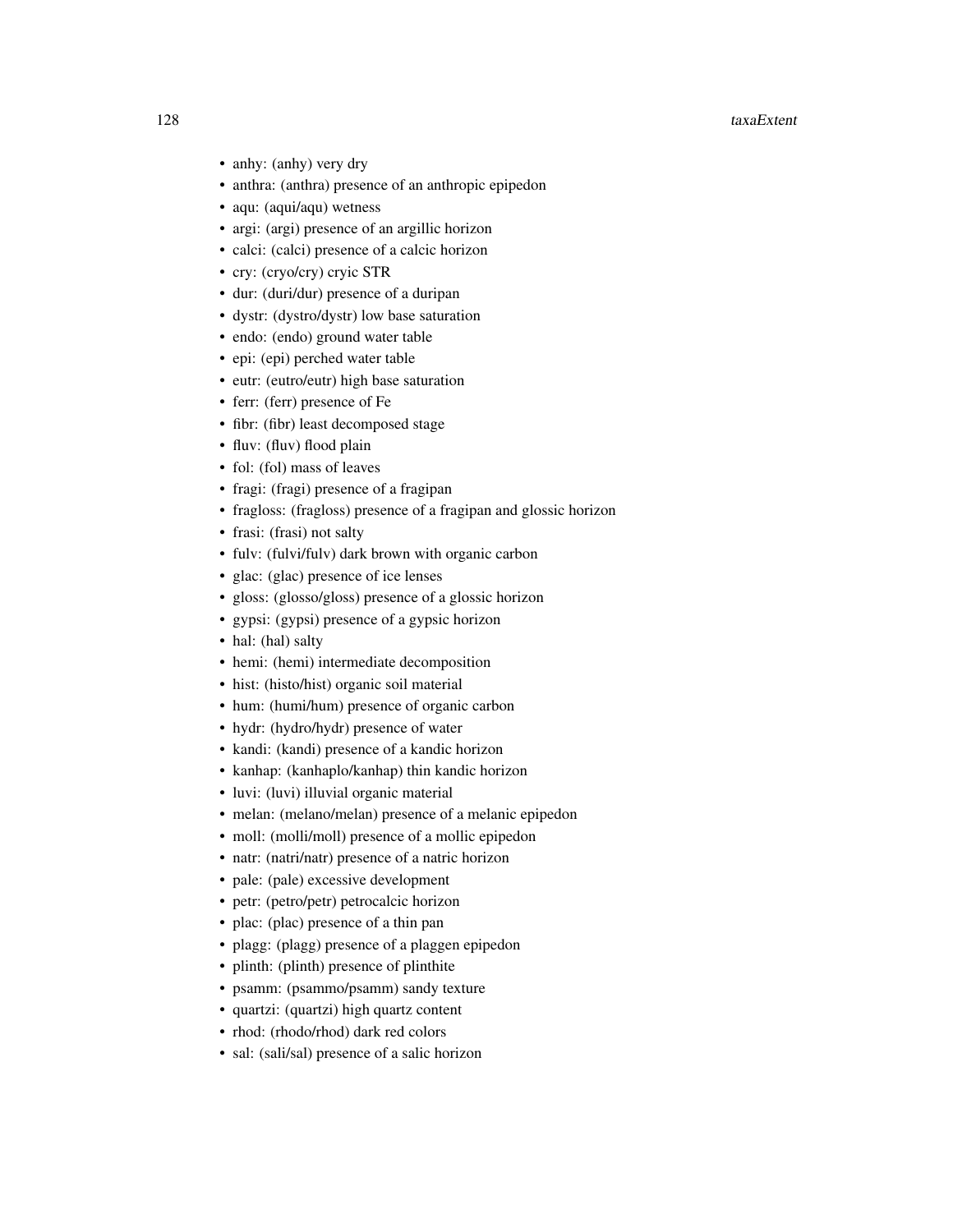- anhy: (anhy) very dry
- anthra: (anthra) presence of an anthropic epipedon
- aqu: (aqui/aqu) wetness
- argi: (argi) presence of an argillic horizon
- calci: (calci) presence of a calcic horizon
- cry: (cryo/cry) cryic STR
- dur: (duri/dur) presence of a duripan
- dystr: (dystro/dystr) low base saturation
- endo: (endo) ground water table
- epi: (epi) perched water table
- eutr: (eutro/eutr) high base saturation
- ferr: (ferr) presence of Fe
- fibr: (fibr) least decomposed stage
- fluv: (fluv) flood plain
- fol: (fol) mass of leaves
- fragi: (fragi) presence of a fragipan
- fragloss: (fragloss) presence of a fragipan and glossic horizon
- frasi: (frasi) not salty
- fulv: (fulvi/fulv) dark brown with organic carbon
- glac: (glac) presence of ice lenses
- gloss: (glosso/gloss) presence of a glossic horizon
- gypsi: (gypsi) presence of a gypsic horizon
- hal: (hal) salty
- hemi: (hemi) intermediate decomposition
- hist: (histo/hist) organic soil material
- hum: (humi/hum) presence of organic carbon
- hydr: (hydro/hydr) presence of water
- kandi: (kandi) presence of a kandic horizon
- kanhap: (kanhaplo/kanhap) thin kandic horizon
- luvi: (luvi) illuvial organic material
- melan: (melano/melan) presence of a melanic epipedon
- moll: (molli/moll) presence of a mollic epipedon
- natr: (natri/natr) presence of a natric horizon
- pale: (pale) excessive development
- petr: (petro/petr) petrocalcic horizon
- plac: (plac) presence of a thin pan
- plagg: (plagg) presence of a plaggen epipedon
- plinth: (plinth) presence of plinthite
- psamm: (psammo/psamm) sandy texture
- quartzi: (quartzi) high quartz content
- rhod: (rhodo/rhod) dark red colors
- sal: (sali/sal) presence of a salic horizon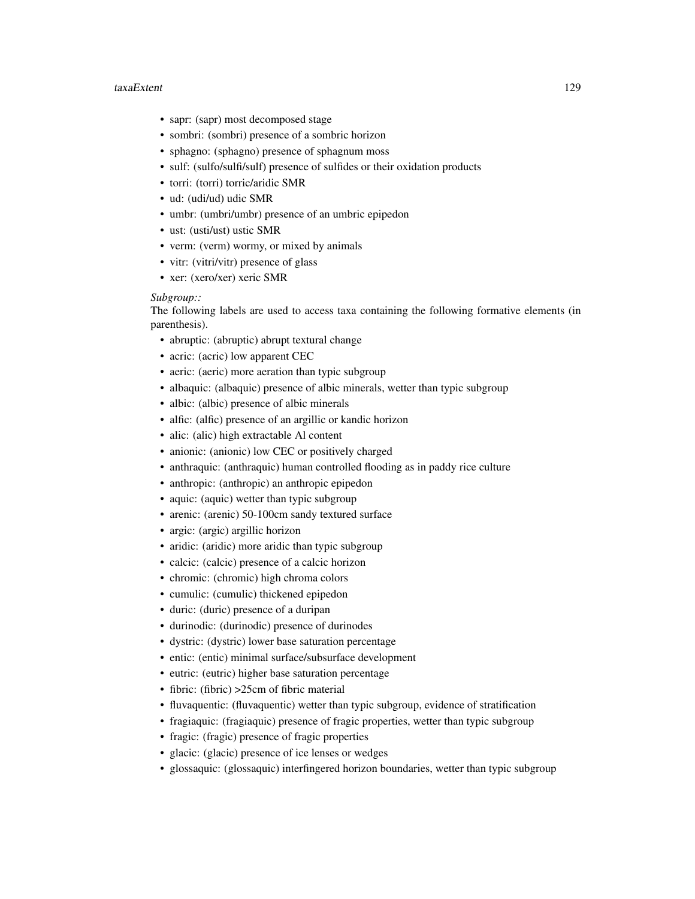- sapr: (sapr) most decomposed stage
- sombri: (sombri) presence of a sombric horizon
- sphagno: (sphagno) presence of sphagnum moss
- sulf: (sulfo/sulfi/sulf) presence of sulfides or their oxidation products
- torri: (torri) torric/aridic SMR
- ud: (udi/ud) udic SMR
- umbr: (umbri/umbr) presence of an umbric epipedon
- ust: (usti/ust) ustic SMR
- verm: (verm) wormy, or mixed by animals
- vitr: (vitri/vitr) presence of glass
- xer: (xero/xer) xeric SMR

*Subgroup::*
The following labels are used to access taxa containing the following formative elements (in parenthesis).

- abruptic: (abruptic) abrupt textural change
- acric: (acric) low apparent CEC
- aeric: (aeric) more aeration than typic subgroup
- albaquic: (albaquic) presence of albic minerals, wetter than typic subgroup
- albic: (albic) presence of albic minerals
- alfic: (alfic) presence of an argillic or kandic horizon
- alic: (alic) high extractable Al content
- anionic: (anionic) low CEC or positively charged
- anthraquic: (anthraquic) human controlled flooding as in paddy rice culture
- anthropic: (anthropic) an anthropic epipedon
- aquic: (aquic) wetter than typic subgroup
- arenic: (arenic) 50-100cm sandy textured surface
- argic: (argic) argillic horizon
- aridic: (aridic) more aridic than typic subgroup
- calcic: (calcic) presence of a calcic horizon
- chromic: (chromic) high chroma colors
- cumulic: (cumulic) thickened epipedon
- duric: (duric) presence of a duripan
- durinodic: (durinodic) presence of durinodes
- dystric: (dystric) lower base saturation percentage
- entic: (entic) minimal surface/subsurface development
- eutric: (eutric) higher base saturation percentage
- fibric: (fibric) >25cm of fibric material
- fluvaquentic: (fluvaquentic) wetter than typic subgroup, evidence of stratification
- fragiaquic: (fragiaquic) presence of fragic properties, wetter than typic subgroup
- fragic: (fragic) presence of fragic properties
- glacic: (glacic) presence of ice lenses or wedges
- glossaquic: (glossaquic) interfingered horizon boundaries, wetter than typic subgroup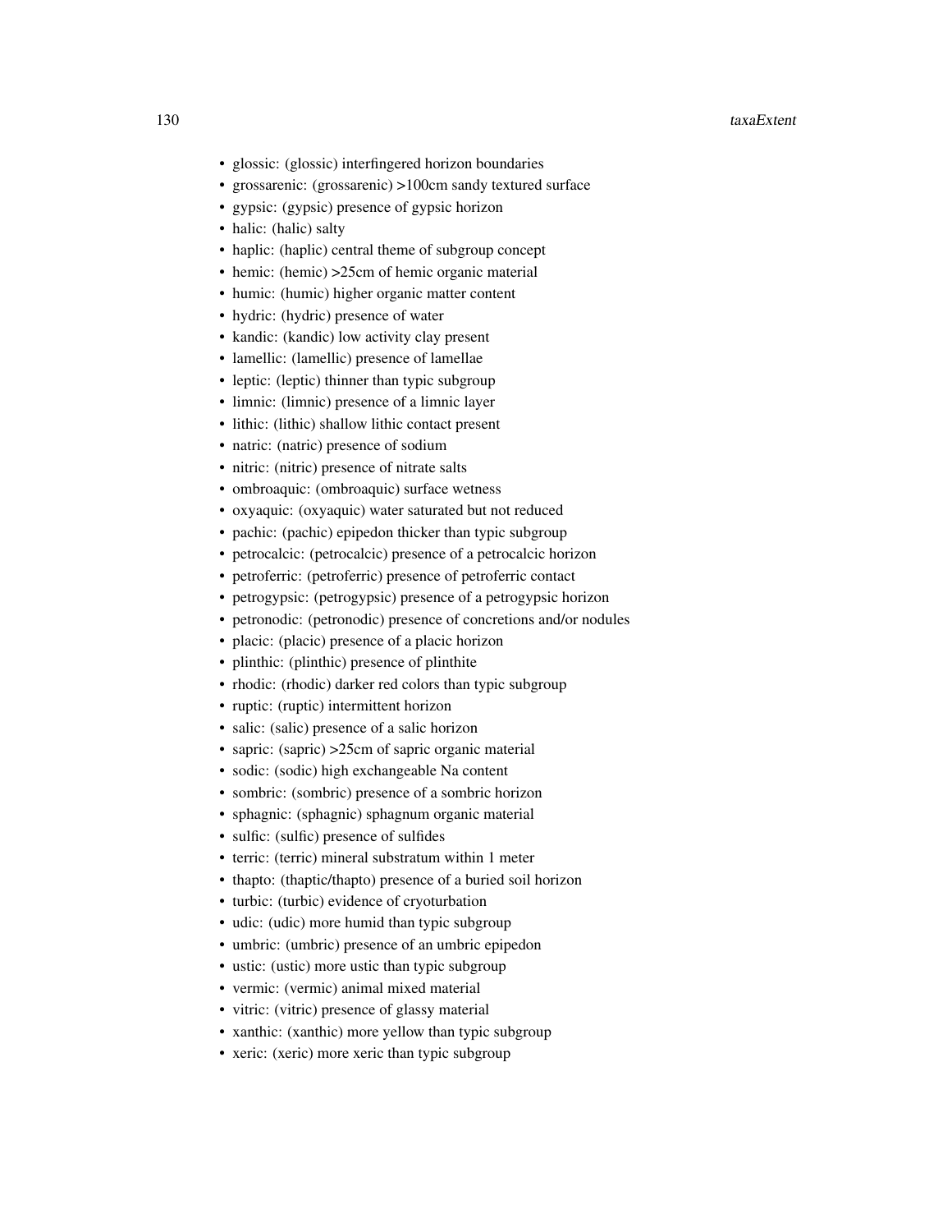- glossic: (glossic) interfingered horizon boundaries
- grossarenic: (grossarenic) >100cm sandy textured surface
- gypsic: (gypsic) presence of gypsic horizon
- halic: (halic) salty
- haplic: (haplic) central theme of subgroup concept
- hemic: (hemic) >25cm of hemic organic material
- humic: (humic) higher organic matter content
- hydric: (hydric) presence of water
- kandic: (kandic) low activity clay present
- lamellic: (lamellic) presence of lamellae
- leptic: (leptic) thinner than typic subgroup
- limnic: (limnic) presence of a limnic layer
- lithic: (lithic) shallow lithic contact present
- natric: (natric) presence of sodium
- nitric: (nitric) presence of nitrate salts
- ombroaquic: (ombroaquic) surface wetness
- oxyaquic: (oxyaquic) water saturated but not reduced
- pachic: (pachic) epipedon thicker than typic subgroup
- petrocalcic: (petrocalcic) presence of a petrocalcic horizon
- petroferric: (petroferric) presence of petroferric contact
- petrogypsic: (petrogypsic) presence of a petrogypsic horizon
- petronodic: (petronodic) presence of concretions and/or nodules
- placic: (placic) presence of a placic horizon
- plinthic: (plinthic) presence of plinthite
- rhodic: (rhodic) darker red colors than typic subgroup
- ruptic: (ruptic) intermittent horizon
- salic: (salic) presence of a salic horizon
- sapric: (sapric) >25cm of sapric organic material
- sodic: (sodic) high exchangeable Na content
- sombric: (sombric) presence of a sombric horizon
- sphagnic: (sphagnic) sphagnum organic material
- sulfic: (sulfic) presence of sulfides
- terric: (terric) mineral substratum within 1 meter
- thapto: (thaptic/thapto) presence of a buried soil horizon
- turbic: (turbic) evidence of cryoturbation
- udic: (udic) more humid than typic subgroup
- umbric: (umbric) presence of an umbric epipedon
- ustic: (ustic) more ustic than typic subgroup
- vermic: (vermic) animal mixed material
- vitric: (vitric) presence of glassy material
- xanthic: (xanthic) more yellow than typic subgroup
- xeric: (xeric) more xeric than typic subgroup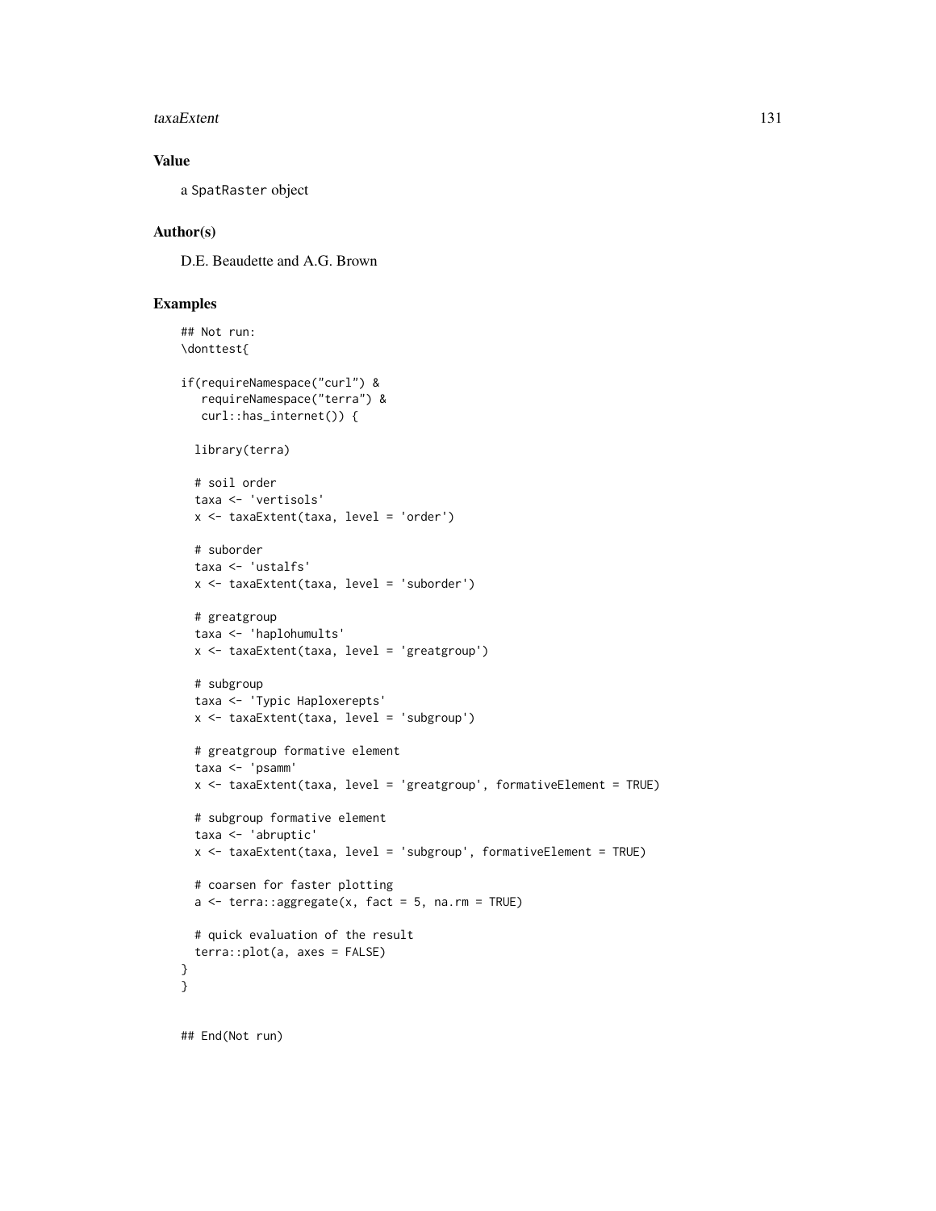## Value

a `SpatRaster` object

## Author(s)

D.E. Beaudette and A.G. Brown

## Examples

```
## Not run:
\donttest{

if(requireNamespace("curl") &
   requireNamespace("terra") &
   curl::has_internet()) {

  library(terra)

  # soil order
  taxa <- 'vertisols'
  x <- taxaExtent(taxa, level = 'order')

  # suborder
  taxa <- 'ustalfs'
  x <- taxaExtent(taxa, level = 'suborder')

  # greatgroup
  taxa <- 'haplohumults'
  x <- taxaExtent(taxa, level = 'greatgroup')

  # subgroup
  taxa <- 'Typic Haploxerepts'
  x <- taxaExtent(taxa, level = 'subgroup')

  # greatgroup formative element
  taxa <- 'psamm'
  x <- taxaExtent(taxa, level = 'greatgroup', formativeElement = TRUE)

  # subgroup formative element
  taxa <- 'abruptic'
  x <- taxaExtent(taxa, level = 'subgroup', formativeElement = TRUE)

  # coarsen for faster plotting
  a <- terra::aggregate(x, fact = 5, na.rm = TRUE)

  # quick evaluation of the result
  terra::plot(a, axes = FALSE)
}
}


## End(Not run)
```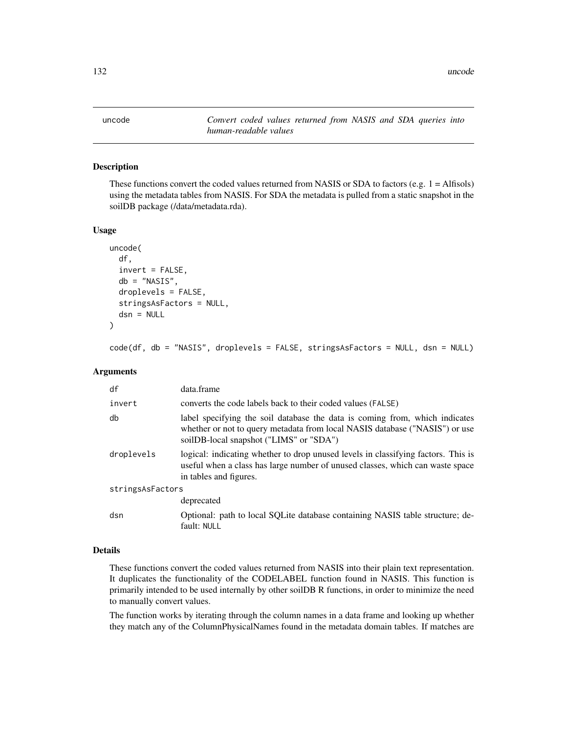## uncode

*Convert coded values returned from NASIS and SDA queries into human-readable values*

### Description

These functions convert the coded values returned from NASIS or SDA to factors (e.g. 1 = Alfisols) using the metadata tables from NASIS. For SDA the metadata is pulled from a static snapshot in the soilDB package (/data/metadata.rda).

### Usage

```
uncode(
  df,
  invert = FALSE,
  db = "NASIS",
  droplevels = FALSE,
  stringsAsFactors = NULL,
  dsn = NULL
)

code(df, db = "NASIS", droplevels = FALSE, stringsAsFactors = NULL, dsn = NULL)
```

### Arguments

| | |
|---|---|
| df | data.frame |
| invert | converts the code labels back to their coded values (FALSE) |
| db | label specifying the soil database the data is coming from, which indicates whether or not to query metadata from local NASIS database ("NASIS") or use soilDB-local snapshot ("LIMS" or "SDA") |
| droplevels | logical: indicating whether to drop unused levels in classifying factors. This is useful when a class has large number of unused classes, which can waste space in tables and figures. |
| stringsAsFactors | deprecated |
| dsn | Optional: path to local SQLite database containing NASIS table structure; default: NULL |

### Details

These functions convert the coded values returned from NASIS into their plain text representation. It duplicates the functionality of the CODELABEL function found in NASIS. This function is primarily intended to be used internally by other soilDB R functions, in order to minimize the need to manually convert values.

The function works by iterating through the column names in a data frame and looking up whether they match any of the ColumnPhysicalNames found in the metadata domain tables. If matches are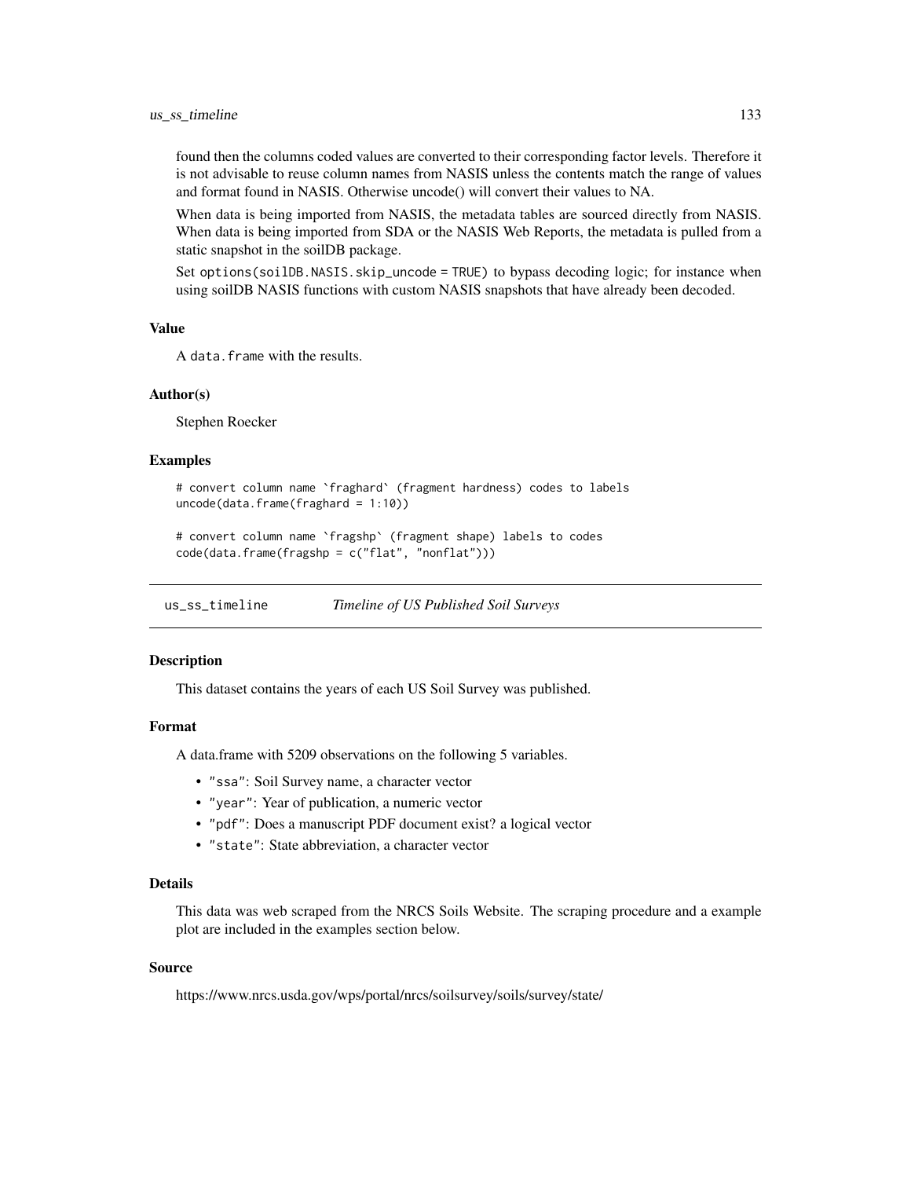found then the columns coded values are converted to their corresponding factor levels. Therefore it is not advisable to reuse column names from NASIS unless the contents match the range of values and format found in NASIS. Otherwise uncode() will convert their values to NA.

When data is being imported from NASIS, the metadata tables are sourced directly from NASIS. When data is being imported from SDA or the NASIS Web Reports, the metadata is pulled from a static snapshot in the soilDB package.

Set `options(soilDB.NASIS.skip_uncode = TRUE)` to bypass decoding logic; for instance when using soilDB NASIS functions with custom NASIS snapshots that have already been decoded.

### Value

A `data.frame` with the results.

### Author(s)

Stephen Roecker

### Examples

```
# convert column name `fraghard` (fragment hardness) codes to labels
uncode(data.frame(fraghard = 1:10))

# convert column name `fragshp` (fragment shape) labels to codes
code(data.frame(fragshp = c("flat", "nonflat")))
```

---

## us_ss_timeline — *Timeline of US Published Soil Surveys*

### Description

This dataset contains the years of each US Soil Survey was published.

### Format

A data.frame with 5209 observations on the following 5 variables.

- `"ssa"`: Soil Survey name, a character vector
- `"year"`: Year of publication, a numeric vector
- `"pdf"`: Does a manuscript PDF document exist? a logical vector
- `"state"`: State abbreviation, a character vector

### Details

This data was web scraped from the NRCS Soils Website. The scraping procedure and a example plot are included in the examples section below.

### Source

https://www.nrcs.usda.gov/wps/portal/nrcs/soilsurvey/soils/survey/state/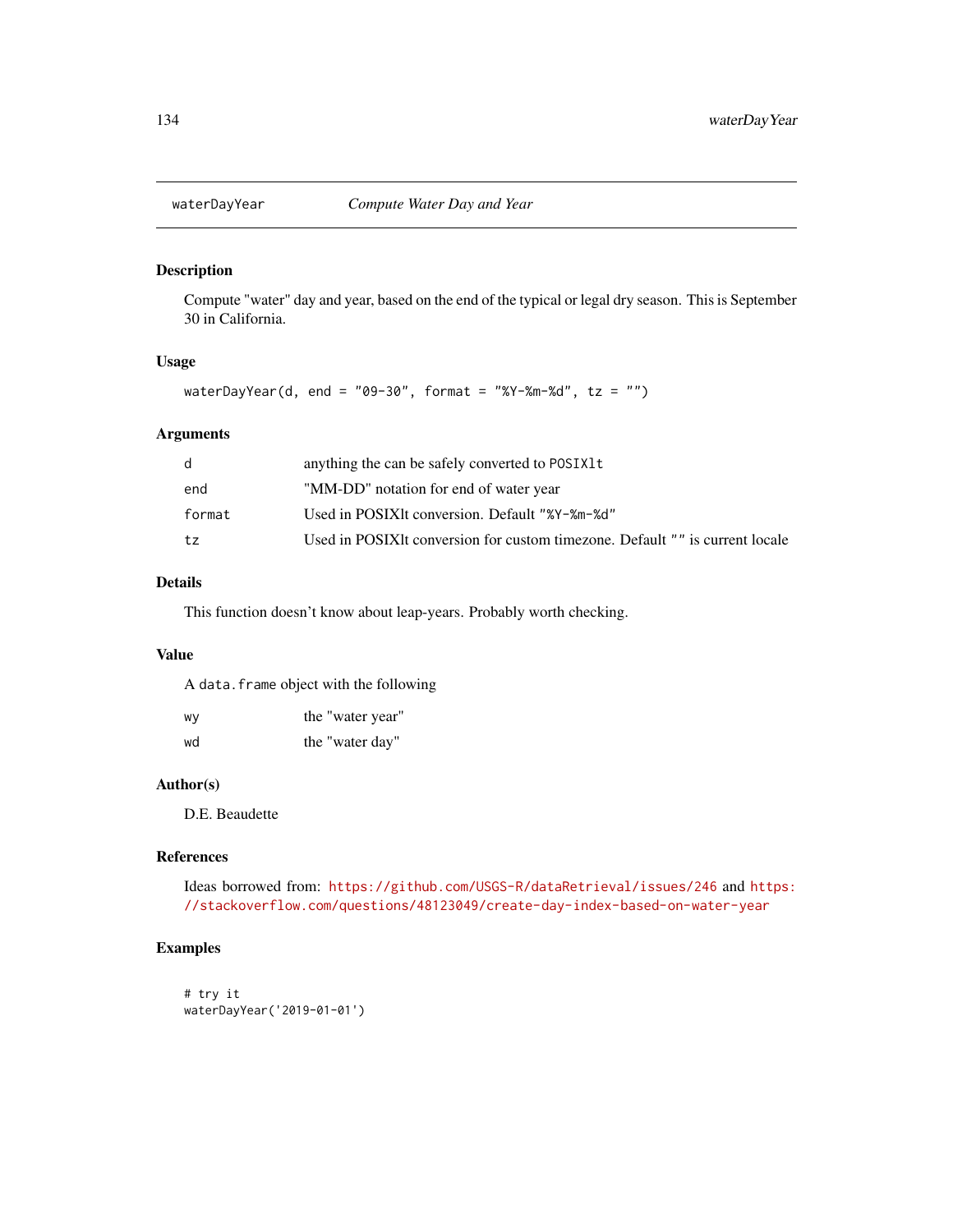# waterDayYear — *Compute Water Day and Year*

## Description

Compute "water" day and year, based on the end of the typical or legal dry season. This is September 30 in California.

## Usage

```
waterDayYear(d, end = "09-30", format = "%Y-%m-%d", tz = "")
```

## Arguments

| | |
|---|---|
| d | anything the can be safely converted to `POSIXlt` |
| end | "MM-DD" notation for end of water year |
| format | Used in POSIXlt conversion. Default `"%Y-%m-%d"` |
| tz | Used in POSIXlt conversion for custom timezone. Default `""` is current locale |

## Details

This function doesn't know about leap-years. Probably worth checking.

## Value

A `data.frame` object with the following

| | |
|---|---|
| wy | the "water year" |
| wd | the "water day" |

## Author(s)

D.E. Beaudette

## References

Ideas borrowed from: https://github.com/USGS-R/dataRetrieval/issues/246 and https://stackoverflow.com/questions/48123049/create-day-index-based-on-water-year

## Examples

```
# try it
waterDayYear('2019-01-01')
```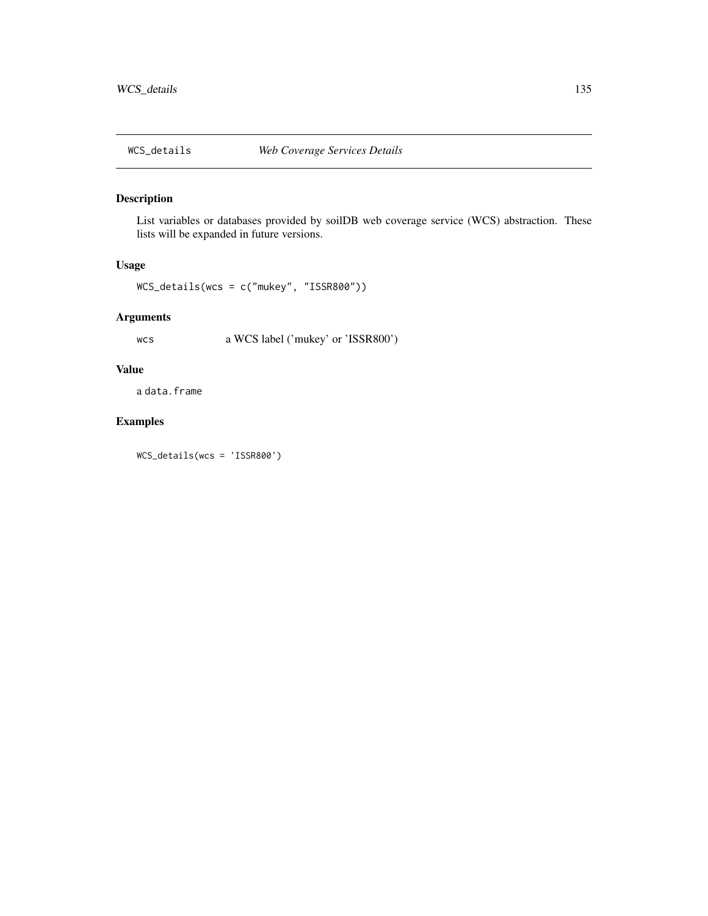## WCS_details — *Web Coverage Services Details*

### Description

List variables or databases provided by soilDB web coverage service (WCS) abstraction. These lists will be expanded in future versions.

### Usage

```
WCS_details(wcs = c("mukey", "ISSR800"))
```

### Arguments

| | |
|---|---|
| wcs | a WCS label ('mukey' or 'ISSR800') |

### Value

a `data.frame`

### Examples

```
WCS_details(wcs = 'ISSR800')
```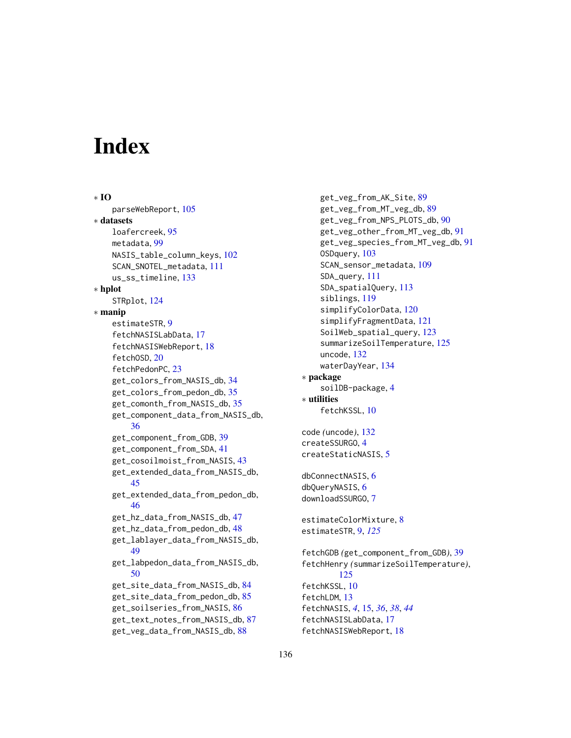# Index

* **IO**
    - parseWebReport, 105
* **datasets**
    - loafercreek, 95
    - metadata, 99
    - NASIS_table_column_keys, 102
    - SCAN_SNOTEL_metadata, 111
    - us_ss_timeline, 133
* **hplot**
    - STRplot, 124
* **manip**
    - estimateSTR, 9
    - fetchNASISLabData, 17
    - fetchNASISWebReport, 18
    - fetchOSD, 20
    - fetchPedonPC, 23
    - get_colors_from_NASIS_db, 34
    - get_colors_from_pedon_db, 35
    - get_comonth_from_NASIS_db, 35
    - get_component_data_from_NASIS_db, 36
    - get_component_from_GDB, 39
    - get_component_from_SDA, 41
    - get_cosoilmoist_from_NASIS, 43
    - get_extended_data_from_NASIS_db, 45
    - get_extended_data_from_pedon_db, 46
    - get_hz_data_from_NASIS_db, 47
    - get_hz_data_from_pedon_db, 48
    - get_lablayer_data_from_NASIS_db, 49
    - get_labpedon_data_from_NASIS_db, 50
    - get_site_data_from_NASIS_db, 84
    - get_site_data_from_pedon_db, 85
    - get_soilseries_from_NASIS, 86
    - get_text_notes_from_NASIS_db, 87
    - get_veg_data_from_NASIS_db, 88
    - get_veg_from_AK_Site, 89
    - get_veg_from_MT_veg_db, 89
    - get_veg_from_NPS_PLOTS_db, 90
    - get_veg_other_from_MT_veg_db, 91
    - get_veg_species_from_MT_veg_db, 91
    - OSDquery, 103
    - SCAN_sensor_metadata, 109
    - SDA_query, 111
    - SDA_spatialQuery, 113
    - siblings, 119
    - simplifyColorData, 120
    - simplifyFragmentData, 121
    - SoilWeb_spatial_query, 123
    - summarizeSoilTemperature, 125
    - uncode, 132
    - waterDayYear, 134
* **package**
    - soilDB-package, 4
* **utilities**
    - fetchKSSL, 10

code *(*uncode*)*, 132
createSSURGO, 4
createStaticNASIS, 5

dbConnectNASIS, 6
dbQueryNASIS, 6
downloadSSURGO, 7

estimateColorMixture, 8
estimateSTR, 9, *125*

fetchGDB *(*get_component_from_GDB*)*, 39
fetchHenry *(*summarizeSoilTemperature*)*, 125
fetchKSSL, 10
fetchLDM, 13
fetchNASIS, *4*, 15, *36*, *38*, *44*
fetchNASISLabData, 17
fetchNASISWebReport, 18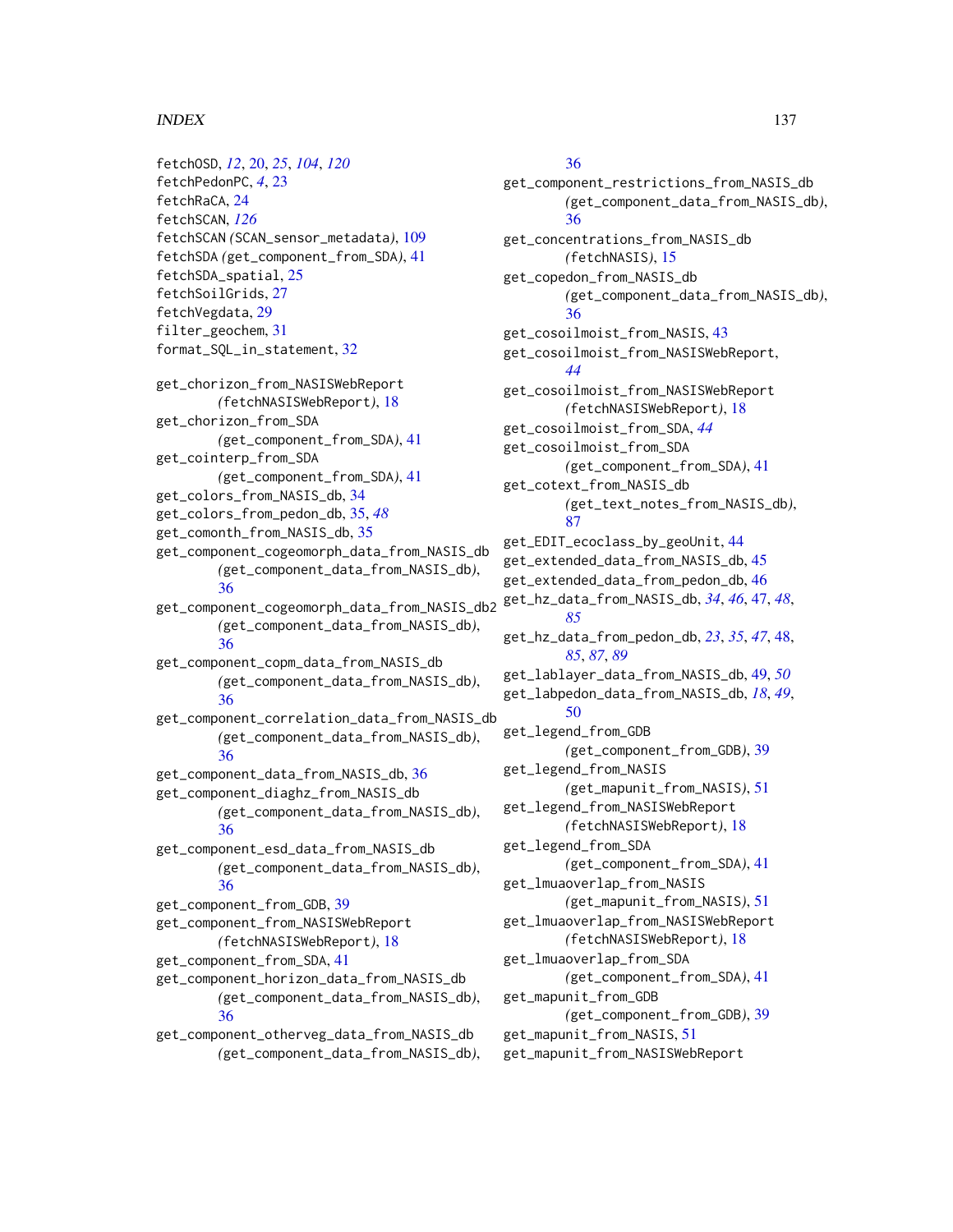fetchOSD, *12*, 20, *25*, *104*, *120*
fetchPedonPC, *4*, 23
fetchRaCA, 24
fetchSCAN, *126*
fetchSCAN *(*SCAN_sensor_metadata*)*, 109
fetchSDA *(*get_component_from_SDA*)*, 41
fetchSDA_spatial, 25
fetchSoilGrids, 27
fetchVegdata, 29
filter_geochem, 31
format_SQL_in_statement, 32

get_chorizon_from_NASISWebReport *(*fetchNASISWebReport*)*, 18
get_chorizon_from_SDA *(*get_component_from_SDA*)*, 41
get_cointerp_from_SDA *(*get_component_from_SDA*)*, 41
get_colors_from_NASIS_db, 34
get_colors_from_pedon_db, 35, *48*
get_comonth_from_NASIS_db, 35
get_component_cogeomorph_data_from_NASIS_db *(*get_component_data_from_NASIS_db*)*, 36
get_component_cogeomorph_data_from_NASIS_db2 *(*get_component_data_from_NASIS_db*)*, 36
get_component_copm_data_from_NASIS_db *(*get_component_data_from_NASIS_db*)*, 36
get_component_correlation_data_from_NASIS_db *(*get_component_data_from_NASIS_db*)*, 36
get_component_data_from_NASIS_db, 36
get_component_diaghz_from_NASIS_db *(*get_component_data_from_NASIS_db*)*, 36
get_component_esd_data_from_NASIS_db *(*get_component_data_from_NASIS_db*)*, 36
get_component_from_GDB, 39
get_component_from_NASISWebReport *(*fetchNASISWebReport*)*, 18
get_component_from_SDA, 41
get_component_horizon_data_from_NASIS_db *(*get_component_data_from_NASIS_db*)*, 36
get_component_otherveg_data_from_NASIS_db *(*get_component_data_from_NASIS_db*)*, 36
get_component_restrictions_from_NASIS_db *(*get_component_data_from_NASIS_db*)*, 36
get_concentrations_from_NASIS_db *(*fetchNASIS*)*, 15
get_copedon_from_NASIS_db *(*get_component_data_from_NASIS_db*)*, 36
get_cosoilmoist_from_NASIS, 43
get_cosoilmoist_from_NASISWebReport, *44*
get_cosoilmoist_from_NASISWebReport *(*fetchNASISWebReport*)*, 18
get_cosoilmoist_from_SDA, *44*
get_cosoilmoist_from_SDA *(*get_component_from_SDA*)*, 41
get_cotext_from_NASIS_db *(*get_text_notes_from_NASIS_db*)*, 87
get_EDIT_ecoclass_by_geoUnit, 44
get_extended_data_from_NASIS_db, 45
get_extended_data_from_pedon_db, 46
get_hz_data_from_NASIS_db, *34*, *46*, 47, *48*, *85*
get_hz_data_from_pedon_db, *23*, *35*, *47*, 48, *85*, *87*, *89*
get_lablayer_data_from_NASIS_db, 49, *50*
get_labpedon_data_from_NASIS_db, *18*, *49*, 50
get_legend_from_GDB *(*get_component_from_GDB*)*, 39
get_legend_from_NASIS *(*get_mapunit_from_NASIS*)*, 51
get_legend_from_NASISWebReport *(*fetchNASISWebReport*)*, 18
get_legend_from_SDA *(*get_component_from_SDA*)*, 41
get_lmuaoverlap_from_NASIS *(*get_mapunit_from_NASIS*)*, 51
get_lmuaoverlap_from_NASISWebReport *(*fetchNASISWebReport*)*, 18
get_lmuaoverlap_from_SDA *(*get_component_from_SDA*)*, 41
get_mapunit_from_GDB *(*get_component_from_GDB*)*, 39
get_mapunit_from_NASIS, 51
get_mapunit_from_NASISWebReport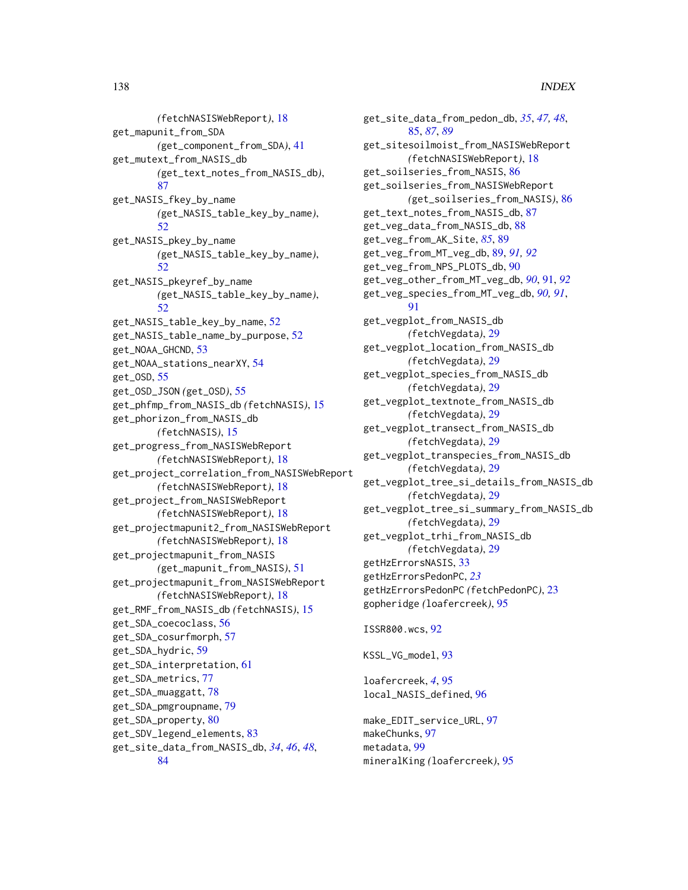(fetchNASISWebReport), 18
get_mapunit_from_SDA (get_component_from_SDA), 41
get_mutext_from_NASIS_db (get_text_notes_from_NASIS_db), 87
get_NASIS_fkey_by_name (get_NASIS_table_key_by_name), 52
get_NASIS_pkey_by_name (get_NASIS_table_key_by_name), 52
get_NASIS_pkeyref_by_name (get_NASIS_table_key_by_name), 52
get_NASIS_table_key_by_name, 52
get_NASIS_table_name_by_purpose, 52
get_NOAA_GHCND, 53
get_NOAA_stations_nearXY, 54
get_OSD, 55
get_OSD_JSON (get_OSD), 55
get_phfmp_from_NASIS_db (fetchNASIS), 15
get_phorizon_from_NASIS_db (fetchNASIS), 15
get_progress_from_NASISWebReport (fetchNASISWebReport), 18
get_project_correlation_from_NASISWebReport (fetchNASISWebReport), 18
get_project_from_NASISWebReport (fetchNASISWebReport), 18
get_projectmapunit2_from_NASISWebReport (fetchNASISWebReport), 18
get_projectmapunit_from_NASIS (get_mapunit_from_NASIS), 51
get_projectmapunit_from_NASISWebReport (fetchNASISWebReport), 18
get_RMF_from_NASIS_db (fetchNASIS), 15
get_SDA_coecoclass, 56
get_SDA_cosurfmorph, 57
get_SDA_hydric, 59
get_SDA_interpretation, 61
get_SDA_metrics, 77
get_SDA_muaggatt, 78
get_SDA_pmgroupname, 79
get_SDA_property, 80
get_SDV_legend_elements, 83
get_site_data_from_NASIS_db, *34*, *46*, *48*, 84
get_site_data_from_pedon_db, *35*, *47, 48*, 85, *87*, *89*
get_sitesoilmoist_from_NASISWebReport (fetchNASISWebReport), 18
get_soilseries_from_NASIS, 86
get_soilseries_from_NASISWebReport (get_soilseries_from_NASIS), 86
get_text_notes_from_NASIS_db, 87
get_veg_data_from_NASIS_db, 88
get_veg_from_AK_Site, *85*, 89
get_veg_from_MT_veg_db, 89, *91, 92*
get_veg_from_NPS_PLOTS_db, 90
get_veg_other_from_MT_veg_db, *90*, 91, *92*
get_veg_species_from_MT_veg_db, *90, 91*, 91
get_vegplot_from_NASIS_db (fetchVegdata), 29
get_vegplot_location_from_NASIS_db (fetchVegdata), 29
get_vegplot_species_from_NASIS_db (fetchVegdata), 29
get_vegplot_textnote_from_NASIS_db (fetchVegdata), 29
get_vegplot_transect_from_NASIS_db (fetchVegdata), 29
get_vegplot_transpecies_from_NASIS_db (fetchVegdata), 29
get_vegplot_tree_si_details_from_NASIS_db (fetchVegdata), 29
get_vegplot_tree_si_summary_from_NASIS_db (fetchVegdata), 29
get_vegplot_trhi_from_NASIS_db (fetchVegdata), 29
getHzErrorsNASIS, 33
getHzErrorsPedonPC, *23*
getHzErrorsPedonPC (fetchPedonPC), 23
gopheridge (loafercreek), 95

ISSR800.wcs, 92

KSSL_VG_model, 93

loafercreek, *4*, 95
local_NASIS_defined, 96

make_EDIT_service_URL, 97
makeChunks, 97
metadata, 99
mineralKing (loafercreek), 95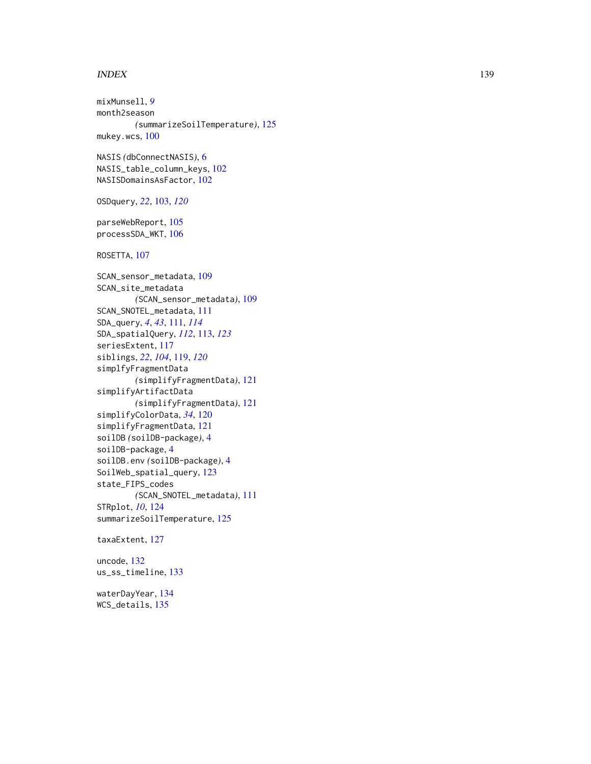mixMunsell, *9*
month2season
    *(*summarizeSoilTemperature*)*, 125
mukey.wcs, 100

NASIS *(*dbConnectNASIS*)*, 6
NASIS_table_column_keys, 102
NASISDomainsAsFactor, 102

OSDquery, *22*, 103, *120*

parseWebReport, 105
processSDA_WKT, 106

ROSETTA, 107

SCAN_sensor_metadata, 109
SCAN_site_metadata
    *(*SCAN_sensor_metadata*)*, 109
SCAN_SNOTEL_metadata, 111
SDA_query, *4*, *43*, 111, *114*
SDA_spatialQuery, *112*, 113, *123*
seriesExtent, 117
siblings, *22*, *104*, 119, *120*
simplfyFragmentData
    *(*simplifyFragmentData*)*, 121
simplifyArtifactData
    *(*simplifyFragmentData*)*, 121
simplifyColorData, *34*, 120
simplifyFragmentData, 121
soilDB *(*soilDB-package*)*, 4
soilDB-package, 4
soilDB.env *(*soilDB-package*)*, 4
SoilWeb_spatial_query, 123
state_FIPS_codes
    *(*SCAN_SNOTEL_metadata*)*, 111
STRplot, *10*, 124
summarizeSoilTemperature, 125

taxaExtent, 127

uncode, 132
us_ss_timeline, 133

waterDayYear, 134
WCS_details, 135